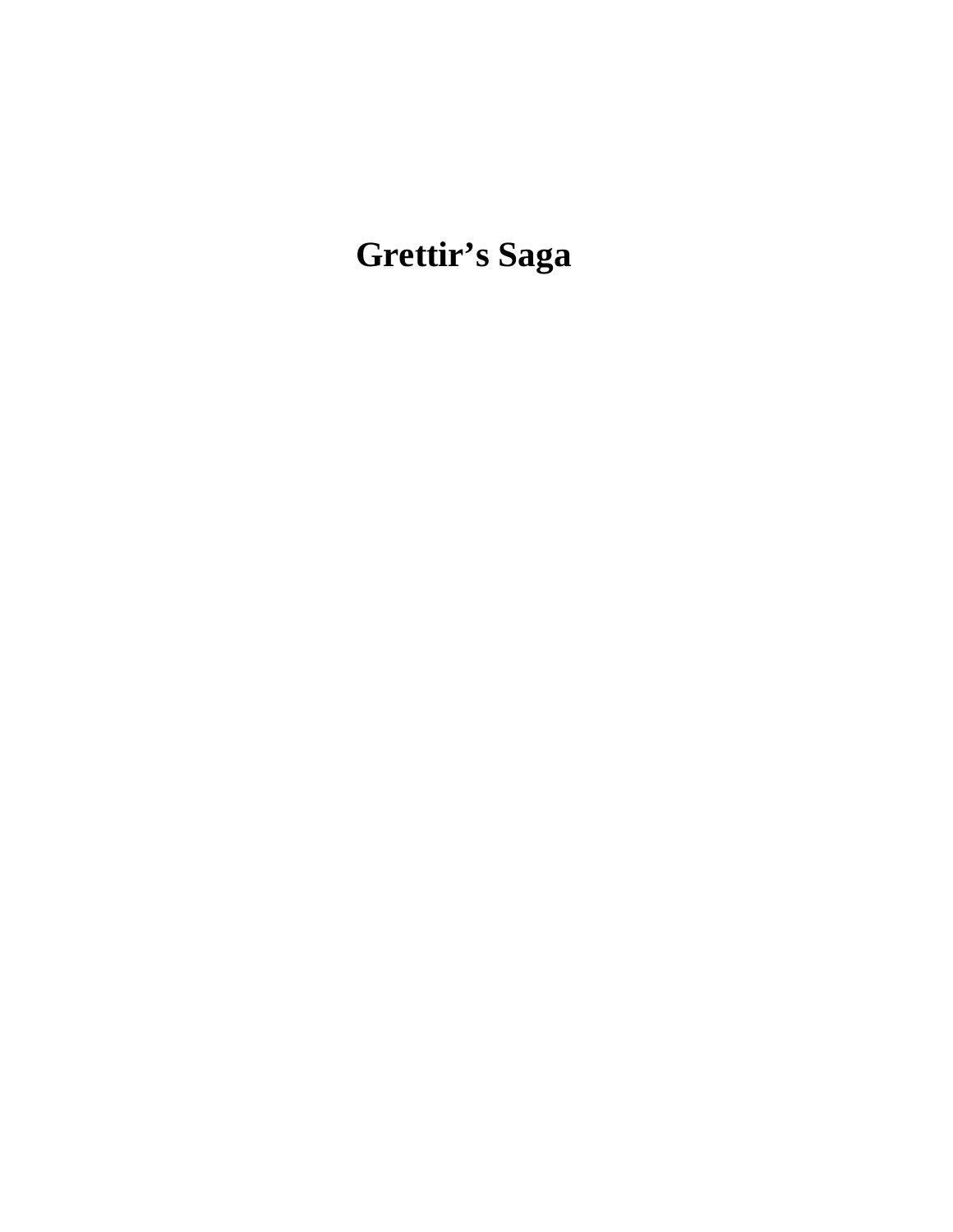# Grettir’s Saga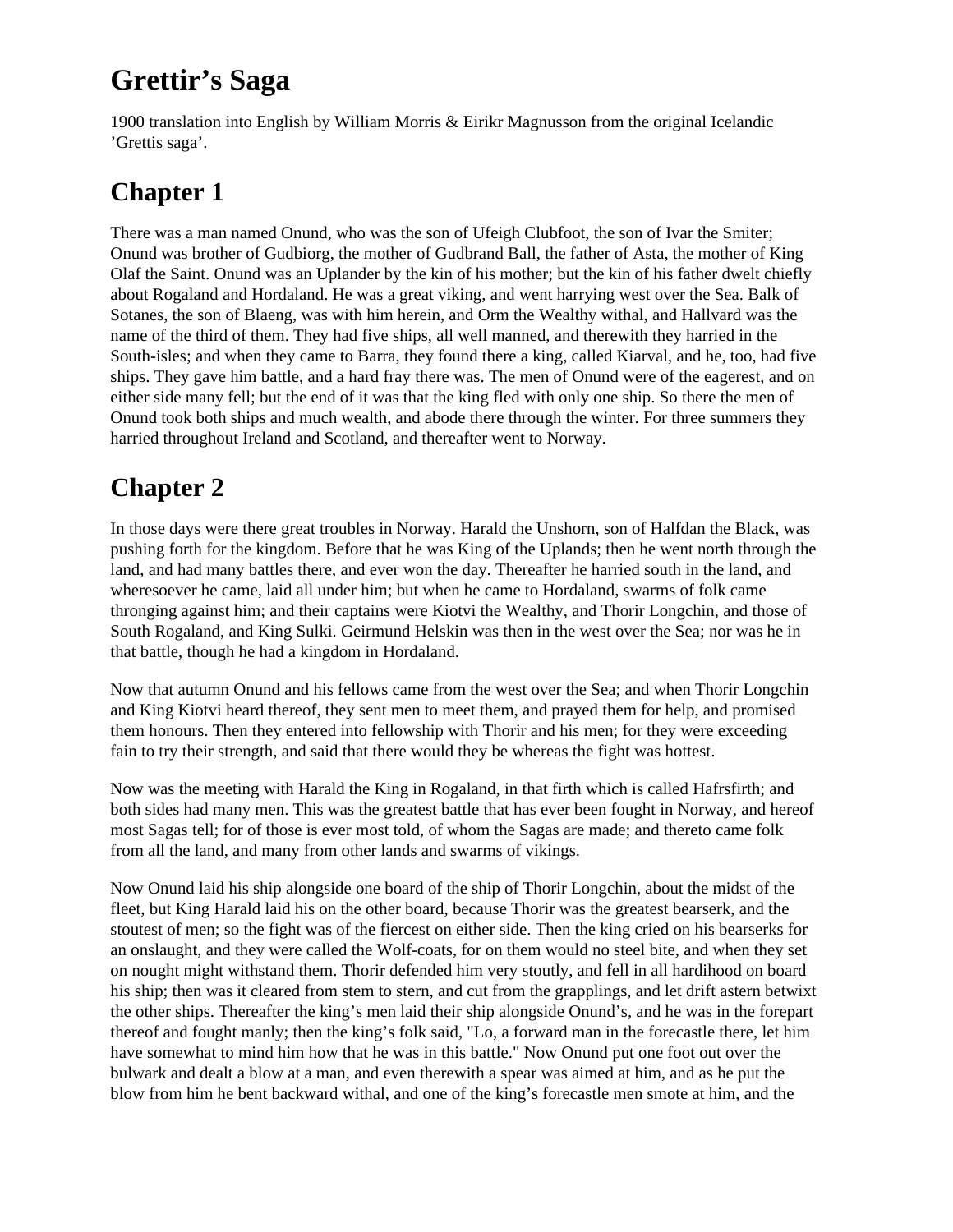# Grettir's Saga

1900 translation into English by William Morris & Eirikr Magnusson from the original Icelandic 'Grettis saga'.

## Chapter 1

There was a man named Onund, who was the son of Ufeigh Clubfoot, the son of Ivar the Smiter; Onund was brother of Gudbiorg, the mother of Gudbrand Ball, the father of Asta, the mother of King Olaf the Saint. Onund was an Uplander by the kin of his mother; but the kin of his father dwelt chiefly about Rogaland and Hordaland. He was a great viking, and went harrying west over the Sea. Balk of Sotanes, the son of Blaeng, was with him herein, and Orm the Wealthy withal, and Hallvard was the name of the third of them. They had five ships, all well manned, and therewith they harried in the South-isles; and when they came to Barra, they found there a king, called Kiarval, and he, too, had five ships. They gave him battle, and a hard fray there was. The men of Onund were of the eagerest, and on either side many fell; but the end of it was that the king fled with only one ship. So there the men of Onund took both ships and much wealth, and abode there through the winter. For three summers they harried throughout Ireland and Scotland, and thereafter went to Norway.

## Chapter 2

In those days were there great troubles in Norway. Harald the Unshorn, son of Halfdan the Black, was pushing forth for the kingdom. Before that he was King of the Uplands; then he went north through the land, and had many battles there, and ever won the day. Thereafter he harried south in the land, and wheresoever he came, laid all under him; but when he came to Hordaland, swarms of folk came thronging against him; and their captains were Kiotvi the Wealthy, and Thorir Longchin, and those of South Rogaland, and King Sulki. Geirmund Helskin was then in the west over the Sea; nor was he in that battle, though he had a kingdom in Hordaland.

Now that autumn Onund and his fellows came from the west over the Sea; and when Thorir Longchin and King Kiotvi heard thereof, they sent men to meet them, and prayed them for help, and promised them honours. Then they entered into fellowship with Thorir and his men; for they were exceeding fain to try their strength, and said that there would they be whereas the fight was hottest.

Now was the meeting with Harald the King in Rogaland, in that firth which is called Hafrsfirth; and both sides had many men. This was the greatest battle that has ever been fought in Norway, and hereof most Sagas tell; for of those is ever most told, of whom the Sagas are made; and thereto came folk from all the land, and many from other lands and swarms of vikings.

Now Onund laid his ship alongside one board of the ship of Thorir Longchin, about the midst of the fleet, but King Harald laid his on the other board, because Thorir was the greatest bearserk, and the stoutest of men; so the fight was of the fiercest on either side. Then the king cried on his bearserks for an onslaught, and they were called the Wolf-coats, for on them would no steel bite, and when they set on nought might withstand them. Thorir defended him very stoutly, and fell in all hardihood on board his ship; then was it cleared from stem to stern, and cut from the grapplings, and let drift astern betwixt the other ships. Thereafter the king's men laid their ship alongside Onund's, and he was in the forepart thereof and fought manly; then the king's folk said, "Lo, a forward man in the forecastle there, let him have somewhat to mind him how that he was in this battle." Now Onund put one foot out over the bulwark and dealt a blow at a man, and even therewith a spear was aimed at him, and as he put the blow from him he bent backward withal, and one of the king's forecastle men smote at him, and the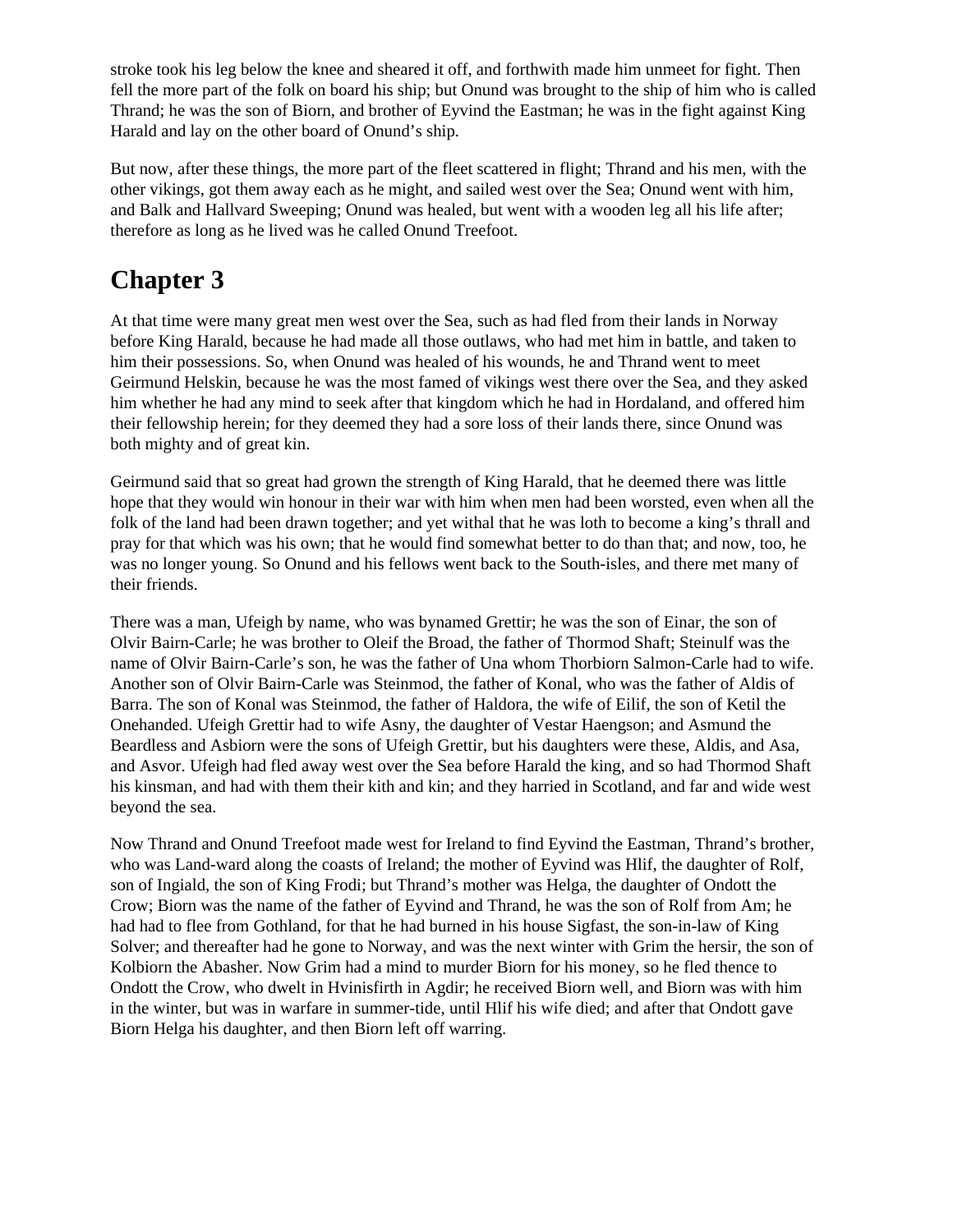stroke took his leg below the knee and sheared it off, and forthwith made him unmeet for fight. Then fell the more part of the folk on board his ship; but Onund was brought to the ship of him who is called Thrand; he was the son of Biorn, and brother of Eyvind the Eastman; he was in the fight against King Harald and lay on the other board of Onund's ship.

But now, after these things, the more part of the fleet scattered in flight; Thrand and his men, with the other vikings, got them away each as he might, and sailed west over the Sea; Onund went with him, and Balk and Hallvard Sweeping; Onund was healed, but went with a wooden leg all his life after; therefore as long as he lived was he called Onund Treefoot.

## Chapter 3

At that time were many great men west over the Sea, such as had fled from their lands in Norway before King Harald, because he had made all those outlaws, who had met him in battle, and taken to him their possessions. So, when Onund was healed of his wounds, he and Thrand went to meet Geirmund Helskin, because he was the most famed of vikings west there over the Sea, and they asked him whether he had any mind to seek after that kingdom which he had in Hordaland, and offered him their fellowship herein; for they deemed they had a sore loss of their lands there, since Onund was both mighty and of great kin.

Geirmund said that so great had grown the strength of King Harald, that he deemed there was little hope that they would win honour in their war with him when men had been worsted, even when all the folk of the land had been drawn together; and yet withal that he was loth to become a king's thrall and pray for that which was his own; that he would find somewhat better to do than that; and now, too, he was no longer young. So Onund and his fellows went back to the South-isles, and there met many of their friends.

There was a man, Ufeigh by name, who was bynamed Grettir; he was the son of Einar, the son of Olvir Bairn-Carle; he was brother to Oleif the Broad, the father of Thormod Shaft; Steinulf was the name of Olvir Bairn-Carle's son, he was the father of Una whom Thorbiorn Salmon-Carle had to wife. Another son of Olvir Bairn-Carle was Steinmod, the father of Konal, who was the father of Aldis of Barra. The son of Konal was Steinmod, the father of Haldora, the wife of Eilif, the son of Ketil the Onehanded. Ufeigh Grettir had to wife Asny, the daughter of Vestar Haengson; and Asmund the Beardless and Asbiorn were the sons of Ufeigh Grettir, but his daughters were these, Aldis, and Asa, and Asvor. Ufeigh had fled away west over the Sea before Harald the king, and so had Thormod Shaft his kinsman, and had with them their kith and kin; and they harried in Scotland, and far and wide west beyond the sea.

Now Thrand and Onund Treefoot made west for Ireland to find Eyvind the Eastman, Thrand's brother, who was Land-ward along the coasts of Ireland; the mother of Eyvind was Hlif, the daughter of Rolf, son of Ingiald, the son of King Frodi; but Thrand's mother was Helga, the daughter of Ondott the Crow; Biorn was the name of the father of Eyvind and Thrand, he was the son of Rolf from Am; he had had to flee from Gothland, for that he had burned in his house Sigfast, the son-in-law of King Solver; and thereafter had he gone to Norway, and was the next winter with Grim the hersir, the son of Kolbiorn the Abasher. Now Grim had a mind to murder Biorn for his money, so he fled thence to Ondott the Crow, who dwelt in Hvinisfirth in Agdir; he received Biorn well, and Biorn was with him in the winter, but was in warfare in summer-tide, until Hlif his wife died; and after that Ondott gave Biorn Helga his daughter, and then Biorn left off warring.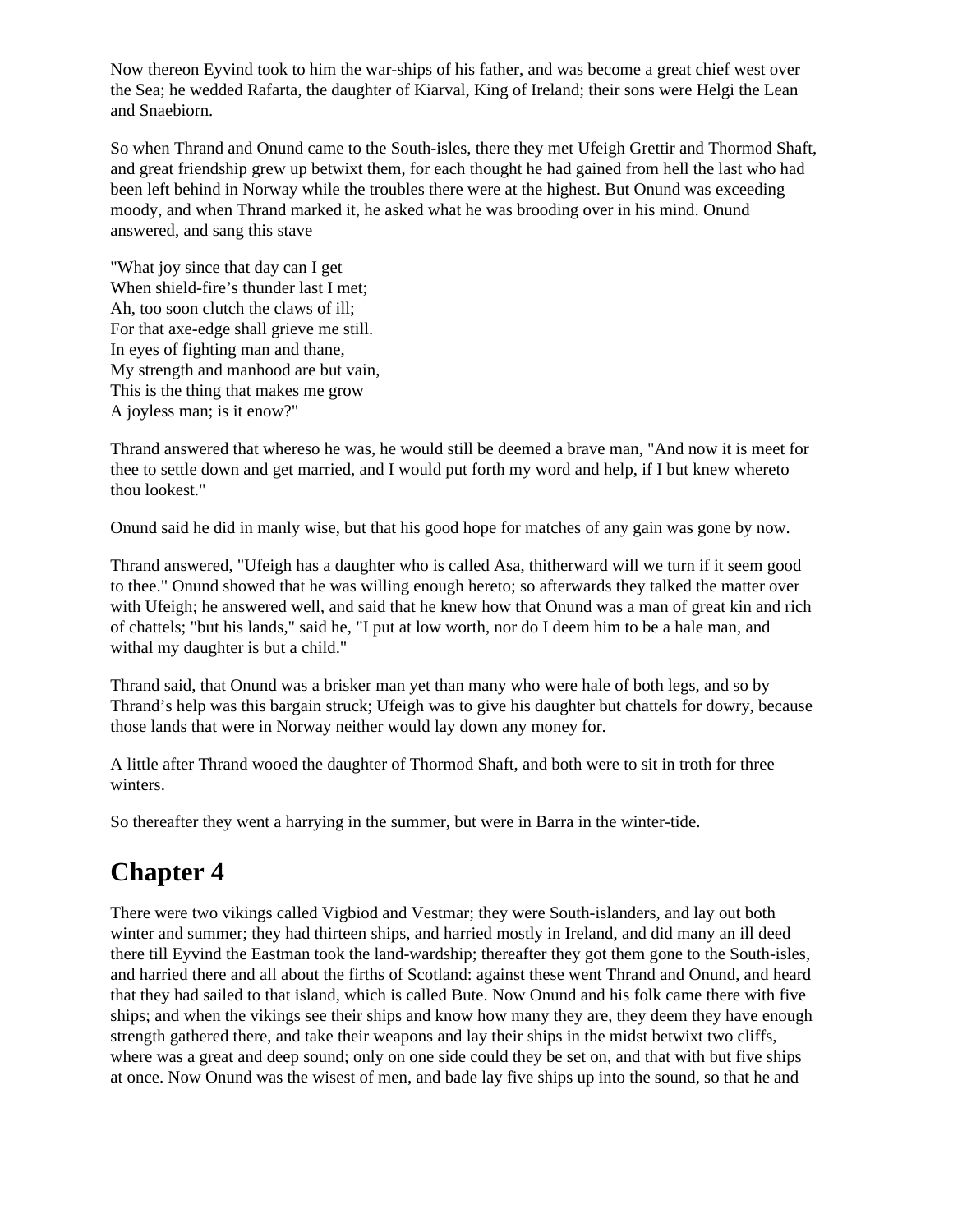Now thereon Eyvind took to him the war-ships of his father, and was become a great chief west over the Sea; he wedded Rafarta, the daughter of Kiarval, King of Ireland; their sons were Helgi the Lean and Snaebiorn.

So when Thrand and Onund came to the South-isles, there they met Ufeigh Grettir and Thormod Shaft, and great friendship grew up betwixt them, for each thought he had gained from hell the last who had been left behind in Norway while the troubles there were at the highest. But Onund was exceeding moody, and when Thrand marked it, he asked what he was brooding over in his mind. Onund answered, and sang this stave

"What joy since that day can I get  
When shield-fire's thunder last I met;  
Ah, too soon clutch the claws of ill;  
For that axe-edge shall grieve me still.  
In eyes of fighting man and thane,  
My strength and manhood are but vain,  
This is the thing that makes me grow  
A joyless man; is it enow?"

Thrand answered that whereso he was, he would still be deemed a brave man, "And now it is meet for thee to settle down and get married, and I would put forth my word and help, if I but knew whereto thou lookest."

Onund said he did in manly wise, but that his good hope for matches of any gain was gone by now.

Thrand answered, "Ufeigh has a daughter who is called Asa, thitherward will we turn if it seem good to thee." Onund showed that he was willing enough hereto; so afterwards they talked the matter over with Ufeigh; he answered well, and said that he knew how that Onund was a man of great kin and rich of chattels; "but his lands," said he, "I put at low worth, nor do I deem him to be a hale man, and withal my daughter is but a child."

Thrand said, that Onund was a brisker man yet than many who were hale of both legs, and so by Thrand's help was this bargain struck; Ufeigh was to give his daughter but chattels for dowry, because those lands that were in Norway neither would lay down any money for.

A little after Thrand wooed the daughter of Thormod Shaft, and both were to sit in troth for three winters.

So thereafter they went a harrying in the summer, but were in Barra in the winter-tide.

## Chapter 4

There were two vikings called Vigbiod and Vestmar; they were South-islanders, and lay out both winter and summer; they had thirteen ships, and harried mostly in Ireland, and did many an ill deed there till Eyvind the Eastman took the land-wardship; thereafter they got them gone to the South-isles, and harried there and all about the firths of Scotland: against these went Thrand and Onund, and heard that they had sailed to that island, which is called Bute. Now Onund and his folk came there with five ships; and when the vikings see their ships and know how many they are, they deem they have enough strength gathered there, and take their weapons and lay their ships in the midst betwixt two cliffs, where was a great and deep sound; only on one side could they be set on, and that with but five ships at once. Now Onund was the wisest of men, and bade lay five ships up into the sound, so that he and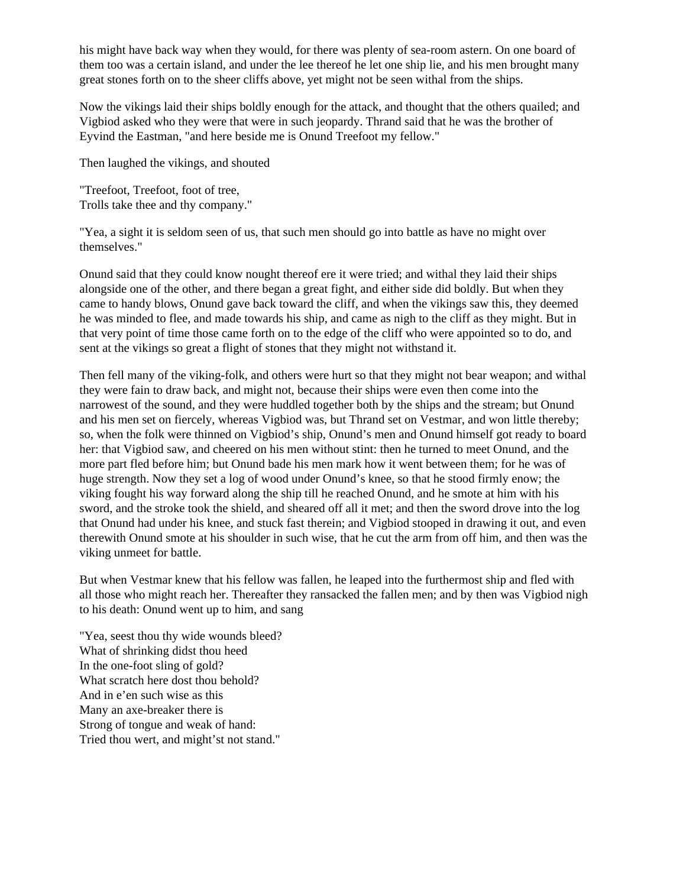his might have back way when they would, for there was plenty of sea-room astern. On one board of them too was a certain island, and under the lee thereof he let one ship lie, and his men brought many great stones forth on to the sheer cliffs above, yet might not be seen withal from the ships.

Now the vikings laid their ships boldly enough for the attack, and thought that the others quailed; and Vigbiod asked who they were that were in such jeopardy. Thrand said that he was the brother of Eyvind the Eastman, "and here beside me is Onund Treefoot my fellow."

Then laughed the vikings, and shouted

"Treefoot, Treefoot, foot of tree,  
Trolls take thee and thy company."

"Yea, a sight it is seldom seen of us, that such men should go into battle as have no might over themselves."

Onund said that they could know nought thereof ere it were tried; and withal they laid their ships alongside one of the other, and there began a great fight, and either side did boldly. But when they came to handy blows, Onund gave back toward the cliff, and when the vikings saw this, they deemed he was minded to flee, and made towards his ship, and came as nigh to the cliff as they might. But in that very point of time those came forth on to the edge of the cliff who were appointed so to do, and sent at the vikings so great a flight of stones that they might not withstand it.

Then fell many of the viking-folk, and others were hurt so that they might not bear weapon; and withal they were fain to draw back, and might not, because their ships were even then come into the narrowest of the sound, and they were huddled together both by the ships and the stream; but Onund and his men set on fiercely, whereas Vigbiod was, but Thrand set on Vestmar, and won little thereby; so, when the folk were thinned on Vigbiod's ship, Onund's men and Onund himself got ready to board her: that Vigbiod saw, and cheered on his men without stint: then he turned to meet Onund, and the more part fled before him; but Onund bade his men mark how it went between them; for he was of huge strength. Now they set a log of wood under Onund's knee, so that he stood firmly enow; the viking fought his way forward along the ship till he reached Onund, and he smote at him with his sword, and the stroke took the shield, and sheared off all it met; and then the sword drove into the log that Onund had under his knee, and stuck fast therein; and Vigbiod stooped in drawing it out, and even therewith Onund smote at his shoulder in such wise, that he cut the arm from off him, and then was the viking unmeet for battle.

But when Vestmar knew that his fellow was fallen, he leaped into the furthermost ship and fled with all those who might reach her. Thereafter they ransacked the fallen men; and by then was Vigbiod nigh to his death: Onund went up to him, and sang

"Yea, seest thou thy wide wounds bleed?  
What of shrinking didst thou heed  
In the one-foot sling of gold?  
What scratch here dost thou behold?  
And in e'en such wise as this  
Many an axe-breaker there is  
Strong of tongue and weak of hand:  
Tried thou wert, and might'st not stand."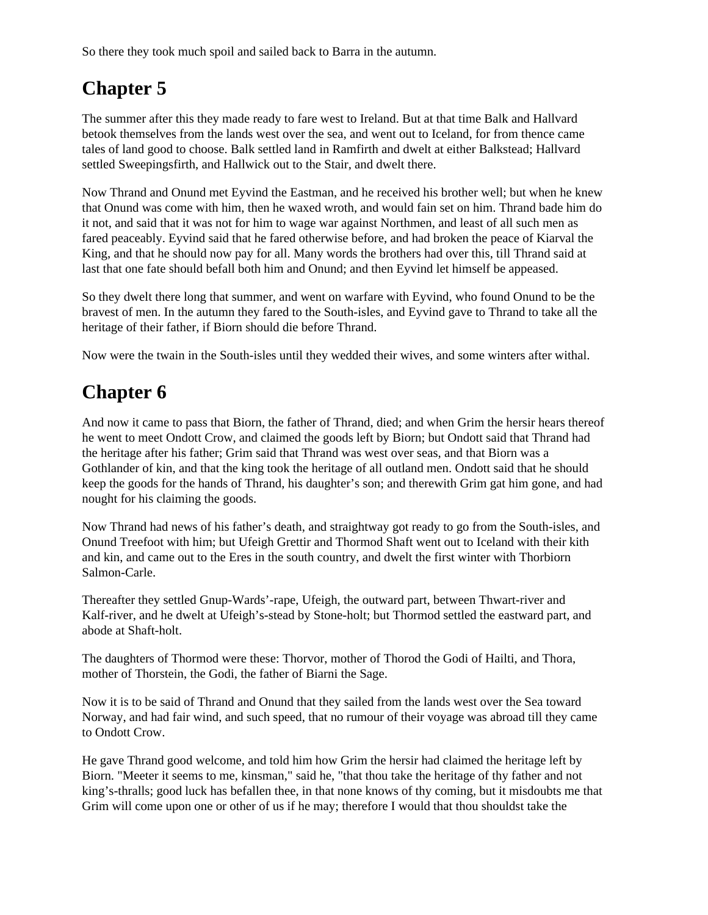So there they took much spoil and sailed back to Barra in the autumn.

## Chapter 5

The summer after this they made ready to fare west to Ireland. But at that time Balk and Hallvard betook themselves from the lands west over the sea, and went out to Iceland, for from thence came tales of land good to choose. Balk settled land in Ramfirth and dwelt at either Balkstead; Hallvard settled Sweepingsfirth, and Hallwick out to the Stair, and dwelt there.

Now Thrand and Onund met Eyvind the Eastman, and he received his brother well; but when he knew that Onund was come with him, then he waxed wroth, and would fain set on him. Thrand bade him do it not, and said that it was not for him to wage war against Northmen, and least of all such men as fared peaceably. Eyvind said that he fared otherwise before, and had broken the peace of Kiarval the King, and that he should now pay for all. Many words the brothers had over this, till Thrand said at last that one fate should befall both him and Onund; and then Eyvind let himself be appeased.

So they dwelt there long that summer, and went on warfare with Eyvind, who found Onund to be the bravest of men. In the autumn they fared to the South-isles, and Eyvind gave to Thrand to take all the heritage of their father, if Biorn should die before Thrand.

Now were the twain in the South-isles until they wedded their wives, and some winters after withal.

## Chapter 6

And now it came to pass that Biorn, the father of Thrand, died; and when Grim the hersir hears thereof he went to meet Ondott Crow, and claimed the goods left by Biorn; but Ondott said that Thrand had the heritage after his father; Grim said that Thrand was west over seas, and that Biorn was a Gothlander of kin, and that the king took the heritage of all outland men. Ondott said that he should keep the goods for the hands of Thrand, his daughter's son; and therewith Grim gat him gone, and had nought for his claiming the goods.

Now Thrand had news of his father's death, and straightway got ready to go from the South-isles, and Onund Treefoot with him; but Ufeigh Grettir and Thormod Shaft went out to Iceland with their kith and kin, and came out to the Eres in the south country, and dwelt the first winter with Thorbiorn Salmon-Carle.

Thereafter they settled Gnup-Wards'-rape, Ufeigh, the outward part, between Thwart-river and Kalf-river, and he dwelt at Ufeigh's-stead by Stone-holt; but Thormod settled the eastward part, and abode at Shaft-holt.

The daughters of Thormod were these: Thorvor, mother of Thorod the Godi of Hailti, and Thora, mother of Thorstein, the Godi, the father of Biarni the Sage.

Now it is to be said of Thrand and Onund that they sailed from the lands west over the Sea toward Norway, and had fair wind, and such speed, that no rumour of their voyage was abroad till they came to Ondott Crow.

He gave Thrand good welcome, and told him how Grim the hersir had claimed the heritage left by Biorn. "Meeter it seems to me, kinsman," said he, "that thou take the heritage of thy father and not king's-thralls; good luck has befallen thee, in that none knows of thy coming, but it misdoubts me that Grim will come upon one or other of us if he may; therefore I would that thou shouldst take the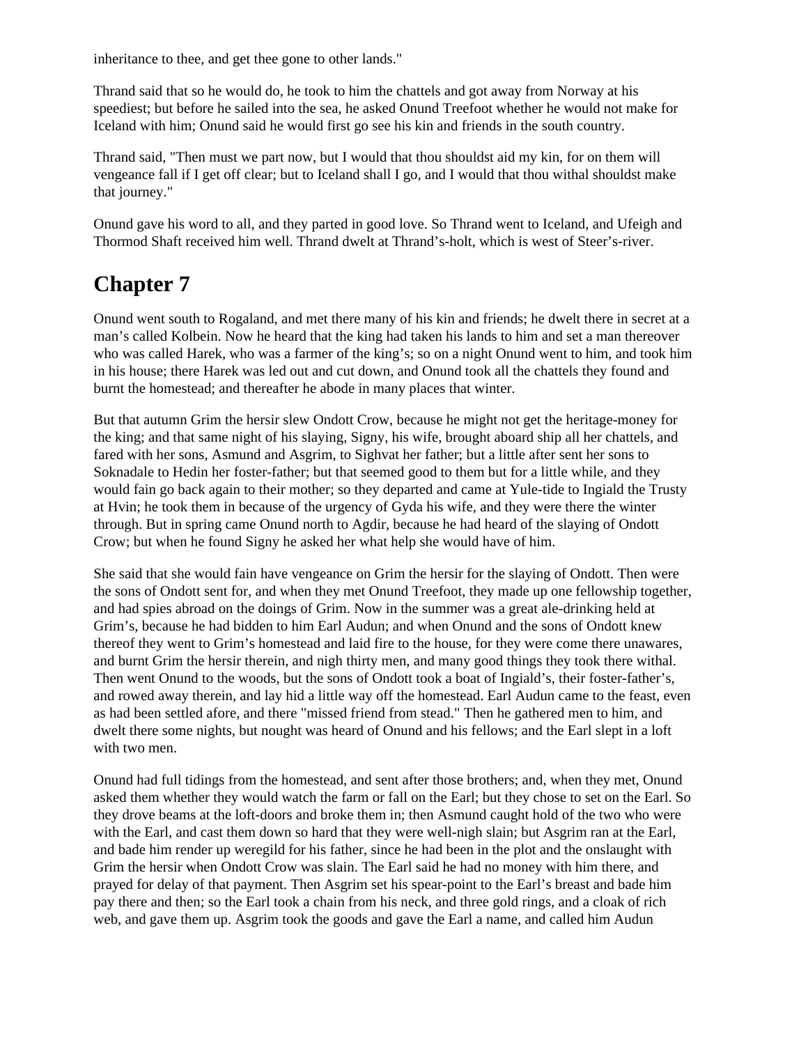inheritance to thee, and get thee gone to other lands."

Thrand said that so he would do, he took to him the chattels and got away from Norway at his speediest; but before he sailed into the sea, he asked Onund Treefoot whether he would not make for Iceland with him; Onund said he would first go see his kin and friends in the south country.

Thrand said, "Then must we part now, but I would that thou shouldst aid my kin, for on them will vengeance fall if I get off clear; but to Iceland shall I go, and I would that thou withal shouldst make that journey."

Onund gave his word to all, and they parted in good love. So Thrand went to Iceland, and Ufeigh and Thormod Shaft received him well. Thrand dwelt at Thrand's-holt, which is west of Steer's-river.

# Chapter 7

Onund went south to Rogaland, and met there many of his kin and friends; he dwelt there in secret at a man's called Kolbein. Now he heard that the king had taken his lands to him and set a man thereover who was called Harek, who was a farmer of the king's; so on a night Onund went to him, and took him in his house; there Harek was led out and cut down, and Onund took all the chattels they found and burnt the homestead; and thereafter he abode in many places that winter.

But that autumn Grim the hersir slew Ondott Crow, because he might not get the heritage-money for the king; and that same night of his slaying, Signy, his wife, brought aboard ship all her chattels, and fared with her sons, Asmund and Asgrim, to Sighvat her father; but a little after sent her sons to Soknadale to Hedin her foster-father; but that seemed good to them but for a little while, and they would fain go back again to their mother; so they departed and came at Yule-tide to Ingiald the Trusty at Hvin; he took them in because of the urgency of Gyda his wife, and they were there the winter through. But in spring came Onund north to Agdir, because he had heard of the slaying of Ondott Crow; but when he found Signy he asked her what help she would have of him.

She said that she would fain have vengeance on Grim the hersir for the slaying of Ondott. Then were the sons of Ondott sent for, and when they met Onund Treefoot, they made up one fellowship together, and had spies abroad on the doings of Grim. Now in the summer was a great ale-drinking held at Grim's, because he had bidden to him Earl Audun; and when Onund and the sons of Ondott knew thereof they went to Grim's homestead and laid fire to the house, for they were come there unawares, and burnt Grim the hersir therein, and nigh thirty men, and many good things they took there withal. Then went Onund to the woods, but the sons of Ondott took a boat of Ingiald's, their foster-father's, and rowed away therein, and lay hid a little way off the homestead. Earl Audun came to the feast, even as had been settled afore, and there "missed friend from stead." Then he gathered men to him, and dwelt there some nights, but nought was heard of Onund and his fellows; and the Earl slept in a loft with two men.

Onund had full tidings from the homestead, and sent after those brothers; and, when they met, Onund asked them whether they would watch the farm or fall on the Earl; but they chose to set on the Earl. So they drove beams at the loft-doors and broke them in; then Asmund caught hold of the two who were with the Earl, and cast them down so hard that they were well-nigh slain; but Asgrim ran at the Earl, and bade him render up weregild for his father, since he had been in the plot and the onslaught with Grim the hersir when Ondott Crow was slain. The Earl said he had no money with him there, and prayed for delay of that payment. Then Asgrim set his spear-point to the Earl's breast and bade him pay there and then; so the Earl took a chain from his neck, and three gold rings, and a cloak of rich web, and gave them up. Asgrim took the goods and gave the Earl a name, and called him Audun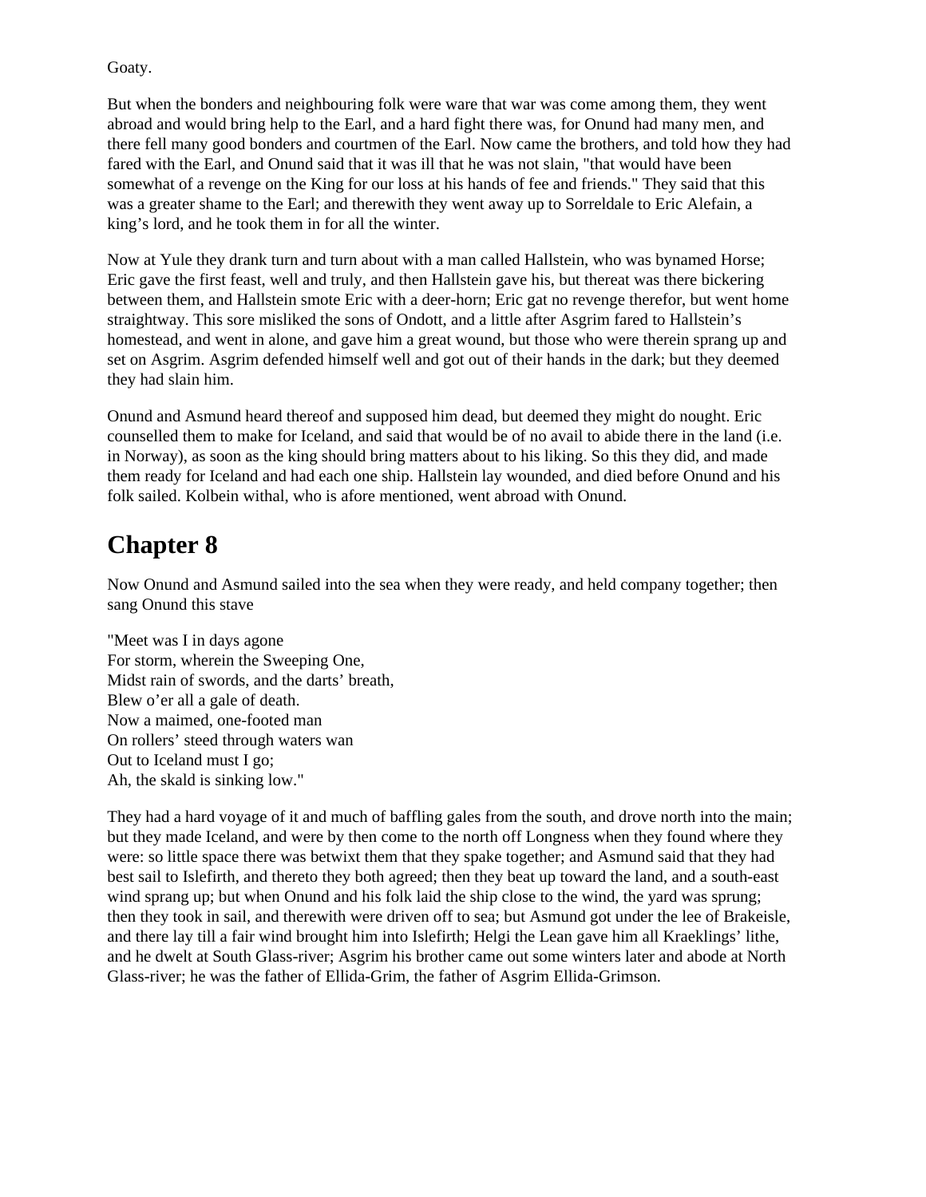Goaty.

But when the bonders and neighbouring folk were ware that war was come among them, they went abroad and would bring help to the Earl, and a hard fight there was, for Onund had many men, and there fell many good bonders and courtmen of the Earl. Now came the brothers, and told how they had fared with the Earl, and Onund said that it was ill that he was not slain, "that would have been somewhat of a revenge on the King for our loss at his hands of fee and friends." They said that this was a greater shame to the Earl; and therewith they went away up to Sorreldale to Eric Alefain, a king's lord, and he took them in for all the winter.

Now at Yule they drank turn and turn about with a man called Hallstein, who was bynamed Horse; Eric gave the first feast, well and truly, and then Hallstein gave his, but thereat was there bickering between them, and Hallstein smote Eric with a deer-horn; Eric gat no revenge therefor, but went home straightway. This sore misliked the sons of Ondott, and a little after Asgrim fared to Hallstein's homestead, and went in alone, and gave him a great wound, but those who were therein sprang up and set on Asgrim. Asgrim defended himself well and got out of their hands in the dark; but they deemed they had slain him.

Onund and Asmund heard thereof and supposed him dead, but deemed they might do nought. Eric counselled them to make for Iceland, and said that would be of no avail to abide there in the land (i.e. in Norway), as soon as the king should bring matters about to his liking. So this they did, and made them ready for Iceland and had each one ship. Hallstein lay wounded, and died before Onund and his folk sailed. Kolbein withal, who is afore mentioned, went abroad with Onund.

# Chapter 8

Now Onund and Asmund sailed into the sea when they were ready, and held company together; then sang Onund this stave

"Meet was I in days agone  
For storm, wherein the Sweeping One,  
Midst rain of swords, and the darts' breath,  
Blew o'er all a gale of death.  
Now a maimed, one-footed man  
On rollers' steed through waters wan  
Out to Iceland must I go;  
Ah, the skald is sinking low."

They had a hard voyage of it and much of baffling gales from the south, and drove north into the main; but they made Iceland, and were by then come to the north off Longness when they found where they were: so little space there was betwixt them that they spake together; and Asmund said that they had best sail to Islefirth, and thereto they both agreed; then they beat up toward the land, and a south-east wind sprang up; but when Onund and his folk laid the ship close to the wind, the yard was sprung; then they took in sail, and therewith were driven off to sea; but Asmund got under the lee of Brakeisle, and there lay till a fair wind brought him into Islefirth; Helgi the Lean gave him all Kraeklings' lithe, and he dwelt at South Glass-river; Asgrim his brother came out some winters later and abode at North Glass-river; he was the father of Ellida-Grim, the father of Asgrim Ellida-Grimson.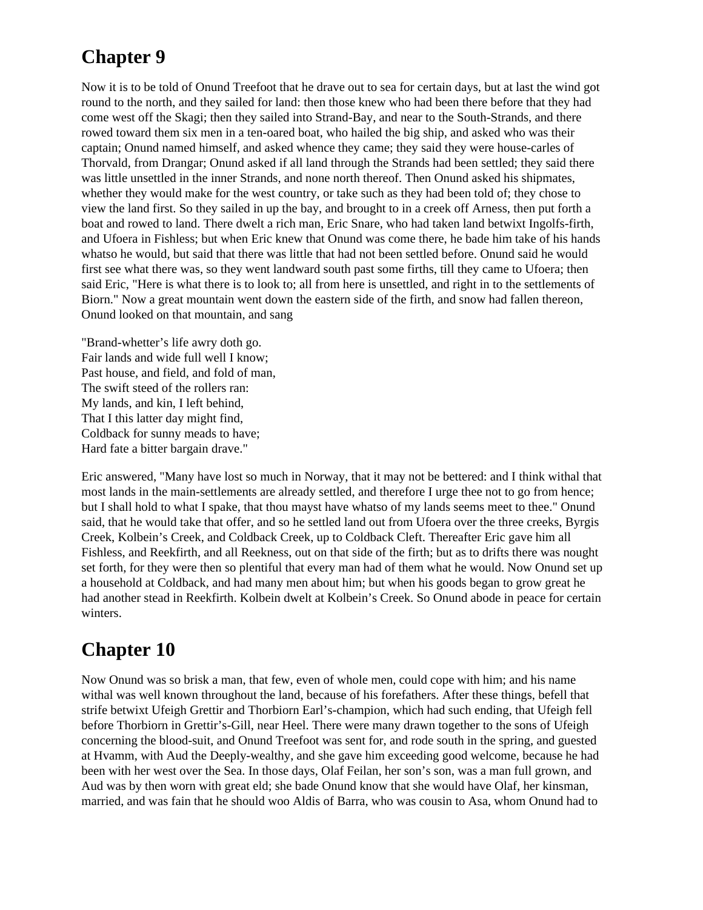## Chapter 9

Now it is to be told of Onund Treefoot that he drave out to sea for certain days, but at last the wind got round to the north, and they sailed for land: then those knew who had been there before that they had come west off the Skagi; then they sailed into Strand-Bay, and near to the South-Strands, and there rowed toward them six men in a ten-oared boat, who hailed the big ship, and asked who was their captain; Onund named himself, and asked whence they came; they said they were house-carles of Thorvald, from Drangar; Onund asked if all land through the Strands had been settled; they said there was little unsettled in the inner Strands, and none north thereof. Then Onund asked his shipmates, whether they would make for the west country, or take such as they had been told of; they chose to view the land first. So they sailed in up the bay, and brought to in a creek off Arness, then put forth a boat and rowed to land. There dwelt a rich man, Eric Snare, who had taken land betwixt Ingolfs-firth, and Ufoera in Fishless; but when Eric knew that Onund was come there, he bade him take of his hands whatso he would, but said that there was little that had not been settled before. Onund said he would first see what there was, so they went landward south past some firths, till they came to Ufoera; then said Eric, "Here is what there is to look to; all from here is unsettled, and right in to the settlements of Biorn." Now a great mountain went down the eastern side of the firth, and snow had fallen thereon, Onund looked on that mountain, and sang

"Brand-whetter's life awry doth go.  
Fair lands and wide full well I know;  
Past house, and field, and fold of man,  
The swift steed of the rollers ran:  
My lands, and kin, I left behind,  
That I this latter day might find,  
Coldback for sunny meads to have;  
Hard fate a bitter bargain drave."

Eric answered, "Many have lost so much in Norway, that it may not be bettered: and I think withal that most lands in the main-settlements are already settled, and therefore I urge thee not to go from hence; but I shall hold to what I spake, that thou mayst have whatso of my lands seems meet to thee." Onund said, that he would take that offer, and so he settled land out from Ufoera over the three creeks, Byrgis Creek, Kolbein's Creek, and Coldback Creek, up to Coldback Cleft. Thereafter Eric gave him all Fishless, and Reekfirth, and all Reekness, out on that side of the firth; but as to drifts there was nought set forth, for they were then so plentiful that every man had of them what he would. Now Onund set up a household at Coldback, and had many men about him; but when his goods began to grow great he had another stead in Reekfirth. Kolbein dwelt at Kolbein's Creek. So Onund abode in peace for certain winters.

## Chapter 10

Now Onund was so brisk a man, that few, even of whole men, could cope with him; and his name withal was well known throughout the land, because of his forefathers. After these things, befell that strife betwixt Ufeigh Grettir and Thorbiorn Earl's-champion, which had such ending, that Ufeigh fell before Thorbiorn in Grettir's-Gill, near Heel. There were many drawn together to the sons of Ufeigh concerning the blood-suit, and Onund Treefoot was sent for, and rode south in the spring, and guested at Hvamm, with Aud the Deeply-wealthy, and she gave him exceeding good welcome, because he had been with her west over the Sea. In those days, Olaf Feilan, her son's son, was a man full grown, and Aud was by then worn with great eld; she bade Onund know that she would have Olaf, her kinsman, married, and was fain that he should woo Aldis of Barra, who was cousin to Asa, whom Onund had to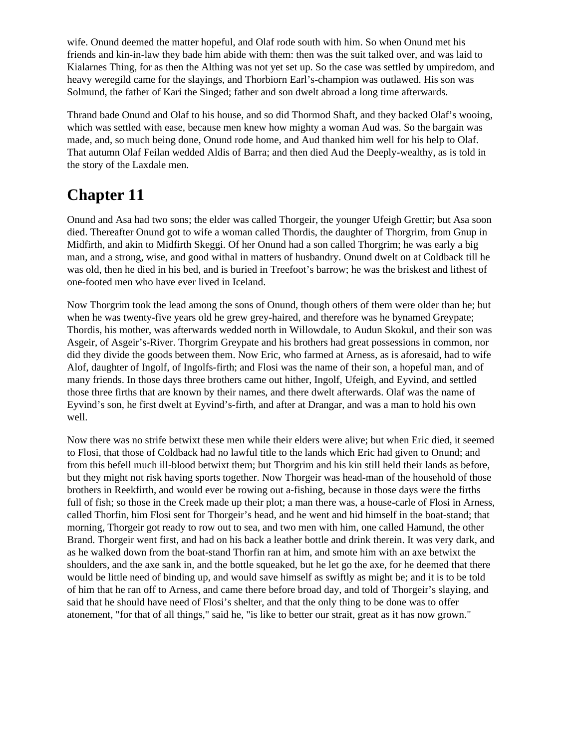wife. Onund deemed the matter hopeful, and Olaf rode south with him. So when Onund met his friends and kin-in-law they bade him abide with them: then was the suit talked over, and was laid to Kialarnes Thing, for as then the Althing was not yet set up. So the case was settled by umpiredom, and heavy weregild came for the slayings, and Thorbiorn Earl's-champion was outlawed. His son was Solmund, the father of Kari the Singed; father and son dwelt abroad a long time afterwards.

Thrand bade Onund and Olaf to his house, and so did Thormod Shaft, and they backed Olaf's wooing, which was settled with ease, because men knew how mighty a woman Aud was. So the bargain was made, and, so much being done, Onund rode home, and Aud thanked him well for his help to Olaf. That autumn Olaf Feilan wedded Aldis of Barra; and then died Aud the Deeply-wealthy, as is told in the story of the Laxdale men.

# Chapter 11

Onund and Asa had two sons; the elder was called Thorgeir, the younger Ufeigh Grettir; but Asa soon died. Thereafter Onund got to wife a woman called Thordis, the daughter of Thorgrim, from Gnup in Midfirth, and akin to Midfirth Skeggi. Of her Onund had a son called Thorgrim; he was early a big man, and a strong, wise, and good withal in matters of husbandry. Onund dwelt on at Coldback till he was old, then he died in his bed, and is buried in Treefoot's barrow; he was the briskest and lithest of one-footed men who have ever lived in Iceland.

Now Thorgrim took the lead among the sons of Onund, though others of them were older than he; but when he was twenty-five years old he grew grey-haired, and therefore was he bynamed Greypate; Thordis, his mother, was afterwards wedded north in Willowdale, to Audun Skokul, and their son was Asgeir, of Asgeir's-River. Thorgrim Greypate and his brothers had great possessions in common, nor did they divide the goods between them. Now Eric, who farmed at Arness, as is aforesaid, had to wife Alof, daughter of Ingolf, of Ingolfs-firth; and Flosi was the name of their son, a hopeful man, and of many friends. In those days three brothers came out hither, Ingolf, Ufeigh, and Eyvind, and settled those three firths that are known by their names, and there dwelt afterwards. Olaf was the name of Eyvind's son, he first dwelt at Eyvind's-firth, and after at Drangar, and was a man to hold his own well.

Now there was no strife betwixt these men while their elders were alive; but when Eric died, it seemed to Flosi, that those of Coldback had no lawful title to the lands which Eric had given to Onund; and from this befell much ill-blood betwixt them; but Thorgrim and his kin still held their lands as before, but they might not risk having sports together. Now Thorgeir was head-man of the household of those brothers in Reekfirth, and would ever be rowing out a-fishing, because in those days were the firths full of fish; so those in the Creek made up their plot; a man there was, a house-carle of Flosi in Arness, called Thorfin, him Flosi sent for Thorgeir's head, and he went and hid himself in the boat-stand; that morning, Thorgeir got ready to row out to sea, and two men with him, one called Hamund, the other Brand. Thorgeir went first, and had on his back a leather bottle and drink therein. It was very dark, and as he walked down from the boat-stand Thorfin ran at him, and smote him with an axe betwixt the shoulders, and the axe sank in, and the bottle squeaked, but he let go the axe, for he deemed that there would be little need of binding up, and would save himself as swiftly as might be; and it is to be told of him that he ran off to Arness, and came there before broad day, and told of Thorgeir's slaying, and said that he should have need of Flosi's shelter, and that the only thing to be done was to offer atonement, "for that of all things," said he, "is like to better our strait, great as it has now grown."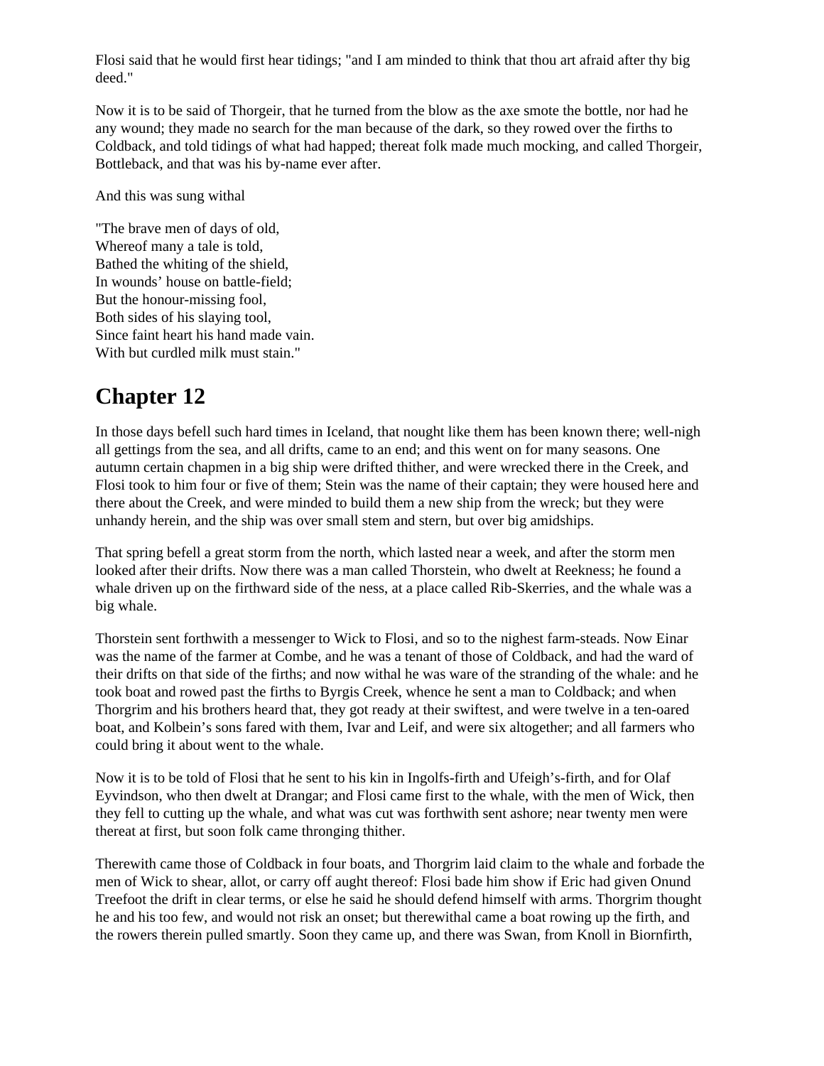Flosi said that he would first hear tidings; "and I am minded to think that thou art afraid after thy big deed."

Now it is to be said of Thorgeir, that he turned from the blow as the axe smote the bottle, nor had he any wound; they made no search for the man because of the dark, so they rowed over the firths to Coldback, and told tidings of what had happed; thereat folk made much mocking, and called Thorgeir, Bottleback, and that was his by-name ever after.

And this was sung withal

"The brave men of days of old,  
Whereof many a tale is told,  
Bathed the whiting of the shield,  
In wounds’ house on battle-field;  
But the honour-missing fool,  
Both sides of his slaying tool,  
Since faint heart his hand made vain.  
With but curdled milk must stain."

## Chapter 12

In those days befell such hard times in Iceland, that nought like them has been known there; well-nigh all gettings from the sea, and all drifts, came to an end; and this went on for many seasons. One autumn certain chapmen in a big ship were drifted thither, and were wrecked there in the Creek, and Flosi took to him four or five of them; Stein was the name of their captain; they were housed here and there about the Creek, and were minded to build them a new ship from the wreck; but they were unhandy herein, and the ship was over small stem and stern, but over big amidships.

That spring befell a great storm from the north, which lasted near a week, and after the storm men looked after their drifts. Now there was a man called Thorstein, who dwelt at Reekness; he found a whale driven up on the firthward side of the ness, at a place called Rib-Skerries, and the whale was a big whale.

Thorstein sent forthwith a messenger to Wick to Flosi, and so to the nighest farm-steads. Now Einar was the name of the farmer at Combe, and he was a tenant of those of Coldback, and had the ward of their drifts on that side of the firths; and now withal he was ware of the stranding of the whale: and he took boat and rowed past the firths to Byrgis Creek, whence he sent a man to Coldback; and when Thorgrim and his brothers heard that, they got ready at their swiftest, and were twelve in a ten-oared boat, and Kolbein’s sons fared with them, Ivar and Leif, and were six altogether; and all farmers who could bring it about went to the whale.

Now it is to be told of Flosi that he sent to his kin in Ingolfs-firth and Ufeigh’s-firth, and for Olaf Eyvindson, who then dwelt at Drangar; and Flosi came first to the whale, with the men of Wick, then they fell to cutting up the whale, and what was cut was forthwith sent ashore; near twenty men were thereat at first, but soon folk came thronging thither.

Therewith came those of Coldback in four boats, and Thorgrim laid claim to the whale and forbade the men of Wick to shear, allot, or carry off aught thereof: Flosi bade him show if Eric had given Onund Treefoot the drift in clear terms, or else he said he should defend himself with arms. Thorgrim thought he and his too few, and would not risk an onset; but therewithal came a boat rowing up the firth, and the rowers therein pulled smartly. Soon they came up, and there was Swan, from Knoll in Biornfirth,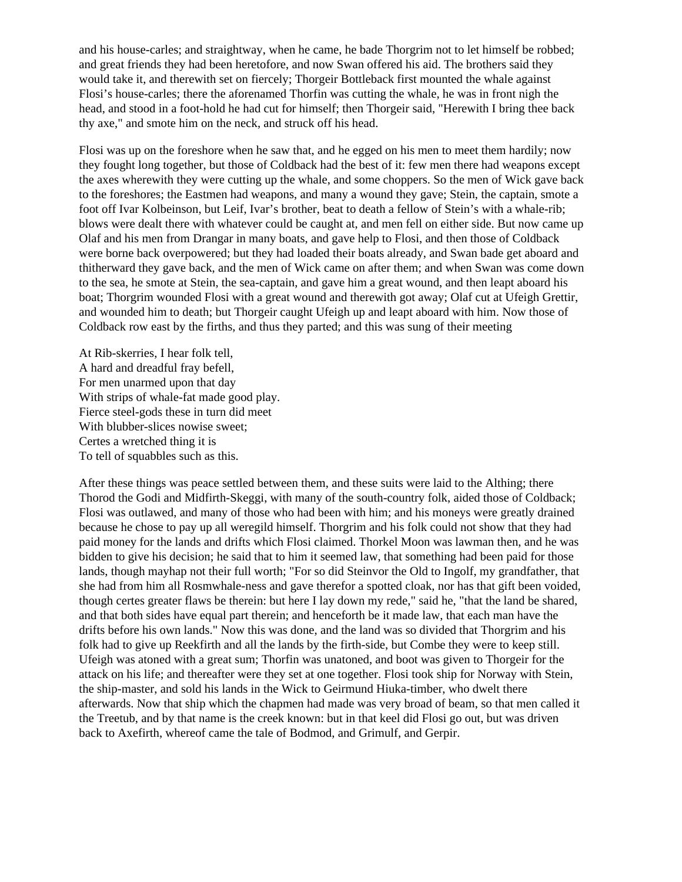and his house-carles; and straightway, when he came, he bade Thorgrim not to let himself be robbed; and great friends they had been heretofore, and now Swan offered his aid. The brothers said they would take it, and therewith set on fiercely; Thorgeir Bottleback first mounted the whale against Flosi's house-carles; there the aforenamed Thorfin was cutting the whale, he was in front nigh the head, and stood in a foot-hold he had cut for himself; then Thorgeir said, "Herewith I bring thee back thy axe," and smote him on the neck, and struck off his head.

Flosi was up on the foreshore when he saw that, and he egged on his men to meet them hardily; now they fought long together, but those of Coldback had the best of it: few men there had weapons except the axes wherewith they were cutting up the whale, and some choppers. So the men of Wick gave back to the foreshores; the Eastmen had weapons, and many a wound they gave; Stein, the captain, smote a foot off Ivar Kolbeinson, but Leif, Ivar's brother, beat to death a fellow of Stein's with a whale-rib; blows were dealt there with whatever could be caught at, and men fell on either side. But now came up Olaf and his men from Drangar in many boats, and gave help to Flosi, and then those of Coldback were borne back overpowered; but they had loaded their boats already, and Swan bade get aboard and thitherward they gave back, and the men of Wick came on after them; and when Swan was come down to the sea, he smote at Stein, the sea-captain, and gave him a great wound, and then leapt aboard his boat; Thorgrim wounded Flosi with a great wound and therewith got away; Olaf cut at Ufeigh Grettir, and wounded him to death; but Thorgeir caught Ufeigh up and leapt aboard with him. Now those of Coldback row east by the firths, and thus they parted; and this was sung of their meeting

At Rib-skerries, I hear folk tell,  
A hard and dreadful fray befell,  
For men unarmed upon that day  
With strips of whale-fat made good play.  
Fierce steel-gods these in turn did meet  
With blubber-slices nowise sweet;  
Certes a wretched thing it is  
To tell of squabbles such as this.

After these things was peace settled between them, and these suits were laid to the Althing; there Thorod the Godi and Midfirth-Skeggi, with many of the south-country folk, aided those of Coldback; Flosi was outlawed, and many of those who had been with him; and his moneys were greatly drained because he chose to pay up all weregild himself. Thorgrim and his folk could not show that they had paid money for the lands and drifts which Flosi claimed. Thorkel Moon was lawman then, and he was bidden to give his decision; he said that to him it seemed law, that something had been paid for those lands, though mayhap not their full worth; "For so did Steinvor the Old to Ingolf, my grandfather, that she had from him all Rosmwhale-ness and gave therefor a spotted cloak, nor has that gift been voided, though certes greater flaws be therein: but here I lay down my rede," said he, "that the land be shared, and that both sides have equal part therein; and henceforth be it made law, that each man have the drifts before his own lands." Now this was done, and the land was so divided that Thorgrim and his folk had to give up Reekfirth and all the lands by the firth-side, but Combe they were to keep still. Ufeigh was atoned with a great sum; Thorfin was unatoned, and boot was given to Thorgeir for the attack on his life; and thereafter were they set at one together. Flosi took ship for Norway with Stein, the ship-master, and sold his lands in the Wick to Geirmund Hiuka-timber, who dwelt there afterwards. Now that ship which the chapmen had made was very broad of beam, so that men called it the Treetub, and by that name is the creek known: but in that keel did Flosi go out, but was driven back to Axefirth, whereof came the tale of Bodmod, and Grimulf, and Gerpir.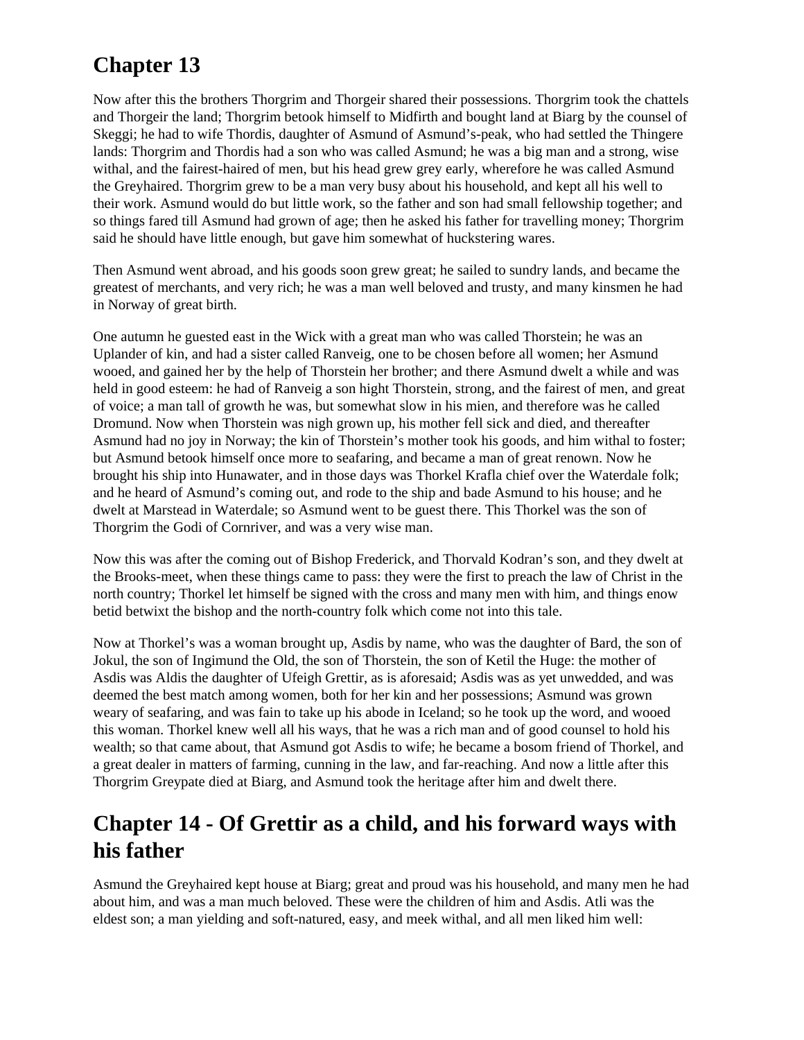## Chapter 13

Now after this the brothers Thorgrim and Thorgeir shared their possessions. Thorgrim took the chattels and Thorgeir the land; Thorgrim betook himself to Midfirth and bought land at Biarg by the counsel of Skeggi; he had to wife Thordis, daughter of Asmund of Asmund's-peak, who had settled the Thingere lands: Thorgrim and Thordis had a son who was called Asmund; he was a big man and a strong, wise withal, and the fairest-haired of men, but his head grew grey early, wherefore he was called Asmund the Greyhaired. Thorgrim grew to be a man very busy about his household, and kept all his well to their work. Asmund would do but little work, so the father and son had small fellowship together; and so things fared till Asmund had grown of age; then he asked his father for travelling money; Thorgrim said he should have little enough, but gave him somewhat of huckstering wares.

Then Asmund went abroad, and his goods soon grew great; he sailed to sundry lands, and became the greatest of merchants, and very rich; he was a man well beloved and trusty, and many kinsmen he had in Norway of great birth.

One autumn he guested east in the Wick with a great man who was called Thorstein; he was an Uplander of kin, and had a sister called Ranveig, one to be chosen before all women; her Asmund wooed, and gained her by the help of Thorstein her brother; and there Asmund dwelt a while and was held in good esteem: he had of Ranveig a son hight Thorstein, strong, and the fairest of men, and great of voice; a man tall of growth he was, but somewhat slow in his mien, and therefore was he called Dromund. Now when Thorstein was nigh grown up, his mother fell sick and died, and thereafter Asmund had no joy in Norway; the kin of Thorstein's mother took his goods, and him withal to foster; but Asmund betook himself once more to seafaring, and became a man of great renown. Now he brought his ship into Hunawater, and in those days was Thorkel Krafla chief over the Waterdale folk; and he heard of Asmund's coming out, and rode to the ship and bade Asmund to his house; and he dwelt at Marstead in Waterdale; so Asmund went to be guest there. This Thorkel was the son of Thorgrim the Godi of Cornriver, and was a very wise man.

Now this was after the coming out of Bishop Frederick, and Thorvald Kodran's son, and they dwelt at the Brooks-meet, when these things came to pass: they were the first to preach the law of Christ in the north country; Thorkel let himself be signed with the cross and many men with him, and things enow betid betwixt the bishop and the north-country folk which come not into this tale.

Now at Thorkel's was a woman brought up, Asdis by name, who was the daughter of Bard, the son of Jokul, the son of Ingimund the Old, the son of Thorstein, the son of Ketil the Huge: the mother of Asdis was Aldis the daughter of Ufeigh Grettir, as is aforesaid; Asdis was as yet unwedded, and was deemed the best match among women, both for her kin and her possessions; Asmund was grown weary of seafaring, and was fain to take up his abode in Iceland; so he took up the word, and wooed this woman. Thorkel knew well all his ways, that he was a rich man and of good counsel to hold his wealth; so that came about, that Asmund got Asdis to wife; he became a bosom friend of Thorkel, and a great dealer in matters of farming, cunning in the law, and far-reaching. And now a little after this Thorgrim Greypate died at Biarg, and Asmund took the heritage after him and dwelt there.

## Chapter 14 - Of Grettir as a child, and his forward ways with his father

Asmund the Greyhaired kept house at Biarg; great and proud was his household, and many men he had about him, and was a man much beloved. These were the children of him and Asdis. Atli was the eldest son; a man yielding and soft-natured, easy, and meek withal, and all men liked him well: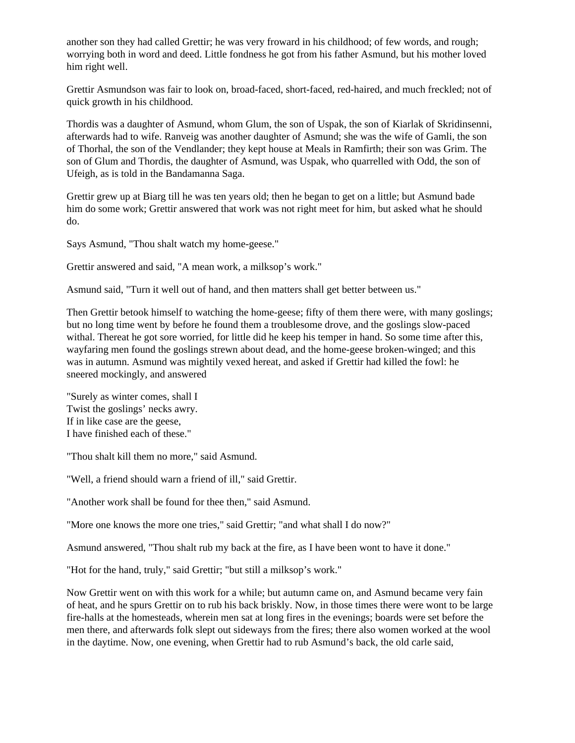another son they had called Grettir; he was very froward in his childhood; of few words, and rough; worrying both in word and deed. Little fondness he got from his father Asmund, but his mother loved him right well.

Grettir Asmundson was fair to look on, broad-faced, short-faced, red-haired, and much freckled; not of quick growth in his childhood.

Thordis was a daughter of Asmund, whom Glum, the son of Uspak, the son of Kiarlak of Skridinsenni, afterwards had to wife. Ranveig was another daughter of Asmund; she was the wife of Gamli, the son of Thorhal, the son of the Vendlander; they kept house at Meals in Ramfirth; their son was Grim. The son of Glum and Thordis, the daughter of Asmund, was Uspak, who quarrelled with Odd, the son of Ufeigh, as is told in the Bandamanna Saga.

Grettir grew up at Biarg till he was ten years old; then he began to get on a little; but Asmund bade him do some work; Grettir answered that work was not right meet for him, but asked what he should do.

Says Asmund, "Thou shalt watch my home-geese."

Grettir answered and said, "A mean work, a milksop's work."

Asmund said, "Turn it well out of hand, and then matters shall get better between us."

Then Grettir betook himself to watching the home-geese; fifty of them there were, with many goslings; but no long time went by before he found them a troublesome drove, and the goslings slow-paced withal. Thereat he got sore worried, for little did he keep his temper in hand. So some time after this, wayfaring men found the goslings strewn about dead, and the home-geese broken-winged; and this was in autumn. Asmund was mightily vexed hereat, and asked if Grettir had killed the fowl: he sneered mockingly, and answered

"Surely as winter comes, shall I
Twist the goslings' necks awry.
If in like case are the geese,
I have finished each of these."

"Thou shalt kill them no more," said Asmund.

"Well, a friend should warn a friend of ill," said Grettir.

"Another work shall be found for thee then," said Asmund.

"More one knows the more one tries," said Grettir; "and what shall I do now?"

Asmund answered, "Thou shalt rub my back at the fire, as I have been wont to have it done."

"Hot for the hand, truly," said Grettir; "but still a milksop's work."

Now Grettir went on with this work for a while; but autumn came on, and Asmund became very fain of heat, and he spurs Grettir on to rub his back briskly. Now, in those times there were wont to be large fire-halls at the homesteads, wherein men sat at long fires in the evenings; boards were set before the men there, and afterwards folk slept out sideways from the fires; there also women worked at the wool in the daytime. Now, one evening, when Grettir had to rub Asmund's back, the old carle said,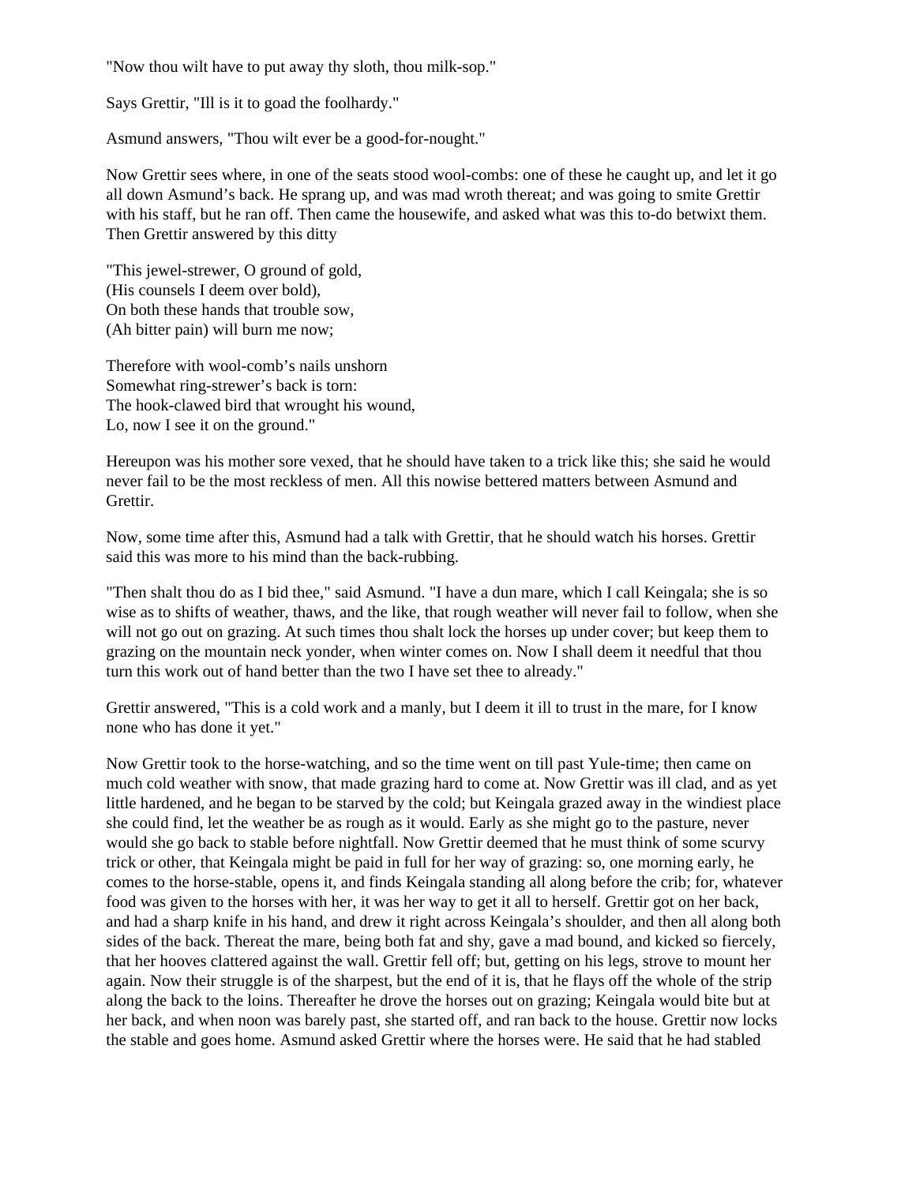"Now thou wilt have to put away thy sloth, thou milk-sop."

Says Grettir, "Ill is it to goad the foolhardy."

Asmund answers, "Thou wilt ever be a good-for-nought."

Now Grettir sees where, in one of the seats stood wool-combs: one of these he caught up, and let it go all down Asmund’s back. He sprang up, and was mad wroth thereat; and was going to smite Grettir with his staff, but he ran off. Then came the housewife, and asked what was this to-do betwixt them. Then Grettir answered by this ditty

"This jewel-strewer, O ground of gold,  
(His counsels I deem over bold),  
On both these hands that trouble sow,  
(Ah bitter pain) will burn me now;

Therefore with wool-comb’s nails unshorn  
Somewhat ring-strewer’s back is torn:  
The hook-clawed bird that wrought his wound,  
Lo, now I see it on the ground."

Hereupon was his mother sore vexed, that he should have taken to a trick like this; she said he would never fail to be the most reckless of men. All this nowise bettered matters between Asmund and Grettir.

Now, some time after this, Asmund had a talk with Grettir, that he should watch his horses. Grettir said this was more to his mind than the back-rubbing.

"Then shalt thou do as I bid thee," said Asmund. "I have a dun mare, which I call Keingala; she is so wise as to shifts of weather, thaws, and the like, that rough weather will never fail to follow, when she will not go out on grazing. At such times thou shalt lock the horses up under cover; but keep them to grazing on the mountain neck yonder, when winter comes on. Now I shall deem it needful that thou turn this work out of hand better than the two I have set thee to already."

Grettir answered, "This is a cold work and a manly, but I deem it ill to trust in the mare, for I know none who has done it yet."

Now Grettir took to the horse-watching, and so the time went on till past Yule-time; then came on much cold weather with snow, that made grazing hard to come at. Now Grettir was ill clad, and as yet little hardened, and he began to be starved by the cold; but Keingala grazed away in the windiest place she could find, let the weather be as rough as it would. Early as she might go to the pasture, never would she go back to stable before nightfall. Now Grettir deemed that he must think of some scurvy trick or other, that Keingala might be paid in full for her way of grazing: so, one morning early, he comes to the horse-stable, opens it, and finds Keingala standing all along before the crib; for, whatever food was given to the horses with her, it was her way to get it all to herself. Grettir got on her back, and had a sharp knife in his hand, and drew it right across Keingala’s shoulder, and then all along both sides of the back. Thereat the mare, being both fat and shy, gave a mad bound, and kicked so fiercely, that her hooves clattered against the wall. Grettir fell off; but, getting on his legs, strove to mount her again. Now their struggle is of the sharpest, but the end of it is, that he flays off the whole of the strip along the back to the loins. Thereafter he drove the horses out on grazing; Keingala would bite but at her back, and when noon was barely past, she started off, and ran back to the house. Grettir now locks the stable and goes home. Asmund asked Grettir where the horses were. He said that he had stabled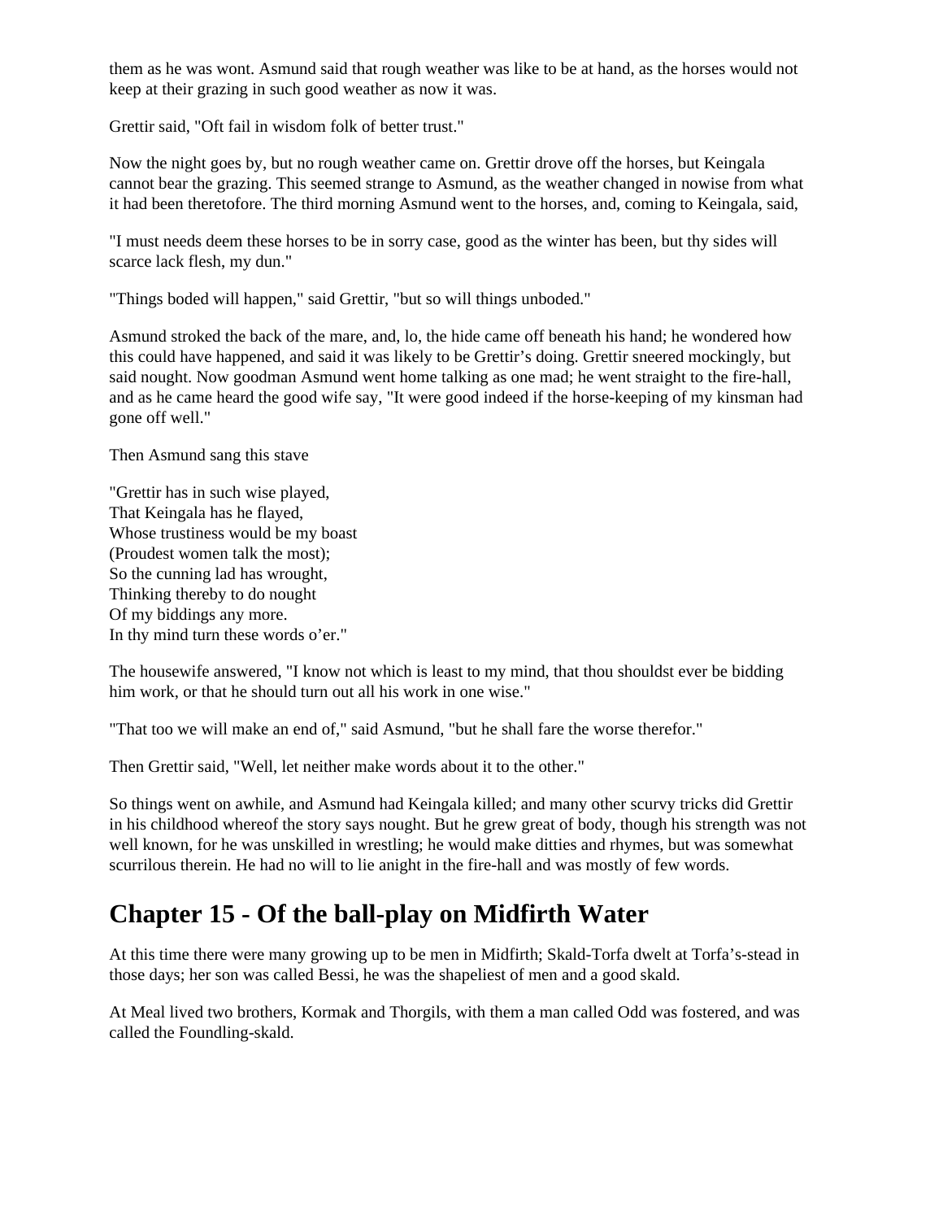them as he was wont. Asmund said that rough weather was like to be at hand, as the horses would not keep at their grazing in such good weather as now it was.

Grettir said, "Oft fail in wisdom folk of better trust."

Now the night goes by, but no rough weather came on. Grettir drove off the horses, but Keingala cannot bear the grazing. This seemed strange to Asmund, as the weather changed in nowise from what it had been theretofore. The third morning Asmund went to the horses, and, coming to Keingala, said,

"I must needs deem these horses to be in sorry case, good as the winter has been, but thy sides will scarce lack flesh, my dun."

"Things boded will happen," said Grettir, "but so will things unboded."

Asmund stroked the back of the mare, and, lo, the hide came off beneath his hand; he wondered how this could have happened, and said it was likely to be Grettir's doing. Grettir sneered mockingly, but said nought. Now goodman Asmund went home talking as one mad; he went straight to the fire-hall, and as he came heard the good wife say, "It were good indeed if the horse-keeping of my kinsman had gone off well."

Then Asmund sang this stave

"Grettir has in such wise played,
That Keingala has he flayed,
Whose trustiness would be my boast
(Proudest women talk the most);
So the cunning lad has wrought,
Thinking thereby to do nought
Of my biddings any more.
In thy mind turn these words o'er."

The housewife answered, "I know not which is least to my mind, that thou shouldst ever be bidding him work, or that he should turn out all his work in one wise."

"That too we will make an end of," said Asmund, "but he shall fare the worse therefor."

Then Grettir said, "Well, let neither make words about it to the other."

So things went on awhile, and Asmund had Keingala killed; and many other scurvy tricks did Grettir in his childhood whereof the story says nought. But he grew great of body, though his strength was not well known, for he was unskilled in wrestling; he would make ditties and rhymes, but was somewhat scurrilous therein. He had no will to lie anight in the fire-hall and was mostly of few words.

## Chapter 15 - Of the ball-play on Midfirth Water

At this time there were many growing up to be men in Midfirth; Skald-Torfa dwelt at Torfa's-stead in those days; her son was called Bessi, he was the shapeliest of men and a good skald.

At Meal lived two brothers, Kormak and Thorgils, with them a man called Odd was fostered, and was called the Foundling-skald.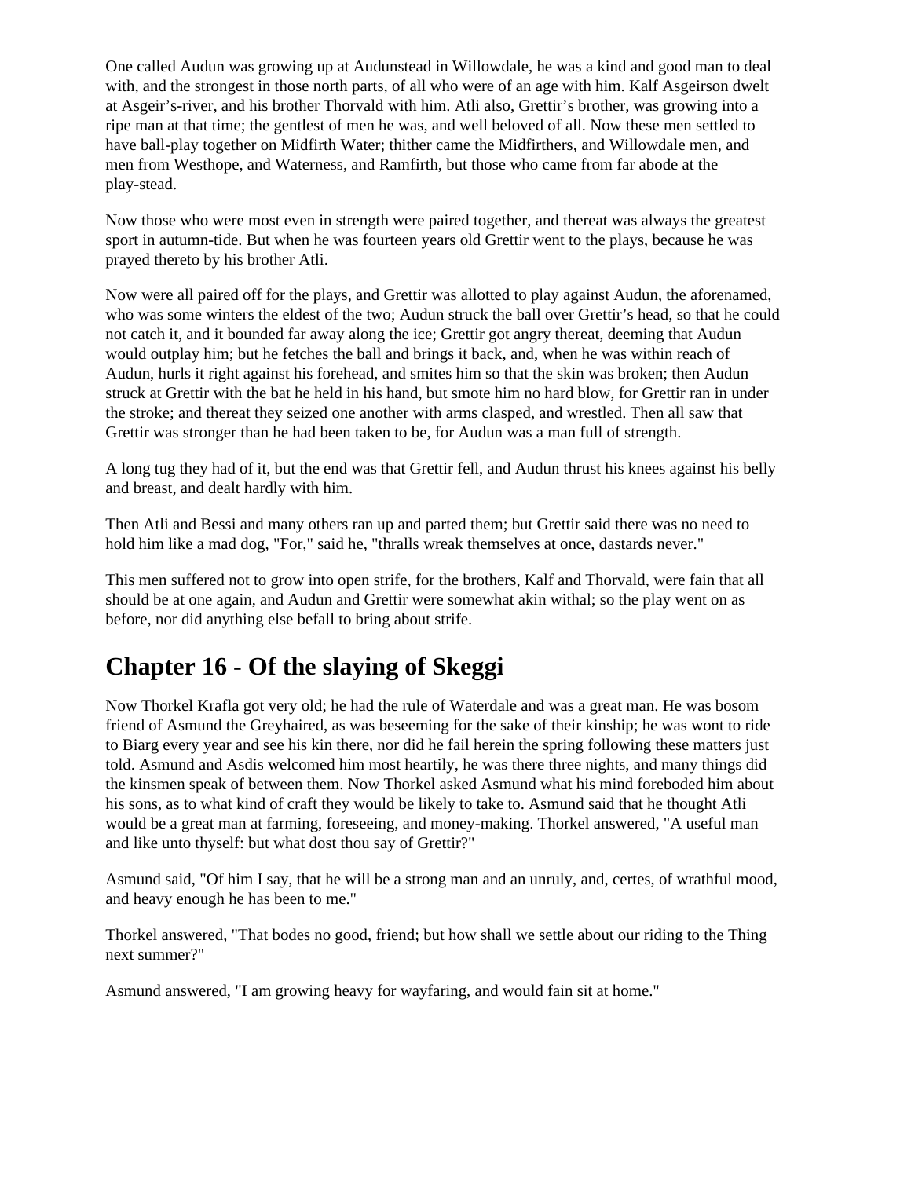One called Audun was growing up at Audunstead in Willowdale, he was a kind and good man to deal with, and the strongest in those north parts, of all who were of an age with him. Kalf Asgeirson dwelt at Asgeir's-river, and his brother Thorvald with him. Atli also, Grettir's brother, was growing into a ripe man at that time; the gentlest of men he was, and well beloved of all. Now these men settled to have ball-play together on Midfirth Water; thither came the Midfirthers, and Willowdale men, and men from Westhope, and Waterness, and Ramfirth, but those who came from far abode at the play-stead.

Now those who were most even in strength were paired together, and thereat was always the greatest sport in autumn-tide. But when he was fourteen years old Grettir went to the plays, because he was prayed thereto by his brother Atli.

Now were all paired off for the plays, and Grettir was allotted to play against Audun, the aforenamed, who was some winters the eldest of the two; Audun struck the ball over Grettir's head, so that he could not catch it, and it bounded far away along the ice; Grettir got angry thereat, deeming that Audun would outplay him; but he fetches the ball and brings it back, and, when he was within reach of Audun, hurls it right against his forehead, and smites him so that the skin was broken; then Audun struck at Grettir with the bat he held in his hand, but smote him no hard blow, for Grettir ran in under the stroke; and thereat they seized one another with arms clasped, and wrestled. Then all saw that Grettir was stronger than he had been taken to be, for Audun was a man full of strength.

A long tug they had of it, but the end was that Grettir fell, and Audun thrust his knees against his belly and breast, and dealt hardly with him.

Then Atli and Bessi and many others ran up and parted them; but Grettir said there was no need to hold him like a mad dog, "For," said he, "thralls wreak themselves at once, dastards never."

This men suffered not to grow into open strife, for the brothers, Kalf and Thorvald, were fain that all should be at one again, and Audun and Grettir were somewhat akin withal; so the play went on as before, nor did anything else befall to bring about strife.

## Chapter 16 - Of the slaying of Skeggi

Now Thorkel Krafla got very old; he had the rule of Waterdale and was a great man. He was bosom friend of Asmund the Greyhaired, as was beseeming for the sake of their kinship; he was wont to ride to Biarg every year and see his kin there, nor did he fail herein the spring following these matters just told. Asmund and Asdis welcomed him most heartily, he was there three nights, and many things did the kinsmen speak of between them. Now Thorkel asked Asmund what his mind foreboded him about his sons, as to what kind of craft they would be likely to take to. Asmund said that he thought Atli would be a great man at farming, foreseeing, and money-making. Thorkel answered, "A useful man and like unto thyself: but what dost thou say of Grettir?"

Asmund said, "Of him I say, that he will be a strong man and an unruly, and, certes, of wrathful mood, and heavy enough he has been to me."

Thorkel answered, "That bodes no good, friend; but how shall we settle about our riding to the Thing next summer?"

Asmund answered, "I am growing heavy for wayfaring, and would fain sit at home."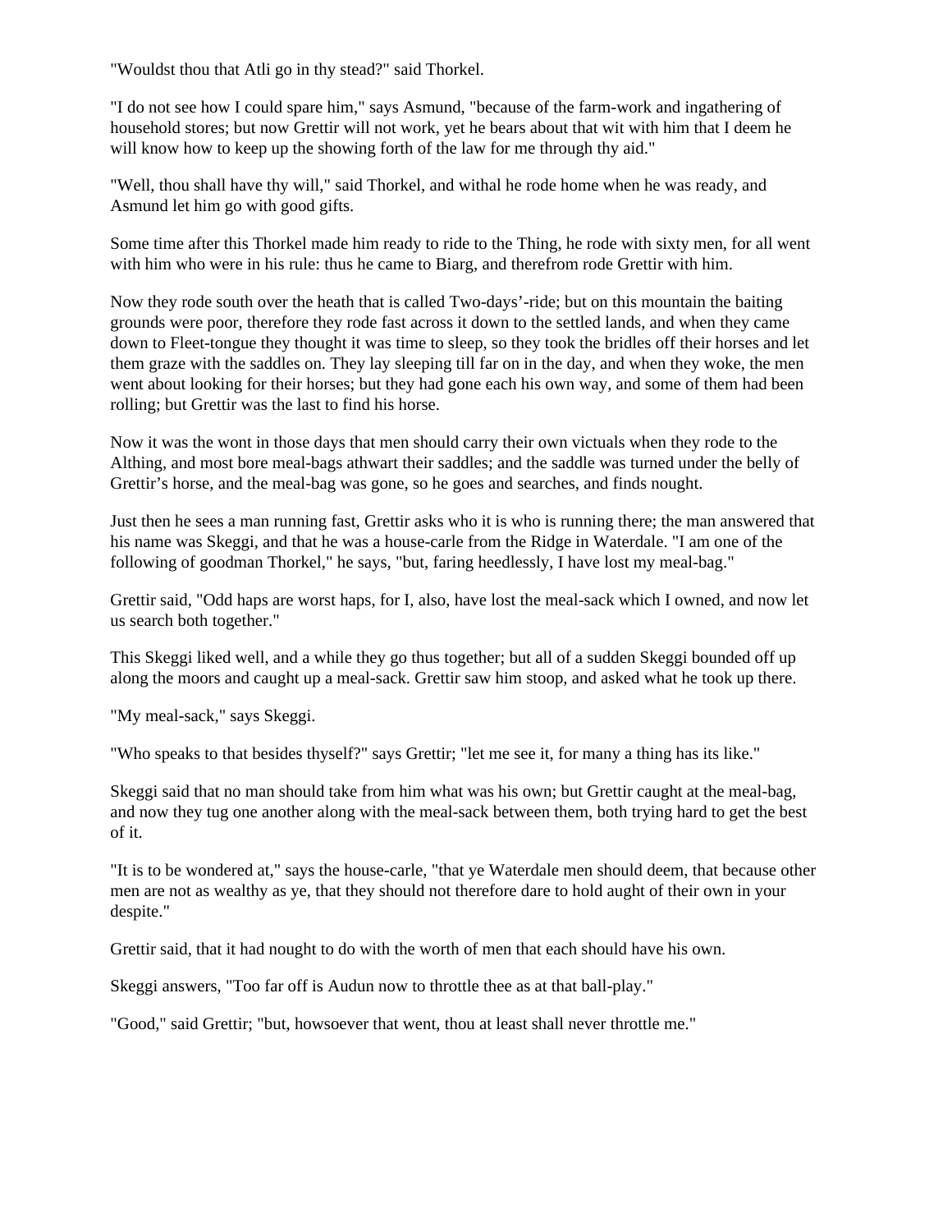"Wouldst thou that Atli go in thy stead?" said Thorkel.

"I do not see how I could spare him," says Asmund, "because of the farm-work and ingathering of household stores; but now Grettir will not work, yet he bears about that wit with him that I deem he will know how to keep up the showing forth of the law for me through thy aid."

"Well, thou shall have thy will," said Thorkel, and withal he rode home when he was ready, and Asmund let him go with good gifts.

Some time after this Thorkel made him ready to ride to the Thing, he rode with sixty men, for all went with him who were in his rule: thus he came to Biarg, and therefrom rode Grettir with him.

Now they rode south over the heath that is called Two-days'-ride; but on this mountain the baiting grounds were poor, therefore they rode fast across it down to the settled lands, and when they came down to Fleet-tongue they thought it was time to sleep, so they took the bridles off their horses and let them graze with the saddles on. They lay sleeping till far on in the day, and when they woke, the men went about looking for their horses; but they had gone each his own way, and some of them had been rolling; but Grettir was the last to find his horse.

Now it was the wont in those days that men should carry their own victuals when they rode to the Althing, and most bore meal-bags athwart their saddles; and the saddle was turned under the belly of Grettir's horse, and the meal-bag was gone, so he goes and searches, and finds nought.

Just then he sees a man running fast, Grettir asks who it is who is running there; the man answered that his name was Skeggi, and that he was a house-carle from the Ridge in Waterdale. "I am one of the following of goodman Thorkel," he says, "but, faring heedlessly, I have lost my meal-bag."

Grettir said, "Odd haps are worst haps, for I, also, have lost the meal-sack which I owned, and now let us search both together."

This Skeggi liked well, and a while they go thus together; but all of a sudden Skeggi bounded off up along the moors and caught up a meal-sack. Grettir saw him stoop, and asked what he took up there.

"My meal-sack," says Skeggi.

"Who speaks to that besides thyself?" says Grettir; "let me see it, for many a thing has its like."

Skeggi said that no man should take from him what was his own; but Grettir caught at the meal-bag, and now they tug one another along with the meal-sack between them, both trying hard to get the best of it.

"It is to be wondered at," says the house-carle, "that ye Waterdale men should deem, that because other men are not as wealthy as ye, that they should not therefore dare to hold aught of their own in your despite."

Grettir said, that it had nought to do with the worth of men that each should have his own.

Skeggi answers, "Too far off is Audun now to throttle thee as at that ball-play."

"Good," said Grettir; "but, howsoever that went, thou at least shall never throttle me."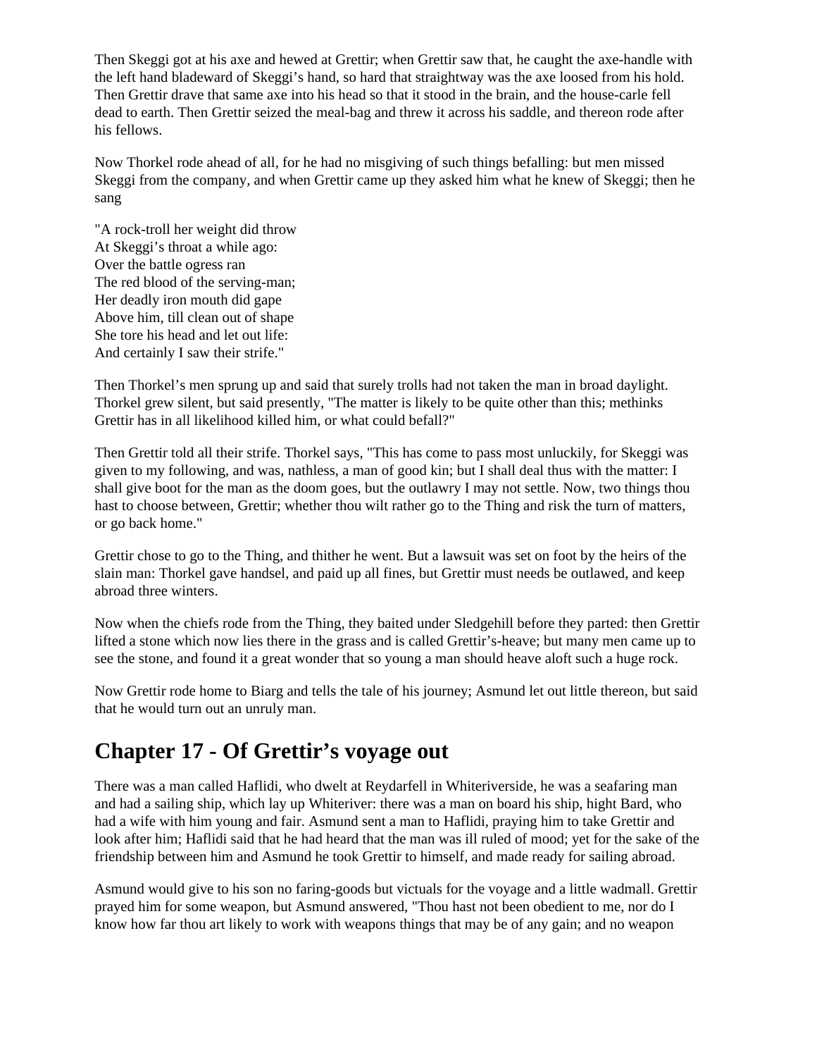Then Skeggi got at his axe and hewed at Grettir; when Grettir saw that, he caught the axe-handle with the left hand bladeward of Skeggi's hand, so hard that straightway was the axe loosed from his hold. Then Grettir drave that same axe into his head so that it stood in the brain, and the house-carle fell dead to earth. Then Grettir seized the meal-bag and threw it across his saddle, and thereon rode after his fellows.

Now Thorkel rode ahead of all, for he had no misgiving of such things befalling: but men missed Skeggi from the company, and when Grettir came up they asked him what he knew of Skeggi; then he sang

"A rock-troll her weight did throw  
At Skeggi's throat a while ago:  
Over the battle ogress ran  
The red blood of the serving-man;  
Her deadly iron mouth did gape  
Above him, till clean out of shape  
She tore his head and let out life:  
And certainly I saw their strife."

Then Thorkel's men sprung up and said that surely trolls had not taken the man in broad daylight. Thorkel grew silent, but said presently, "The matter is likely to be quite other than this; methinks Grettir has in all likelihood killed him, or what could befall?"

Then Grettir told all their strife. Thorkel says, "This has come to pass most unluckily, for Skeggi was given to my following, and was, nathless, a man of good kin; but I shall deal thus with the matter: I shall give boot for the man as the doom goes, but the outlawry I may not settle. Now, two things thou hast to choose between, Grettir; whether thou wilt rather go to the Thing and risk the turn of matters, or go back home."

Grettir chose to go to the Thing, and thither he went. But a lawsuit was set on foot by the heirs of the slain man: Thorkel gave handsel, and paid up all fines, but Grettir must needs be outlawed, and keep abroad three winters.

Now when the chiefs rode from the Thing, they baited under Sledgehill before they parted: then Grettir lifted a stone which now lies there in the grass and is called Grettir's-heave; but many men came up to see the stone, and found it a great wonder that so young a man should heave aloft such a huge rock.

Now Grettir rode home to Biarg and tells the tale of his journey; Asmund let out little thereon, but said that he would turn out an unruly man.

## Chapter 17 - Of Grettir's voyage out

There was a man called Haflidi, who dwelt at Reydarfell in Whiteriverside, he was a seafaring man and had a sailing ship, which lay up Whiteriver: there was a man on board his ship, hight Bard, who had a wife with him young and fair. Asmund sent a man to Haflidi, praying him to take Grettir and look after him; Haflidi said that he had heard that the man was ill ruled of mood; yet for the sake of the friendship between him and Asmund he took Grettir to himself, and made ready for sailing abroad.

Asmund would give to his son no faring-goods but victuals for the voyage and a little wadmall. Grettir prayed him for some weapon, but Asmund answered, "Thou hast not been obedient to me, nor do I know how far thou art likely to work with weapons things that may be of any gain; and no weapon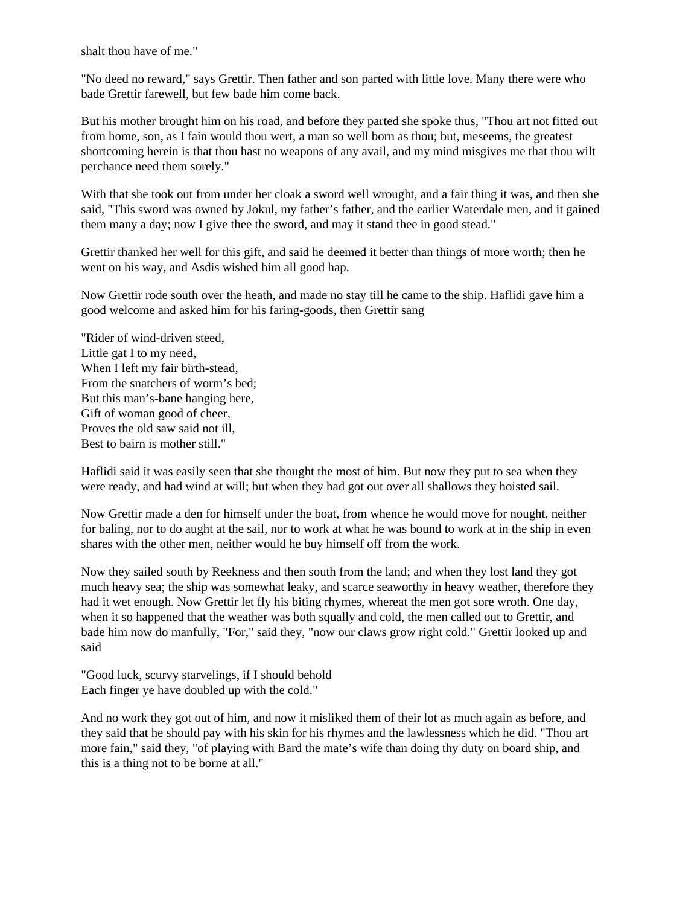shalt thou have of me."

"No deed no reward," says Grettir. Then father and son parted with little love. Many there were who bade Grettir farewell, but few bade him come back.

But his mother brought him on his road, and before they parted she spoke thus, "Thou art not fitted out from home, son, as I fain would thou wert, a man so well born as thou; but, meseems, the greatest shortcoming herein is that thou hast no weapons of any avail, and my mind misgives me that thou wilt perchance need them sorely."

With that she took out from under her cloak a sword well wrought, and a fair thing it was, and then she said, "This sword was owned by Jokul, my father's father, and the earlier Waterdale men, and it gained them many a day; now I give thee the sword, and may it stand thee in good stead."

Grettir thanked her well for this gift, and said he deemed it better than things of more worth; then he went on his way, and Asdis wished him all good hap.

Now Grettir rode south over the heath, and made no stay till he came to the ship. Haflidi gave him a good welcome and asked him for his faring-goods, then Grettir sang

"Rider of wind-driven steed,  
Little gat I to my need,  
When I left my fair birth-stead,  
From the snatchers of worm's bed;  
But this man's-bane hanging here,  
Gift of woman good of cheer,  
Proves the old saw said not ill,  
Best to bairn is mother still."

Haflidi said it was easily seen that she thought the most of him. But now they put to sea when they were ready, and had wind at will; but when they had got out over all shallows they hoisted sail.

Now Grettir made a den for himself under the boat, from whence he would move for nought, neither for baling, nor to do aught at the sail, nor to work at what he was bound to work at in the ship in even shares with the other men, neither would he buy himself off from the work.

Now they sailed south by Reekness and then south from the land; and when they lost land they got much heavy sea; the ship was somewhat leaky, and scarce seaworthy in heavy weather, therefore they had it wet enough. Now Grettir let fly his biting rhymes, whereat the men got sore wroth. One day, when it so happened that the weather was both squally and cold, the men called out to Grettir, and bade him now do manfully, "For," said they, "now our claws grow right cold." Grettir looked up and said

"Good luck, scurvy starvelings, if I should behold  
Each finger ye have doubled up with the cold."

And no work they got out of him, and now it misliked them of their lot as much again as before, and they said that he should pay with his skin for his rhymes and the lawlessness which he did. "Thou art more fain," said they, "of playing with Bard the mate's wife than doing thy duty on board ship, and this is a thing not to be borne at all."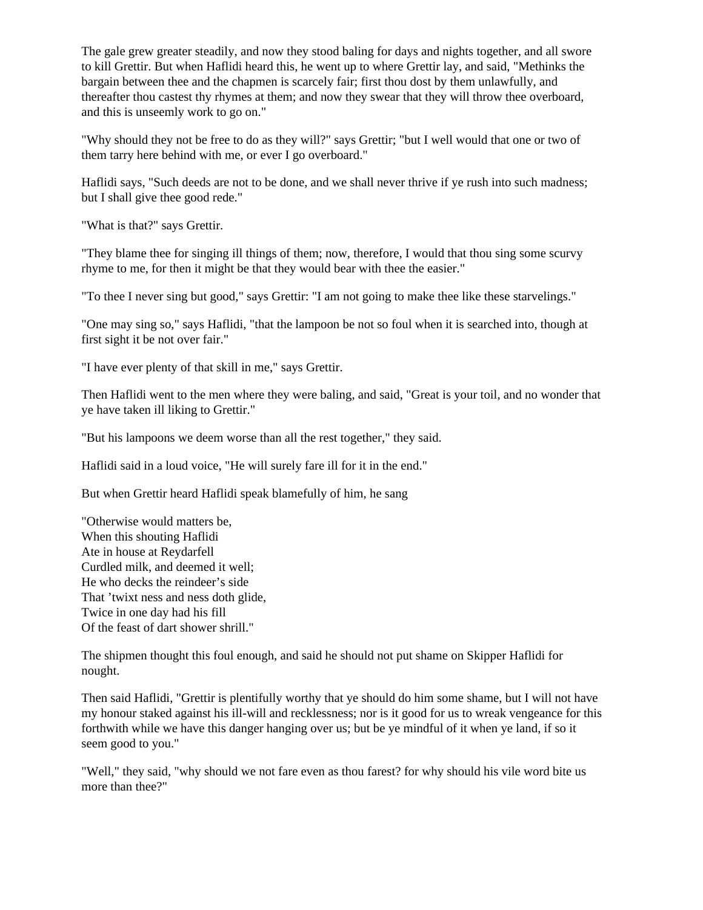The gale grew greater steadily, and now they stood baling for days and nights together, and all swore to kill Grettir. But when Haflidi heard this, he went up to where Grettir lay, and said, "Methinks the bargain between thee and the chapmen is scarcely fair; first thou dost by them unlawfully, and thereafter thou castest thy rhymes at them; and now they swear that they will throw thee overboard, and this is unseemly work to go on."

"Why should they not be free to do as they will?" says Grettir; "but I well would that one or two of them tarry here behind with me, or ever I go overboard."

Haflidi says, "Such deeds are not to be done, and we shall never thrive if ye rush into such madness; but I shall give thee good rede."

"What is that?" says Grettir.

"They blame thee for singing ill things of them; now, therefore, I would that thou sing some scurvy rhyme to me, for then it might be that they would bear with thee the easier."

"To thee I never sing but good," says Grettir: "I am not going to make thee like these starvelings."

"One may sing so," says Haflidi, "that the lampoon be not so foul when it is searched into, though at first sight it be not over fair."

"I have ever plenty of that skill in me," says Grettir.

Then Haflidi went to the men where they were baling, and said, "Great is your toil, and no wonder that ye have taken ill liking to Grettir."

"But his lampoons we deem worse than all the rest together," they said.

Haflidi said in a loud voice, "He will surely fare ill for it in the end."

But when Grettir heard Haflidi speak blamefully of him, he sang

"Otherwise would matters be,  
When this shouting Haflidi  
Ate in house at Reydarfell  
Curdled milk, and deemed it well;  
He who decks the reindeer's side  
That 'twixt ness and ness doth glide,  
Twice in one day had his fill  
Of the feast of dart shower shrill."

The shipmen thought this foul enough, and said he should not put shame on Skipper Haflidi for nought.

Then said Haflidi, "Grettir is plentifully worthy that ye should do him some shame, but I will not have my honour staked against his ill-will and recklessness; nor is it good for us to wreak vengeance for this forthwith while we have this danger hanging over us; but be ye mindful of it when ye land, if so it seem good to you."

"Well," they said, "why should we not fare even as thou farest? for why should his vile word bite us more than thee?"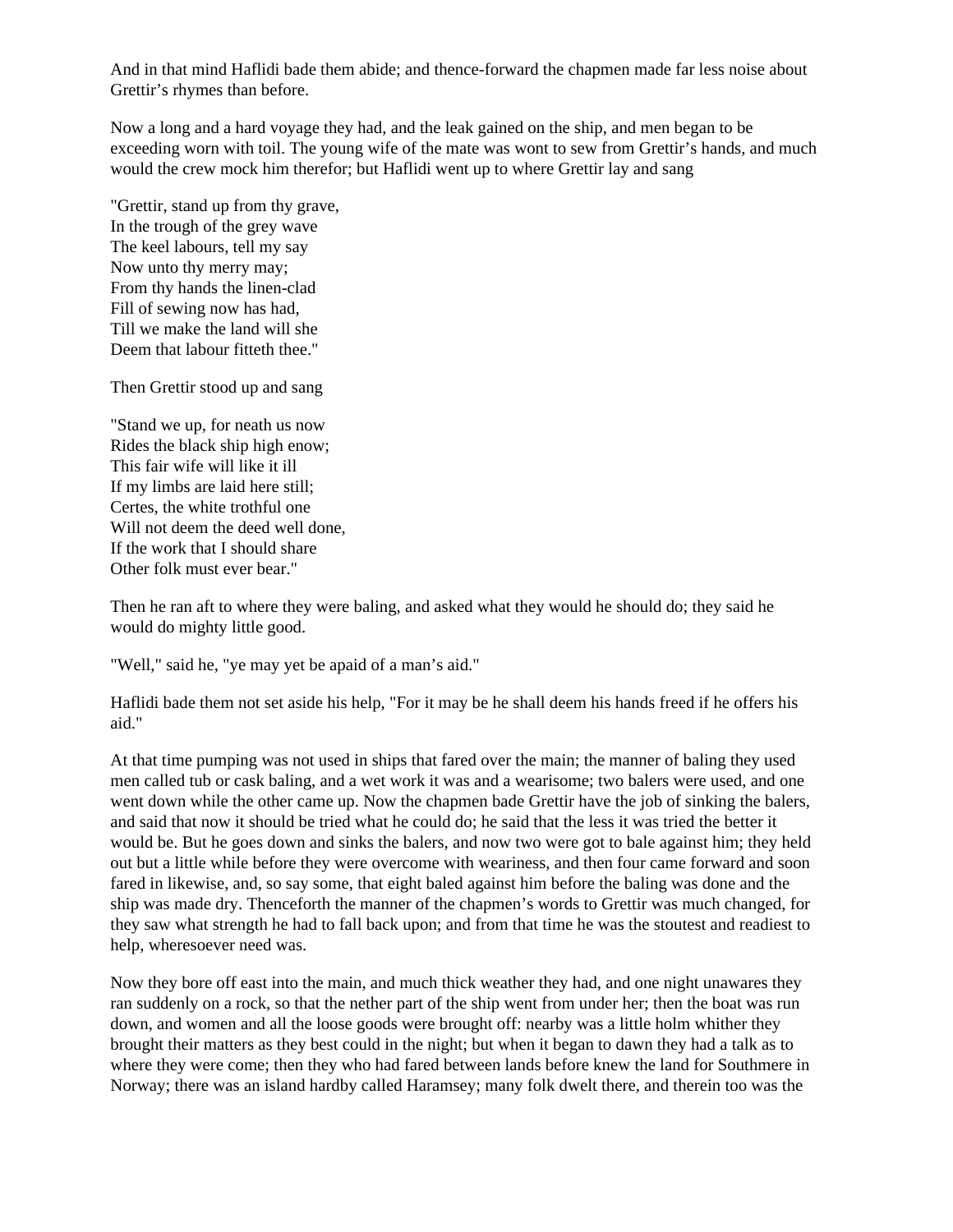And in that mind Haflidi bade them abide; and thence-forward the chapmen made far less noise about Grettir's rhymes than before.

Now a long and a hard voyage they had, and the leak gained on the ship, and men began to be exceeding worn with toil. The young wife of the mate was wont to sew from Grettir's hands, and much would the crew mock him therefor; but Haflidi went up to where Grettir lay and sang

"Grettir, stand up from thy grave,  
In the trough of the grey wave  
The keel labours, tell my say  
Now unto thy merry may;  
From thy hands the linen-clad  
Fill of sewing now has had,  
Till we make the land will she  
Deem that labour fitteth thee."

Then Grettir stood up and sang

"Stand we up, for neath us now  
Rides the black ship high enow;  
This fair wife will like it ill  
If my limbs are laid here still;  
Certes, the white trothful one  
Will not deem the deed well done,  
If the work that I should share  
Other folk must ever bear."

Then he ran aft to where they were baling, and asked what they would he should do; they said he would do mighty little good.

"Well," said he, "ye may yet be apaid of a man's aid."

Haflidi bade them not set aside his help, "For it may be he shall deem his hands freed if he offers his aid."

At that time pumping was not used in ships that fared over the main; the manner of baling they used men called tub or cask baling, and a wet work it was and a wearisome; two balers were used, and one went down while the other came up. Now the chapmen bade Grettir have the job of sinking the balers, and said that now it should be tried what he could do; he said that the less it was tried the better it would be. But he goes down and sinks the balers, and now two were got to bale against him; they held out but a little while before they were overcome with weariness, and then four came forward and soon fared in likewise, and, so say some, that eight baled against him before the baling was done and the ship was made dry. Thenceforth the manner of the chapmen's words to Grettir was much changed, for they saw what strength he had to fall back upon; and from that time he was the stoutest and readiest to help, wheresoever need was.

Now they bore off east into the main, and much thick weather they had, and one night unawares they ran suddenly on a rock, so that the nether part of the ship went from under her; then the boat was run down, and women and all the loose goods were brought off: nearby was a little holm whither they brought their matters as they best could in the night; but when it began to dawn they had a talk as to where they were come; then they who had fared between lands before knew the land for Southmere in Norway; there was an island hardby called Haramsey; many folk dwelt there, and therein too was the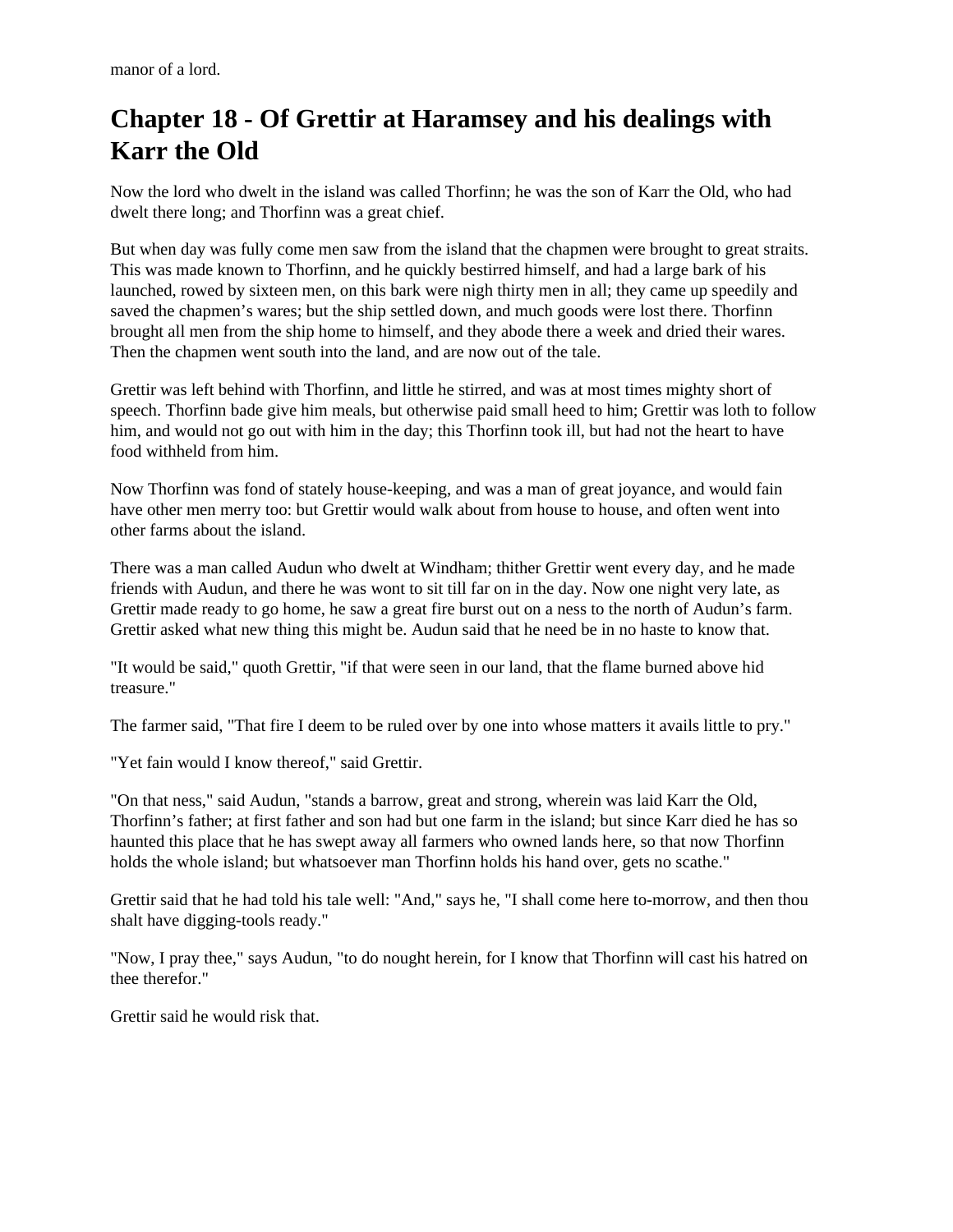manor of a lord.

## Chapter 18 - Of Grettir at Haramsey and his dealings with Karr the Old

Now the lord who dwelt in the island was called Thorfinn; he was the son of Karr the Old, who had dwelt there long; and Thorfinn was a great chief.

But when day was fully come men saw from the island that the chapmen were brought to great straits. This was made known to Thorfinn, and he quickly bestirred himself, and had a large bark of his launched, rowed by sixteen men, on this bark were nigh thirty men in all; they came up speedily and saved the chapmen's wares; but the ship settled down, and much goods were lost there. Thorfinn brought all men from the ship home to himself, and they abode there a week and dried their wares. Then the chapmen went south into the land, and are now out of the tale.

Grettir was left behind with Thorfinn, and little he stirred, and was at most times mighty short of speech. Thorfinn bade give him meals, but otherwise paid small heed to him; Grettir was loth to follow him, and would not go out with him in the day; this Thorfinn took ill, but had not the heart to have food withheld from him.

Now Thorfinn was fond of stately house-keeping, and was a man of great joyance, and would fain have other men merry too: but Grettir would walk about from house to house, and often went into other farms about the island.

There was a man called Audun who dwelt at Windham; thither Grettir went every day, and he made friends with Audun, and there he was wont to sit till far on in the day. Now one night very late, as Grettir made ready to go home, he saw a great fire burst out on a ness to the north of Audun's farm. Grettir asked what new thing this might be. Audun said that he need be in no haste to know that.

"It would be said," quoth Grettir, "if that were seen in our land, that the flame burned above hid treasure."

The farmer said, "That fire I deem to be ruled over by one into whose matters it avails little to pry."

"Yet fain would I know thereof," said Grettir.

"On that ness," said Audun, "stands a barrow, great and strong, wherein was laid Karr the Old, Thorfinn's father; at first father and son had but one farm in the island; but since Karr died he has so haunted this place that he has swept away all farmers who owned lands here, so that now Thorfinn holds the whole island; but whatsoever man Thorfinn holds his hand over, gets no scathe."

Grettir said that he had told his tale well: "And," says he, "I shall come here to-morrow, and then thou shalt have digging-tools ready."

"Now, I pray thee," says Audun, "to do nought herein, for I know that Thorfinn will cast his hatred on thee therefor."

Grettir said he would risk that.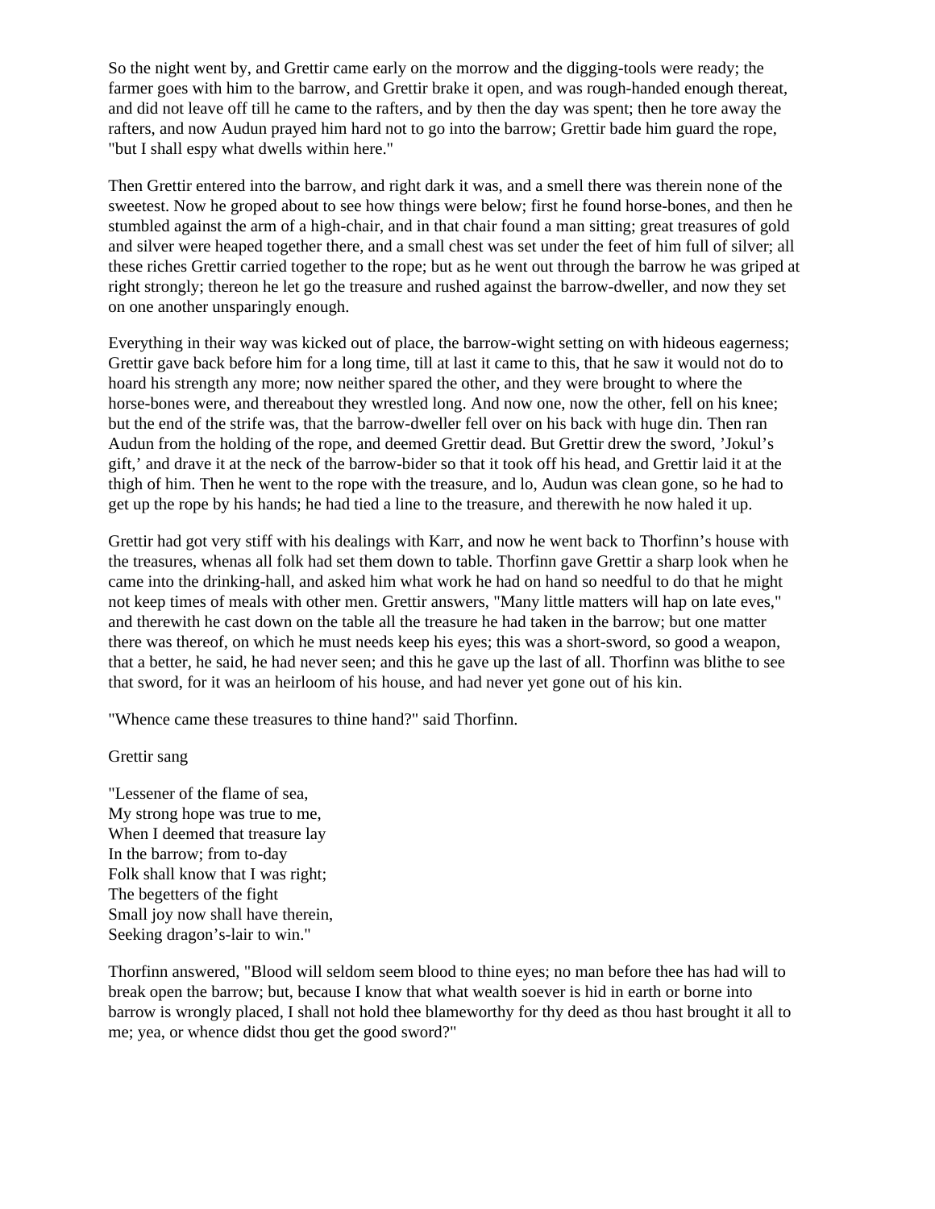So the night went by, and Grettir came early on the morrow and the digging-tools were ready; the farmer goes with him to the barrow, and Grettir brake it open, and was rough-handed enough thereat, and did not leave off till he came to the rafters, and by then the day was spent; then he tore away the rafters, and now Audun prayed him hard not to go into the barrow; Grettir bade him guard the rope, "but I shall espy what dwells within here."

Then Grettir entered into the barrow, and right dark it was, and a smell there was therein none of the sweetest. Now he groped about to see how things were below; first he found horse-bones, and then he stumbled against the arm of a high-chair, and in that chair found a man sitting; great treasures of gold and silver were heaped together there, and a small chest was set under the feet of him full of silver; all these riches Grettir carried together to the rope; but as he went out through the barrow he was griped at right strongly; thereon he let go the treasure and rushed against the barrow-dweller, and now they set on one another unsparingly enough.

Everything in their way was kicked out of place, the barrow-wight setting on with hideous eagerness; Grettir gave back before him for a long time, till at last it came to this, that he saw it would not do to hoard his strength any more; now neither spared the other, and they were brought to where the horse-bones were, and thereabout they wrestled long. And now one, now the other, fell on his knee; but the end of the strife was, that the barrow-dweller fell over on his back with huge din. Then ran Audun from the holding of the rope, and deemed Grettir dead. But Grettir drew the sword, 'Jokul's gift,' and drave it at the neck of the barrow-bider so that it took off his head, and Grettir laid it at the thigh of him. Then he went to the rope with the treasure, and lo, Audun was clean gone, so he had to get up the rope by his hands; he had tied a line to the treasure, and therewith he now haled it up.

Grettir had got very stiff with his dealings with Karr, and now he went back to Thorfinn's house with the treasures, whenas all folk had set them down to table. Thorfinn gave Grettir a sharp look when he came into the drinking-hall, and asked him what work he had on hand so needful to do that he might not keep times of meals with other men. Grettir answers, "Many little matters will hap on late eves," and therewith he cast down on the table all the treasure he had taken in the barrow; but one matter there was thereof, on which he must needs keep his eyes; this was a short-sword, so good a weapon, that a better, he said, he had never seen; and this he gave up the last of all. Thorfinn was blithe to see that sword, for it was an heirloom of his house, and had never yet gone out of his kin.

"Whence came these treasures to thine hand?" said Thorfinn.

Grettir sang

"Lessener of the flame of sea,  
My strong hope was true to me,  
When I deemed that treasure lay  
In the barrow; from to-day  
Folk shall know that I was right;  
The begetters of the fight  
Small joy now shall have therein,  
Seeking dragon's-lair to win."

Thorfinn answered, "Blood will seldom seem blood to thine eyes; no man before thee has had will to break open the barrow; but, because I know that what wealth soever is hid in earth or borne into barrow is wrongly placed, I shall not hold thee blameworthy for thy deed as thou hast brought it all to me; yea, or whence didst thou get the good sword?"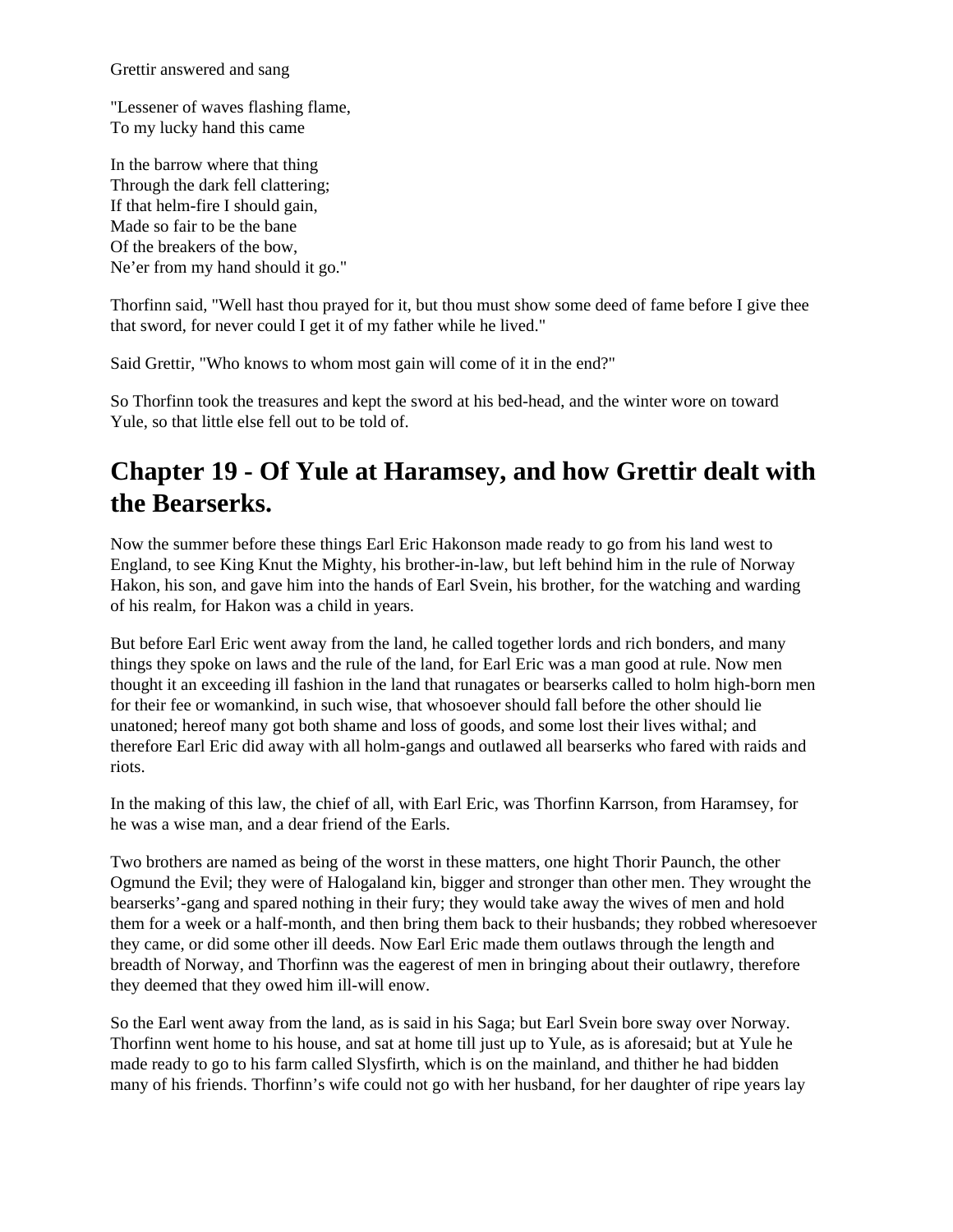Grettir answered and sang

"Lessener of waves flashing flame,
To my lucky hand this came

In the barrow where that thing
Through the dark fell clattering;
If that helm-fire I should gain,
Made so fair to be the bane
Of the breakers of the bow,
Ne'er from my hand should it go."

Thorfinn said, "Well hast thou prayed for it, but thou must show some deed of fame before I give thee that sword, for never could I get it of my father while he lived."

Said Grettir, "Who knows to whom most gain will come of it in the end?"

So Thorfinn took the treasures and kept the sword at his bed-head, and the winter wore on toward Yule, so that little else fell out to be told of.

## Chapter 19 - Of Yule at Haramsey, and how Grettir dealt with the Bearserks.

Now the summer before these things Earl Eric Hakonson made ready to go from his land west to England, to see King Knut the Mighty, his brother-in-law, but left behind him in the rule of Norway Hakon, his son, and gave him into the hands of Earl Svein, his brother, for the watching and warding of his realm, for Hakon was a child in years.

But before Earl Eric went away from the land, he called together lords and rich bonders, and many things they spoke on laws and the rule of the land, for Earl Eric was a man good at rule. Now men thought it an exceeding ill fashion in the land that runagates or bearserks called to holm high-born men for their fee or womankind, in such wise, that whosoever should fall before the other should lie unatoned; hereof many got both shame and loss of goods, and some lost their lives withal; and therefore Earl Eric did away with all holm-gangs and outlawed all bearserks who fared with raids and riots.

In the making of this law, the chief of all, with Earl Eric, was Thorfinn Karrson, from Haramsey, for he was a wise man, and a dear friend of the Earls.

Two brothers are named as being of the worst in these matters, one hight Thorir Paunch, the other Ogmund the Evil; they were of Halogaland kin, bigger and stronger than other men. They wrought the bearserks'-gang and spared nothing in their fury; they would take away the wives of men and hold them for a week or a half-month, and then bring them back to their husbands; they robbed wheresoever they came, or did some other ill deeds. Now Earl Eric made them outlaws through the length and breadth of Norway, and Thorfinn was the eagerest of men in bringing about their outlawry, therefore they deemed that they owed him ill-will enow.

So the Earl went away from the land, as is said in his Saga; but Earl Svein bore sway over Norway. Thorfinn went home to his house, and sat at home till just up to Yule, as is aforesaid; but at Yule he made ready to go to his farm called Slysfirth, which is on the mainland, and thither he had bidden many of his friends. Thorfinn's wife could not go with her husband, for her daughter of ripe years lay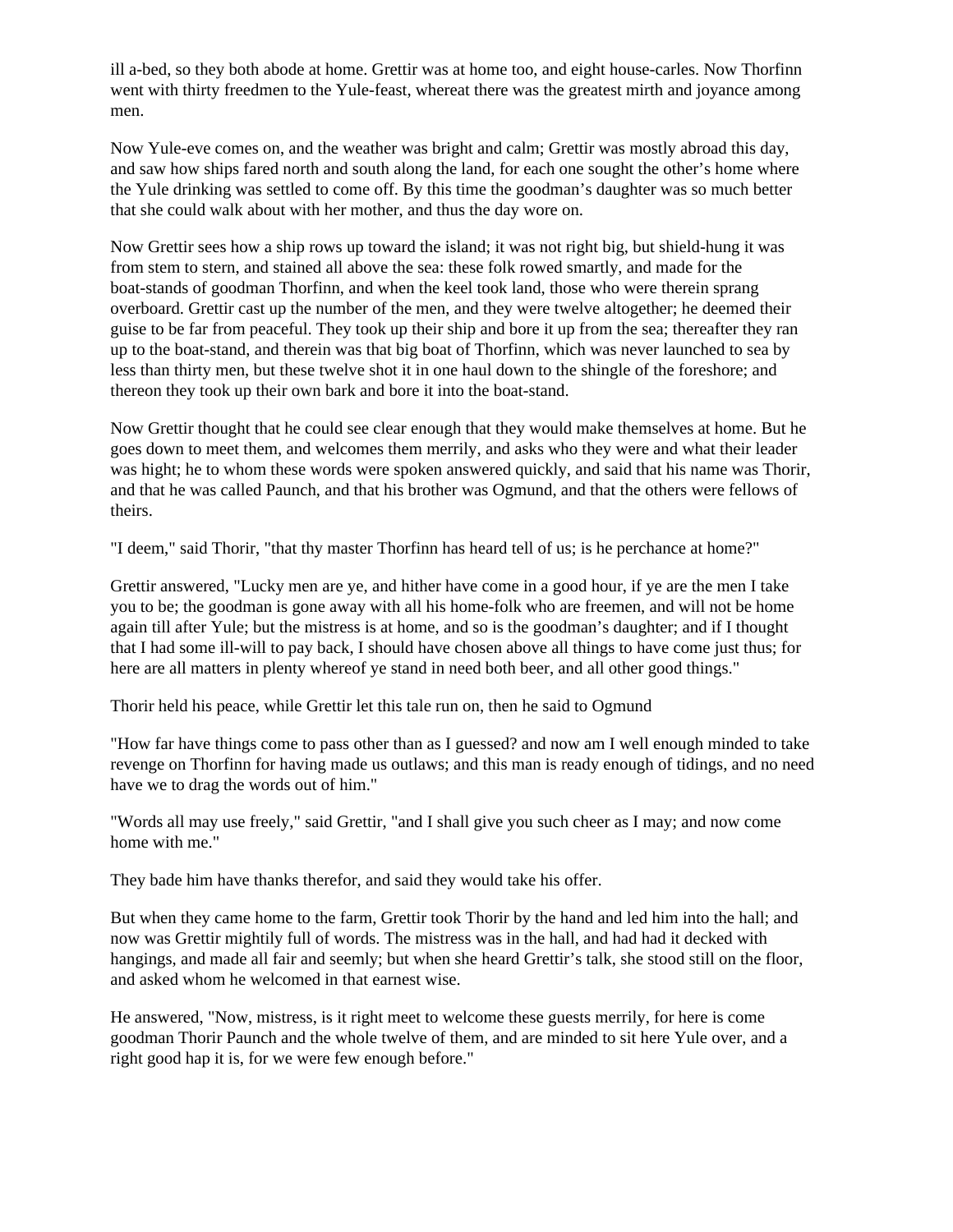ill a-bed, so they both abode at home. Grettir was at home too, and eight house-carles. Now Thorfinn went with thirty freedmen to the Yule-feast, whereat there was the greatest mirth and joyance among men.

Now Yule-eve comes on, and the weather was bright and calm; Grettir was mostly abroad this day, and saw how ships fared north and south along the land, for each one sought the other's home where the Yule drinking was settled to come off. By this time the goodman's daughter was so much better that she could walk about with her mother, and thus the day wore on.

Now Grettir sees how a ship rows up toward the island; it was not right big, but shield-hung it was from stem to stern, and stained all above the sea: these folk rowed smartly, and made for the boat-stands of goodman Thorfinn, and when the keel took land, those who were therein sprang overboard. Grettir cast up the number of the men, and they were twelve altogether; he deemed their guise to be far from peaceful. They took up their ship and bore it up from the sea; thereafter they ran up to the boat-stand, and therein was that big boat of Thorfinn, which was never launched to sea by less than thirty men, but these twelve shot it in one haul down to the shingle of the foreshore; and thereon they took up their own bark and bore it into the boat-stand.

Now Grettir thought that he could see clear enough that they would make themselves at home. But he goes down to meet them, and welcomes them merrily, and asks who they were and what their leader was hight; he to whom these words were spoken answered quickly, and said that his name was Thorir, and that he was called Paunch, and that his brother was Ogmund, and that the others were fellows of theirs.

"I deem," said Thorir, "that thy master Thorfinn has heard tell of us; is he perchance at home?"

Grettir answered, "Lucky men are ye, and hither have come in a good hour, if ye are the men I take you to be; the goodman is gone away with all his home-folk who are freemen, and will not be home again till after Yule; but the mistress is at home, and so is the goodman's daughter; and if I thought that I had some ill-will to pay back, I should have chosen above all things to have come just thus; for here are all matters in plenty whereof ye stand in need both beer, and all other good things."

Thorir held his peace, while Grettir let this tale run on, then he said to Ogmund

"How far have things come to pass other than as I guessed? and now am I well enough minded to take revenge on Thorfinn for having made us outlaws; and this man is ready enough of tidings, and no need have we to drag the words out of him."

"Words all may use freely," said Grettir, "and I shall give you such cheer as I may; and now come home with me."

They bade him have thanks therefor, and said they would take his offer.

But when they came home to the farm, Grettir took Thorir by the hand and led him into the hall; and now was Grettir mightily full of words. The mistress was in the hall, and had had it decked with hangings, and made all fair and seemly; but when she heard Grettir's talk, she stood still on the floor, and asked whom he welcomed in that earnest wise.

He answered, "Now, mistress, is it right meet to welcome these guests merrily, for here is come goodman Thorir Paunch and the whole twelve of them, and are minded to sit here Yule over, and a right good hap it is, for we were few enough before."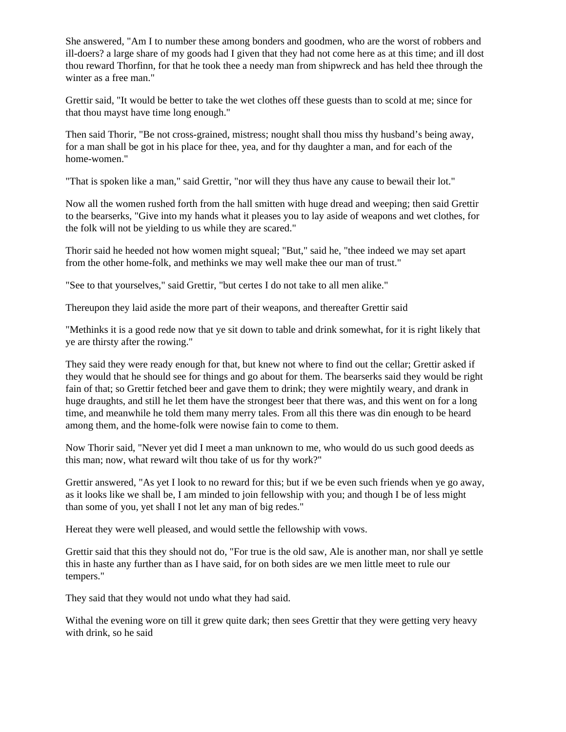She answered, "Am I to number these among bonders and goodmen, who are the worst of robbers and ill-doers? a large share of my goods had I given that they had not come here as at this time; and ill dost thou reward Thorfinn, for that he took thee a needy man from shipwreck and has held thee through the winter as a free man."

Grettir said, "It would be better to take the wet clothes off these guests than to scold at me; since for that thou mayst have time long enough."

Then said Thorir, "Be not cross-grained, mistress; nought shall thou miss thy husband's being away, for a man shall be got in his place for thee, yea, and for thy daughter a man, and for each of the home-women."

"That is spoken like a man," said Grettir, "nor will they thus have any cause to bewail their lot."

Now all the women rushed forth from the hall smitten with huge dread and weeping; then said Grettir to the bearserks, "Give into my hands what it pleases you to lay aside of weapons and wet clothes, for the folk will not be yielding to us while they are scared."

Thorir said he heeded not how women might squeal; "But," said he, "thee indeed we may set apart from the other home-folk, and methinks we may well make thee our man of trust."

"See to that yourselves," said Grettir, "but certes I do not take to all men alike."

Thereupon they laid aside the more part of their weapons, and thereafter Grettir said

"Methinks it is a good rede now that ye sit down to table and drink somewhat, for it is right likely that ye are thirsty after the rowing."

They said they were ready enough for that, but knew not where to find out the cellar; Grettir asked if they would that he should see for things and go about for them. The bearserks said they would be right fain of that; so Grettir fetched beer and gave them to drink; they were mightily weary, and drank in huge draughts, and still he let them have the strongest beer that there was, and this went on for a long time, and meanwhile he told them many merry tales. From all this there was din enough to be heard among them, and the home-folk were nowise fain to come to them.

Now Thorir said, "Never yet did I meet a man unknown to me, who would do us such good deeds as this man; now, what reward wilt thou take of us for thy work?"

Grettir answered, "As yet I look to no reward for this; but if we be even such friends when ye go away, as it looks like we shall be, I am minded to join fellowship with you; and though I be of less might than some of you, yet shall I not let any man of big redes."

Hereat they were well pleased, and would settle the fellowship with vows.

Grettir said that this they should not do, "For true is the old saw, Ale is another man, nor shall ye settle this in haste any further than as I have said, for on both sides are we men little meet to rule our tempers."

They said that they would not undo what they had said.

Withal the evening wore on till it grew quite dark; then sees Grettir that they were getting very heavy with drink, so he said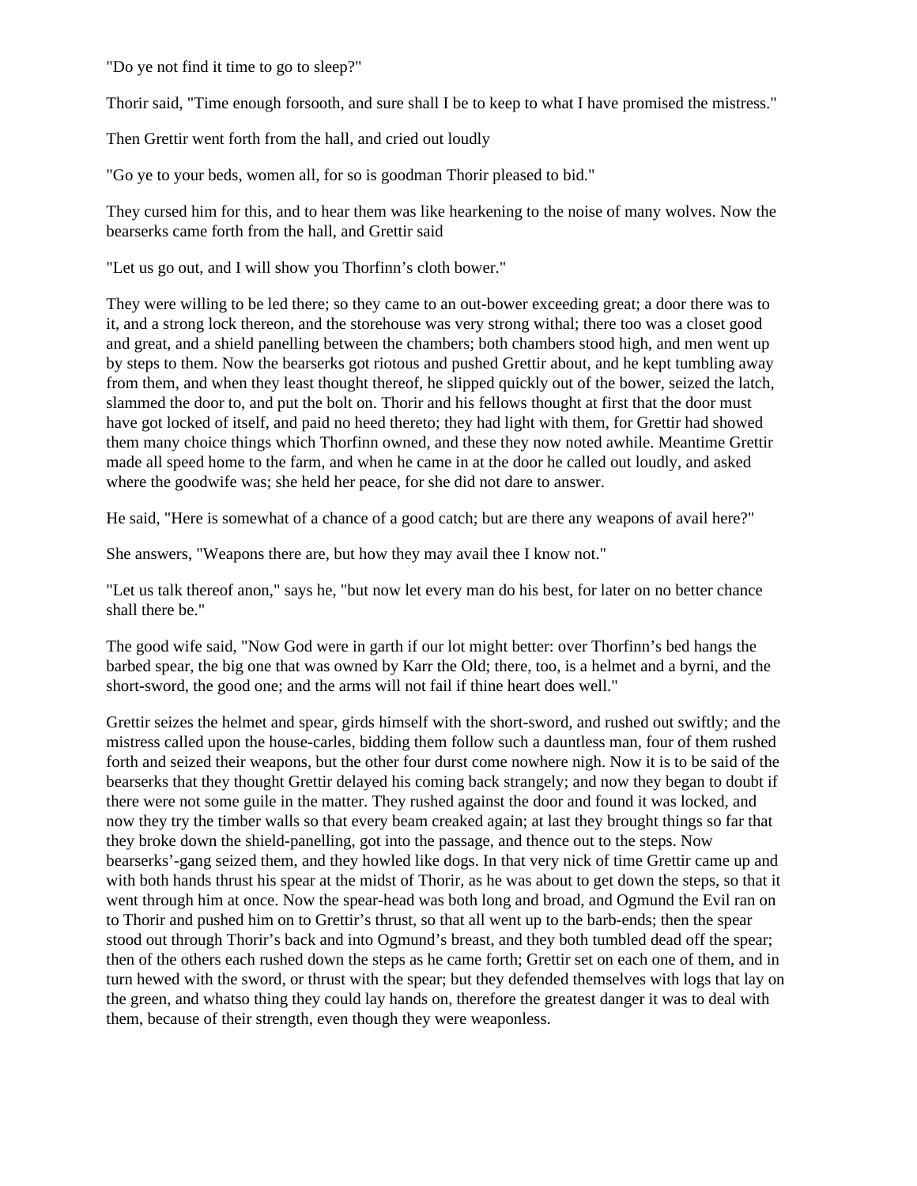"Do ye not find it time to go to sleep?"

Thorir said, "Time enough forsooth, and sure shall I be to keep to what I have promised the mistress."

Then Grettir went forth from the hall, and cried out loudly

"Go ye to your beds, women all, for so is goodman Thorir pleased to bid."

They cursed him for this, and to hear them was like hearkening to the noise of many wolves. Now the bearserks came forth from the hall, and Grettir said

"Let us go out, and I will show you Thorfinn’s cloth bower."

They were willing to be led there; so they came to an out-bower exceeding great; a door there was to it, and a strong lock thereon, and the storehouse was very strong withal; there too was a closet good and great, and a shield panelling between the chambers; both chambers stood high, and men went up by steps to them. Now the bearserks got riotous and pushed Grettir about, and he kept tumbling away from them, and when they least thought thereof, he slipped quickly out of the bower, seized the latch, slammed the door to, and put the bolt on. Thorir and his fellows thought at first that the door must have got locked of itself, and paid no heed thereto; they had light with them, for Grettir had showed them many choice things which Thorfinn owned, and these they now noted awhile. Meantime Grettir made all speed home to the farm, and when he came in at the door he called out loudly, and asked where the goodwife was; she held her peace, for she did not dare to answer.

He said, "Here is somewhat of a chance of a good catch; but are there any weapons of avail here?"

She answers, "Weapons there are, but how they may avail thee I know not."

"Let us talk thereof anon," says he, "but now let every man do his best, for later on no better chance shall there be."

The good wife said, "Now God were in garth if our lot might better: over Thorfinn’s bed hangs the barbed spear, the big one that was owned by Karr the Old; there, too, is a helmet and a byrni, and the short-sword, the good one; and the arms will not fail if thine heart does well."

Grettir seizes the helmet and spear, girds himself with the short-sword, and rushed out swiftly; and the mistress called upon the house-carles, bidding them follow such a dauntless man, four of them rushed forth and seized their weapons, but the other four durst come nowhere nigh. Now it is to be said of the bearserks that they thought Grettir delayed his coming back strangely; and now they began to doubt if there were not some guile in the matter. They rushed against the door and found it was locked, and now they try the timber walls so that every beam creaked again; at last they brought things so far that they broke down the shield-panelling, got into the passage, and thence out to the steps. Now bearserks’-gang seized them, and they howled like dogs. In that very nick of time Grettir came up and with both hands thrust his spear at the midst of Thorir, as he was about to get down the steps, so that it went through him at once. Now the spear-head was both long and broad, and Ogmund the Evil ran on to Thorir and pushed him on to Grettir’s thrust, so that all went up to the barb-ends; then the spear stood out through Thorir’s back and into Ogmund’s breast, and they both tumbled dead off the spear; then of the others each rushed down the steps as he came forth; Grettir set on each one of them, and in turn hewed with the sword, or thrust with the spear; but they defended themselves with logs that lay on the green, and whatso thing they could lay hands on, therefore the greatest danger it was to deal with them, because of their strength, even though they were weaponless.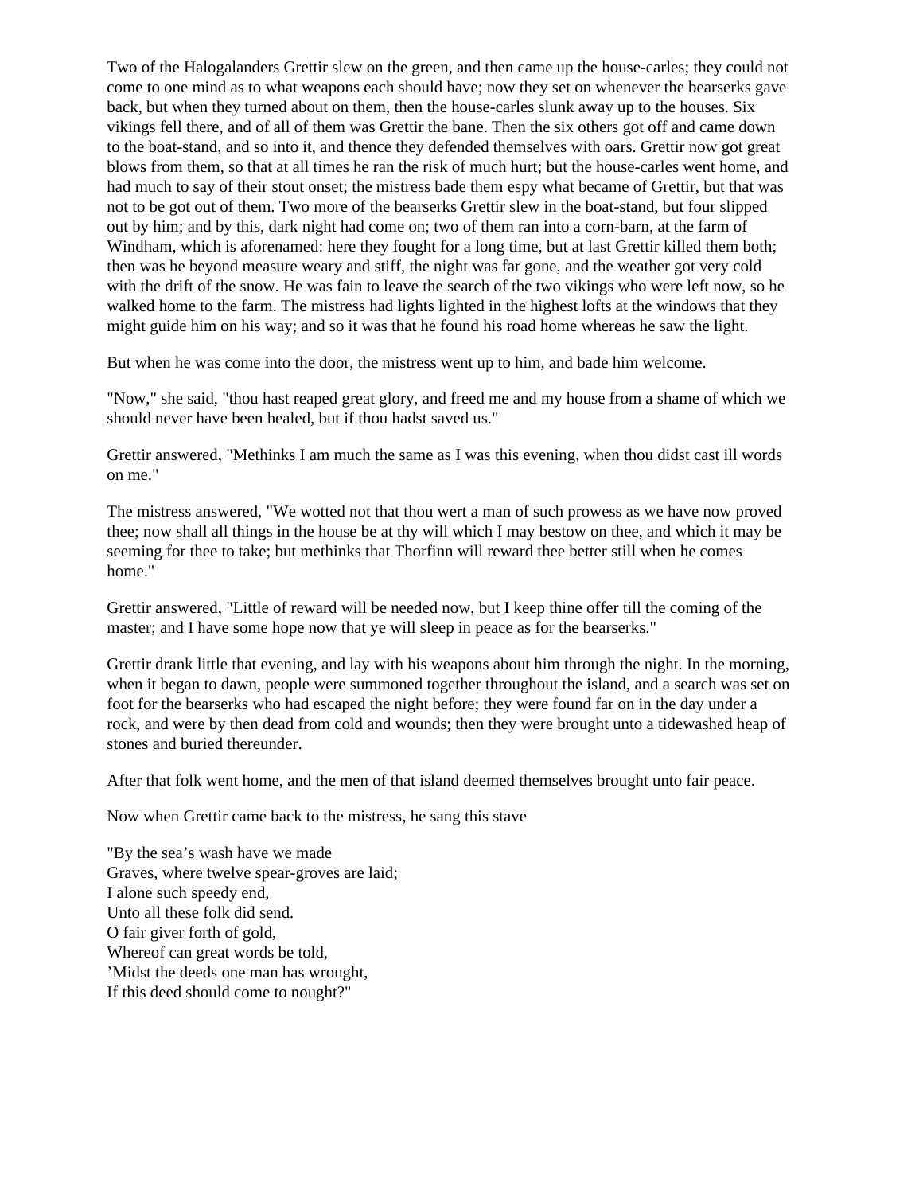Two of the Halogalanders Grettir slew on the green, and then came up the house-carles; they could not come to one mind as to what weapons each should have; now they set on whenever the bearserks gave back, but when they turned about on them, then the house-carles slunk away up to the houses. Six vikings fell there, and of all of them was Grettir the bane. Then the six others got off and came down to the boat-stand, and so into it, and thence they defended themselves with oars. Grettir now got great blows from them, so that at all times he ran the risk of much hurt; but the house-carles went home, and had much to say of their stout onset; the mistress bade them espy what became of Grettir, but that was not to be got out of them. Two more of the bearserks Grettir slew in the boat-stand, but four slipped out by him; and by this, dark night had come on; two of them ran into a corn-barn, at the farm of Windham, which is aforenamed: here they fought for a long time, but at last Grettir killed them both; then was he beyond measure weary and stiff, the night was far gone, and the weather got very cold with the drift of the snow. He was fain to leave the search of the two vikings who were left now, so he walked home to the farm. The mistress had lights lighted in the highest lofts at the windows that they might guide him on his way; and so it was that he found his road home whereas he saw the light.

But when he was come into the door, the mistress went up to him, and bade him welcome.

"Now," she said, "thou hast reaped great glory, and freed me and my house from a shame of which we should never have been healed, but if thou hadst saved us."

Grettir answered, "Methinks I am much the same as I was this evening, when thou didst cast ill words on me."

The mistress answered, "We wotted not that thou wert a man of such prowess as we have now proved thee; now shall all things in the house be at thy will which I may bestow on thee, and which it may be seeming for thee to take; but methinks that Thorfinn will reward thee better still when he comes home."

Grettir answered, "Little of reward will be needed now, but I keep thine offer till the coming of the master; and I have some hope now that ye will sleep in peace as for the bearserks."

Grettir drank little that evening, and lay with his weapons about him through the night. In the morning, when it began to dawn, people were summoned together throughout the island, and a search was set on foot for the bearserks who had escaped the night before; they were found far on in the day under a rock, and were by then dead from cold and wounds; then they were brought unto a tidewashed heap of stones and buried thereunder.

After that folk went home, and the men of that island deemed themselves brought unto fair peace.

Now when Grettir came back to the mistress, he sang this stave

"By the sea’s wash have we made  
Graves, where twelve spear-groves are laid;  
I alone such speedy end,  
Unto all these folk did send.  
O fair giver forth of gold,  
Whereof can great words be told,  
’Midst the deeds one man has wrought,  
If this deed should come to nought?"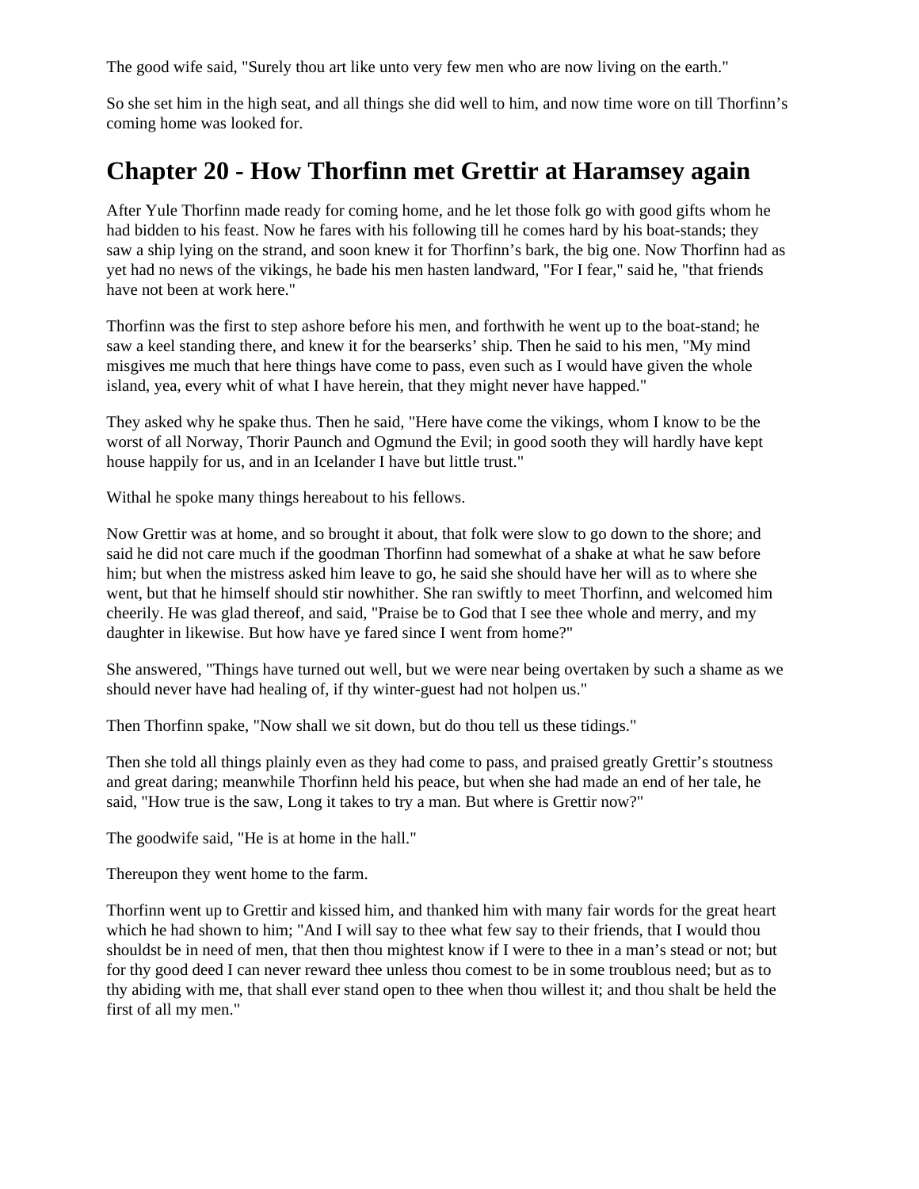The good wife said, "Surely thou art like unto very few men who are now living on the earth."

So she set him in the high seat, and all things she did well to him, and now time wore on till Thorfinn’s coming home was looked for.

## Chapter 20 - How Thorfinn met Grettir at Haramsey again

After Yule Thorfinn made ready for coming home, and he let those folk go with good gifts whom he had bidden to his feast. Now he fares with his following till he comes hard by his boat-stands; they saw a ship lying on the strand, and soon knew it for Thorfinn’s bark, the big one. Now Thorfinn had as yet had no news of the vikings, he bade his men hasten landward, "For I fear," said he, "that friends have not been at work here."

Thorfinn was the first to step ashore before his men, and forthwith he went up to the boat-stand; he saw a keel standing there, and knew it for the bearserks’ ship. Then he said to his men, "My mind misgives me much that here things have come to pass, even such as I would have given the whole island, yea, every whit of what I have herein, that they might never have happed."

They asked why he spake thus. Then he said, "Here have come the vikings, whom I know to be the worst of all Norway, Thorir Paunch and Ogmund the Evil; in good sooth they will hardly have kept house happily for us, and in an Icelander I have but little trust."

Withal he spoke many things hereabout to his fellows.

Now Grettir was at home, and so brought it about, that folk were slow to go down to the shore; and said he did not care much if the goodman Thorfinn had somewhat of a shake at what he saw before him; but when the mistress asked him leave to go, he said she should have her will as to where she went, but that he himself should stir nowhither. She ran swiftly to meet Thorfinn, and welcomed him cheerily. He was glad thereof, and said, "Praise be to God that I see thee whole and merry, and my daughter in likewise. But how have ye fared since I went from home?"

She answered, "Things have turned out well, but we were near being overtaken by such a shame as we should never have had healing of, if thy winter-guest had not holpen us."

Then Thorfinn spake, "Now shall we sit down, but do thou tell us these tidings."

Then she told all things plainly even as they had come to pass, and praised greatly Grettir’s stoutness and great daring; meanwhile Thorfinn held his peace, but when she had made an end of her tale, he said, "How true is the saw, Long it takes to try a man. But where is Grettir now?"

The goodwife said, "He is at home in the hall."

Thereupon they went home to the farm.

Thorfinn went up to Grettir and kissed him, and thanked him with many fair words for the great heart which he had shown to him; "And I will say to thee what few say to their friends, that I would thou shouldst be in need of men, that then thou mightest know if I were to thee in a man’s stead or not; but for thy good deed I can never reward thee unless thou comest to be in some troublous need; but as to thy abiding with me, that shall ever stand open to thee when thou willest it; and thou shalt be held the first of all my men."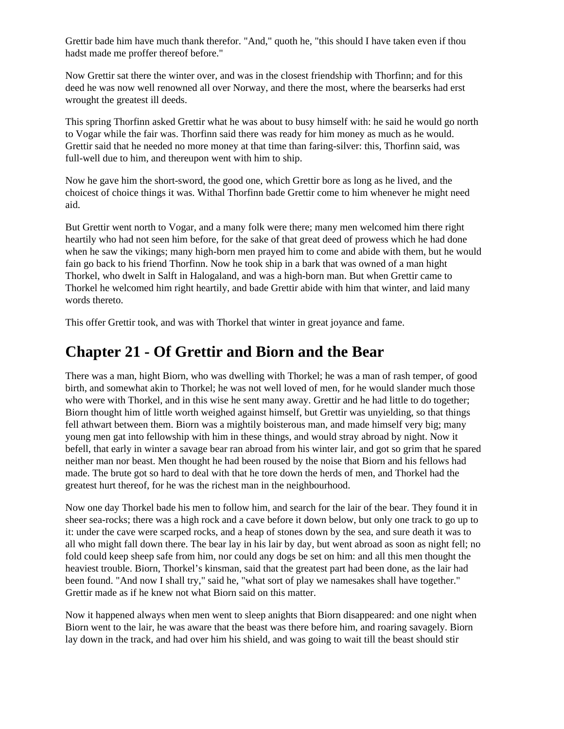Grettir bade him have much thank therefor. "And," quoth he, "this should I have taken even if thou hadst made me proffer thereof before."

Now Grettir sat there the winter over, and was in the closest friendship with Thorfinn; and for this deed he was now well renowned all over Norway, and there the most, where the bearserks had erst wrought the greatest ill deeds.

This spring Thorfinn asked Grettir what he was about to busy himself with: he said he would go north to Vogar while the fair was. Thorfinn said there was ready for him money as much as he would. Grettir said that he needed no more money at that time than faring-silver: this, Thorfinn said, was full-well due to him, and thereupon went with him to ship.

Now he gave him the short-sword, the good one, which Grettir bore as long as he lived, and the choicest of choice things it was. Withal Thorfinn bade Grettir come to him whenever he might need aid.

But Grettir went north to Vogar, and a many folk were there; many men welcomed him there right heartily who had not seen him before, for the sake of that great deed of prowess which he had done when he saw the vikings; many high-born men prayed him to come and abide with them, but he would fain go back to his friend Thorfinn. Now he took ship in a bark that was owned of a man hight Thorkel, who dwelt in Salft in Halogaland, and was a high-born man. But when Grettir came to Thorkel he welcomed him right heartily, and bade Grettir abide with him that winter, and laid many words thereto.

This offer Grettir took, and was with Thorkel that winter in great joyance and fame.

## Chapter 21 - Of Grettir and Biorn and the Bear

There was a man, hight Biorn, who was dwelling with Thorkel; he was a man of rash temper, of good birth, and somewhat akin to Thorkel; he was not well loved of men, for he would slander much those who were with Thorkel, and in this wise he sent many away. Grettir and he had little to do together; Biorn thought him of little worth weighed against himself, but Grettir was unyielding, so that things fell athwart between them. Biorn was a mightily boisterous man, and made himself very big; many young men gat into fellowship with him in these things, and would stray abroad by night. Now it befell, that early in winter a savage bear ran abroad from his winter lair, and got so grim that he spared neither man nor beast. Men thought he had been roused by the noise that Biorn and his fellows had made. The brute got so hard to deal with that he tore down the herds of men, and Thorkel had the greatest hurt thereof, for he was the richest man in the neighbourhood.

Now one day Thorkel bade his men to follow him, and search for the lair of the bear. They found it in sheer sea-rocks; there was a high rock and a cave before it down below, but only one track to go up to it: under the cave were scarped rocks, and a heap of stones down by the sea, and sure death it was to all who might fall down there. The bear lay in his lair by day, but went abroad as soon as night fell; no fold could keep sheep safe from him, nor could any dogs be set on him: and all this men thought the heaviest trouble. Biorn, Thorkel's kinsman, said that the greatest part had been done, as the lair had been found. "And now I shall try," said he, "what sort of play we namesakes shall have together." Grettir made as if he knew not what Biorn said on this matter.

Now it happened always when men went to sleep anights that Biorn disappeared: and one night when Biorn went to the lair, he was aware that the beast was there before him, and roaring savagely. Biorn lay down in the track, and had over him his shield, and was going to wait till the beast should stir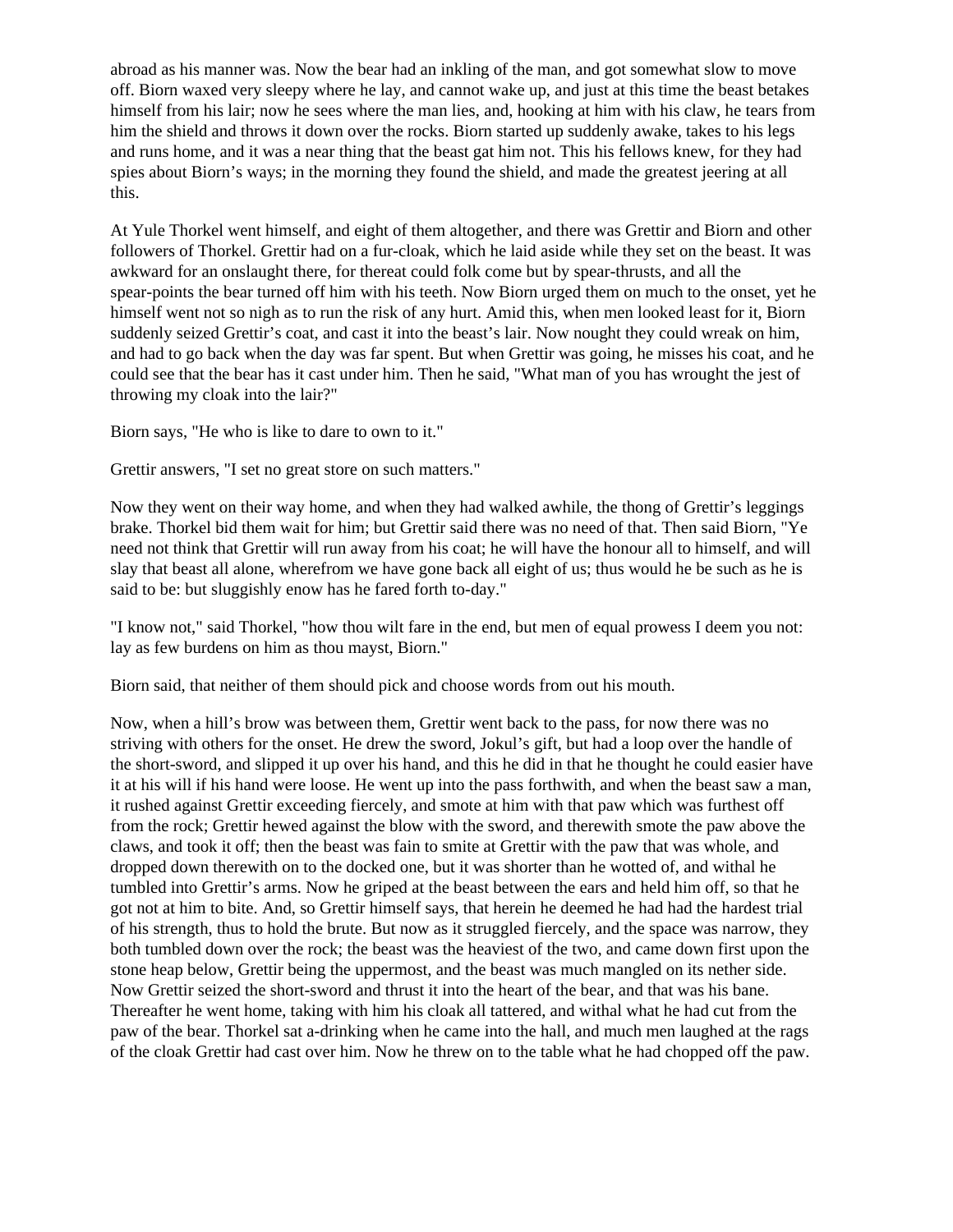abroad as his manner was. Now the bear had an inkling of the man, and got somewhat slow to move off. Biorn waxed very sleepy where he lay, and cannot wake up, and just at this time the beast betakes himself from his lair; now he sees where the man lies, and, hooking at him with his claw, he tears from him the shield and throws it down over the rocks. Biorn started up suddenly awake, takes to his legs and runs home, and it was a near thing that the beast gat him not. This his fellows knew, for they had spies about Biorn's ways; in the morning they found the shield, and made the greatest jeering at all this.

At Yule Thorkel went himself, and eight of them altogether, and there was Grettir and Biorn and other followers of Thorkel. Grettir had on a fur-cloak, which he laid aside while they set on the beast. It was awkward for an onslaught there, for thereat could folk come but by spear-thrusts, and all the spear-points the bear turned off him with his teeth. Now Biorn urged them on much to the onset, yet he himself went not so nigh as to run the risk of any hurt. Amid this, when men looked least for it, Biorn suddenly seized Grettir's coat, and cast it into the beast's lair. Now nought they could wreak on him, and had to go back when the day was far spent. But when Grettir was going, he misses his coat, and he could see that the bear has it cast under him. Then he said, "What man of you has wrought the jest of throwing my cloak into the lair?"

Biorn says, "He who is like to dare to own to it."

Grettir answers, "I set no great store on such matters."

Now they went on their way home, and when they had walked awhile, the thong of Grettir's leggings brake. Thorkel bid them wait for him; but Grettir said there was no need of that. Then said Biorn, "Ye need not think that Grettir will run away from his coat; he will have the honour all to himself, and will slay that beast all alone, wherefrom we have gone back all eight of us; thus would he be such as he is said to be: but sluggishly enow has he fared forth to-day."

"I know not," said Thorkel, "how thou wilt fare in the end, but men of equal prowess I deem you not: lay as few burdens on him as thou mayst, Biorn."

Biorn said, that neither of them should pick and choose words from out his mouth.

Now, when a hill's brow was between them, Grettir went back to the pass, for now there was no striving with others for the onset. He drew the sword, Jokul's gift, but had a loop over the handle of the short-sword, and slipped it up over his hand, and this he did in that he thought he could easier have it at his will if his hand were loose. He went up into the pass forthwith, and when the beast saw a man, it rushed against Grettir exceeding fiercely, and smote at him with that paw which was furthest off from the rock; Grettir hewed against the blow with the sword, and therewith smote the paw above the claws, and took it off; then the beast was fain to smite at Grettir with the paw that was whole, and dropped down therewith on to the docked one, but it was shorter than he wotted of, and withal he tumbled into Grettir's arms. Now he griped at the beast between the ears and held him off, so that he got not at him to bite. And, so Grettir himself says, that herein he deemed he had had the hardest trial of his strength, thus to hold the brute. But now as it struggled fiercely, and the space was narrow, they both tumbled down over the rock; the beast was the heaviest of the two, and came down first upon the stone heap below, Grettir being the uppermost, and the beast was much mangled on its nether side. Now Grettir seized the short-sword and thrust it into the heart of the bear, and that was his bane. Thereafter he went home, taking with him his cloak all tattered, and withal what he had cut from the paw of the bear. Thorkel sat a-drinking when he came into the hall, and much men laughed at the rags of the cloak Grettir had cast over him. Now he threw on to the table what he had chopped off the paw.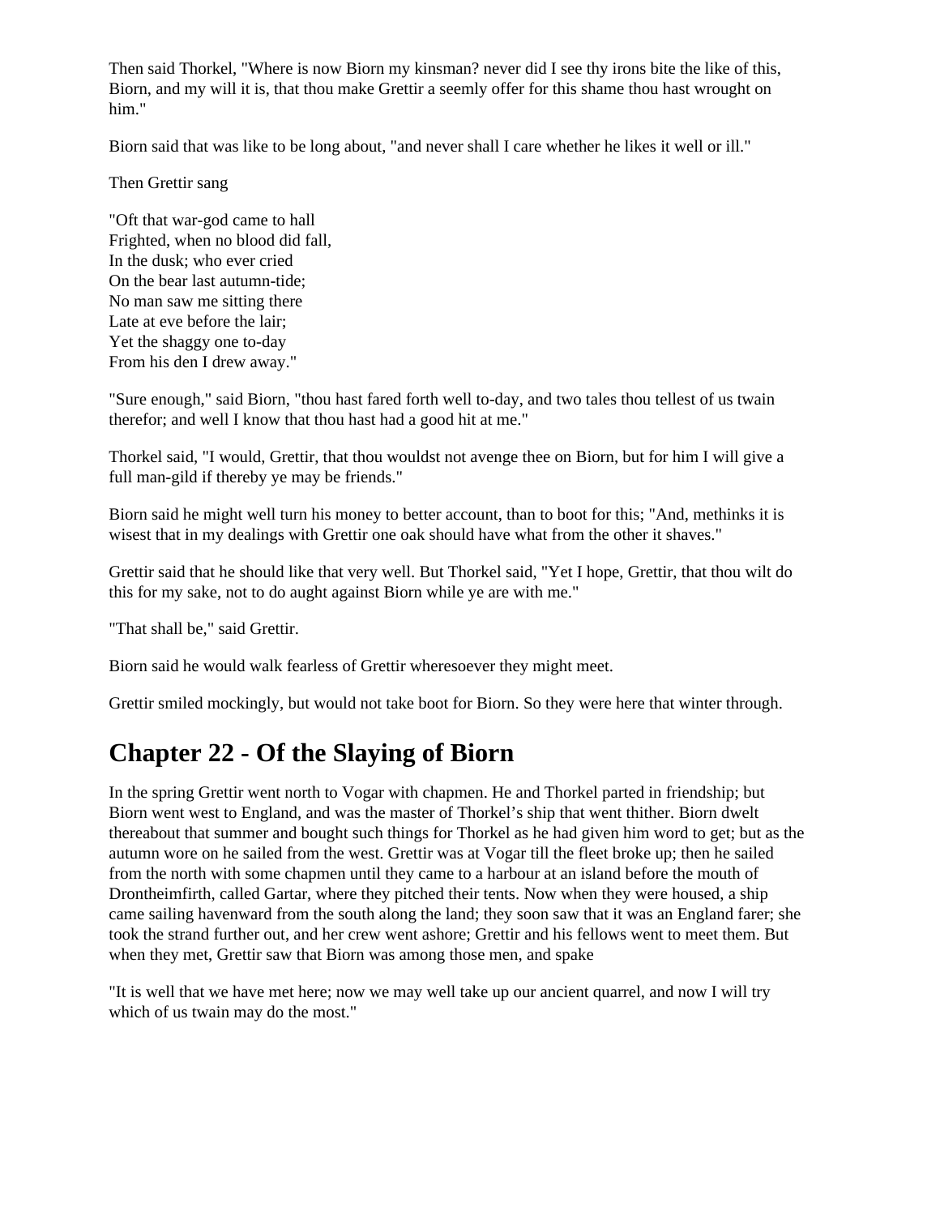Then said Thorkel, "Where is now Biorn my kinsman? never did I see thy irons bite the like of this, Biorn, and my will it is, that thou make Grettir a seemly offer for this shame thou hast wrought on him."

Biorn said that was like to be long about, "and never shall I care whether he likes it well or ill."

Then Grettir sang

"Oft that war-god came to hall  
Frighted, when no blood did fall,  
In the dusk; who ever cried  
On the bear last autumn-tide;  
No man saw me sitting there  
Late at eve before the lair;  
Yet the shaggy one to-day  
From his den I drew away."

"Sure enough," said Biorn, "thou hast fared forth well to-day, and two tales thou tellest of us twain therefor; and well I know that thou hast had a good hit at me."

Thorkel said, "I would, Grettir, that thou wouldst not avenge thee on Biorn, but for him I will give a full man-gild if thereby ye may be friends."

Biorn said he might well turn his money to better account, than to boot for this; "And, methinks it is wisest that in my dealings with Grettir one oak should have what from the other it shaves."

Grettir said that he should like that very well. But Thorkel said, "Yet I hope, Grettir, that thou wilt do this for my sake, not to do aught against Biorn while ye are with me."

"That shall be," said Grettir.

Biorn said he would walk fearless of Grettir wheresoever they might meet.

Grettir smiled mockingly, but would not take boot for Biorn. So they were here that winter through.

## Chapter 22 - Of the Slaying of Biorn

In the spring Grettir went north to Vogar with chapmen. He and Thorkel parted in friendship; but Biorn went west to England, and was the master of Thorkel's ship that went thither. Biorn dwelt thereabout that summer and bought such things for Thorkel as he had given him word to get; but as the autumn wore on he sailed from the west. Grettir was at Vogar till the fleet broke up; then he sailed from the north with some chapmen until they came to a harbour at an island before the mouth of Drontheimfirth, called Gartar, where they pitched their tents. Now when they were housed, a ship came sailing havenward from the south along the land; they soon saw that it was an England farer; she took the strand further out, and her crew went ashore; Grettir and his fellows went to meet them. But when they met, Grettir saw that Biorn was among those men, and spake

"It is well that we have met here; now we may well take up our ancient quarrel, and now I will try which of us twain may do the most."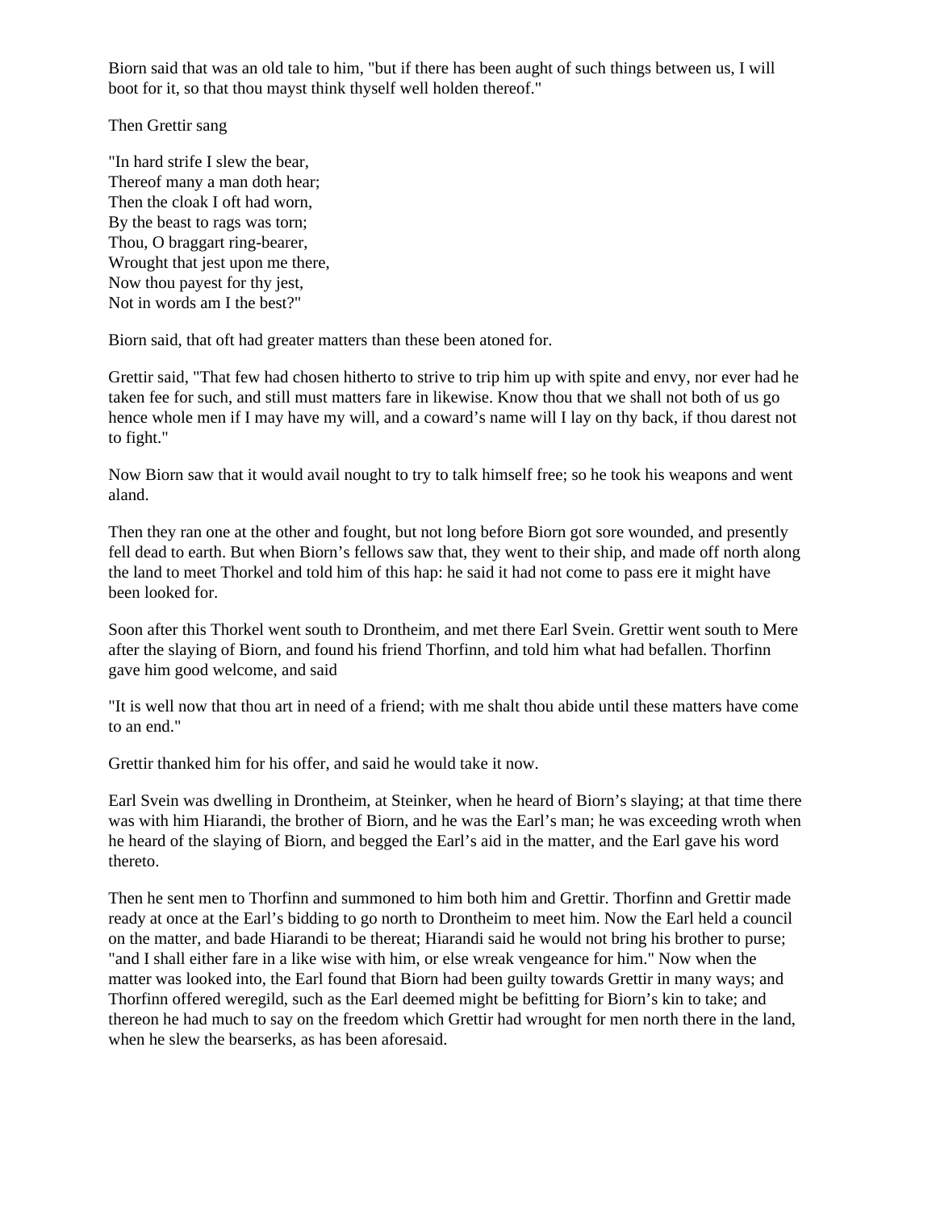Biorn said that was an old tale to him, "but if there has been aught of such things between us, I will boot for it, so that thou mayst think thyself well holden thereof."

Then Grettir sang

"In hard strife I slew the bear,  
Thereof many a man doth hear;  
Then the cloak I oft had worn,  
By the beast to rags was torn;  
Thou, O braggart ring-bearer,  
Wrought that jest upon me there,  
Now thou payest for thy jest,  
Not in words am I the best?"

Biorn said, that oft had greater matters than these been atoned for.

Grettir said, "That few had chosen hitherto to strive to trip him up with spite and envy, nor ever had he taken fee for such, and still must matters fare in likewise. Know thou that we shall not both of us go hence whole men if I may have my will, and a coward's name will I lay on thy back, if thou darest not to fight."

Now Biorn saw that it would avail nought to try to talk himself free; so he took his weapons and went aland.

Then they ran one at the other and fought, but not long before Biorn got sore wounded, and presently fell dead to earth. But when Biorn's fellows saw that, they went to their ship, and made off north along the land to meet Thorkel and told him of this hap: he said it had not come to pass ere it might have been looked for.

Soon after this Thorkel went south to Drontheim, and met there Earl Svein. Grettir went south to Mere after the slaying of Biorn, and found his friend Thorfinn, and told him what had befallen. Thorfinn gave him good welcome, and said

"It is well now that thou art in need of a friend; with me shalt thou abide until these matters have come to an end."

Grettir thanked him for his offer, and said he would take it now.

Earl Svein was dwelling in Drontheim, at Steinker, when he heard of Biorn's slaying; at that time there was with him Hiarandi, the brother of Biorn, and he was the Earl's man; he was exceeding wroth when he heard of the slaying of Biorn, and begged the Earl's aid in the matter, and the Earl gave his word thereto.

Then he sent men to Thorfinn and summoned to him both him and Grettir. Thorfinn and Grettir made ready at once at the Earl's bidding to go north to Drontheim to meet him. Now the Earl held a council on the matter, and bade Hiarandi to be thereat; Hiarandi said he would not bring his brother to purse; "and I shall either fare in a like wise with him, or else wreak vengeance for him." Now when the matter was looked into, the Earl found that Biorn had been guilty towards Grettir in many ways; and Thorfinn offered weregild, such as the Earl deemed might be befitting for Biorn's kin to take; and thereon he had much to say on the freedom which Grettir had wrought for men north there in the land, when he slew the bearserks, as has been aforesaid.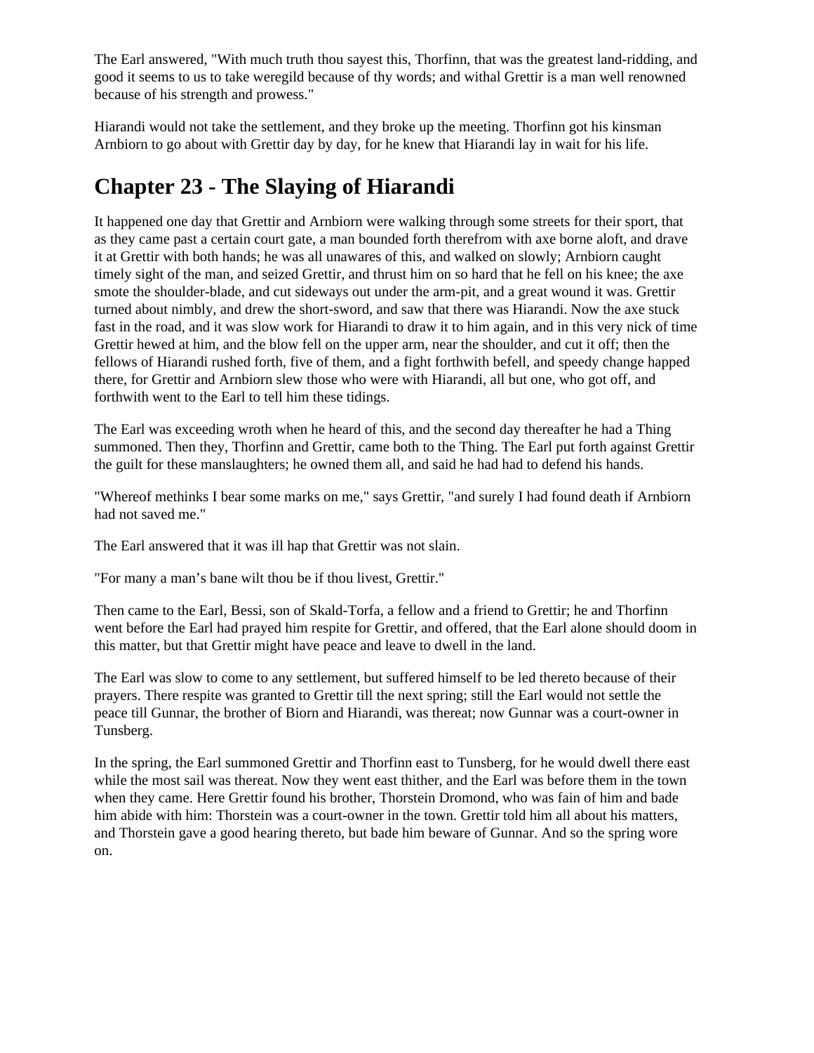The Earl answered, "With much truth thou sayest this, Thorfinn, that was the greatest land-ridding, and good it seems to us to take weregild because of thy words; and withal Grettir is a man well renowned because of his strength and prowess."

Hiarandi would not take the settlement, and they broke up the meeting. Thorfinn got his kinsman Arnbiorn to go about with Grettir day by day, for he knew that Hiarandi lay in wait for his life.

## Chapter 23 - The Slaying of Hiarandi

It happened one day that Grettir and Arnbiorn were walking through some streets for their sport, that as they came past a certain court gate, a man bounded forth therefrom with axe borne aloft, and drave it at Grettir with both hands; he was all unawares of this, and walked on slowly; Arnbiorn caught timely sight of the man, and seized Grettir, and thrust him on so hard that he fell on his knee; the axe smote the shoulder-blade, and cut sideways out under the arm-pit, and a great wound it was. Grettir turned about nimbly, and drew the short-sword, and saw that there was Hiarandi. Now the axe stuck fast in the road, and it was slow work for Hiarandi to draw it to him again, and in this very nick of time Grettir hewed at him, and the blow fell on the upper arm, near the shoulder, and cut it off; then the fellows of Hiarandi rushed forth, five of them, and a fight forthwith befell, and speedy change happed there, for Grettir and Arnbiorn slew those who were with Hiarandi, all but one, who got off, and forthwith went to the Earl to tell him these tidings.

The Earl was exceeding wroth when he heard of this, and the second day thereafter he had a Thing summoned. Then they, Thorfinn and Grettir, came both to the Thing. The Earl put forth against Grettir the guilt for these manslaughters; he owned them all, and said he had had to defend his hands.

"Whereof methinks I bear some marks on me," says Grettir, "and surely I had found death if Arnbiorn had not saved me."

The Earl answered that it was ill hap that Grettir was not slain.

"For many a man's bane wilt thou be if thou livest, Grettir."

Then came to the Earl, Bessi, son of Skald-Torfa, a fellow and a friend to Grettir; he and Thorfinn went before the Earl had prayed him respite for Grettir, and offered, that the Earl alone should doom in this matter, but that Grettir might have peace and leave to dwell in the land.

The Earl was slow to come to any settlement, but suffered himself to be led thereto because of their prayers. There respite was granted to Grettir till the next spring; still the Earl would not settle the peace till Gunnar, the brother of Biorn and Hiarandi, was thereat; now Gunnar was a court-owner in Tunsberg.

In the spring, the Earl summoned Grettir and Thorfinn east to Tunsberg, for he would dwell there east while the most sail was thereat. Now they went east thither, and the Earl was before them in the town when they came. Here Grettir found his brother, Thorstein Dromond, who was fain of him and bade him abide with him: Thorstein was a court-owner in the town. Grettir told him all about his matters, and Thorstein gave a good hearing thereto, but bade him beware of Gunnar. And so the spring wore on.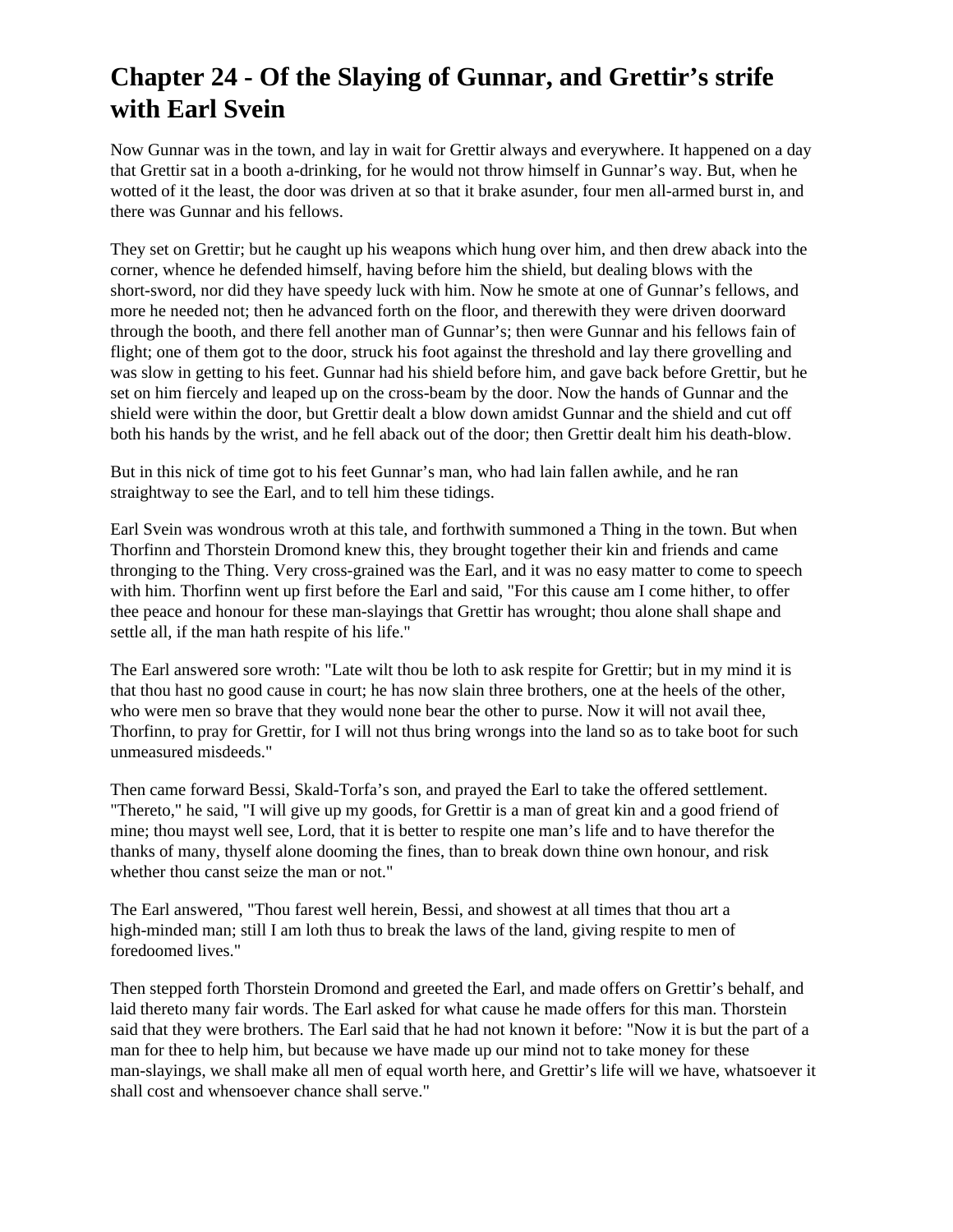# Chapter 24 - Of the Slaying of Gunnar, and Grettir's strife with Earl Svein

Now Gunnar was in the town, and lay in wait for Grettir always and everywhere. It happened on a day that Grettir sat in a booth a-drinking, for he would not throw himself in Gunnar's way. But, when he wotted of it the least, the door was driven at so that it brake asunder, four men all-armed burst in, and there was Gunnar and his fellows.

They set on Grettir; but he caught up his weapons which hung over him, and then drew aback into the corner, whence he defended himself, having before him the shield, but dealing blows with the short-sword, nor did they have speedy luck with him. Now he smote at one of Gunnar's fellows, and more he needed not; then he advanced forth on the floor, and therewith they were driven doorward through the booth, and there fell another man of Gunnar's; then were Gunnar and his fellows fain of flight; one of them got to the door, struck his foot against the threshold and lay there grovelling and was slow in getting to his feet. Gunnar had his shield before him, and gave back before Grettir, but he set on him fiercely and leaped up on the cross-beam by the door. Now the hands of Gunnar and the shield were within the door, but Grettir dealt a blow down amidst Gunnar and the shield and cut off both his hands by the wrist, and he fell aback out of the door; then Grettir dealt him his death-blow.

But in this nick of time got to his feet Gunnar's man, who had lain fallen awhile, and he ran straightway to see the Earl, and to tell him these tidings.

Earl Svein was wondrous wroth at this tale, and forthwith summoned a Thing in the town. But when Thorfinn and Thorstein Dromond knew this, they brought together their kin and friends and came thronging to the Thing. Very cross-grained was the Earl, and it was no easy matter to come to speech with him. Thorfinn went up first before the Earl and said, "For this cause am I come hither, to offer thee peace and honour for these man-slayings that Grettir has wrought; thou alone shall shape and settle all, if the man hath respite of his life."

The Earl answered sore wroth: "Late wilt thou be loth to ask respite for Grettir; but in my mind it is that thou hast no good cause in court; he has now slain three brothers, one at the heels of the other, who were men so brave that they would none bear the other to purse. Now it will not avail thee, Thorfinn, to pray for Grettir, for I will not thus bring wrongs into the land so as to take boot for such unmeasured misdeeds."

Then came forward Bessi, Skald-Torfa's son, and prayed the Earl to take the offered settlement. "Thereto," he said, "I will give up my goods, for Grettir is a man of great kin and a good friend of mine; thou mayst well see, Lord, that it is better to respite one man's life and to have therefor the thanks of many, thyself alone dooming the fines, than to break down thine own honour, and risk whether thou canst seize the man or not."

The Earl answered, "Thou farest well herein, Bessi, and showest at all times that thou art a high-minded man; still I am loth thus to break the laws of the land, giving respite to men of foredoomed lives."

Then stepped forth Thorstein Dromond and greeted the Earl, and made offers on Grettir's behalf, and laid thereto many fair words. The Earl asked for what cause he made offers for this man. Thorstein said that they were brothers. The Earl said that he had not known it before: "Now it is but the part of a man for thee to help him, but because we have made up our mind not to take money for these man-slayings, we shall make all men of equal worth here, and Grettir's life will we have, whatsoever it shall cost and whensoever chance shall serve."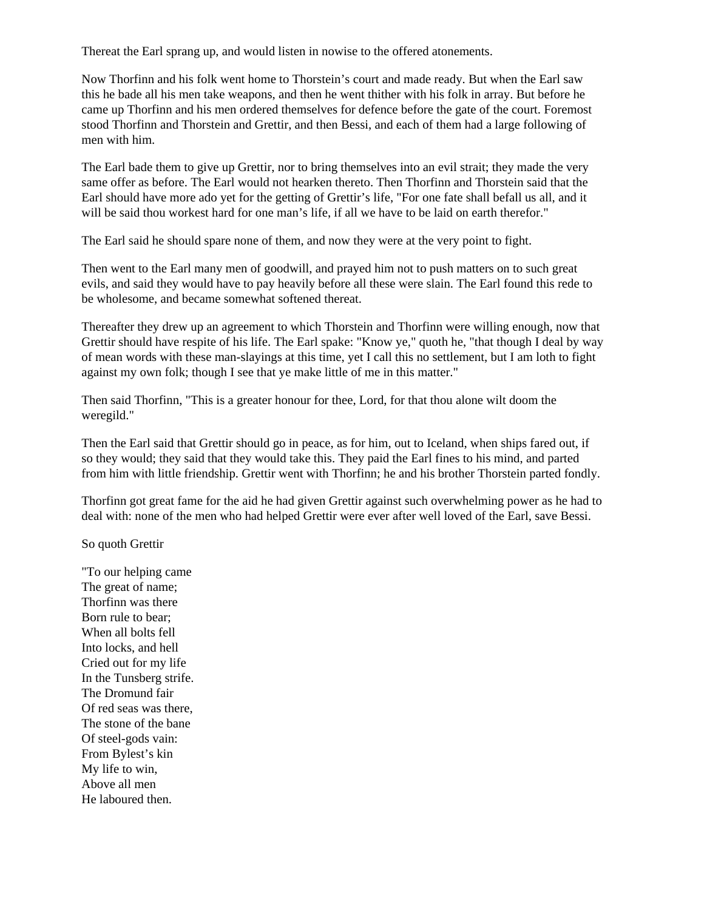Thereat the Earl sprang up, and would listen in nowise to the offered atonements.

Now Thorfinn and his folk went home to Thorstein's court and made ready. But when the Earl saw this he bade all his men take weapons, and then he went thither with his folk in array. But before he came up Thorfinn and his men ordered themselves for defence before the gate of the court. Foremost stood Thorfinn and Thorstein and Grettir, and then Bessi, and each of them had a large following of men with him.

The Earl bade them to give up Grettir, nor to bring themselves into an evil strait; they made the very same offer as before. The Earl would not hearken thereto. Then Thorfinn and Thorstein said that the Earl should have more ado yet for the getting of Grettir's life, "For one fate shall befall us all, and it will be said thou workest hard for one man's life, if all we have to be laid on earth therefor."

The Earl said he should spare none of them, and now they were at the very point to fight.

Then went to the Earl many men of goodwill, and prayed him not to push matters on to such great evils, and said they would have to pay heavily before all these were slain. The Earl found this rede to be wholesome, and became somewhat softened thereat.

Thereafter they drew up an agreement to which Thorstein and Thorfinn were willing enough, now that Grettir should have respite of his life. The Earl spake: "Know ye," quoth he, "that though I deal by way of mean words with these man-slayings at this time, yet I call this no settlement, but I am loth to fight against my own folk; though I see that ye make little of me in this matter."

Then said Thorfinn, "This is a greater honour for thee, Lord, for that thou alone wilt doom the weregild."

Then the Earl said that Grettir should go in peace, as for him, out to Iceland, when ships fared out, if so they would; they said that they would take this. They paid the Earl fines to his mind, and parted from him with little friendship. Grettir went with Thorfinn; he and his brother Thorstein parted fondly.

Thorfinn got great fame for the aid he had given Grettir against such overwhelming power as he had to deal with: none of the men who had helped Grettir were ever after well loved of the Earl, save Bessi.

So quoth Grettir

"To our helping came  
The great of name;  
Thorfinn was there  
Born rule to bear;  
When all bolts fell  
Into locks, and hell  
Cried out for my life  
In the Tunsberg strife.  
The Dromund fair  
Of red seas was there,  
The stone of the bane  
Of steel-gods vain:  
From Bylest's kin  
My life to win,  
Above all men  
He laboured then.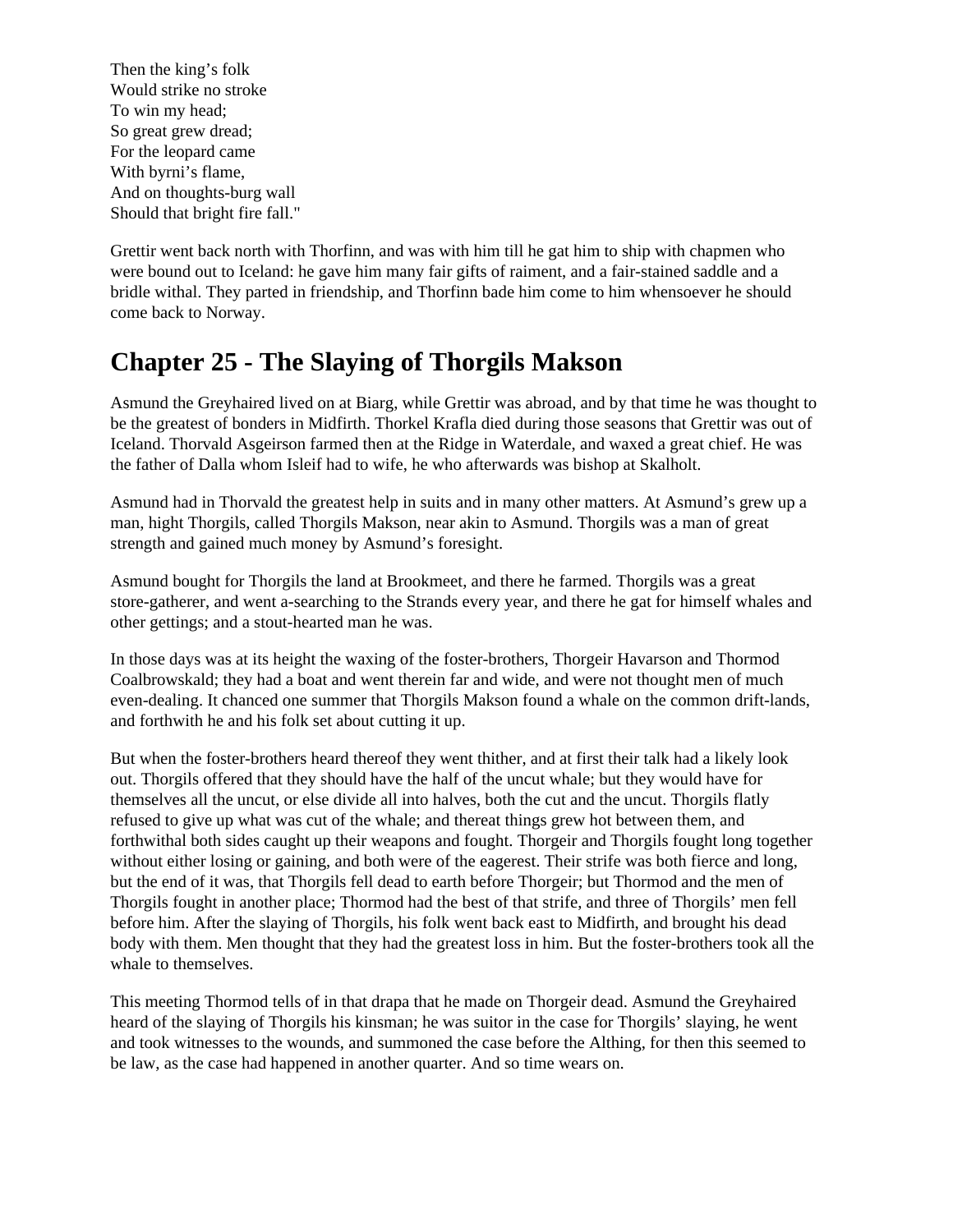Then the king’s folk
Would strike no stroke
To win my head;
So great grew dread;
For the leopard came
With byrni’s flame,
And on thoughts-burg wall
Should that bright fire fall."

Grettir went back north with Thorfinn, and was with him till he gat him to ship with chapmen who were bound out to Iceland: he gave him many fair gifts of raiment, and a fair-stained saddle and a bridle withal. They parted in friendship, and Thorfinn bade him come to him whensoever he should come back to Norway.

## Chapter 25 - The Slaying of Thorgils Makson

Asmund the Greyhaired lived on at Biarg, while Grettir was abroad, and by that time he was thought to be the greatest of bonders in Midfirth. Thorkel Krafla died during those seasons that Grettir was out of Iceland. Thorvald Asgeirson farmed then at the Ridge in Waterdale, and waxed a great chief. He was the father of Dalla whom Isleif had to wife, he who afterwards was bishop at Skalholt.

Asmund had in Thorvald the greatest help in suits and in many other matters. At Asmund’s grew up a man, hight Thorgils, called Thorgils Makson, near akin to Asmund. Thorgils was a man of great strength and gained much money by Asmund’s foresight.

Asmund bought for Thorgils the land at Brookmeet, and there he farmed. Thorgils was a great store-gatherer, and went a-searching to the Strands every year, and there he gat for himself whales and other gettings; and a stout-hearted man he was.

In those days was at its height the waxing of the foster-brothers, Thorgeir Havarson and Thormod Coalbrowskald; they had a boat and went therein far and wide, and were not thought men of much even-dealing. It chanced one summer that Thorgils Makson found a whale on the common drift-lands, and forthwith he and his folk set about cutting it up.

But when the foster-brothers heard thereof they went thither, and at first their talk had a likely look out. Thorgils offered that they should have the half of the uncut whale; but they would have for themselves all the uncut, or else divide all into halves, both the cut and the uncut. Thorgils flatly refused to give up what was cut of the whale; and thereat things grew hot between them, and forthwithal both sides caught up their weapons and fought. Thorgeir and Thorgils fought long together without either losing or gaining, and both were of the eagerest. Their strife was both fierce and long, but the end of it was, that Thorgils fell dead to earth before Thorgeir; but Thormod and the men of Thorgils fought in another place; Thormod had the best of that strife, and three of Thorgils’ men fell before him. After the slaying of Thorgils, his folk went back east to Midfirth, and brought his dead body with them. Men thought that they had the greatest loss in him. But the foster-brothers took all the whale to themselves.

This meeting Thormod tells of in that drapa that he made on Thorgeir dead. Asmund the Greyhaired heard of the slaying of Thorgils his kinsman; he was suitor in the case for Thorgils’ slaying, he went and took witnesses to the wounds, and summoned the case before the Althing, for then this seemed to be law, as the case had happened in another quarter. And so time wears on.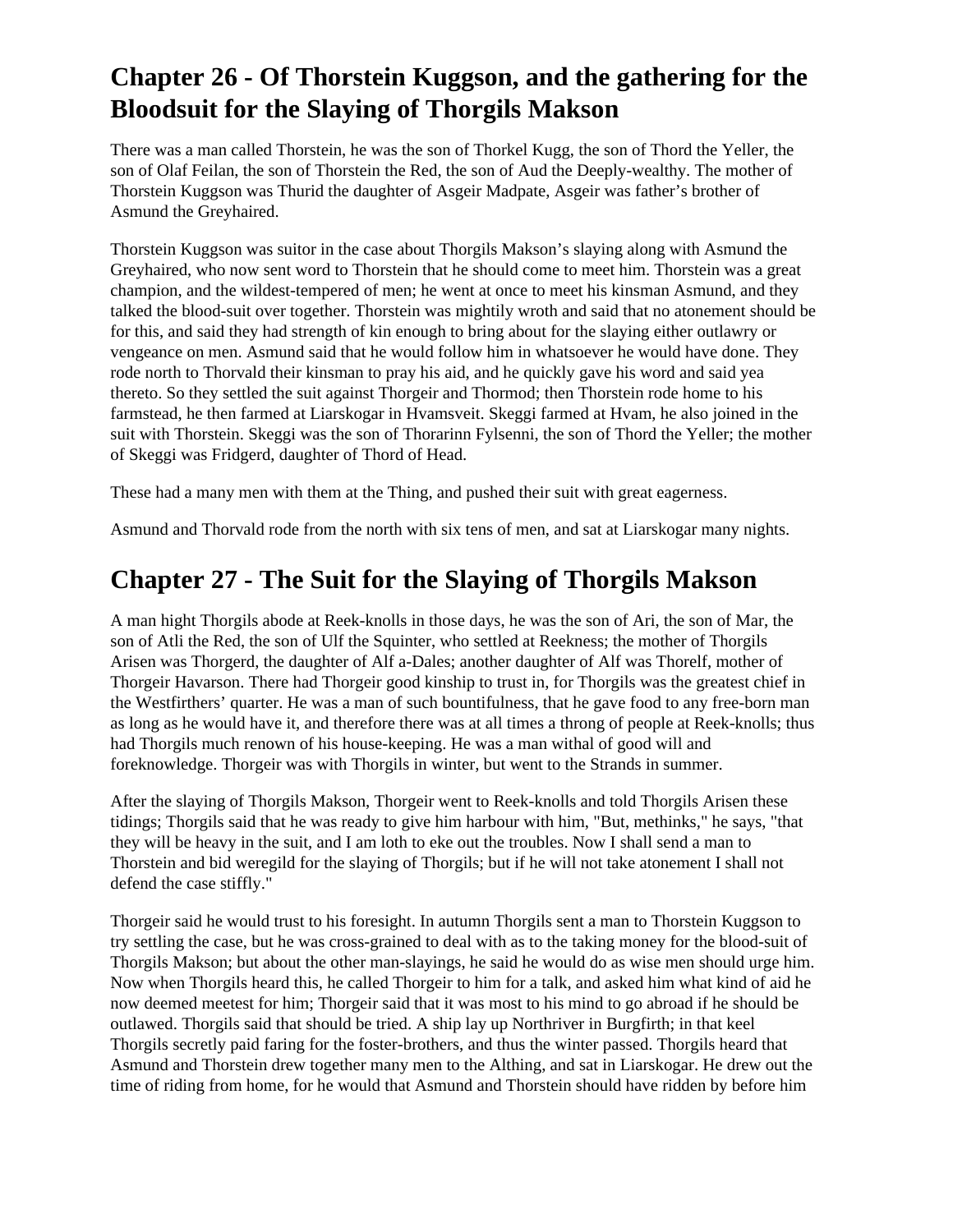## Chapter 26 - Of Thorstein Kuggson, and the gathering for the Bloodsuit for the Slaying of Thorgils Makson

There was a man called Thorstein, he was the son of Thorkel Kugg, the son of Thord the Yeller, the son of Olaf Feilan, the son of Thorstein the Red, the son of Aud the Deeply-wealthy. The mother of Thorstein Kuggson was Thurid the daughter of Asgeir Madpate, Asgeir was father's brother of Asmund the Greyhaired.

Thorstein Kuggson was suitor in the case about Thorgils Makson's slaying along with Asmund the Greyhaired, who now sent word to Thorstein that he should come to meet him. Thorstein was a great champion, and the wildest-tempered of men; he went at once to meet his kinsman Asmund, and they talked the blood-suit over together. Thorstein was mightily wroth and said that no atonement should be for this, and said they had strength of kin enough to bring about for the slaying either outlawry or vengeance on men. Asmund said that he would follow him in whatsoever he would have done. They rode north to Thorvald their kinsman to pray his aid, and he quickly gave his word and said yea thereto. So they settled the suit against Thorgeir and Thormod; then Thorstein rode home to his farmstead, he then farmed at Liarskogar in Hvamsveit. Skeggi farmed at Hvam, he also joined in the suit with Thorstein. Skeggi was the son of Thorarinn Fylsenni, the son of Thord the Yeller; the mother of Skeggi was Fridgerd, daughter of Thord of Head.

These had a many men with them at the Thing, and pushed their suit with great eagerness.

Asmund and Thorvald rode from the north with six tens of men, and sat at Liarskogar many nights.

## Chapter 27 - The Suit for the Slaying of Thorgils Makson

A man hight Thorgils abode at Reek-knolls in those days, he was the son of Ari, the son of Mar, the son of Atli the Red, the son of Ulf the Squinter, who settled at Reekness; the mother of Thorgils Arisen was Thorgerd, the daughter of Alf a-Dales; another daughter of Alf was Thorelf, mother of Thorgeir Havarson. There had Thorgeir good kinship to trust in, for Thorgils was the greatest chief in the Westfirthers' quarter. He was a man of such bountifulness, that he gave food to any free-born man as long as he would have it, and therefore there was at all times a throng of people at Reek-knolls; thus had Thorgils much renown of his house-keeping. He was a man withal of good will and foreknowledge. Thorgeir was with Thorgils in winter, but went to the Strands in summer.

After the slaying of Thorgils Makson, Thorgeir went to Reek-knolls and told Thorgils Arisen these tidings; Thorgils said that he was ready to give him harbour with him, "But, methinks," he says, "that they will be heavy in the suit, and I am loth to eke out the troubles. Now I shall send a man to Thorstein and bid weregild for the slaying of Thorgils; but if he will not take atonement I shall not defend the case stiffly."

Thorgeir said he would trust to his foresight. In autumn Thorgils sent a man to Thorstein Kuggson to try settling the case, but he was cross-grained to deal with as to the taking money for the blood-suit of Thorgils Makson; but about the other man-slayings, he said he would do as wise men should urge him. Now when Thorgils heard this, he called Thorgeir to him for a talk, and asked him what kind of aid he now deemed meetest for him; Thorgeir said that it was most to his mind to go abroad if he should be outlawed. Thorgils said that should be tried. A ship lay up Northriver in Burgfirth; in that keel Thorgils secretly paid faring for the foster-brothers, and thus the winter passed. Thorgils heard that Asmund and Thorstein drew together many men to the Althing, and sat in Liarskogar. He drew out the time of riding from home, for he would that Asmund and Thorstein should have ridden by before him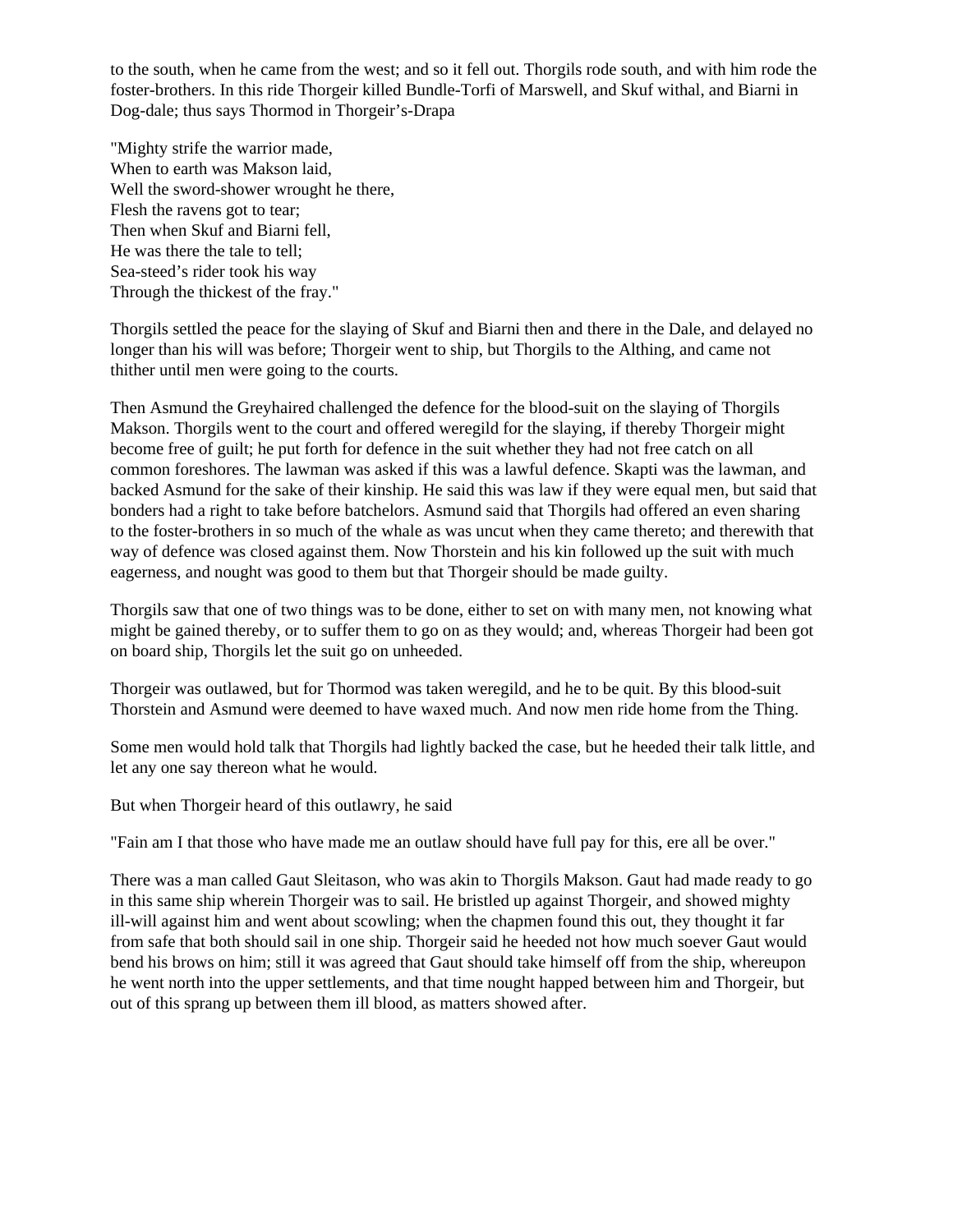to the south, when he came from the west; and so it fell out. Thorgils rode south, and with him rode the foster-brothers. In this ride Thorgeir killed Bundle-Torfi of Marswell, and Skuf withal, and Biarni in Dog-dale; thus says Thormod in Thorgeir's-Drapa

"Mighty strife the warrior made,  
When to earth was Makson laid,  
Well the sword-shower wrought he there,  
Flesh the ravens got to tear;  
Then when Skuf and Biarni fell,  
He was there the tale to tell;  
Sea-steed's rider took his way  
Through the thickest of the fray."

Thorgils settled the peace for the slaying of Skuf and Biarni then and there in the Dale, and delayed no longer than his will was before; Thorgeir went to ship, but Thorgils to the Althing, and came not thither until men were going to the courts.

Then Asmund the Greyhaired challenged the defence for the blood-suit on the slaying of Thorgils Makson. Thorgils went to the court and offered weregild for the slaying, if thereby Thorgeir might become free of guilt; he put forth for defence in the suit whether they had not free catch on all common foreshores. The lawman was asked if this was a lawful defence. Skapti was the lawman, and backed Asmund for the sake of their kinship. He said this was law if they were equal men, but said that bonders had a right to take before batchelors. Asmund said that Thorgils had offered an even sharing to the foster-brothers in so much of the whale as was uncut when they came thereto; and therewith that way of defence was closed against them. Now Thorstein and his kin followed up the suit with much eagerness, and nought was good to them but that Thorgeir should be made guilty.

Thorgils saw that one of two things was to be done, either to set on with many men, not knowing what might be gained thereby, or to suffer them to go on as they would; and, whereas Thorgeir had been got on board ship, Thorgils let the suit go on unheeded.

Thorgeir was outlawed, but for Thormod was taken weregild, and he to be quit. By this blood-suit Thorstein and Asmund were deemed to have waxed much. And now men ride home from the Thing.

Some men would hold talk that Thorgils had lightly backed the case, but he heeded their talk little, and let any one say thereon what he would.

But when Thorgeir heard of this outlawry, he said

"Fain am I that those who have made me an outlaw should have full pay for this, ere all be over."

There was a man called Gaut Sleitason, who was akin to Thorgils Makson. Gaut had made ready to go in this same ship wherein Thorgeir was to sail. He bristled up against Thorgeir, and showed mighty ill-will against him and went about scowling; when the chapmen found this out, they thought it far from safe that both should sail in one ship. Thorgeir said he heeded not how much soever Gaut would bend his brows on him; still it was agreed that Gaut should take himself off from the ship, whereupon he went north into the upper settlements, and that time nought happed between him and Thorgeir, but out of this sprang up between them ill blood, as matters showed after.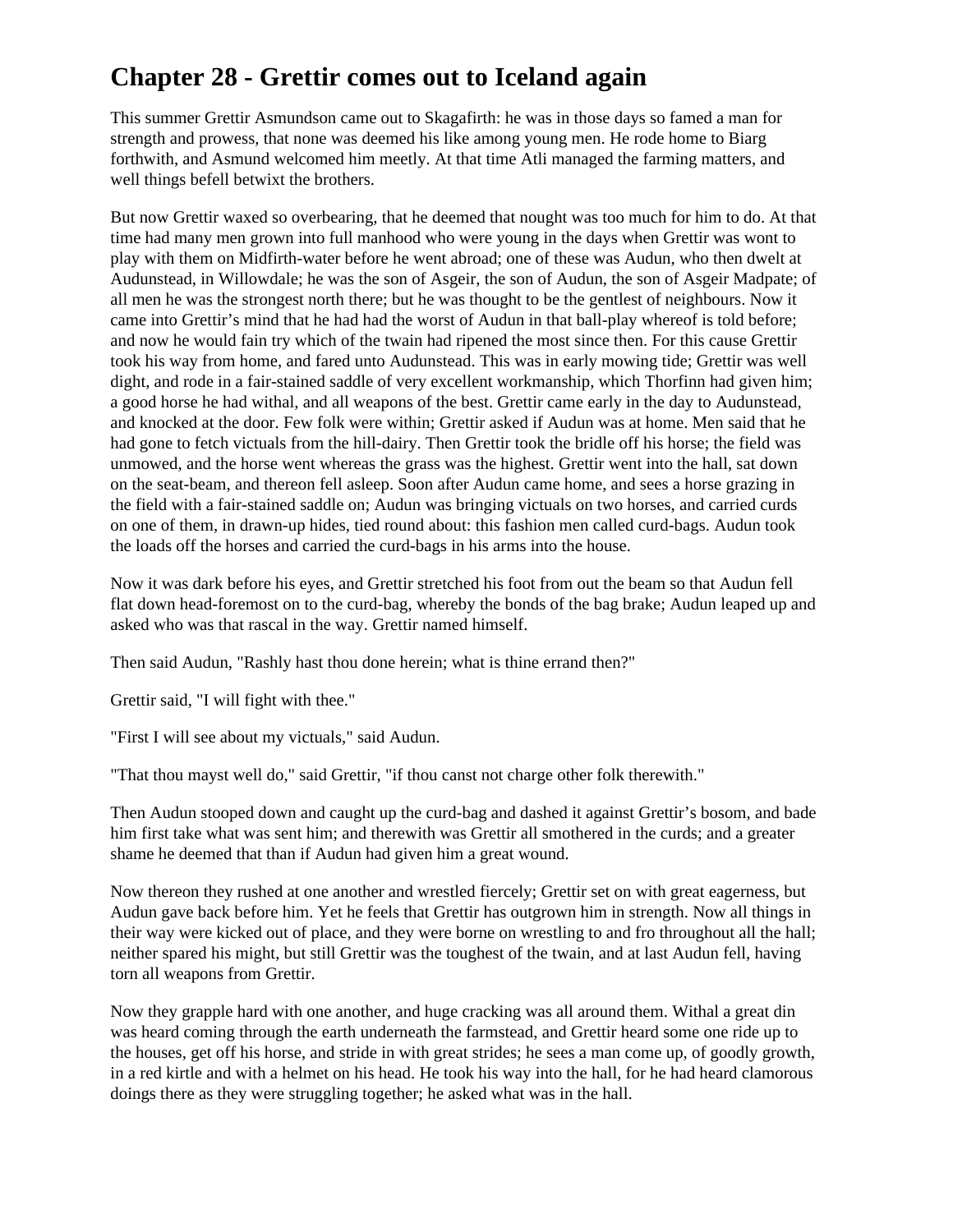# Chapter 28 - Grettir comes out to Iceland again

This summer Grettir Asmundson came out to Skagafirth: he was in those days so famed a man for strength and prowess, that none was deemed his like among young men. He rode home to Biarg forthwith, and Asmund welcomed him meetly. At that time Atli managed the farming matters, and well things befell betwixt the brothers.

But now Grettir waxed so overbearing, that he deemed that nought was too much for him to do. At that time had many men grown into full manhood who were young in the days when Grettir was wont to play with them on Midfirth-water before he went abroad; one of these was Audun, who then dwelt at Audunstead, in Willowdale; he was the son of Asgeir, the son of Audun, the son of Asgeir Madpate; of all men he was the strongest north there; but he was thought to be the gentlest of neighbours. Now it came into Grettir's mind that he had had the worst of Audun in that ball-play whereof is told before; and now he would fain try which of the twain had ripened the most since then. For this cause Grettir took his way from home, and fared unto Audunstead. This was in early mowing tide; Grettir was well dight, and rode in a fair-stained saddle of very excellent workmanship, which Thorfinn had given him; a good horse he had withal, and all weapons of the best. Grettir came early in the day to Audunstead, and knocked at the door. Few folk were within; Grettir asked if Audun was at home. Men said that he had gone to fetch victuals from the hill-dairy. Then Grettir took the bridle off his horse; the field was unmowed, and the horse went whereas the grass was the highest. Grettir went into the hall, sat down on the seat-beam, and thereon fell asleep. Soon after Audun came home, and sees a horse grazing in the field with a fair-stained saddle on; Audun was bringing victuals on two horses, and carried curds on one of them, in drawn-up hides, tied round about: this fashion men called curd-bags. Audun took the loads off the horses and carried the curd-bags in his arms into the house.

Now it was dark before his eyes, and Grettir stretched his foot from out the beam so that Audun fell flat down head-foremost on to the curd-bag, whereby the bonds of the bag brake; Audun leaped up and asked who was that rascal in the way. Grettir named himself.

Then said Audun, "Rashly hast thou done herein; what is thine errand then?"

Grettir said, "I will fight with thee."

"First I will see about my victuals," said Audun.

"That thou mayst well do," said Grettir, "if thou canst not charge other folk therewith."

Then Audun stooped down and caught up the curd-bag and dashed it against Grettir's bosom, and bade him first take what was sent him; and therewith was Grettir all smothered in the curds; and a greater shame he deemed that than if Audun had given him a great wound.

Now thereon they rushed at one another and wrestled fiercely; Grettir set on with great eagerness, but Audun gave back before him. Yet he feels that Grettir has outgrown him in strength. Now all things in their way were kicked out of place, and they were borne on wrestling to and fro throughout all the hall; neither spared his might, but still Grettir was the toughest of the twain, and at last Audun fell, having torn all weapons from Grettir.

Now they grapple hard with one another, and huge cracking was all around them. Withal a great din was heard coming through the earth underneath the farmstead, and Grettir heard some one ride up to the houses, get off his horse, and stride in with great strides; he sees a man come up, of goodly growth, in a red kirtle and with a helmet on his head. He took his way into the hall, for he had heard clamorous doings there as they were struggling together; he asked what was in the hall.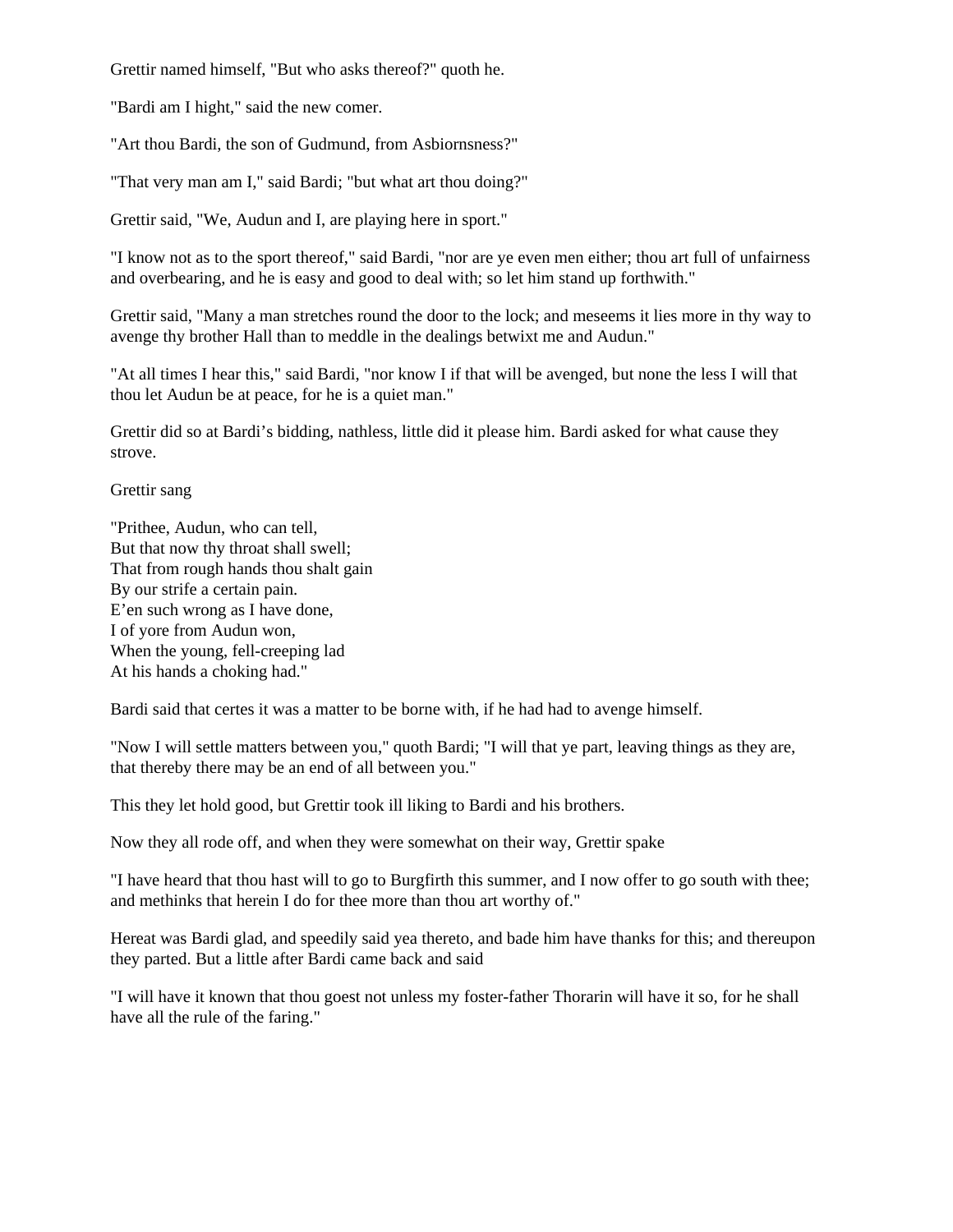Grettir named himself, "But who asks thereof?" quoth he.

"Bardi am I hight," said the new comer.

"Art thou Bardi, the son of Gudmund, from Asbiornsness?"

"That very man am I," said Bardi; "but what art thou doing?"

Grettir said, "We, Audun and I, are playing here in sport."

"I know not as to the sport thereof," said Bardi, "nor are ye even men either; thou art full of unfairness and overbearing, and he is easy and good to deal with; so let him stand up forthwith."

Grettir said, "Many a man stretches round the door to the lock; and meseems it lies more in thy way to avenge thy brother Hall than to meddle in the dealings betwixt me and Audun."

"At all times I hear this," said Bardi, "nor know I if that will be avenged, but none the less I will that thou let Audun be at peace, for he is a quiet man."

Grettir did so at Bardi's bidding, nathless, little did it please him. Bardi asked for what cause they strove.

Grettir sang

"Prithee, Audun, who can tell,  
But that now thy throat shall swell;  
That from rough hands thou shalt gain  
By our strife a certain pain.  
E'en such wrong as I have done,  
I of yore from Audun won,  
When the young, fell-creeping lad  
At his hands a choking had."

Bardi said that certes it was a matter to be borne with, if he had had to avenge himself.

"Now I will settle matters between you," quoth Bardi; "I will that ye part, leaving things as they are, that thereby there may be an end of all between you."

This they let hold good, but Grettir took ill liking to Bardi and his brothers.

Now they all rode off, and when they were somewhat on their way, Grettir spake

"I have heard that thou hast will to go to Burgfirth this summer, and I now offer to go south with thee; and methinks that herein I do for thee more than thou art worthy of."

Hereat was Bardi glad, and speedily said yea thereto, and bade him have thanks for this; and thereupon they parted. But a little after Bardi came back and said

"I will have it known that thou goest not unless my foster-father Thorarin will have it so, for he shall have all the rule of the faring."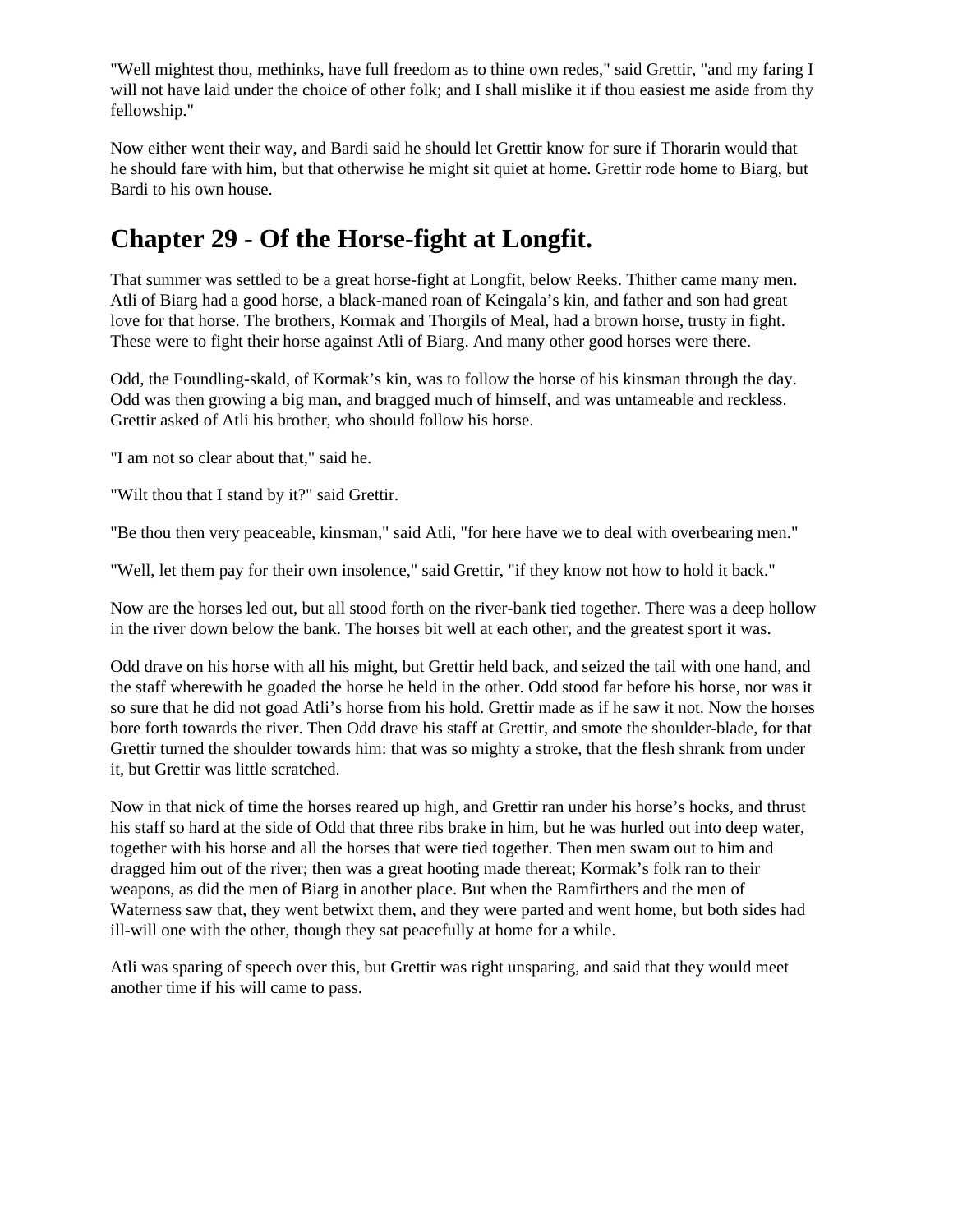"Well mightest thou, methinks, have full freedom as to thine own redes," said Grettir, "and my faring I will not have laid under the choice of other folk; and I shall mislike it if thou easiest me aside from thy fellowship."

Now either went their way, and Bardi said he should let Grettir know for sure if Thorarin would that he should fare with him, but that otherwise he might sit quiet at home. Grettir rode home to Biarg, but Bardi to his own house.

## Chapter 29 - Of the Horse-fight at Longfit.

That summer was settled to be a great horse-fight at Longfit, below Reeks. Thither came many men. Atli of Biarg had a good horse, a black-maned roan of Keingala's kin, and father and son had great love for that horse. The brothers, Kormak and Thorgils of Meal, had a brown horse, trusty in fight. These were to fight their horse against Atli of Biarg. And many other good horses were there.

Odd, the Foundling-skald, of Kormak's kin, was to follow the horse of his kinsman through the day. Odd was then growing a big man, and bragged much of himself, and was untameable and reckless. Grettir asked of Atli his brother, who should follow his horse.

"I am not so clear about that," said he.

"Wilt thou that I stand by it?" said Grettir.

"Be thou then very peaceable, kinsman," said Atli, "for here have we to deal with overbearing men."

"Well, let them pay for their own insolence," said Grettir, "if they know not how to hold it back."

Now are the horses led out, but all stood forth on the river-bank tied together. There was a deep hollow in the river down below the bank. The horses bit well at each other, and the greatest sport it was.

Odd drave on his horse with all his might, but Grettir held back, and seized the tail with one hand, and the staff wherewith he goaded the horse he held in the other. Odd stood far before his horse, nor was it so sure that he did not goad Atli's horse from his hold. Grettir made as if he saw it not. Now the horses bore forth towards the river. Then Odd drave his staff at Grettir, and smote the shoulder-blade, for that Grettir turned the shoulder towards him: that was so mighty a stroke, that the flesh shrank from under it, but Grettir was little scratched.

Now in that nick of time the horses reared up high, and Grettir ran under his horse's hocks, and thrust his staff so hard at the side of Odd that three ribs brake in him, but he was hurled out into deep water, together with his horse and all the horses that were tied together. Then men swam out to him and dragged him out of the river; then was a great hooting made thereat; Kormak's folk ran to their weapons, as did the men of Biarg in another place. But when the Ramfirthers and the men of Waterness saw that, they went betwixt them, and they were parted and went home, but both sides had ill-will one with the other, though they sat peacefully at home for a while.

Atli was sparing of speech over this, but Grettir was right unsparing, and said that they would meet another time if his will came to pass.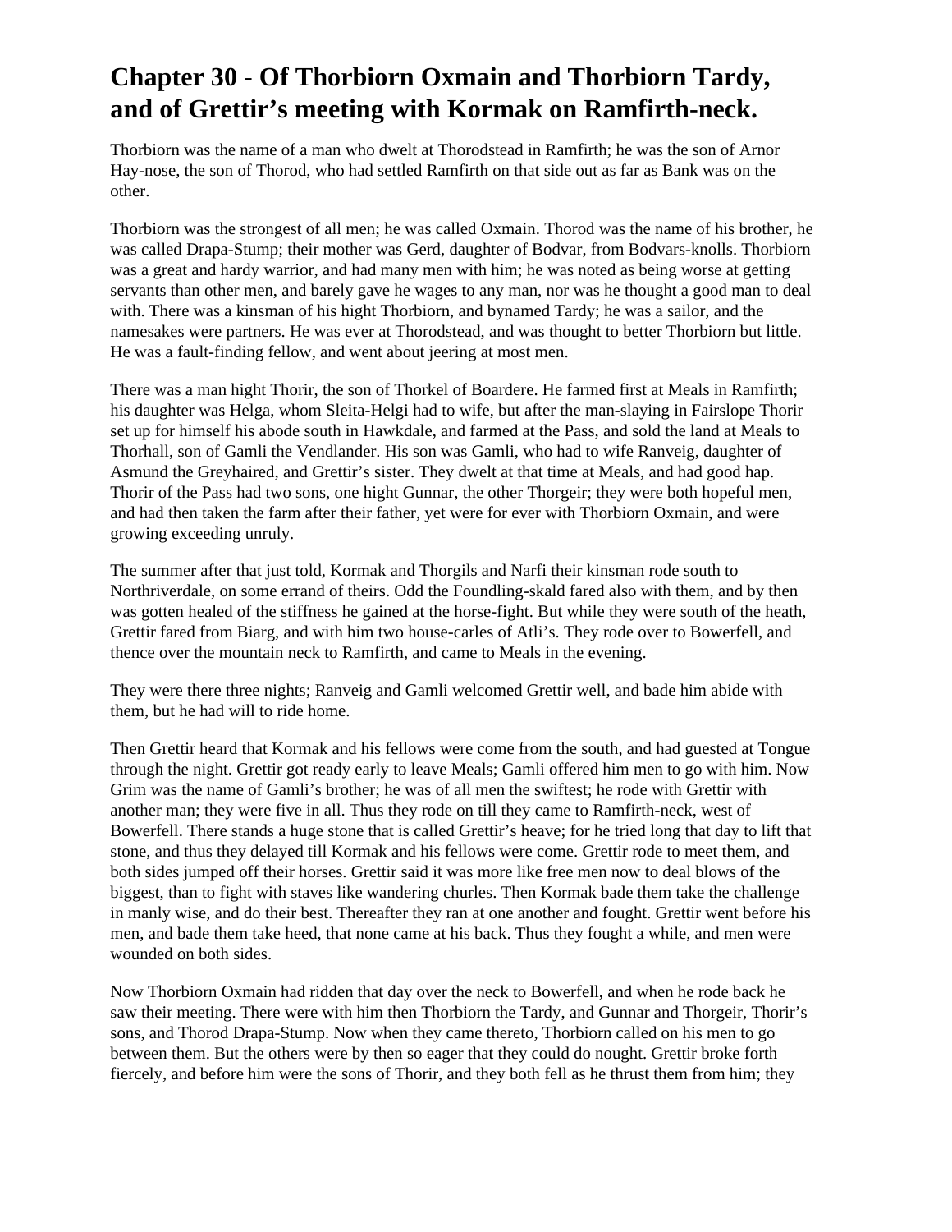# Chapter 30 - Of Thorbiorn Oxmain and Thorbiorn Tardy, and of Grettir's meeting with Kormak on Ramfirth-neck.

Thorbiorn was the name of a man who dwelt at Thorodstead in Ramfirth; he was the son of Arnor Hay-nose, the son of Thorod, who had settled Ramfirth on that side out as far as Bank was on the other.

Thorbiorn was the strongest of all men; he was called Oxmain. Thorod was the name of his brother, he was called Drapa-Stump; their mother was Gerd, daughter of Bodvar, from Bodvars-knolls. Thorbiorn was a great and hardy warrior, and had many men with him; he was noted as being worse at getting servants than other men, and barely gave he wages to any man, nor was he thought a good man to deal with. There was a kinsman of his hight Thorbiorn, and bynamed Tardy; he was a sailor, and the namesakes were partners. He was ever at Thorodstead, and was thought to better Thorbiorn but little. He was a fault-finding fellow, and went about jeering at most men.

There was a man hight Thorir, the son of Thorkel of Boardere. He farmed first at Meals in Ramfirth; his daughter was Helga, whom Sleita-Helgi had to wife, but after the man-slaying in Fairslope Thorir set up for himself his abode south in Hawkdale, and farmed at the Pass, and sold the land at Meals to Thorhall, son of Gamli the Vendlander. His son was Gamli, who had to wife Ranveig, daughter of Asmund the Greyhaired, and Grettir's sister. They dwelt at that time at Meals, and had good hap. Thorir of the Pass had two sons, one hight Gunnar, the other Thorgeir; they were both hopeful men, and had then taken the farm after their father, yet were for ever with Thorbiorn Oxmain, and were growing exceeding unruly.

The summer after that just told, Kormak and Thorgils and Narfi their kinsman rode south to Northriverdale, on some errand of theirs. Odd the Foundling-skald fared also with them, and by then was gotten healed of the stiffness he gained at the horse-fight. But while they were south of the heath, Grettir fared from Biarg, and with him two house-carles of Atli's. They rode over to Bowerfell, and thence over the mountain neck to Ramfirth, and came to Meals in the evening.

They were there three nights; Ranveig and Gamli welcomed Grettir well, and bade him abide with them, but he had will to ride home.

Then Grettir heard that Kormak and his fellows were come from the south, and had guested at Tongue through the night. Grettir got ready early to leave Meals; Gamli offered him men to go with him. Now Grim was the name of Gamli's brother; he was of all men the swiftest; he rode with Grettir with another man; they were five in all. Thus they rode on till they came to Ramfirth-neck, west of Bowerfell. There stands a huge stone that is called Grettir's heave; for he tried long that day to lift that stone, and thus they delayed till Kormak and his fellows were come. Grettir rode to meet them, and both sides jumped off their horses. Grettir said it was more like free men now to deal blows of the biggest, than to fight with staves like wandering churles. Then Kormak bade them take the challenge in manly wise, and do their best. Thereafter they ran at one another and fought. Grettir went before his men, and bade them take heed, that none came at his back. Thus they fought a while, and men were wounded on both sides.

Now Thorbiorn Oxmain had ridden that day over the neck to Bowerfell, and when he rode back he saw their meeting. There were with him then Thorbiorn the Tardy, and Gunnar and Thorgeir, Thorir's sons, and Thorod Drapa-Stump. Now when they came thereto, Thorbiorn called on his men to go between them. But the others were by then so eager that they could do nought. Grettir broke forth fiercely, and before him were the sons of Thorir, and they both fell as he thrust them from him; they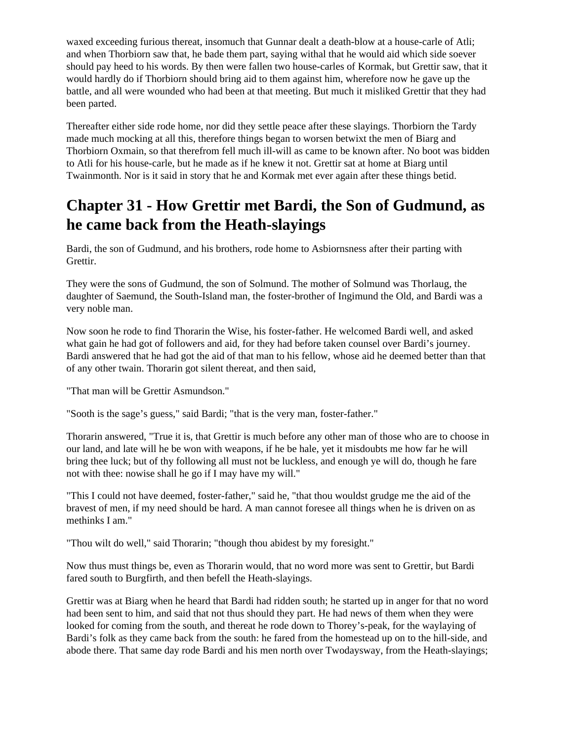waxed exceeding furious thereat, insomuch that Gunnar dealt a death-blow at a house-carle of Atli; and when Thorbiorn saw that, he bade them part, saying withal that he would aid which side soever should pay heed to his words. By then were fallen two house-carles of Kormak, but Grettir saw, that it would hardly do if Thorbiorn should bring aid to them against him, wherefore now he gave up the battle, and all were wounded who had been at that meeting. But much it misliked Grettir that they had been parted.

Thereafter either side rode home, nor did they settle peace after these slayings. Thorbiorn the Tardy made much mocking at all this, therefore things began to worsen betwixt the men of Biarg and Thorbiorn Oxmain, so that therefrom fell much ill-will as came to be known after. No boot was bidden to Atli for his house-carle, but he made as if he knew it not. Grettir sat at home at Biarg until Twainmonth. Nor is it said in story that he and Kormak met ever again after these things betid.

## Chapter 31 - How Grettir met Bardi, the Son of Gudmund, as he came back from the Heath-slayings

Bardi, the son of Gudmund, and his brothers, rode home to Asbiornsness after their parting with Grettir.

They were the sons of Gudmund, the son of Solmund. The mother of Solmund was Thorlaug, the daughter of Saemund, the South-Island man, the foster-brother of Ingimund the Old, and Bardi was a very noble man.

Now soon he rode to find Thorarin the Wise, his foster-father. He welcomed Bardi well, and asked what gain he had got of followers and aid, for they had before taken counsel over Bardi's journey. Bardi answered that he had got the aid of that man to his fellow, whose aid he deemed better than that of any other twain. Thorarin got silent thereat, and then said,

"That man will be Grettir Asmundson."

"Sooth is the sage's guess," said Bardi; "that is the very man, foster-father."

Thorarin answered, "True it is, that Grettir is much before any other man of those who are to choose in our land, and late will he be won with weapons, if he be hale, yet it misdoubts me how far he will bring thee luck; but of thy following all must not be luckless, and enough ye will do, though he fare not with thee: nowise shall he go if I may have my will."

"This I could not have deemed, foster-father," said he, "that thou wouldst grudge me the aid of the bravest of men, if my need should be hard. A man cannot foresee all things when he is driven on as methinks I am."

"Thou wilt do well," said Thorarin; "though thou abidest by my foresight."

Now thus must things be, even as Thorarin would, that no word more was sent to Grettir, but Bardi fared south to Burgfirth, and then befell the Heath-slayings.

Grettir was at Biarg when he heard that Bardi had ridden south; he started up in anger for that no word had been sent to him, and said that not thus should they part. He had news of them when they were looked for coming from the south, and thereat he rode down to Thorey's-peak, for the waylaying of Bardi's folk as they came back from the south: he fared from the homestead up on to the hill-side, and abode there. That same day rode Bardi and his men north over Twodaysway, from the Heath-slayings;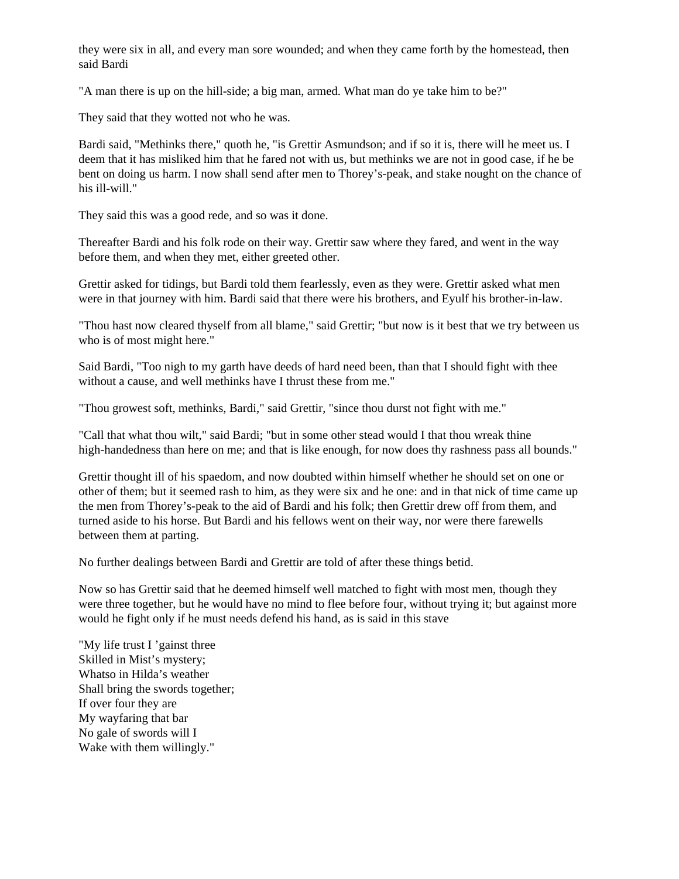they were six in all, and every man sore wounded; and when they came forth by the homestead, then said Bardi

"A man there is up on the hill-side; a big man, armed. What man do ye take him to be?"

They said that they wotted not who he was.

Bardi said, "Methinks there," quoth he, "is Grettir Asmundson; and if so it is, there will he meet us. I deem that it has misliked him that he fared not with us, but methinks we are not in good case, if he be bent on doing us harm. I now shall send after men to Thorey's-peak, and stake nought on the chance of his ill-will."

They said this was a good rede, and so was it done.

Thereafter Bardi and his folk rode on their way. Grettir saw where they fared, and went in the way before them, and when they met, either greeted other.

Grettir asked for tidings, but Bardi told them fearlessly, even as they were. Grettir asked what men were in that journey with him. Bardi said that there were his brothers, and Eyulf his brother-in-law.

"Thou hast now cleared thyself from all blame," said Grettir; "but now is it best that we try between us who is of most might here."

Said Bardi, "Too nigh to my garth have deeds of hard need been, than that I should fight with thee without a cause, and well methinks have I thrust these from me."

"Thou growest soft, methinks, Bardi," said Grettir, "since thou durst not fight with me."

"Call that what thou wilt," said Bardi; "but in some other stead would I that thou wreak thine high-handedness than here on me; and that is like enough, for now does thy rashness pass all bounds."

Grettir thought ill of his spaedom, and now doubted within himself whether he should set on one or other of them; but it seemed rash to him, as they were six and he one: and in that nick of time came up the men from Thorey's-peak to the aid of Bardi and his folk; then Grettir drew off from them, and turned aside to his horse. But Bardi and his fellows went on their way, nor were there farewells between them at parting.

No further dealings between Bardi and Grettir are told of after these things betid.

Now so has Grettir said that he deemed himself well matched to fight with most men, though they were three together, but he would have no mind to flee before four, without trying it; but against more would he fight only if he must needs defend his hand, as is said in this stave

"My life trust I 'gainst three  
Skilled in Mist's mystery;  
Whatso in Hilda's weather  
Shall bring the swords together;  
If over four they are  
My wayfaring that bar  
No gale of swords will I  
Wake with them willingly."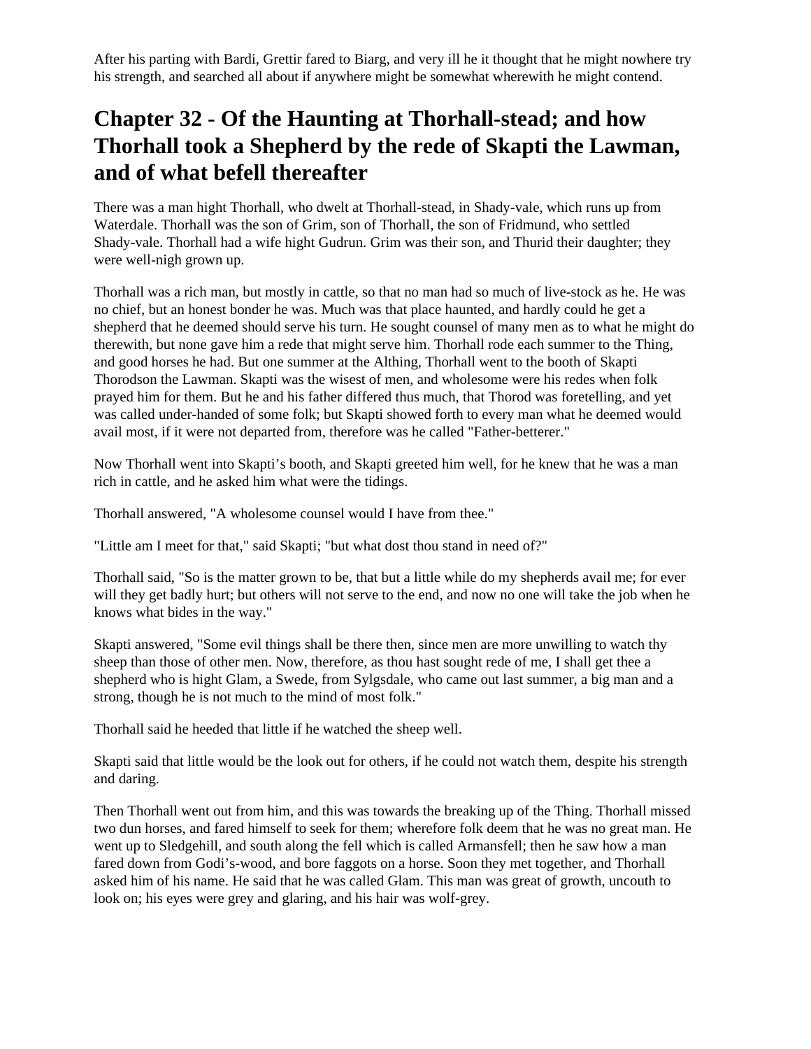After his parting with Bardi, Grettir fared to Biarg, and very ill he it thought that he might nowhere try his strength, and searched all about if anywhere might be somewhat wherewith he might contend.

## Chapter 32 - Of the Haunting at Thorhall-stead; and how Thorhall took a Shepherd by the rede of Skapti the Lawman, and of what befell thereafter

There was a man hight Thorhall, who dwelt at Thorhall-stead, in Shady-vale, which runs up from Waterdale. Thorhall was the son of Grim, son of Thorhall, the son of Fridmund, who settled Shady-vale. Thorhall had a wife hight Gudrun. Grim was their son, and Thurid their daughter; they were well-nigh grown up.

Thorhall was a rich man, but mostly in cattle, so that no man had so much of live-stock as he. He was no chief, but an honest bonder he was. Much was that place haunted, and hardly could he get a shepherd that he deemed should serve his turn. He sought counsel of many men as to what he might do therewith, but none gave him a rede that might serve him. Thorhall rode each summer to the Thing, and good horses he had. But one summer at the Althing, Thorhall went to the booth of Skapti Thorodson the Lawman. Skapti was the wisest of men, and wholesome were his redes when folk prayed him for them. But he and his father differed thus much, that Thorod was foretelling, and yet was called under-handed of some folk; but Skapti showed forth to every man what he deemed would avail most, if it were not departed from, therefore was he called "Father-betterer."

Now Thorhall went into Skapti's booth, and Skapti greeted him well, for he knew that he was a man rich in cattle, and he asked him what were the tidings.

Thorhall answered, "A wholesome counsel would I have from thee."

"Little am I meet for that," said Skapti; "but what dost thou stand in need of?"

Thorhall said, "So is the matter grown to be, that but a little while do my shepherds avail me; for ever will they get badly hurt; but others will not serve to the end, and now no one will take the job when he knows what bides in the way."

Skapti answered, "Some evil things shall be there then, since men are more unwilling to watch thy sheep than those of other men. Now, therefore, as thou hast sought rede of me, I shall get thee a shepherd who is hight Glam, a Swede, from Sylgsdale, who came out last summer, a big man and a strong, though he is not much to the mind of most folk."

Thorhall said he heeded that little if he watched the sheep well.

Skapti said that little would be the look out for others, if he could not watch them, despite his strength and daring.

Then Thorhall went out from him, and this was towards the breaking up of the Thing. Thorhall missed two dun horses, and fared himself to seek for them; wherefore folk deem that he was no great man. He went up to Sledgehill, and south along the fell which is called Armansfell; then he saw how a man fared down from Godi's-wood, and bore faggots on a horse. Soon they met together, and Thorhall asked him of his name. He said that he was called Glam. This man was great of growth, uncouth to look on; his eyes were grey and glaring, and his hair was wolf-grey.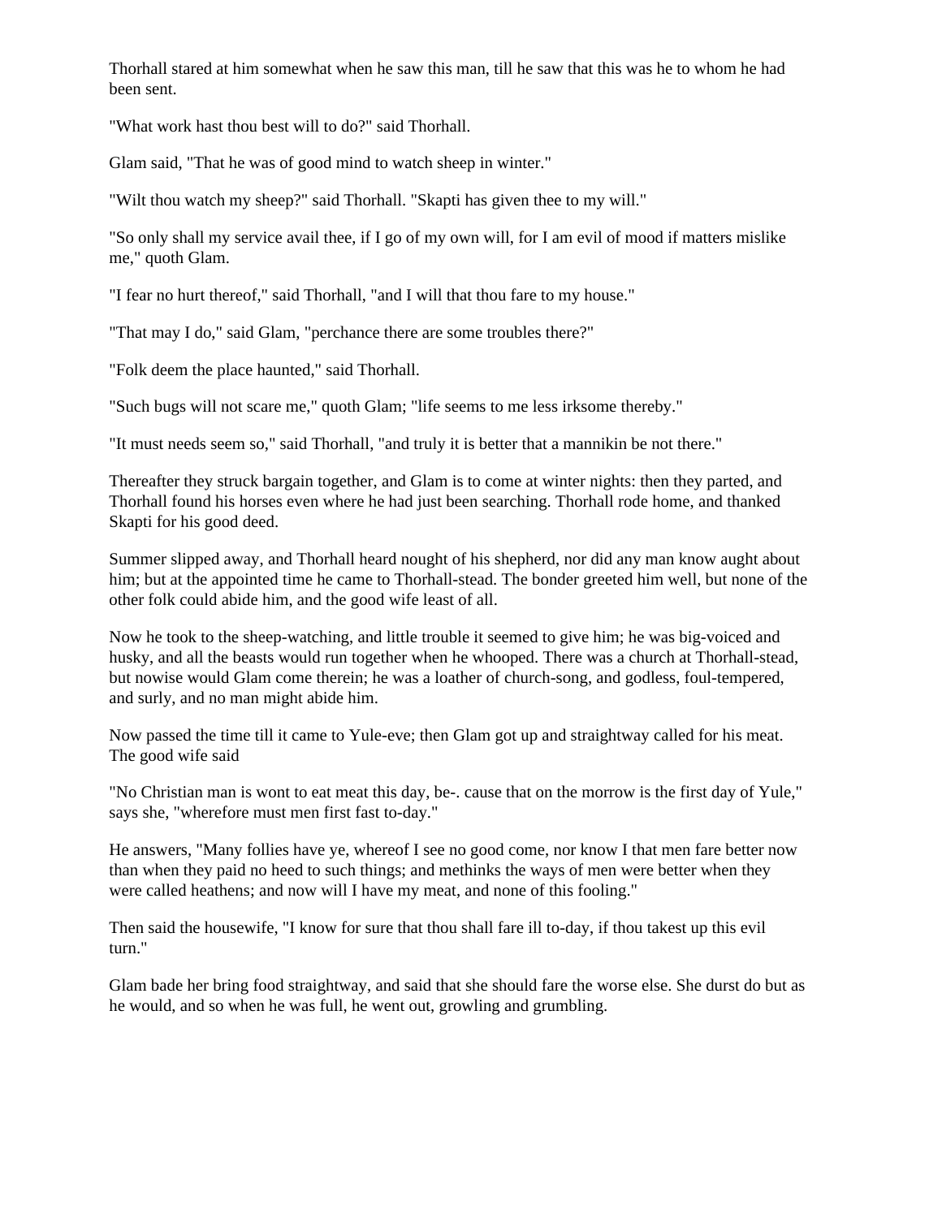Thorhall stared at him somewhat when he saw this man, till he saw that this was he to whom he had been sent.

"What work hast thou best will to do?" said Thorhall.

Glam said, "That he was of good mind to watch sheep in winter."

"Wilt thou watch my sheep?" said Thorhall. "Skapti has given thee to my will."

"So only shall my service avail thee, if I go of my own will, for I am evil of mood if matters mislike me," quoth Glam.

"I fear no hurt thereof," said Thorhall, "and I will that thou fare to my house."

"That may I do," said Glam, "perchance there are some troubles there?"

"Folk deem the place haunted," said Thorhall.

"Such bugs will not scare me," quoth Glam; "life seems to me less irksome thereby."

"It must needs seem so," said Thorhall, "and truly it is better that a mannikin be not there."

Thereafter they struck bargain together, and Glam is to come at winter nights: then they parted, and Thorhall found his horses even where he had just been searching. Thorhall rode home, and thanked Skapti for his good deed.

Summer slipped away, and Thorhall heard nought of his shepherd, nor did any man know aught about him; but at the appointed time he came to Thorhall-stead. The bonder greeted him well, but none of the other folk could abide him, and the good wife least of all.

Now he took to the sheep-watching, and little trouble it seemed to give him; he was big-voiced and husky, and all the beasts would run together when he whooped. There was a church at Thorhall-stead, but nowise would Glam come therein; he was a loather of church-song, and godless, foul-tempered, and surly, and no man might abide him.

Now passed the time till it came to Yule-eve; then Glam got up and straightway called for his meat. The good wife said

"No Christian man is wont to eat meat this day, be-. cause that on the morrow is the first day of Yule," says she, "wherefore must men first fast to-day."

He answers, "Many follies have ye, whereof I see no good come, nor know I that men fare better now than when they paid no heed to such things; and methinks the ways of men were better when they were called heathens; and now will I have my meat, and none of this fooling."

Then said the housewife, "I know for sure that thou shall fare ill to-day, if thou takest up this evil turn."

Glam bade her bring food straightway, and said that she should fare the worse else. She durst do but as he would, and so when he was full, he went out, growling and grumbling.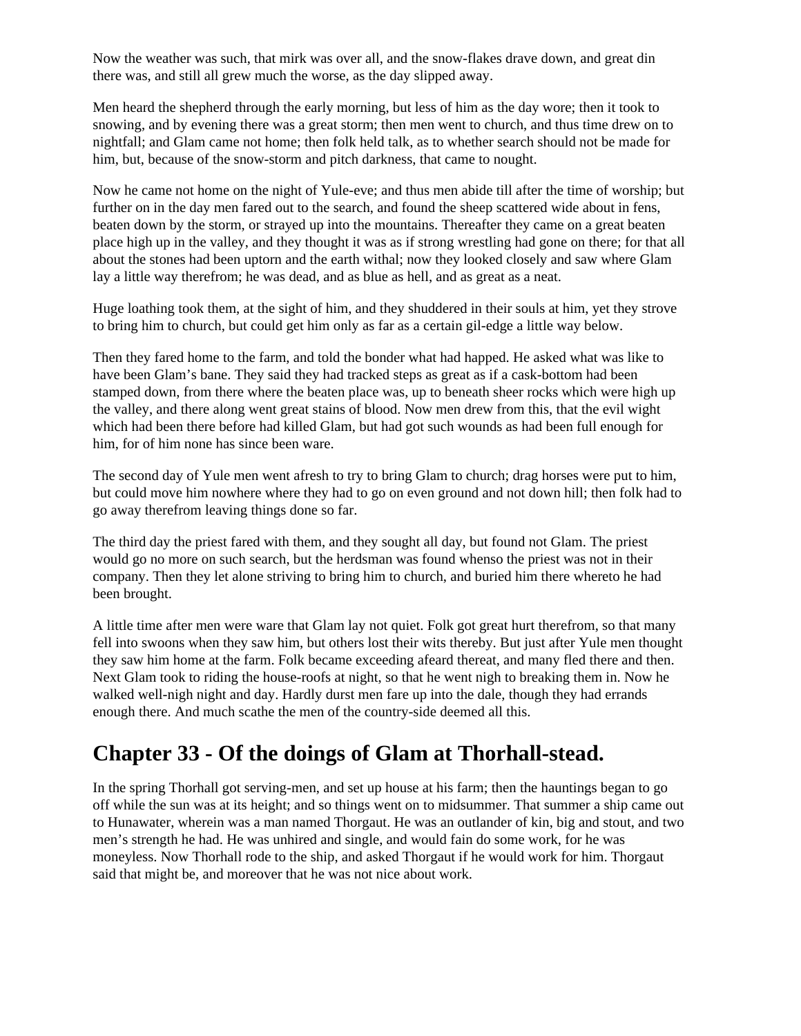Now the weather was such, that mirk was over all, and the snow-flakes drave down, and great din there was, and still all grew much the worse, as the day slipped away.

Men heard the shepherd through the early morning, but less of him as the day wore; then it took to snowing, and by evening there was a great storm; then men went to church, and thus time drew on to nightfall; and Glam came not home; then folk held talk, as to whether search should not be made for him, but, because of the snow-storm and pitch darkness, that came to nought.

Now he came not home on the night of Yule-eve; and thus men abide till after the time of worship; but further on in the day men fared out to the search, and found the sheep scattered wide about in fens, beaten down by the storm, or strayed up into the mountains. Thereafter they came on a great beaten place high up in the valley, and they thought it was as if strong wrestling had gone on there; for that all about the stones had been uptorn and the earth withal; now they looked closely and saw where Glam lay a little way therefrom; he was dead, and as blue as hell, and as great as a neat.

Huge loathing took them, at the sight of him, and they shuddered in their souls at him, yet they strove to bring him to church, but could get him only as far as a certain gil-edge a little way below.

Then they fared home to the farm, and told the bonder what had happed. He asked what was like to have been Glam's bane. They said they had tracked steps as great as if a cask-bottom had been stamped down, from there where the beaten place was, up to beneath sheer rocks which were high up the valley, and there along went great stains of blood. Now men drew from this, that the evil wight which had been there before had killed Glam, but had got such wounds as had been full enough for him, for of him none has since been ware.

The second day of Yule men went afresh to try to bring Glam to church; drag horses were put to him, but could move him nowhere where they had to go on even ground and not down hill; then folk had to go away therefrom leaving things done so far.

The third day the priest fared with them, and they sought all day, but found not Glam. The priest would go no more on such search, but the herdsman was found whenso the priest was not in their company. Then they let alone striving to bring him to church, and buried him there whereto he had been brought.

A little time after men were ware that Glam lay not quiet. Folk got great hurt therefrom, so that many fell into swoons when they saw him, but others lost their wits thereby. But just after Yule men thought they saw him home at the farm. Folk became exceeding afeard thereat, and many fled there and then. Next Glam took to riding the house-roofs at night, so that he went nigh to breaking them in. Now he walked well-nigh night and day. Hardly durst men fare up into the dale, though they had errands enough there. And much scathe the men of the country-side deemed all this.

## Chapter 33 - Of the doings of Glam at Thorhall-stead.

In the spring Thorhall got serving-men, and set up house at his farm; then the hauntings began to go off while the sun was at its height; and so things went on to midsummer. That summer a ship came out to Hunawater, wherein was a man named Thorgaut. He was an outlander of kin, big and stout, and two men's strength he had. He was unhired and single, and would fain do some work, for he was moneyless. Now Thorhall rode to the ship, and asked Thorgaut if he would work for him. Thorgaut said that might be, and moreover that he was not nice about work.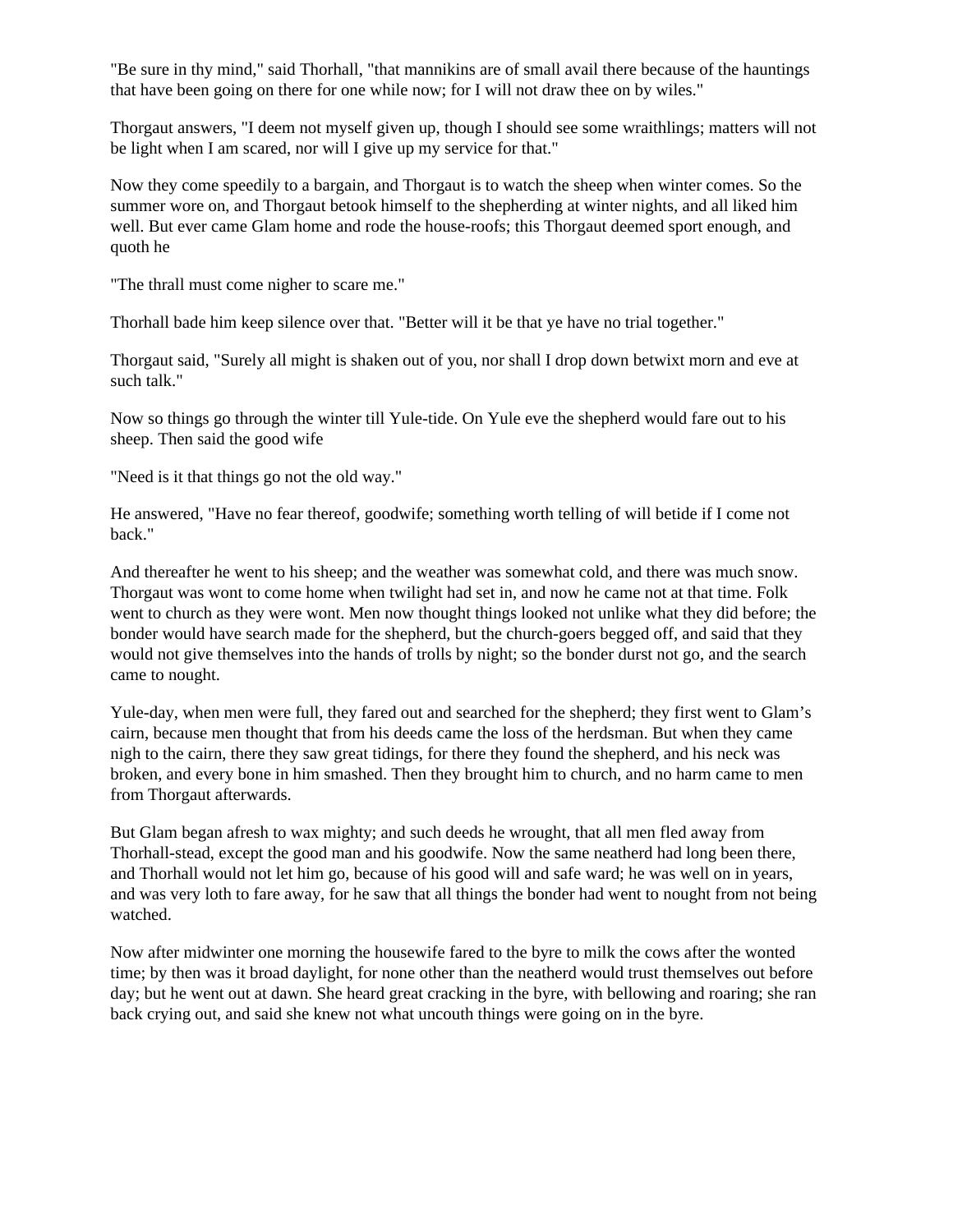"Be sure in thy mind," said Thorhall, "that mannikins are of small avail there because of the hauntings that have been going on there for one while now; for I will not draw thee on by wiles."

Thorgaut answers, "I deem not myself given up, though I should see some wraithlings; matters will not be light when I am scared, nor will I give up my service for that."

Now they come speedily to a bargain, and Thorgaut is to watch the sheep when winter comes. So the summer wore on, and Thorgaut betook himself to the shepherding at winter nights, and all liked him well. But ever came Glam home and rode the house-roofs; this Thorgaut deemed sport enough, and quoth he

"The thrall must come nigher to scare me."

Thorhall bade him keep silence over that. "Better will it be that ye have no trial together."

Thorgaut said, "Surely all might is shaken out of you, nor shall I drop down betwixt morn and eve at such talk."

Now so things go through the winter till Yule-tide. On Yule eve the shepherd would fare out to his sheep. Then said the good wife

"Need is it that things go not the old way."

He answered, "Have no fear thereof, goodwife; something worth telling of will betide if I come not back."

And thereafter he went to his sheep; and the weather was somewhat cold, and there was much snow. Thorgaut was wont to come home when twilight had set in, and now he came not at that time. Folk went to church as they were wont. Men now thought things looked not unlike what they did before; the bonder would have search made for the shepherd, but the church-goers begged off, and said that they would not give themselves into the hands of trolls by night; so the bonder durst not go, and the search came to nought.

Yule-day, when men were full, they fared out and searched for the shepherd; they first went to Glam's cairn, because men thought that from his deeds came the loss of the herdsman. But when they came nigh to the cairn, there they saw great tidings, for there they found the shepherd, and his neck was broken, and every bone in him smashed. Then they brought him to church, and no harm came to men from Thorgaut afterwards.

But Glam began afresh to wax mighty; and such deeds he wrought, that all men fled away from Thorhall-stead, except the good man and his goodwife. Now the same neatherd had long been there, and Thorhall would not let him go, because of his good will and safe ward; he was well on in years, and was very loth to fare away, for he saw that all things the bonder had went to nought from not being watched.

Now after midwinter one morning the housewife fared to the byre to milk the cows after the wonted time; by then was it broad daylight, for none other than the neatherd would trust themselves out before day; but he went out at dawn. She heard great cracking in the byre, with bellowing and roaring; she ran back crying out, and said she knew not what uncouth things were going on in the byre.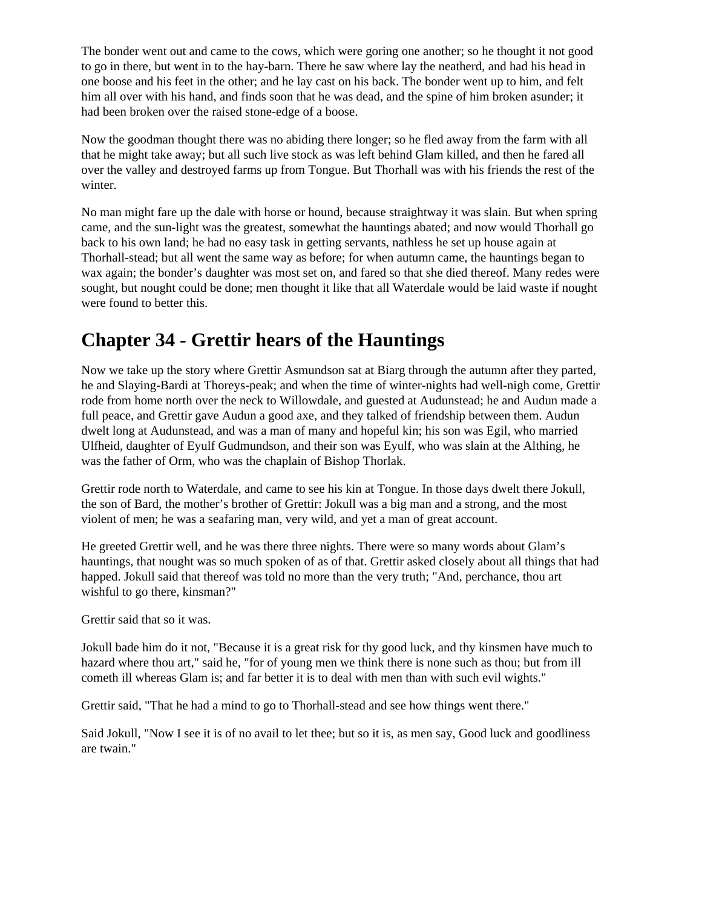The bonder went out and came to the cows, which were goring one another; so he thought it not good to go in there, but went in to the hay-barn. There he saw where lay the neatherd, and had his head in one boose and his feet in the other; and he lay cast on his back. The bonder went up to him, and felt him all over with his hand, and finds soon that he was dead, and the spine of him broken asunder; it had been broken over the raised stone-edge of a boose.

Now the goodman thought there was no abiding there longer; so he fled away from the farm with all that he might take away; but all such live stock as was left behind Glam killed, and then he fared all over the valley and destroyed farms up from Tongue. But Thorhall was with his friends the rest of the winter.

No man might fare up the dale with horse or hound, because straightway it was slain. But when spring came, and the sun-light was the greatest, somewhat the hauntings abated; and now would Thorhall go back to his own land; he had no easy task in getting servants, nathless he set up house again at Thorhall-stead; but all went the same way as before; for when autumn came, the hauntings began to wax again; the bonder's daughter was most set on, and fared so that she died thereof. Many redes were sought, but nought could be done; men thought it like that all Waterdale would be laid waste if nought were found to better this.

## Chapter 34 - Grettir hears of the Hauntings

Now we take up the story where Grettir Asmundson sat at Biarg through the autumn after they parted, he and Slaying-Bardi at Thoreys-peak; and when the time of winter-nights had well-nigh come, Grettir rode from home north over the neck to Willowdale, and guested at Audunstead; he and Audun made a full peace, and Grettir gave Audun a good axe, and they talked of friendship between them. Audun dwelt long at Audunstead, and was a man of many and hopeful kin; his son was Egil, who married Ulfheid, daughter of Eyulf Gudmundson, and their son was Eyulf, who was slain at the Althing, he was the father of Orm, who was the chaplain of Bishop Thorlak.

Grettir rode north to Waterdale, and came to see his kin at Tongue. In those days dwelt there Jokull, the son of Bard, the mother's brother of Grettir: Jokull was a big man and a strong, and the most violent of men; he was a seafaring man, very wild, and yet a man of great account.

He greeted Grettir well, and he was there three nights. There were so many words about Glam's hauntings, that nought was so much spoken of as of that. Grettir asked closely about all things that had happed. Jokull said that thereof was told no more than the very truth; "And, perchance, thou art wishful to go there, kinsman?"

Grettir said that so it was.

Jokull bade him do it not, "Because it is a great risk for thy good luck, and thy kinsmen have much to hazard where thou art," said he, "for of young men we think there is none such as thou; but from ill cometh ill whereas Glam is; and far better it is to deal with men than with such evil wights."

Grettir said, "That he had a mind to go to Thorhall-stead and see how things went there."

Said Jokull, "Now I see it is of no avail to let thee; but so it is, as men say, Good luck and goodliness are twain."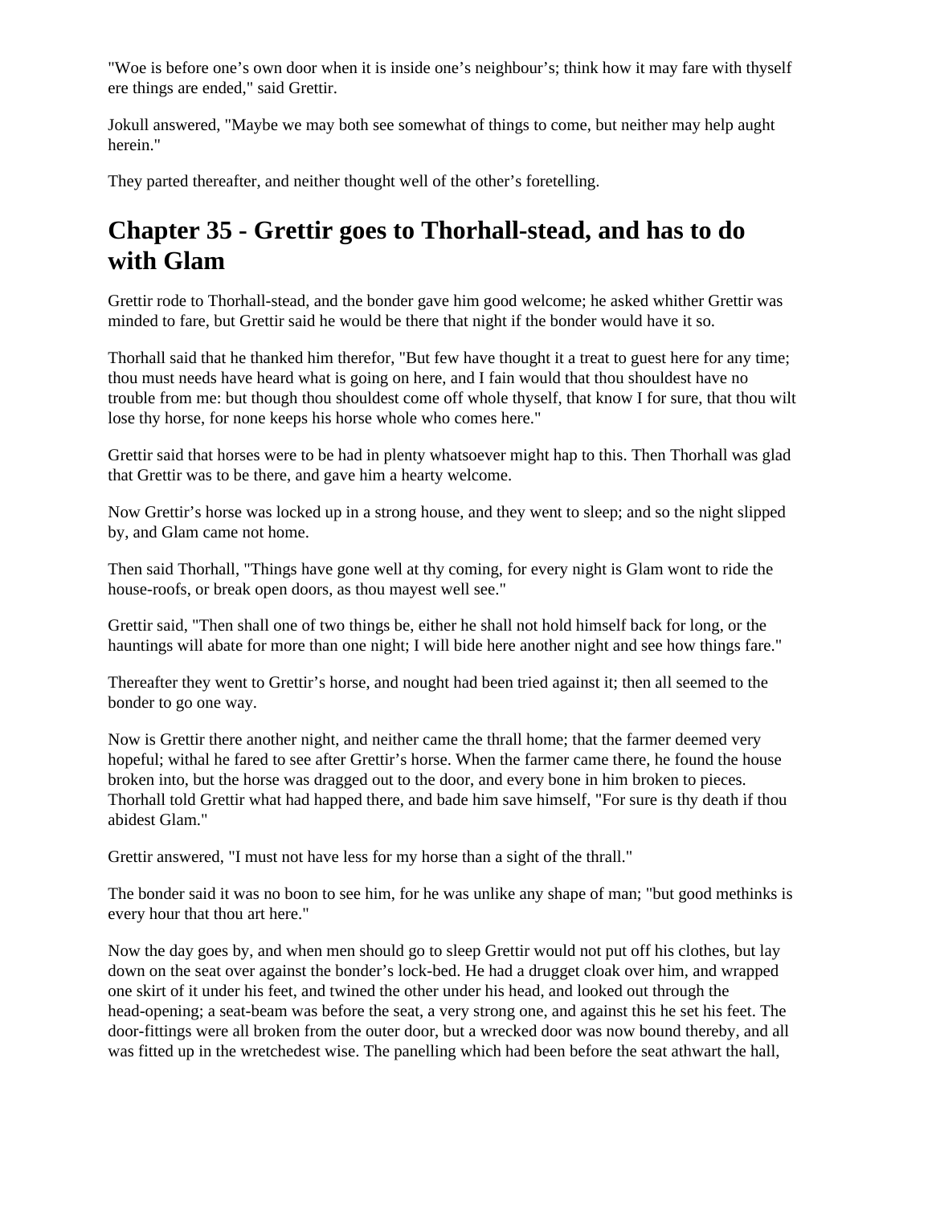"Woe is before one’s own door when it is inside one’s neighbour’s; think how it may fare with thyself ere things are ended," said Grettir.

Jokull answered, "Maybe we may both see somewhat of things to come, but neither may help aught herein."

They parted thereafter, and neither thought well of the other’s foretelling.

## Chapter 35 - Grettir goes to Thorhall-stead, and has to do with Glam

Grettir rode to Thorhall-stead, and the bonder gave him good welcome; he asked whither Grettir was minded to fare, but Grettir said he would be there that night if the bonder would have it so.

Thorhall said that he thanked him therefor, "But few have thought it a treat to guest here for any time; thou must needs have heard what is going on here, and I fain would that thou shouldest have no trouble from me: but though thou shouldest come off whole thyself, that know I for sure, that thou wilt lose thy horse, for none keeps his horse whole who comes here."

Grettir said that horses were to be had in plenty whatsoever might hap to this. Then Thorhall was glad that Grettir was to be there, and gave him a hearty welcome.

Now Grettir’s horse was locked up in a strong house, and they went to sleep; and so the night slipped by, and Glam came not home.

Then said Thorhall, "Things have gone well at thy coming, for every night is Glam wont to ride the house-roofs, or break open doors, as thou mayest well see."

Grettir said, "Then shall one of two things be, either he shall not hold himself back for long, or the hauntings will abate for more than one night; I will bide here another night and see how things fare."

Thereafter they went to Grettir’s horse, and nought had been tried against it; then all seemed to the bonder to go one way.

Now is Grettir there another night, and neither came the thrall home; that the farmer deemed very hopeful; withal he fared to see after Grettir’s horse. When the farmer came there, he found the house broken into, but the horse was dragged out to the door, and every bone in him broken to pieces. Thorhall told Grettir what had happed there, and bade him save himself, "For sure is thy death if thou abidest Glam."

Grettir answered, "I must not have less for my horse than a sight of the thrall."

The bonder said it was no boon to see him, for he was unlike any shape of man; "but good methinks is every hour that thou art here."

Now the day goes by, and when men should go to sleep Grettir would not put off his clothes, but lay down on the seat over against the bonder’s lock-bed. He had a drugget cloak over him, and wrapped one skirt of it under his feet, and twined the other under his head, and looked out through the head-opening; a seat-beam was before the seat, a very strong one, and against this he set his feet. The door-fittings were all broken from the outer door, but a wrecked door was now bound thereby, and all was fitted up in the wretchedest wise. The panelling which had been before the seat athwart the hall,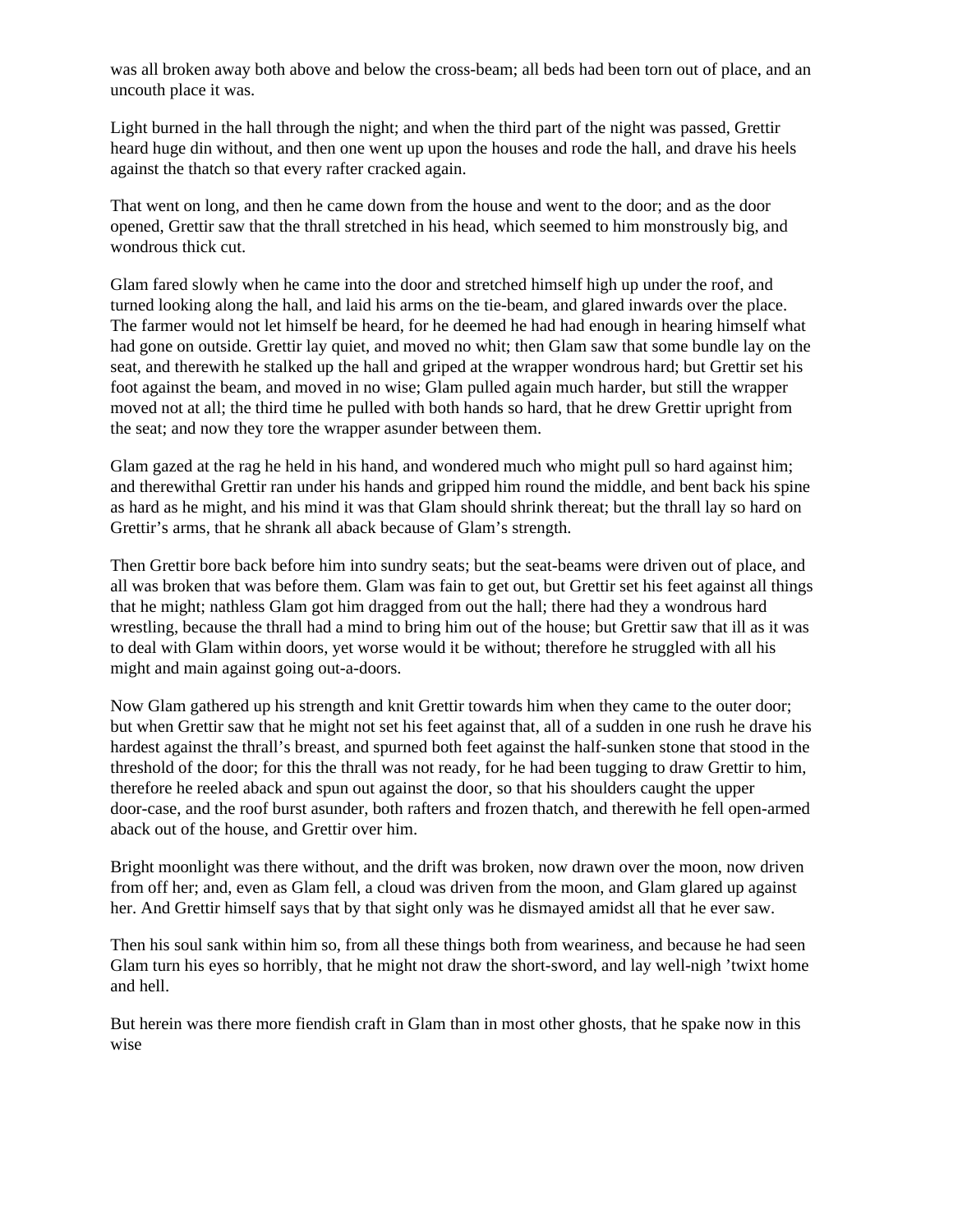was all broken away both above and below the cross-beam; all beds had been torn out of place, and an uncouth place it was.

Light burned in the hall through the night; and when the third part of the night was passed, Grettir heard huge din without, and then one went up upon the houses and rode the hall, and drave his heels against the thatch so that every rafter cracked again.

That went on long, and then he came down from the house and went to the door; and as the door opened, Grettir saw that the thrall stretched in his head, which seemed to him monstrously big, and wondrous thick cut.

Glam fared slowly when he came into the door and stretched himself high up under the roof, and turned looking along the hall, and laid his arms on the tie-beam, and glared inwards over the place. The farmer would not let himself be heard, for he deemed he had had enough in hearing himself what had gone on outside. Grettir lay quiet, and moved no whit; then Glam saw that some bundle lay on the seat, and therewith he stalked up the hall and griped at the wrapper wondrous hard; but Grettir set his foot against the beam, and moved in no wise; Glam pulled again much harder, but still the wrapper moved not at all; the third time he pulled with both hands so hard, that he drew Grettir upright from the seat; and now they tore the wrapper asunder between them.

Glam gazed at the rag he held in his hand, and wondered much who might pull so hard against him; and therewithal Grettir ran under his hands and gripped him round the middle, and bent back his spine as hard as he might, and his mind it was that Glam should shrink thereat; but the thrall lay so hard on Grettir's arms, that he shrank all aback because of Glam's strength.

Then Grettir bore back before him into sundry seats; but the seat-beams were driven out of place, and all was broken that was before them. Glam was fain to get out, but Grettir set his feet against all things that he might; nathless Glam got him dragged from out the hall; there had they a wondrous hard wrestling, because the thrall had a mind to bring him out of the house; but Grettir saw that ill as it was to deal with Glam within doors, yet worse would it be without; therefore he struggled with all his might and main against going out-a-doors.

Now Glam gathered up his strength and knit Grettir towards him when they came to the outer door; but when Grettir saw that he might not set his feet against that, all of a sudden in one rush he drave his hardest against the thrall's breast, and spurned both feet against the half-sunken stone that stood in the threshold of the door; for this the thrall was not ready, for he had been tugging to draw Grettir to him, therefore he reeled aback and spun out against the door, so that his shoulders caught the upper door-case, and the roof burst asunder, both rafters and frozen thatch, and therewith he fell open-armed aback out of the house, and Grettir over him.

Bright moonlight was there without, and the drift was broken, now drawn over the moon, now driven from off her; and, even as Glam fell, a cloud was driven from the moon, and Glam glared up against her. And Grettir himself says that by that sight only was he dismayed amidst all that he ever saw.

Then his soul sank within him so, from all these things both from weariness, and because he had seen Glam turn his eyes so horribly, that he might not draw the short-sword, and lay well-nigh 'twixt home and hell.

But herein was there more fiendish craft in Glam than in most other ghosts, that he spake now in this wise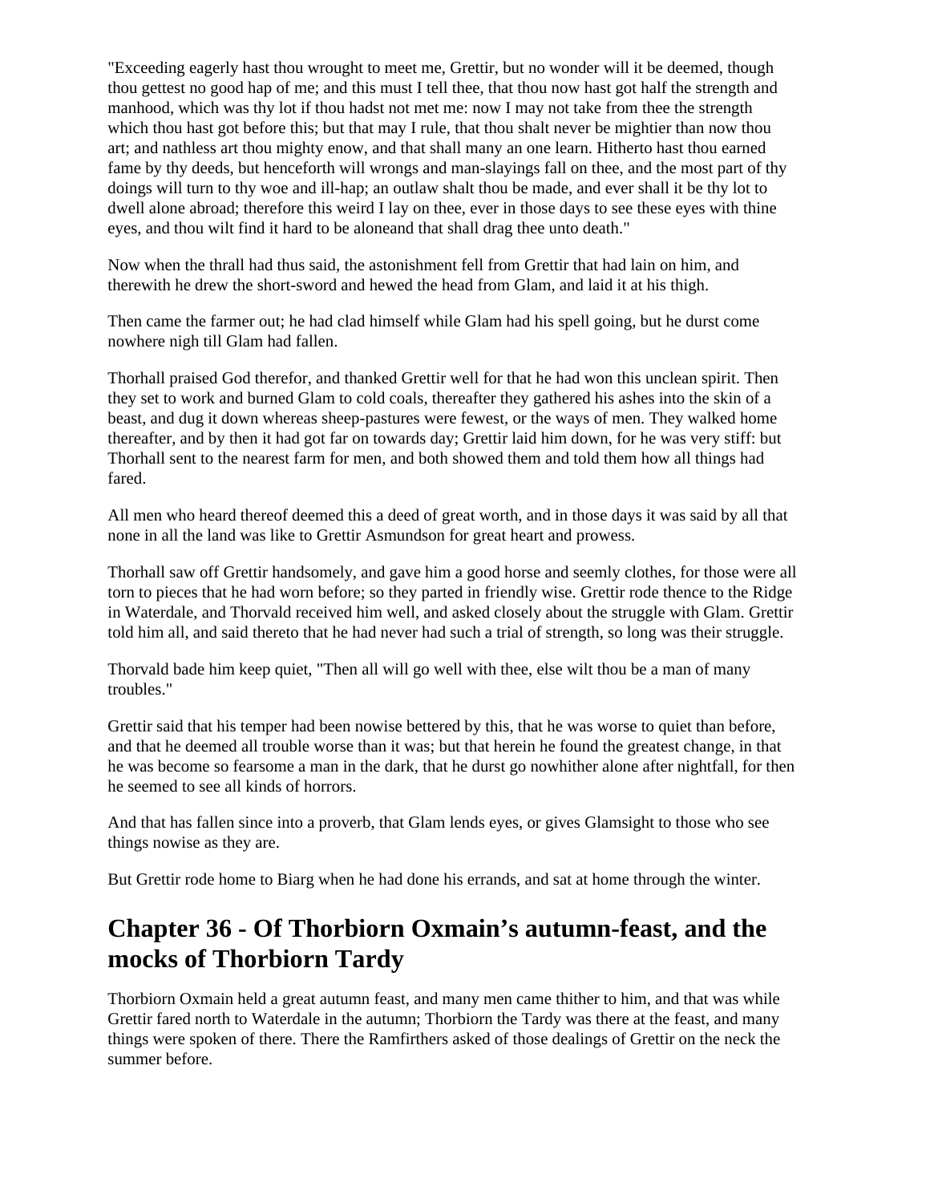"Exceeding eagerly hast thou wrought to meet me, Grettir, but no wonder will it be deemed, though thou gettest no good hap of me; and this must I tell thee, that thou now hast got half the strength and manhood, which was thy lot if thou hadst not met me: now I may not take from thee the strength which thou hast got before this; but that may I rule, that thou shalt never be mightier than now thou art; and nathless art thou mighty enow, and that shall many an one learn. Hitherto hast thou earned fame by thy deeds, but henceforth will wrongs and man-slayings fall on thee, and the most part of thy doings will turn to thy woe and ill-hap; an outlaw shalt thou be made, and ever shall it be thy lot to dwell alone abroad; therefore this weird I lay on thee, ever in those days to see these eyes with thine eyes, and thou wilt find it hard to be aloneand that shall drag thee unto death."

Now when the thrall had thus said, the astonishment fell from Grettir that had lain on him, and therewith he drew the short-sword and hewed the head from Glam, and laid it at his thigh.

Then came the farmer out; he had clad himself while Glam had his spell going, but he durst come nowhere nigh till Glam had fallen.

Thorhall praised God therefor, and thanked Grettir well for that he had won this unclean spirit. Then they set to work and burned Glam to cold coals, thereafter they gathered his ashes into the skin of a beast, and dug it down whereas sheep-pastures were fewest, or the ways of men. They walked home thereafter, and by then it had got far on towards day; Grettir laid him down, for he was very stiff: but Thorhall sent to the nearest farm for men, and both showed them and told them how all things had fared.

All men who heard thereof deemed this a deed of great worth, and in those days it was said by all that none in all the land was like to Grettir Asmundson for great heart and prowess.

Thorhall saw off Grettir handsomely, and gave him a good horse and seemly clothes, for those were all torn to pieces that he had worn before; so they parted in friendly wise. Grettir rode thence to the Ridge in Waterdale, and Thorvald received him well, and asked closely about the struggle with Glam. Grettir told him all, and said thereto that he had never had such a trial of strength, so long was their struggle.

Thorvald bade him keep quiet, "Then all will go well with thee, else wilt thou be a man of many troubles."

Grettir said that his temper had been nowise bettered by this, that he was worse to quiet than before, and that he deemed all trouble worse than it was; but that herein he found the greatest change, in that he was become so fearsome a man in the dark, that he durst go nowhither alone after nightfall, for then he seemed to see all kinds of horrors.

And that has fallen since into a proverb, that Glam lends eyes, or gives Glamsight to those who see things nowise as they are.

But Grettir rode home to Biarg when he had done his errands, and sat at home through the winter.

## Chapter 36 - Of Thorbiorn Oxmain's autumn-feast, and the mocks of Thorbiorn Tardy

Thorbiorn Oxmain held a great autumn feast, and many men came thither to him, and that was while Grettir fared north to Waterdale in the autumn; Thorbiorn the Tardy was there at the feast, and many things were spoken of there. There the Ramfirthers asked of those dealings of Grettir on the neck the summer before.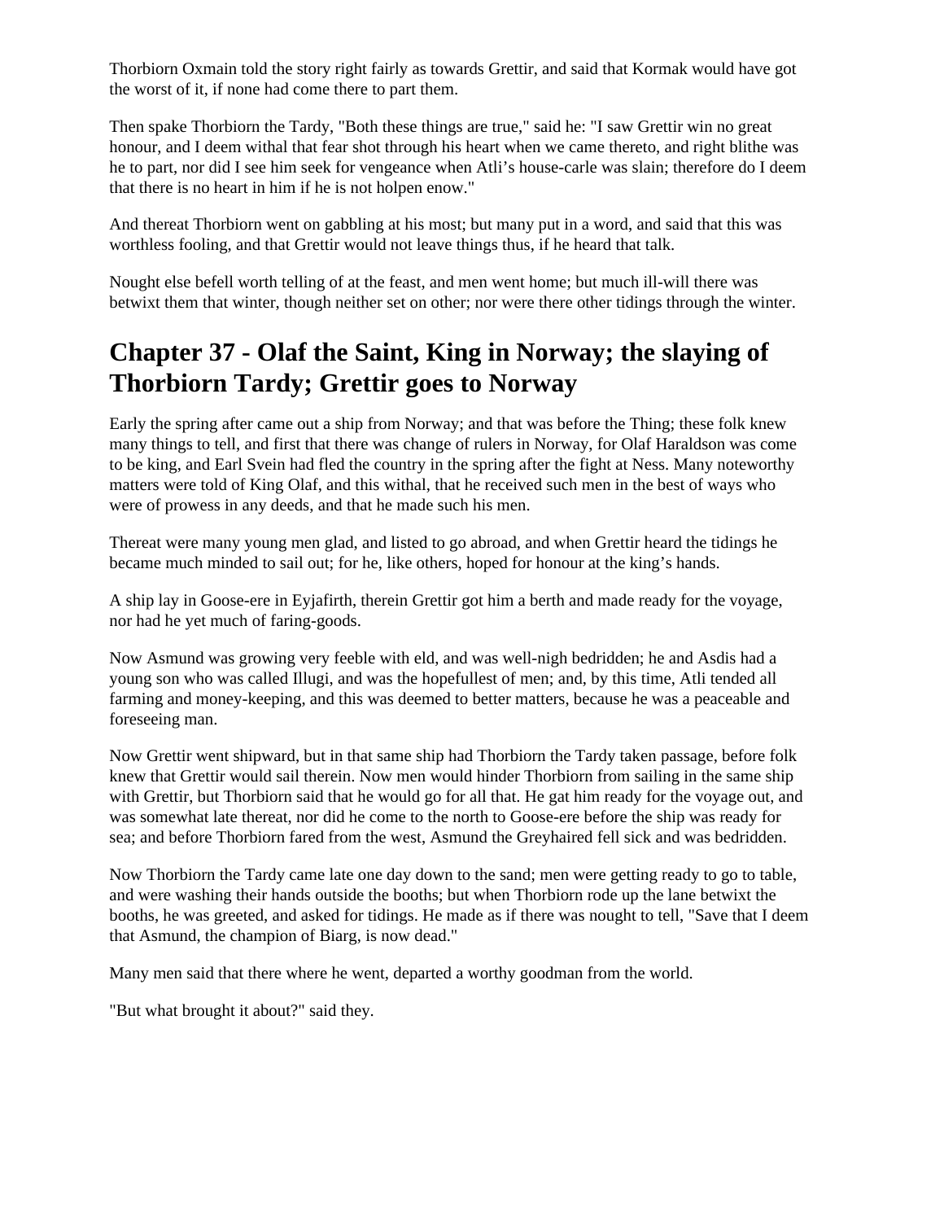Thorbiorn Oxmain told the story right fairly as towards Grettir, and said that Kormak would have got the worst of it, if none had come there to part them.

Then spake Thorbiorn the Tardy, "Both these things are true," said he: "I saw Grettir win no great honour, and I deem withal that fear shot through his heart when we came thereto, and right blithe was he to part, nor did I see him seek for vengeance when Atli’s house-carle was slain; therefore do I deem that there is no heart in him if he is not holpen enow."

And thereat Thorbiorn went on gabbling at his most; but many put in a word, and said that this was worthless fooling, and that Grettir would not leave things thus, if he heard that talk.

Nought else befell worth telling of at the feast, and men went home; but much ill-will there was betwixt them that winter, though neither set on other; nor were there other tidings through the winter.

## Chapter 37 - Olaf the Saint, King in Norway; the slaying of Thorbiorn Tardy; Grettir goes to Norway

Early the spring after came out a ship from Norway; and that was before the Thing; these folk knew many things to tell, and first that there was change of rulers in Norway, for Olaf Haraldson was come to be king, and Earl Svein had fled the country in the spring after the fight at Ness. Many noteworthy matters were told of King Olaf, and this withal, that he received such men in the best of ways who were of prowess in any deeds, and that he made such his men.

Thereat were many young men glad, and listed to go abroad, and when Grettir heard the tidings he became much minded to sail out; for he, like others, hoped for honour at the king’s hands.

A ship lay in Goose-ere in Eyjafirth, therein Grettir got him a berth and made ready for the voyage, nor had he yet much of faring-goods.

Now Asmund was growing very feeble with eld, and was well-nigh bedridden; he and Asdis had a young son who was called Illugi, and was the hopefullest of men; and, by this time, Atli tended all farming and money-keeping, and this was deemed to better matters, because he was a peaceable and foreseeing man.

Now Grettir went shipward, but in that same ship had Thorbiorn the Tardy taken passage, before folk knew that Grettir would sail therein. Now men would hinder Thorbiorn from sailing in the same ship with Grettir, but Thorbiorn said that he would go for all that. He gat him ready for the voyage out, and was somewhat late thereat, nor did he come to the north to Goose-ere before the ship was ready for sea; and before Thorbiorn fared from the west, Asmund the Greyhaired fell sick and was bedridden.

Now Thorbiorn the Tardy came late one day down to the sand; men were getting ready to go to table, and were washing their hands outside the booths; but when Thorbiorn rode up the lane betwixt the booths, he was greeted, and asked for tidings. He made as if there was nought to tell, "Save that I deem that Asmund, the champion of Biarg, is now dead."

Many men said that there where he went, departed a worthy goodman from the world.

"But what brought it about?" said they.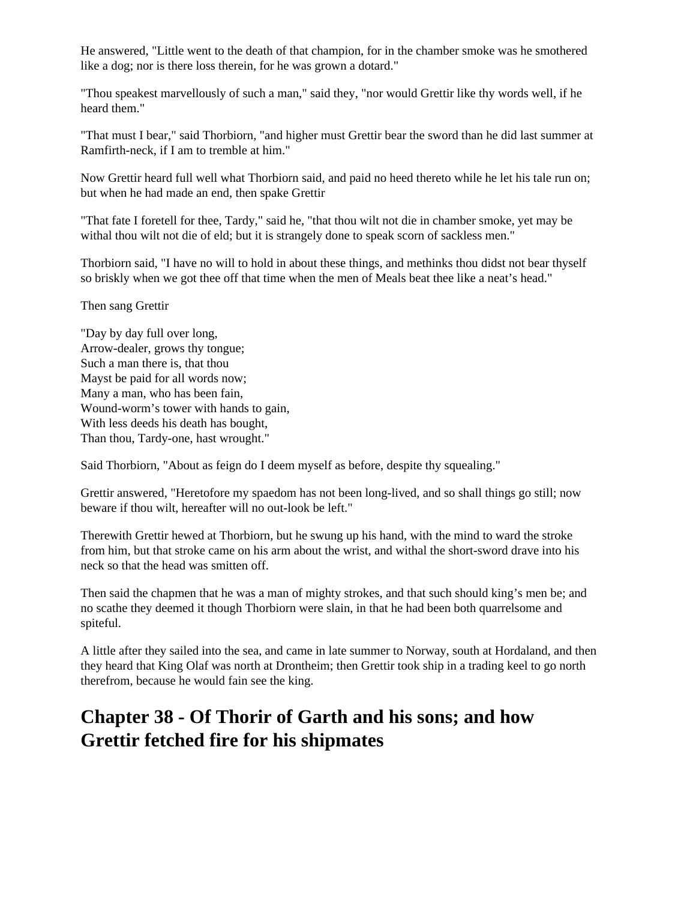He answered, "Little went to the death of that champion, for in the chamber smoke was he smothered like a dog; nor is there loss therein, for he was grown a dotard."

"Thou speakest marvellously of such a man," said they, "nor would Grettir like thy words well, if he heard them."

"That must I bear," said Thorbiorn, "and higher must Grettir bear the sword than he did last summer at Ramfirth-neck, if I am to tremble at him."

Now Grettir heard full well what Thorbiorn said, and paid no heed thereto while he let his tale run on; but when he had made an end, then spake Grettir

"That fate I foretell for thee, Tardy," said he, "that thou wilt not die in chamber smoke, yet may be withal thou wilt not die of eld; but it is strangely done to speak scorn of sackless men."

Thorbiorn said, "I have no will to hold in about these things, and methinks thou didst not bear thyself so briskly when we got thee off that time when the men of Meals beat thee like a neat's head."

Then sang Grettir

"Day by day full over long,
Arrow-dealer, grows thy tongue;
Such a man there is, that thou
Mayst be paid for all words now;
Many a man, who has been fain,
Wound-worm's tower with hands to gain,
With less deeds his death has bought,
Than thou, Tardy-one, hast wrought."

Said Thorbiorn, "About as feign do I deem myself as before, despite thy squealing."

Grettir answered, "Heretofore my spaedom has not been long-lived, and so shall things go still; now beware if thou wilt, hereafter will no out-look be left."

Therewith Grettir hewed at Thorbiorn, but he swung up his hand, with the mind to ward the stroke from him, but that stroke came on his arm about the wrist, and withal the short-sword drave into his neck so that the head was smitten off.

Then said the chapmen that he was a man of mighty strokes, and that such should king's men be; and no scathe they deemed it though Thorbiorn were slain, in that he had been both quarrelsome and spiteful.

A little after they sailed into the sea, and came in late summer to Norway, south at Hordaland, and then they heard that King Olaf was north at Drontheim; then Grettir took ship in a trading keel to go north therefrom, because he would fain see the king.

## Chapter 38 - Of Thorir of Garth and his sons; and how Grettir fetched fire for his shipmates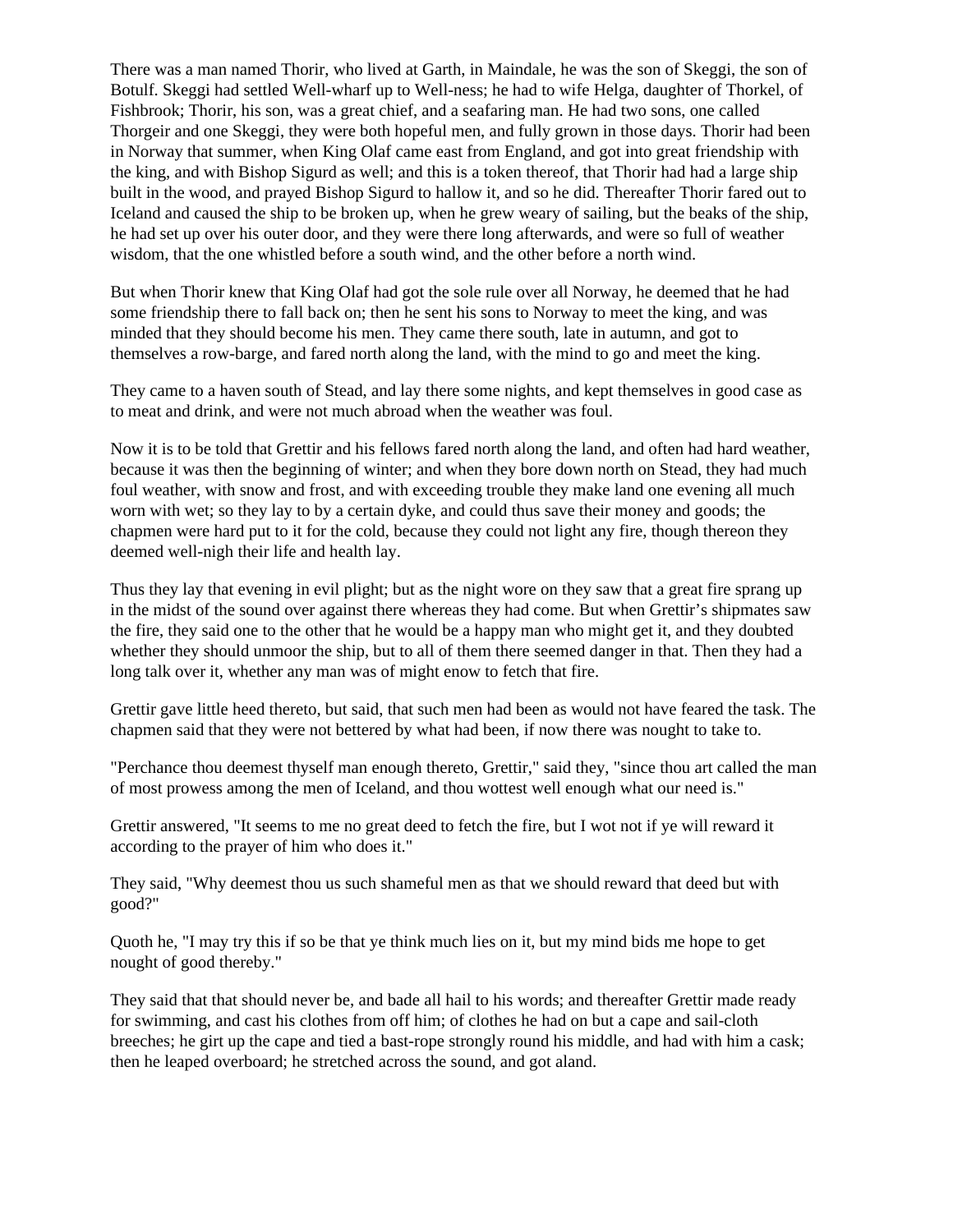There was a man named Thorir, who lived at Garth, in Maindale, he was the son of Skeggi, the son of Botulf. Skeggi had settled Well-wharf up to Well-ness; he had to wife Helga, daughter of Thorkel, of Fishbrook; Thorir, his son, was a great chief, and a seafaring man. He had two sons, one called Thorgeir and one Skeggi, they were both hopeful men, and fully grown in those days. Thorir had been in Norway that summer, when King Olaf came east from England, and got into great friendship with the king, and with Bishop Sigurd as well; and this is a token thereof, that Thorir had had a large ship built in the wood, and prayed Bishop Sigurd to hallow it, and so he did. Thereafter Thorir fared out to Iceland and caused the ship to be broken up, when he grew weary of sailing, but the beaks of the ship, he had set up over his outer door, and they were there long afterwards, and were so full of weather wisdom, that the one whistled before a south wind, and the other before a north wind.

But when Thorir knew that King Olaf had got the sole rule over all Norway, he deemed that he had some friendship there to fall back on; then he sent his sons to Norway to meet the king, and was minded that they should become his men. They came there south, late in autumn, and got to themselves a row-barge, and fared north along the land, with the mind to go and meet the king.

They came to a haven south of Stead, and lay there some nights, and kept themselves in good case as to meat and drink, and were not much abroad when the weather was foul.

Now it is to be told that Grettir and his fellows fared north along the land, and often had hard weather, because it was then the beginning of winter; and when they bore down north on Stead, they had much foul weather, with snow and frost, and with exceeding trouble they make land one evening all much worn with wet; so they lay to by a certain dyke, and could thus save their money and goods; the chapmen were hard put to it for the cold, because they could not light any fire, though thereon they deemed well-nigh their life and health lay.

Thus they lay that evening in evil plight; but as the night wore on they saw that a great fire sprang up in the midst of the sound over against there whereas they had come. But when Grettir's shipmates saw the fire, they said one to the other that he would be a happy man who might get it, and they doubted whether they should unmoor the ship, but to all of them there seemed danger in that. Then they had a long talk over it, whether any man was of might enow to fetch that fire.

Grettir gave little heed thereto, but said, that such men had been as would not have feared the task. The chapmen said that they were not bettered by what had been, if now there was nought to take to.

"Perchance thou deemest thyself man enough thereto, Grettir," said they, "since thou art called the man of most prowess among the men of Iceland, and thou wottest well enough what our need is."

Grettir answered, "It seems to me no great deed to fetch the fire, but I wot not if ye will reward it according to the prayer of him who does it."

They said, "Why deemest thou us such shameful men as that we should reward that deed but with good?"

Quoth he, "I may try this if so be that ye think much lies on it, but my mind bids me hope to get nought of good thereby."

They said that that should never be, and bade all hail to his words; and thereafter Grettir made ready for swimming, and cast his clothes from off him; of clothes he had on but a cape and sail-cloth breeches; he girt up the cape and tied a bast-rope strongly round his middle, and had with him a cask; then he leaped overboard; he stretched across the sound, and got aland.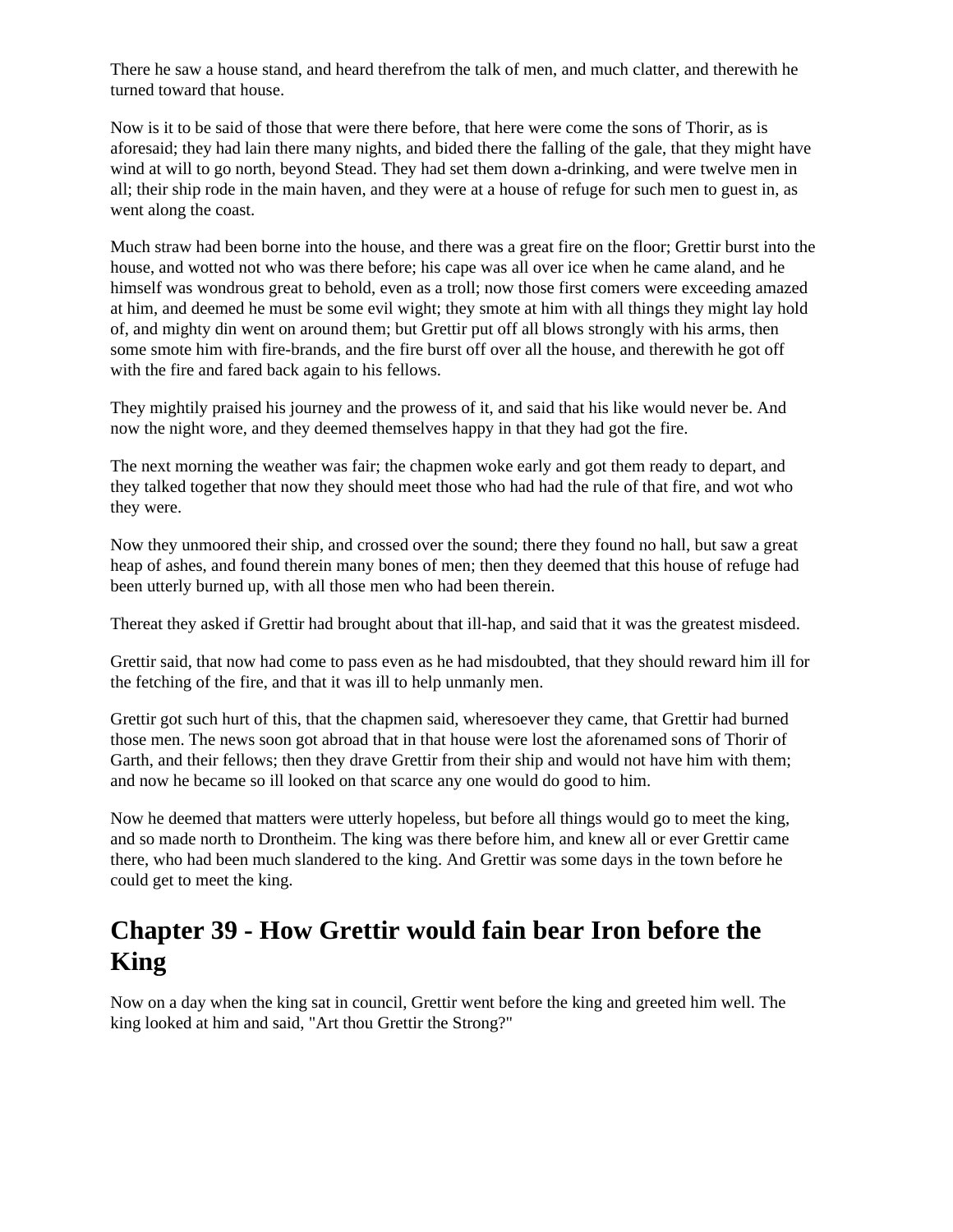There he saw a house stand, and heard therefrom the talk of men, and much clatter, and therewith he turned toward that house.

Now is it to be said of those that were there before, that here were come the sons of Thorir, as is aforesaid; they had lain there many nights, and bided there the falling of the gale, that they might have wind at will to go north, beyond Stead. They had set them down a-drinking, and were twelve men in all; their ship rode in the main haven, and they were at a house of refuge for such men to guest in, as went along the coast.

Much straw had been borne into the house, and there was a great fire on the floor; Grettir burst into the house, and wotted not who was there before; his cape was all over ice when he came aland, and he himself was wondrous great to behold, even as a troll; now those first comers were exceeding amazed at him, and deemed he must be some evil wight; they smote at him with all things they might lay hold of, and mighty din went on around them; but Grettir put off all blows strongly with his arms, then some smote him with fire-brands, and the fire burst off over all the house, and therewith he got off with the fire and fared back again to his fellows.

They mightily praised his journey and the prowess of it, and said that his like would never be. And now the night wore, and they deemed themselves happy in that they had got the fire.

The next morning the weather was fair; the chapmen woke early and got them ready to depart, and they talked together that now they should meet those who had had the rule of that fire, and wot who they were.

Now they unmoored their ship, and crossed over the sound; there they found no hall, but saw a great heap of ashes, and found therein many bones of men; then they deemed that this house of refuge had been utterly burned up, with all those men who had been therein.

Thereat they asked if Grettir had brought about that ill-hap, and said that it was the greatest misdeed.

Grettir said, that now had come to pass even as he had misdoubted, that they should reward him ill for the fetching of the fire, and that it was ill to help unmanly men.

Grettir got such hurt of this, that the chapmen said, wheresoever they came, that Grettir had burned those men. The news soon got abroad that in that house were lost the aforenamed sons of Thorir of Garth, and their fellows; then they drave Grettir from their ship and would not have him with them; and now he became so ill looked on that scarce any one would do good to him.

Now he deemed that matters were utterly hopeless, but before all things would go to meet the king, and so made north to Drontheim. The king was there before him, and knew all or ever Grettir came there, who had been much slandered to the king. And Grettir was some days in the town before he could get to meet the king.

## Chapter 39 - How Grettir would fain bear Iron before the King

Now on a day when the king sat in council, Grettir went before the king and greeted him well. The king looked at him and said, "Art thou Grettir the Strong?"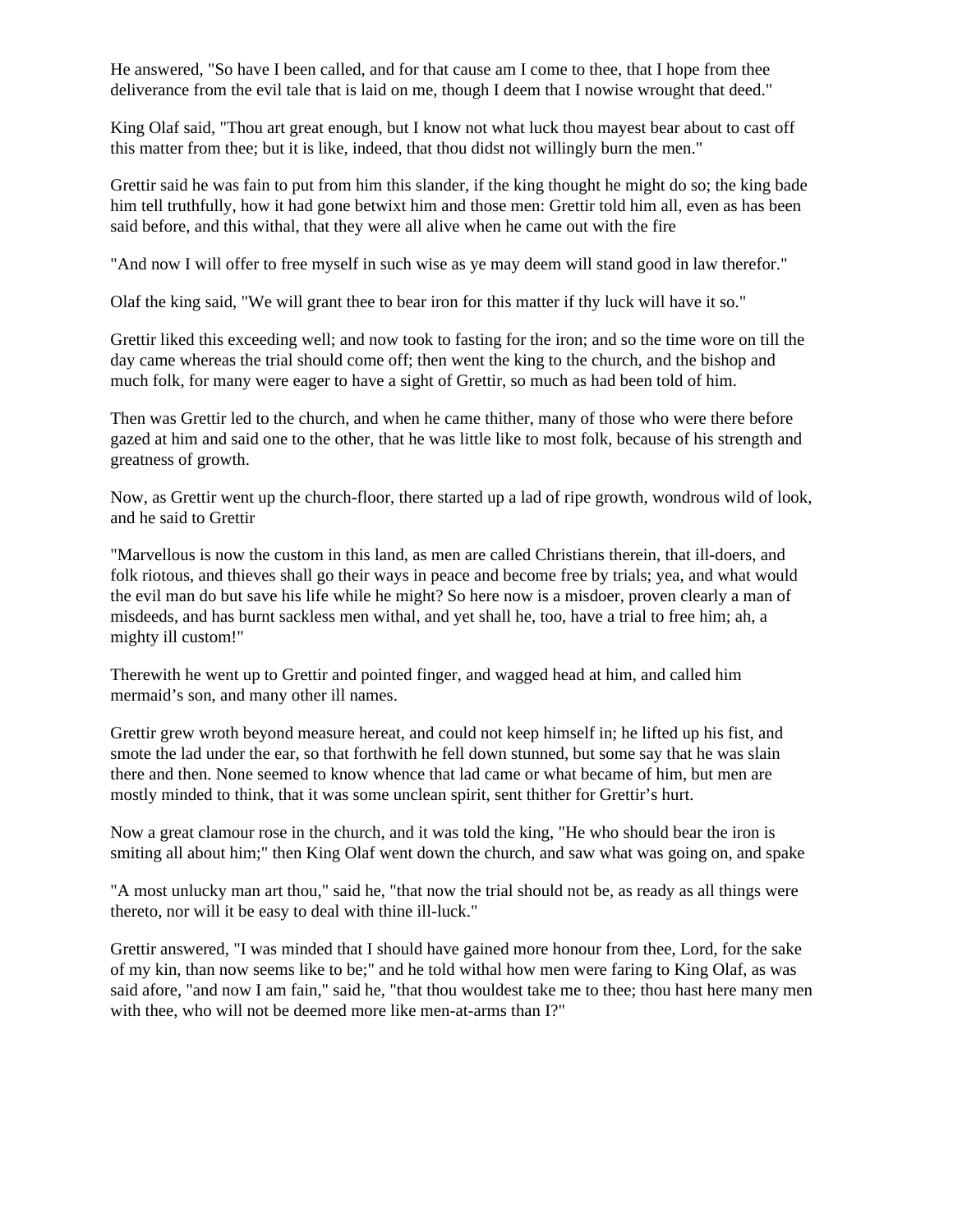He answered, "So have I been called, and for that cause am I come to thee, that I hope from thee deliverance from the evil tale that is laid on me, though I deem that I nowise wrought that deed."

King Olaf said, "Thou art great enough, but I know not what luck thou mayest bear about to cast off this matter from thee; but it is like, indeed, that thou didst not willingly burn the men."

Grettir said he was fain to put from him this slander, if the king thought he might do so; the king bade him tell truthfully, how it had gone betwixt him and those men: Grettir told him all, even as has been said before, and this withal, that they were all alive when he came out with the fire

"And now I will offer to free myself in such wise as ye may deem will stand good in law therefor."

Olaf the king said, "We will grant thee to bear iron for this matter if thy luck will have it so."

Grettir liked this exceeding well; and now took to fasting for the iron; and so the time wore on till the day came whereas the trial should come off; then went the king to the church, and the bishop and much folk, for many were eager to have a sight of Grettir, so much as had been told of him.

Then was Grettir led to the church, and when he came thither, many of those who were there before gazed at him and said one to the other, that he was little like to most folk, because of his strength and greatness of growth.

Now, as Grettir went up the church-floor, there started up a lad of ripe growth, wondrous wild of look, and he said to Grettir

"Marvellous is now the custom in this land, as men are called Christians therein, that ill-doers, and folk riotous, and thieves shall go their ways in peace and become free by trials; yea, and what would the evil man do but save his life while he might? So here now is a misdoer, proven clearly a man of misdeeds, and has burnt sackless men withal, and yet shall he, too, have a trial to free him; ah, a mighty ill custom!"

Therewith he went up to Grettir and pointed finger, and wagged head at him, and called him mermaid’s son, and many other ill names.

Grettir grew wroth beyond measure hereat, and could not keep himself in; he lifted up his fist, and smote the lad under the ear, so that forthwith he fell down stunned, but some say that he was slain there and then. None seemed to know whence that lad came or what became of him, but men are mostly minded to think, that it was some unclean spirit, sent thither for Grettir’s hurt.

Now a great clamour rose in the church, and it was told the king, "He who should bear the iron is smiting all about him;" then King Olaf went down the church, and saw what was going on, and spake

"A most unlucky man art thou," said he, "that now the trial should not be, as ready as all things were thereto, nor will it be easy to deal with thine ill-luck."

Grettir answered, "I was minded that I should have gained more honour from thee, Lord, for the sake of my kin, than now seems like to be;" and he told withal how men were faring to King Olaf, as was said afore, "and now I am fain," said he, "that thou wouldest take me to thee; thou hast here many men with thee, who will not be deemed more like men-at-arms than I?"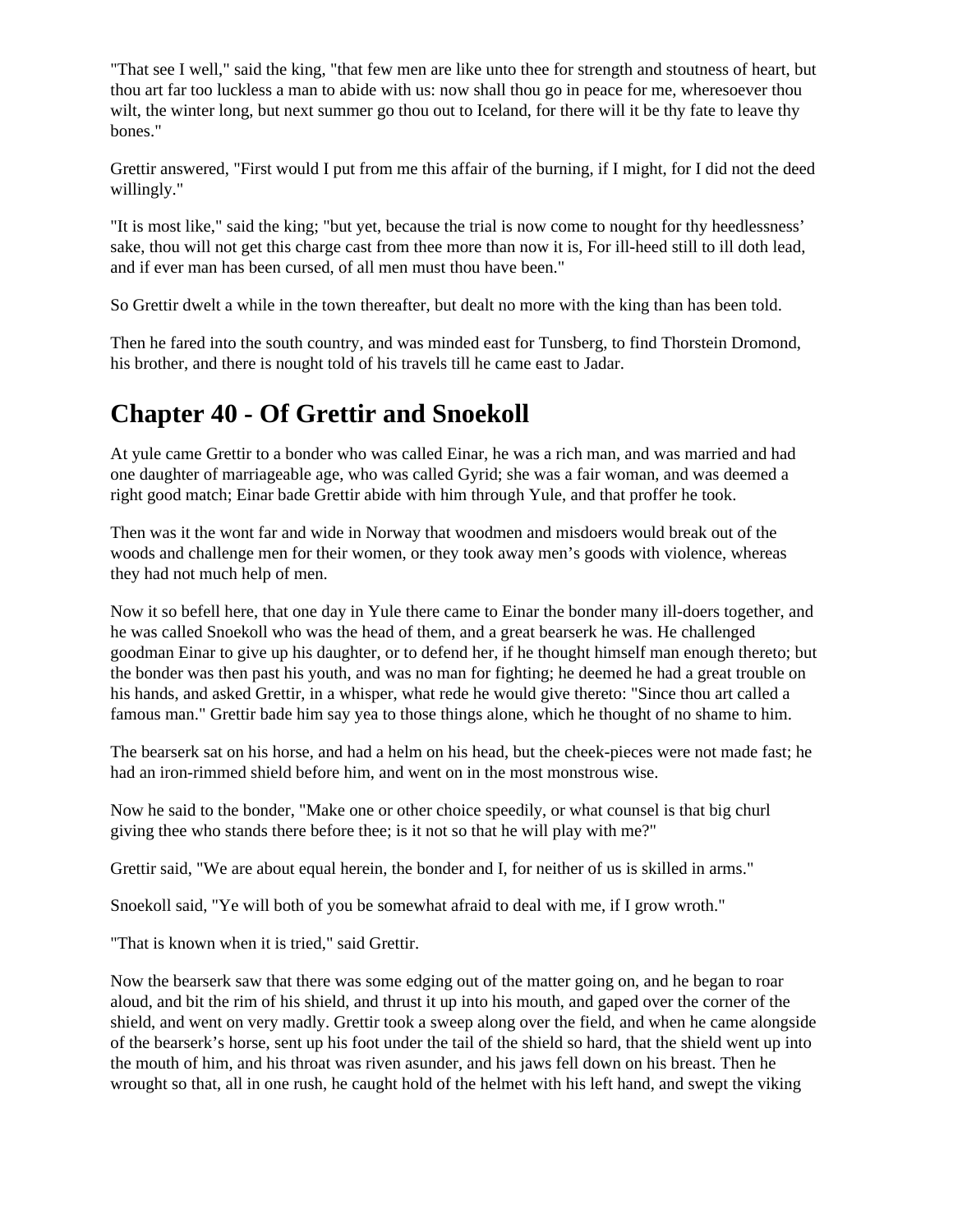"That see I well," said the king, "that few men are like unto thee for strength and stoutness of heart, but thou art far too luckless a man to abide with us: now shall thou go in peace for me, wheresoever thou wilt, the winter long, but next summer go thou out to Iceland, for there will it be thy fate to leave thy bones."

Grettir answered, "First would I put from me this affair of the burning, if I might, for I did not the deed willingly."

"It is most like," said the king; "but yet, because the trial is now come to nought for thy heedlessness' sake, thou will not get this charge cast from thee more than now it is, For ill-heed still to ill doth lead, and if ever man has been cursed, of all men must thou have been."

So Grettir dwelt a while in the town thereafter, but dealt no more with the king than has been told.

Then he fared into the south country, and was minded east for Tunsberg, to find Thorstein Dromond, his brother, and there is nought told of his travels till he came east to Jadar.

## Chapter 40 - Of Grettir and Snoekoll

At yule came Grettir to a bonder who was called Einar, he was a rich man, and was married and had one daughter of marriageable age, who was called Gyrid; she was a fair woman, and was deemed a right good match; Einar bade Grettir abide with him through Yule, and that proffer he took.

Then was it the wont far and wide in Norway that woodmen and misdoers would break out of the woods and challenge men for their women, or they took away men's goods with violence, whereas they had not much help of men.

Now it so befell here, that one day in Yule there came to Einar the bonder many ill-doers together, and he was called Snoekoll who was the head of them, and a great bearserk he was. He challenged goodman Einar to give up his daughter, or to defend her, if he thought himself man enough thereto; but the bonder was then past his youth, and was no man for fighting; he deemed he had a great trouble on his hands, and asked Grettir, in a whisper, what rede he would give thereto: "Since thou art called a famous man." Grettir bade him say yea to those things alone, which he thought of no shame to him.

The bearserk sat on his horse, and had a helm on his head, but the cheek-pieces were not made fast; he had an iron-rimmed shield before him, and went on in the most monstrous wise.

Now he said to the bonder, "Make one or other choice speedily, or what counsel is that big churl giving thee who stands there before thee; is it not so that he will play with me?"

Grettir said, "We are about equal herein, the bonder and I, for neither of us is skilled in arms."

Snoekoll said, "Ye will both of you be somewhat afraid to deal with me, if I grow wroth."

"That is known when it is tried," said Grettir.

Now the bearserk saw that there was some edging out of the matter going on, and he began to roar aloud, and bit the rim of his shield, and thrust it up into his mouth, and gaped over the corner of the shield, and went on very madly. Grettir took a sweep along over the field, and when he came alongside of the bearserk's horse, sent up his foot under the tail of the shield so hard, that the shield went up into the mouth of him, and his throat was riven asunder, and his jaws fell down on his breast. Then he wrought so that, all in one rush, he caught hold of the helmet with his left hand, and swept the viking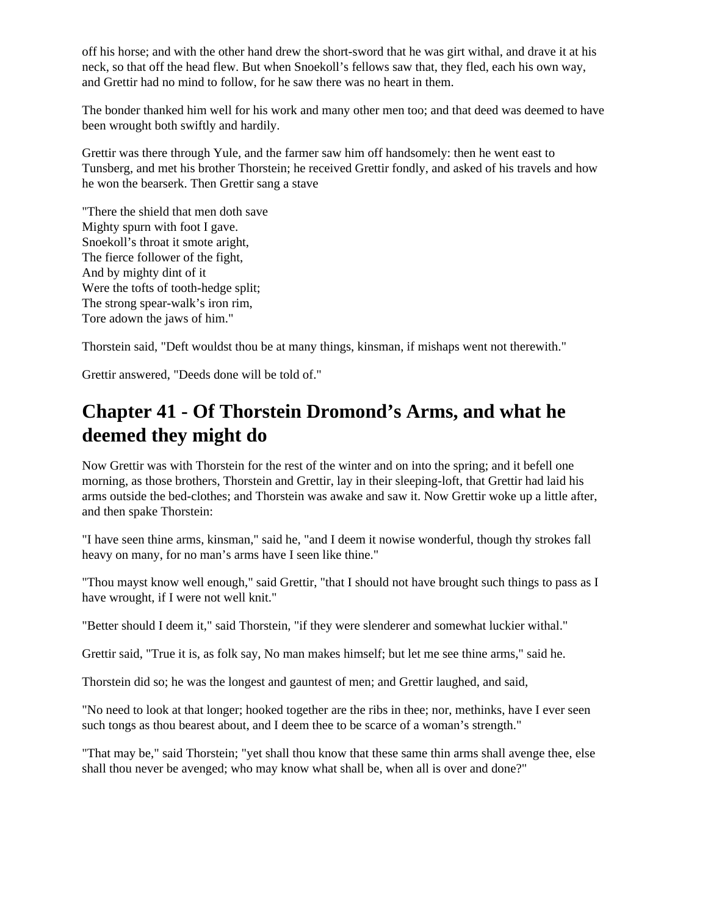off his horse; and with the other hand drew the short-sword that he was girt withal, and drave it at his neck, so that off the head flew. But when Snoekoll's fellows saw that, they fled, each his own way, and Grettir had no mind to follow, for he saw there was no heart in them.

The bonder thanked him well for his work and many other men too; and that deed was deemed to have been wrought both swiftly and hardily.

Grettir was there through Yule, and the farmer saw him off handsomely: then he went east to Tunsberg, and met his brother Thorstein; he received Grettir fondly, and asked of his travels and how he won the bearserk. Then Grettir sang a stave

"There the shield that men doth save  
Mighty spurn with foot I gave.  
Snoekoll's throat it smote aright,  
The fierce follower of the fight,  
And by mighty dint of it  
Were the tofts of tooth-hedge split;  
The strong spear-walk's iron rim,  
Tore adown the jaws of him."

Thorstein said, "Deft wouldst thou be at many things, kinsman, if mishaps went not therewith."

Grettir answered, "Deeds done will be told of."

## Chapter 41 - Of Thorstein Dromond's Arms, and what he deemed they might do

Now Grettir was with Thorstein for the rest of the winter and on into the spring; and it befell one morning, as those brothers, Thorstein and Grettir, lay in their sleeping-loft, that Grettir had laid his arms outside the bed-clothes; and Thorstein was awake and saw it. Now Grettir woke up a little after, and then spake Thorstein:

"I have seen thine arms, kinsman," said he, "and I deem it nowise wonderful, though thy strokes fall heavy on many, for no man's arms have I seen like thine."

"Thou mayst know well enough," said Grettir, "that I should not have brought such things to pass as I have wrought, if I were not well knit."

"Better should I deem it," said Thorstein, "if they were slenderer and somewhat luckier withal."

Grettir said, "True it is, as folk say, No man makes himself; but let me see thine arms," said he.

Thorstein did so; he was the longest and gauntest of men; and Grettir laughed, and said,

"No need to look at that longer; hooked together are the ribs in thee; nor, methinks, have I ever seen such tongs as thou bearest about, and I deem thee to be scarce of a woman's strength."

"That may be," said Thorstein; "yet shall thou know that these same thin arms shall avenge thee, else shall thou never be avenged; who may know what shall be, when all is over and done?"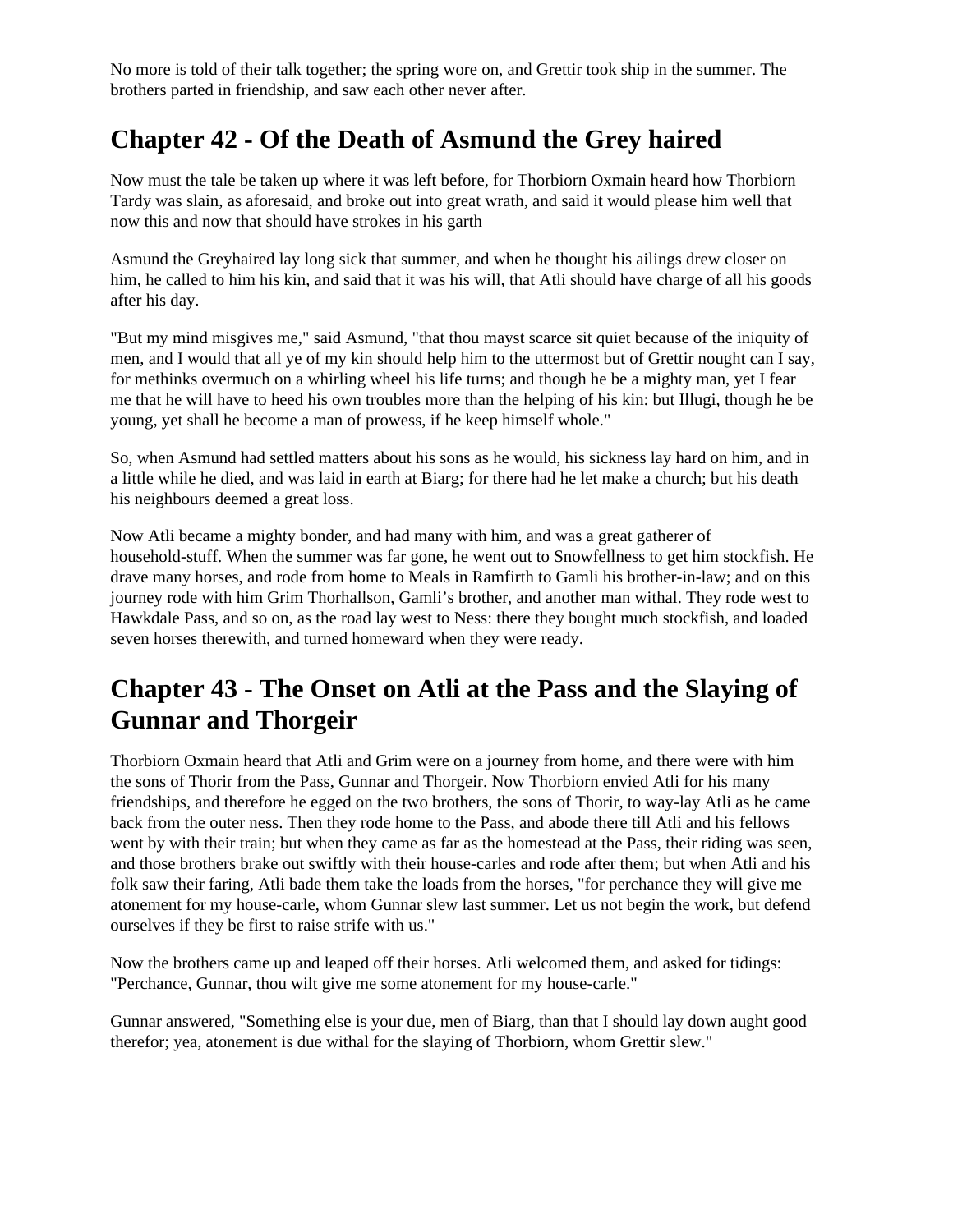No more is told of their talk together; the spring wore on, and Grettir took ship in the summer. The brothers parted in friendship, and saw each other never after.

## Chapter 42 - Of the Death of Asmund the Grey haired

Now must the tale be taken up where it was left before, for Thorbiorn Oxmain heard how Thorbiorn Tardy was slain, as aforesaid, and broke out into great wrath, and said it would please him well that now this and now that should have strokes in his garth

Asmund the Greyhaired lay long sick that summer, and when he thought his ailings drew closer on him, he called to him his kin, and said that it was his will, that Atli should have charge of all his goods after his day.

"But my mind misgives me," said Asmund, "that thou mayst scarce sit quiet because of the iniquity of men, and I would that all ye of my kin should help him to the uttermost but of Grettir nought can I say, for methinks overmuch on a whirling wheel his life turns; and though he be a mighty man, yet I fear me that he will have to heed his own troubles more than the helping of his kin: but Illugi, though he be young, yet shall he become a man of prowess, if he keep himself whole."

So, when Asmund had settled matters about his sons as he would, his sickness lay hard on him, and in a little while he died, and was laid in earth at Biarg; for there had he let make a church; but his death his neighbours deemed a great loss.

Now Atli became a mighty bonder, and had many with him, and was a great gatherer of household-stuff. When the summer was far gone, he went out to Snowfellness to get him stockfish. He drave many horses, and rode from home to Meals in Ramfirth to Gamli his brother-in-law; and on this journey rode with him Grim Thorhallson, Gamli's brother, and another man withal. They rode west to Hawkdale Pass, and so on, as the road lay west to Ness: there they bought much stockfish, and loaded seven horses therewith, and turned homeward when they were ready.

## Chapter 43 - The Onset on Atli at the Pass and the Slaying of Gunnar and Thorgeir

Thorbiorn Oxmain heard that Atli and Grim were on a journey from home, and there were with him the sons of Thorir from the Pass, Gunnar and Thorgeir. Now Thorbiorn envied Atli for his many friendships, and therefore he egged on the two brothers, the sons of Thorir, to way-lay Atli as he came back from the outer ness. Then they rode home to the Pass, and abode there till Atli and his fellows went by with their train; but when they came as far as the homestead at the Pass, their riding was seen, and those brothers brake out swiftly with their house-carles and rode after them; but when Atli and his folk saw their faring, Atli bade them take the loads from the horses, "for perchance they will give me atonement for my house-carle, whom Gunnar slew last summer. Let us not begin the work, but defend ourselves if they be first to raise strife with us."

Now the brothers came up and leaped off their horses. Atli welcomed them, and asked for tidings: "Perchance, Gunnar, thou wilt give me some atonement for my house-carle."

Gunnar answered, "Something else is your due, men of Biarg, than that I should lay down aught good therefor; yea, atonement is due withal for the slaying of Thorbiorn, whom Grettir slew."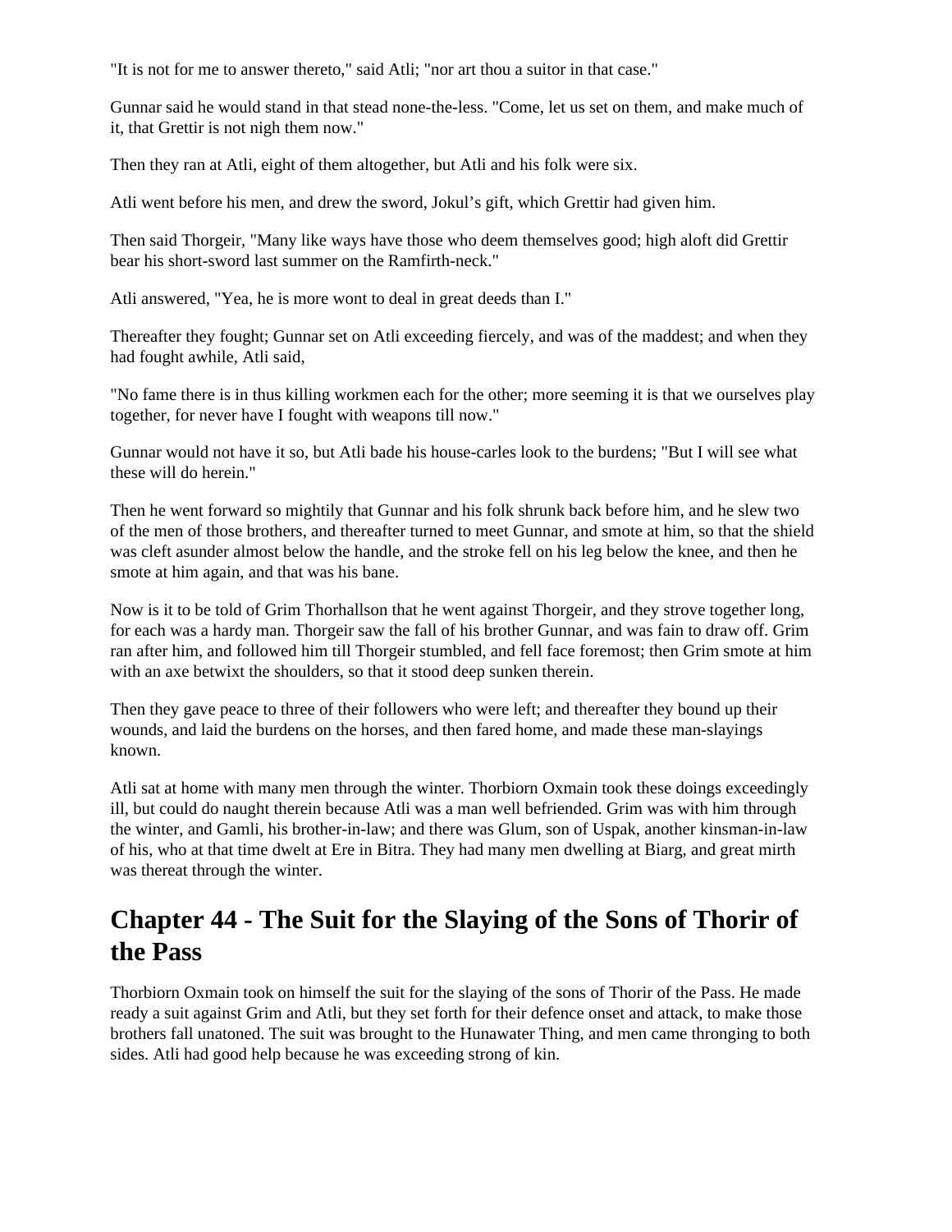"It is not for me to answer thereto," said Atli; "nor art thou a suitor in that case."

Gunnar said he would stand in that stead none-the-less. "Come, let us set on them, and make much of it, that Grettir is not nigh them now."

Then they ran at Atli, eight of them altogether, but Atli and his folk were six.

Atli went before his men, and drew the sword, Jokul's gift, which Grettir had given him.

Then said Thorgeir, "Many like ways have those who deem themselves good; high aloft did Grettir bear his short-sword last summer on the Ramfirth-neck."

Atli answered, "Yea, he is more wont to deal in great deeds than I."

Thereafter they fought; Gunnar set on Atli exceeding fiercely, and was of the maddest; and when they had fought awhile, Atli said,

"No fame there is in thus killing workmen each for the other; more seeming it is that we ourselves play together, for never have I fought with weapons till now."

Gunnar would not have it so, but Atli bade his house-carles look to the burdens; "But I will see what these will do herein."

Then he went forward so mightily that Gunnar and his folk shrunk back before him, and he slew two of the men of those brothers, and thereafter turned to meet Gunnar, and smote at him, so that the shield was cleft asunder almost below the handle, and the stroke fell on his leg below the knee, and then he smote at him again, and that was his bane.

Now is it to be told of Grim Thorhallson that he went against Thorgeir, and they strove together long, for each was a hardy man. Thorgeir saw the fall of his brother Gunnar, and was fain to draw off. Grim ran after him, and followed him till Thorgeir stumbled, and fell face foremost; then Grim smote at him with an axe betwixt the shoulders, so that it stood deep sunken therein.

Then they gave peace to three of their followers who were left; and thereafter they bound up their wounds, and laid the burdens on the horses, and then fared home, and made these man-slayings known.

Atli sat at home with many men through the winter. Thorbiorn Oxmain took these doings exceedingly ill, but could do naught therein because Atli was a man well befriended. Grim was with him through the winter, and Gamli, his brother-in-law; and there was Glum, son of Uspak, another kinsman-in-law of his, who at that time dwelt at Ere in Bitra. They had many men dwelling at Biarg, and great mirth was thereat through the winter.

## Chapter 44 - The Suit for the Slaying of the Sons of Thorir of the Pass

Thorbiorn Oxmain took on himself the suit for the slaying of the sons of Thorir of the Pass. He made ready a suit against Grim and Atli, but they set forth for their defence onset and attack, to make those brothers fall unatoned. The suit was brought to the Hunawater Thing, and men came thronging to both sides. Atli had good help because he was exceeding strong of kin.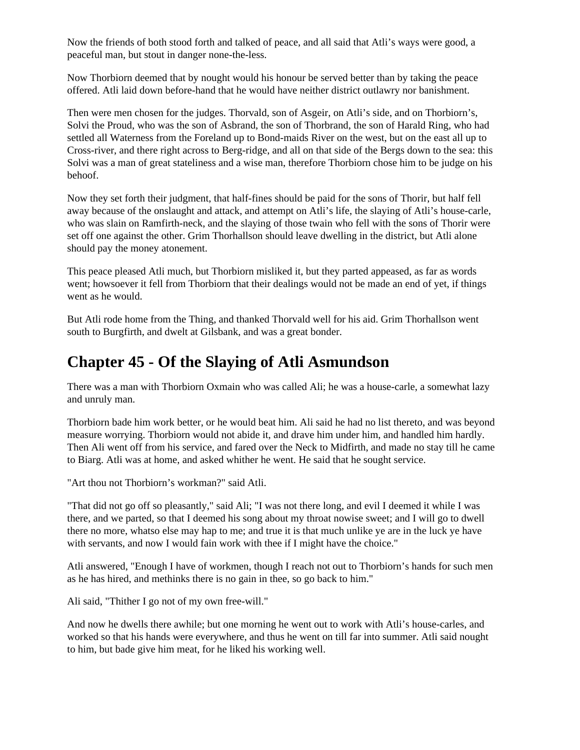Now the friends of both stood forth and talked of peace, and all said that Atli's ways were good, a peaceful man, but stout in danger none-the-less.

Now Thorbiorn deemed that by nought would his honour be served better than by taking the peace offered. Atli laid down before-hand that he would have neither district outlawry nor banishment.

Then were men chosen for the judges. Thorvald, son of Asgeir, on Atli's side, and on Thorbiorn's, Solvi the Proud, who was the son of Asbrand, the son of Thorbrand, the son of Harald Ring, who had settled all Waterness from the Foreland up to Bond-maids River on the west, but on the east all up to Cross-river, and there right across to Berg-ridge, and all on that side of the Bergs down to the sea: this Solvi was a man of great stateliness and a wise man, therefore Thorbiorn chose him to be judge on his behoof.

Now they set forth their judgment, that half-fines should be paid for the sons of Thorir, but half fell away because of the onslaught and attack, and attempt on Atli's life, the slaying of Atli's house-carle, who was slain on Ramfirth-neck, and the slaying of those twain who fell with the sons of Thorir were set off one against the other. Grim Thorhallson should leave dwelling in the district, but Atli alone should pay the money atonement.

This peace pleased Atli much, but Thorbiorn misliked it, but they parted appeased, as far as words went; howsoever it fell from Thorbiorn that their dealings would not be made an end of yet, if things went as he would.

But Atli rode home from the Thing, and thanked Thorvald well for his aid. Grim Thorhallson went south to Burgfirth, and dwelt at Gilsbank, and was a great bonder.

## Chapter 45 - Of the Slaying of Atli Asmundson

There was a man with Thorbiorn Oxmain who was called Ali; he was a house-carle, a somewhat lazy and unruly man.

Thorbiorn bade him work better, or he would beat him. Ali said he had no list thereto, and was beyond measure worrying. Thorbiorn would not abide it, and drave him under him, and handled him hardly. Then Ali went off from his service, and fared over the Neck to Midfirth, and made no stay till he came to Biarg. Atli was at home, and asked whither he went. He said that he sought service.

"Art thou not Thorbiorn's workman?" said Atli.

"That did not go off so pleasantly," said Ali; "I was not there long, and evil I deemed it while I was there, and we parted, so that I deemed his song about my throat nowise sweet; and I will go to dwell there no more, whatso else may hap to me; and true it is that much unlike ye are in the luck ye have with servants, and now I would fain work with thee if I might have the choice."

Atli answered, "Enough I have of workmen, though I reach not out to Thorbiorn's hands for such men as he has hired, and methinks there is no gain in thee, so go back to him."

Ali said, "Thither I go not of my own free-will."

And now he dwells there awhile; but one morning he went out to work with Atli's house-carles, and worked so that his hands were everywhere, and thus he went on till far into summer. Atli said nought to him, but bade give him meat, for he liked his working well.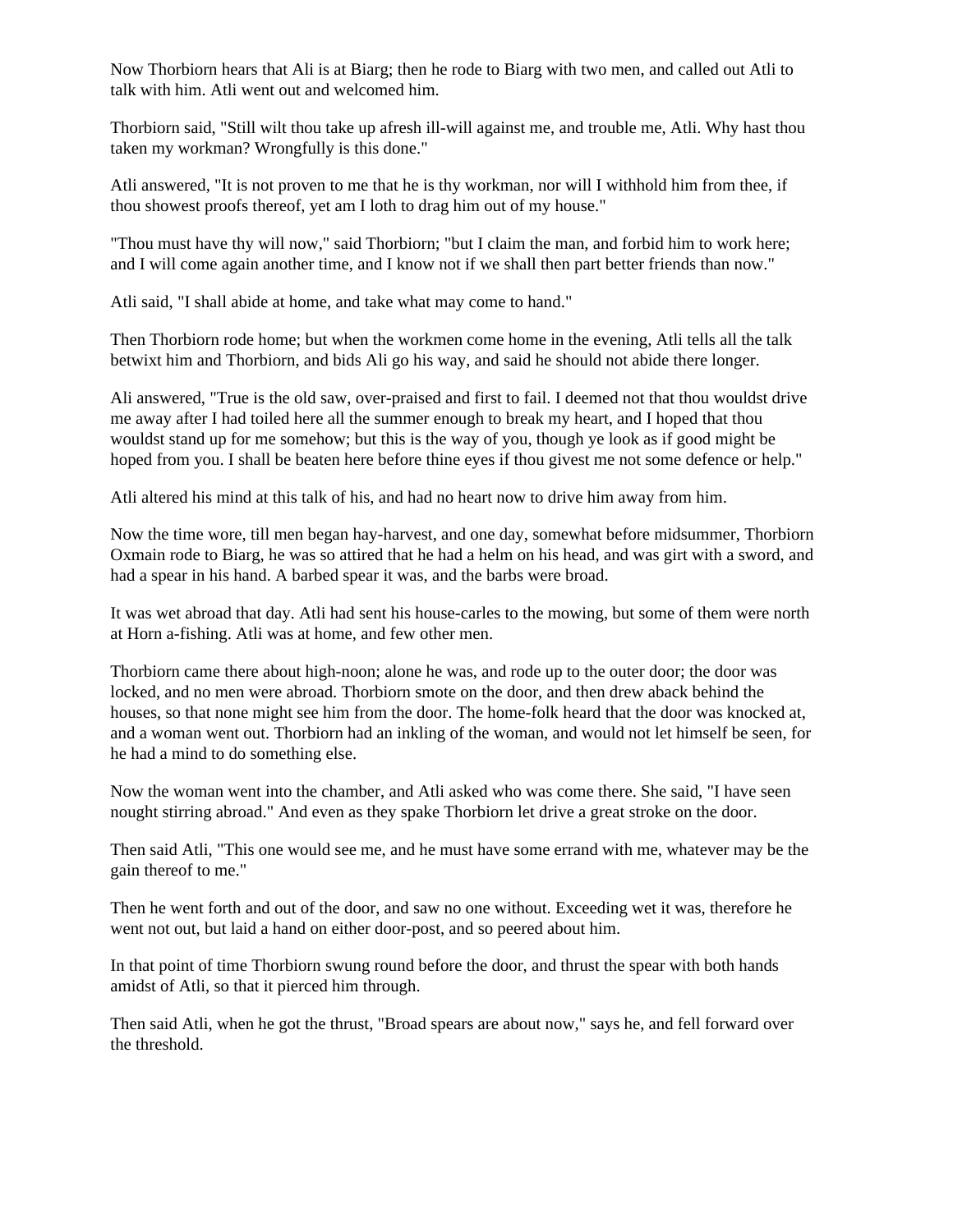Now Thorbiorn hears that Ali is at Biarg; then he rode to Biarg with two men, and called out Atli to talk with him. Atli went out and welcomed him.

Thorbiorn said, "Still wilt thou take up afresh ill-will against me, and trouble me, Atli. Why hast thou taken my workman? Wrongfully is this done."

Atli answered, "It is not proven to me that he is thy workman, nor will I withhold him from thee, if thou showest proofs thereof, yet am I loth to drag him out of my house."

"Thou must have thy will now," said Thorbiorn; "but I claim the man, and forbid him to work here; and I will come again another time, and I know not if we shall then part better friends than now."

Atli said, "I shall abide at home, and take what may come to hand."

Then Thorbiorn rode home; but when the workmen come home in the evening, Atli tells all the talk betwixt him and Thorbiorn, and bids Ali go his way, and said he should not abide there longer.

Ali answered, "True is the old saw, over-praised and first to fail. I deemed not that thou wouldst drive me away after I had toiled here all the summer enough to break my heart, and I hoped that thou wouldst stand up for me somehow; but this is the way of you, though ye look as if good might be hoped from you. I shall be beaten here before thine eyes if thou givest me not some defence or help."

Atli altered his mind at this talk of his, and had no heart now to drive him away from him.

Now the time wore, till men began hay-harvest, and one day, somewhat before midsummer, Thorbiorn Oxmain rode to Biarg, he was so attired that he had a helm on his head, and was girt with a sword, and had a spear in his hand. A barbed spear it was, and the barbs were broad.

It was wet abroad that day. Atli had sent his house-carles to the mowing, but some of them were north at Horn a-fishing. Atli was at home, and few other men.

Thorbiorn came there about high-noon; alone he was, and rode up to the outer door; the door was locked, and no men were abroad. Thorbiorn smote on the door, and then drew aback behind the houses, so that none might see him from the door. The home-folk heard that the door was knocked at, and a woman went out. Thorbiorn had an inkling of the woman, and would not let himself be seen, for he had a mind to do something else.

Now the woman went into the chamber, and Atli asked who was come there. She said, "I have seen nought stirring abroad." And even as they spake Thorbiorn let drive a great stroke on the door.

Then said Atli, "This one would see me, and he must have some errand with me, whatever may be the gain thereof to me."

Then he went forth and out of the door, and saw no one without. Exceeding wet it was, therefore he went not out, but laid a hand on either door-post, and so peered about him.

In that point of time Thorbiorn swung round before the door, and thrust the spear with both hands amidst of Atli, so that it pierced him through.

Then said Atli, when he got the thrust, "Broad spears are about now," says he, and fell forward over the threshold.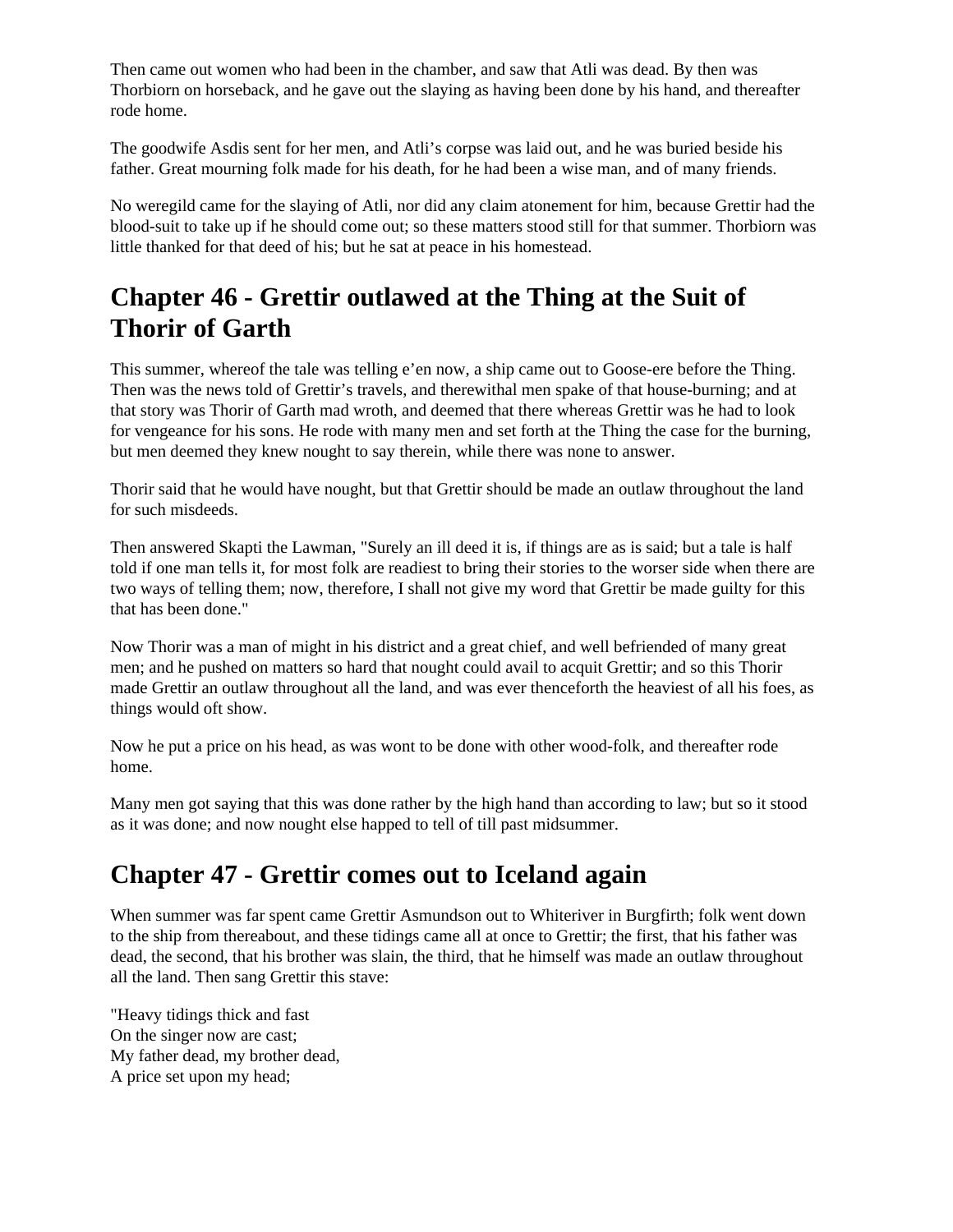Then came out women who had been in the chamber, and saw that Atli was dead. By then was Thorbiorn on horseback, and he gave out the slaying as having been done by his hand, and thereafter rode home.

The goodwife Asdis sent for her men, and Atli's corpse was laid out, and he was buried beside his father. Great mourning folk made for his death, for he had been a wise man, and of many friends.

No weregild came for the slaying of Atli, nor did any claim atonement for him, because Grettir had the blood-suit to take up if he should come out; so these matters stood still for that summer. Thorbiorn was little thanked for that deed of his; but he sat at peace in his homestead.

## Chapter 46 - Grettir outlawed at the Thing at the Suit of Thorir of Garth

This summer, whereof the tale was telling e'en now, a ship came out to Goose-ere before the Thing. Then was the news told of Grettir's travels, and therewithal men spake of that house-burning; and at that story was Thorir of Garth mad wroth, and deemed that there whereas Grettir was he had to look for vengeance for his sons. He rode with many men and set forth at the Thing the case for the burning, but men deemed they knew nought to say therein, while there was none to answer.

Thorir said that he would have nought, but that Grettir should be made an outlaw throughout the land for such misdeeds.

Then answered Skapti the Lawman, "Surely an ill deed it is, if things are as is said; but a tale is half told if one man tells it, for most folk are readiest to bring their stories to the worser side when there are two ways of telling them; now, therefore, I shall not give my word that Grettir be made guilty for this that has been done."

Now Thorir was a man of might in his district and a great chief, and well befriended of many great men; and he pushed on matters so hard that nought could avail to acquit Grettir; and so this Thorir made Grettir an outlaw throughout all the land, and was ever thenceforth the heaviest of all his foes, as things would oft show.

Now he put a price on his head, as was wont to be done with other wood-folk, and thereafter rode home.

Many men got saying that this was done rather by the high hand than according to law; but so it stood as it was done; and now nought else happed to tell of till past midsummer.

## Chapter 47 - Grettir comes out to Iceland again

When summer was far spent came Grettir Asmundson out to Whiteriver in Burgfirth; folk went down to the ship from thereabout, and these tidings came all at once to Grettir; the first, that his father was dead, the second, that his brother was slain, the third, that he himself was made an outlaw throughout all the land. Then sang Grettir this stave:

"Heavy tidings thick and fast  
On the singer now are cast;  
My father dead, my brother dead,  
A price set upon my head;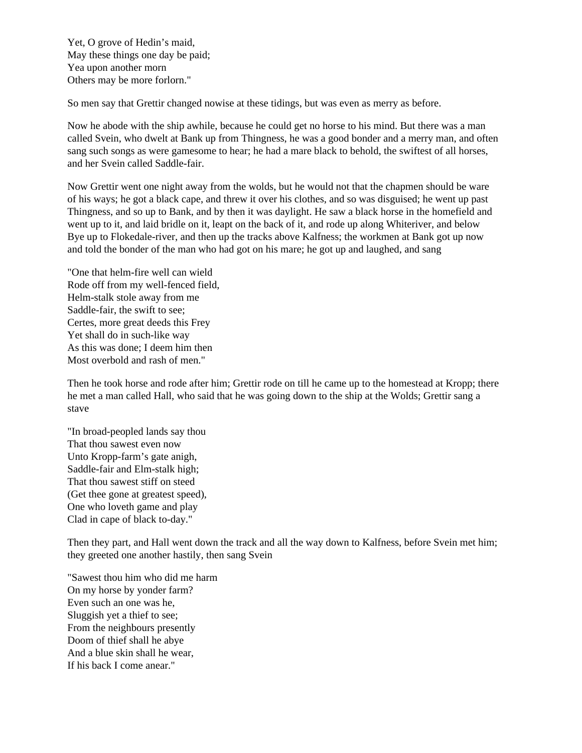Yet, O grove of Hedin's maid,
May these things one day be paid;
Yea upon another morn
Others may be more forlorn."

So men say that Grettir changed nowise at these tidings, but was even as merry as before.

Now he abode with the ship awhile, because he could get no horse to his mind. But there was a man called Svein, who dwelt at Bank up from Thingness, he was a good bonder and a merry man, and often sang such songs as were gamesome to hear; he had a mare black to behold, the swiftest of all horses, and her Svein called Saddle-fair.

Now Grettir went one night away from the wolds, but he would not that the chapmen should be ware of his ways; he got a black cape, and threw it over his clothes, and so was disguised; he went up past Thingness, and so up to Bank, and by then it was daylight. He saw a black horse in the homefield and went up to it, and laid bridle on it, leapt on the back of it, and rode up along Whiteriver, and below Bye up to Flokedale-river, and then up the tracks above Kalfness; the workmen at Bank got up now and told the bonder of the man who had got on his mare; he got up and laughed, and sang

"One that helm-fire well can wield
Rode off from my well-fenced field,
Helm-stalk stole away from me
Saddle-fair, the swift to see;
Certes, more great deeds this Frey
Yet shall do in such-like way
As this was done; I deem him then
Most overbold and rash of men."

Then he took horse and rode after him; Grettir rode on till he came up to the homestead at Kropp; there he met a man called Hall, who said that he was going down to the ship at the Wolds; Grettir sang a stave

"In broad-peopled lands say thou
That thou sawest even now
Unto Kropp-farm's gate anigh,
Saddle-fair and Elm-stalk high;
That thou sawest stiff on steed
(Get thee gone at greatest speed),
One who loveth game and play
Clad in cape of black to-day."

Then they part, and Hall went down the track and all the way down to Kalfness, before Svein met him; they greeted one another hastily, then sang Svein

"Sawest thou him who did me harm
On my horse by yonder farm?
Even such an one was he,
Sluggish yet a thief to see;
From the neighbours presently
Doom of thief shall he abye
And a blue skin shall he wear,
If his back I come anear."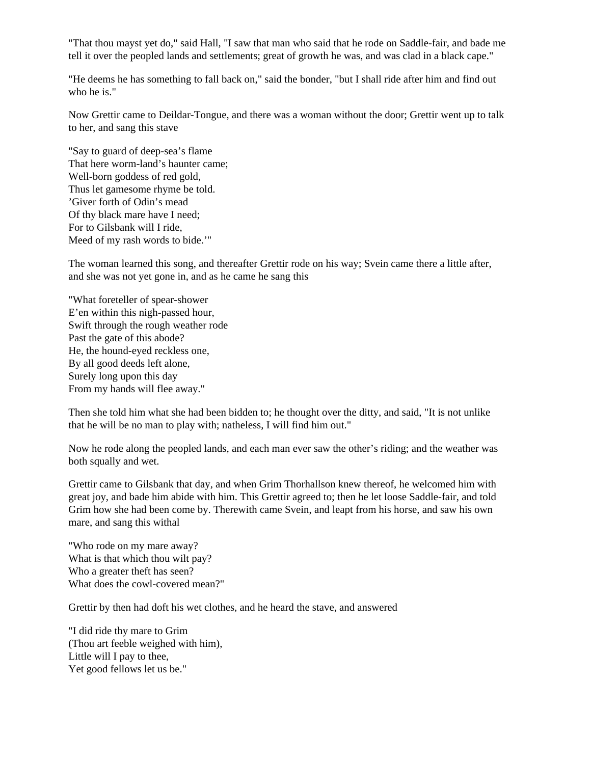"That thou mayst yet do," said Hall, "I saw that man who said that he rode on Saddle-fair, and bade me tell it over the peopled lands and settlements; great of growth he was, and was clad in a black cape."

"He deems he has something to fall back on," said the bonder, "but I shall ride after him and find out who he is."

Now Grettir came to Deildar-Tongue, and there was a woman without the door; Grettir went up to talk to her, and sang this stave

"Say to guard of deep-sea's flame  
That here worm-land's haunter came;  
Well-born goddess of red gold,  
Thus let gamesome rhyme be told.  
'Giver forth of Odin's mead  
Of thy black mare have I need;  
For to Gilsbank will I ride,  
Meed of my rash words to bide.'"

The woman learned this song, and thereafter Grettir rode on his way; Svein came there a little after, and she was not yet gone in, and as he came he sang this

"What foreteller of spear-shower  
E'en within this nigh-passed hour,  
Swift through the rough weather rode  
Past the gate of this abode?  
He, the hound-eyed reckless one,  
By all good deeds left alone,  
Surely long upon this day  
From my hands will flee away."

Then she told him what she had been bidden to; he thought over the ditty, and said, "It is not unlike that he will be no man to play with; natheless, I will find him out."

Now he rode along the peopled lands, and each man ever saw the other's riding; and the weather was both squally and wet.

Grettir came to Gilsbank that day, and when Grim Thorhallson knew thereof, he welcomed him with great joy, and bade him abide with him. This Grettir agreed to; then he let loose Saddle-fair, and told Grim how she had been come by. Therewith came Svein, and leapt from his horse, and saw his own mare, and sang this withal

"Who rode on my mare away?  
What is that which thou wilt pay?  
Who a greater theft has seen?  
What does the cowl-covered mean?"

Grettir by then had doft his wet clothes, and he heard the stave, and answered

"I did ride thy mare to Grim  
(Thou art feeble weighed with him),  
Little will I pay to thee,  
Yet good fellows let us be."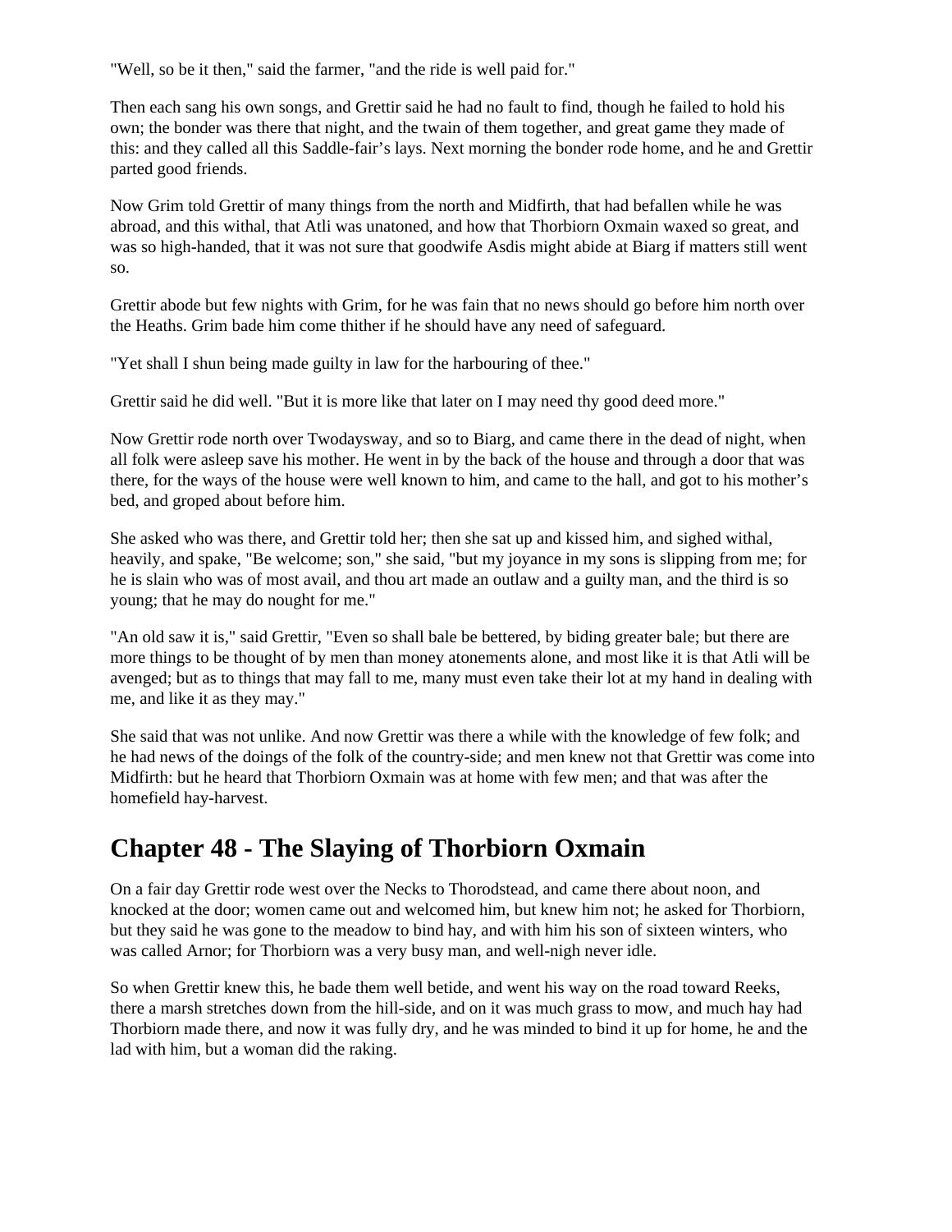"Well, so be it then," said the farmer, "and the ride is well paid for."

Then each sang his own songs, and Grettir said he had no fault to find, though he failed to hold his own; the bonder was there that night, and the twain of them together, and great game they made of this: and they called all this Saddle-fair's lays. Next morning the bonder rode home, and he and Grettir parted good friends.

Now Grim told Grettir of many things from the north and Midfirth, that had befallen while he was abroad, and this withal, that Atli was unatoned, and how that Thorbiorn Oxmain waxed so great, and was so high-handed, that it was not sure that goodwife Asdis might abide at Biarg if matters still went so.

Grettir abode but few nights with Grim, for he was fain that no news should go before him north over the Heaths. Grim bade him come thither if he should have any need of safeguard.

"Yet shall I shun being made guilty in law for the harbouring of thee."

Grettir said he did well. "But it is more like that later on I may need thy good deed more."

Now Grettir rode north over Twodaysway, and so to Biarg, and came there in the dead of night, when all folk were asleep save his mother. He went in by the back of the house and through a door that was there, for the ways of the house were well known to him, and came to the hall, and got to his mother's bed, and groped about before him.

She asked who was there, and Grettir told her; then she sat up and kissed him, and sighed withal, heavily, and spake, "Be welcome; son," she said, "but my joyance in my sons is slipping from me; for he is slain who was of most avail, and thou art made an outlaw and a guilty man, and the third is so young; that he may do nought for me."

"An old saw it is," said Grettir, "Even so shall bale be bettered, by biding greater bale; but there are more things to be thought of by men than money atonements alone, and most like it is that Atli will be avenged; but as to things that may fall to me, many must even take their lot at my hand in dealing with me, and like it as they may."

She said that was not unlike. And now Grettir was there a while with the knowledge of few folk; and he had news of the doings of the folk of the country-side; and men knew not that Grettir was come into Midfirth: but he heard that Thorbiorn Oxmain was at home with few men; and that was after the homefield hay-harvest.

## Chapter 48 - The Slaying of Thorbiorn Oxmain

On a fair day Grettir rode west over the Necks to Thorodstead, and came there about noon, and knocked at the door; women came out and welcomed him, but knew him not; he asked for Thorbiorn, but they said he was gone to the meadow to bind hay, and with him his son of sixteen winters, who was called Arnor; for Thorbiorn was a very busy man, and well-nigh never idle.

So when Grettir knew this, he bade them well betide, and went his way on the road toward Reeks, there a marsh stretches down from the hill-side, and on it was much grass to mow, and much hay had Thorbiorn made there, and now it was fully dry, and he was minded to bind it up for home, he and the lad with him, but a woman did the raking.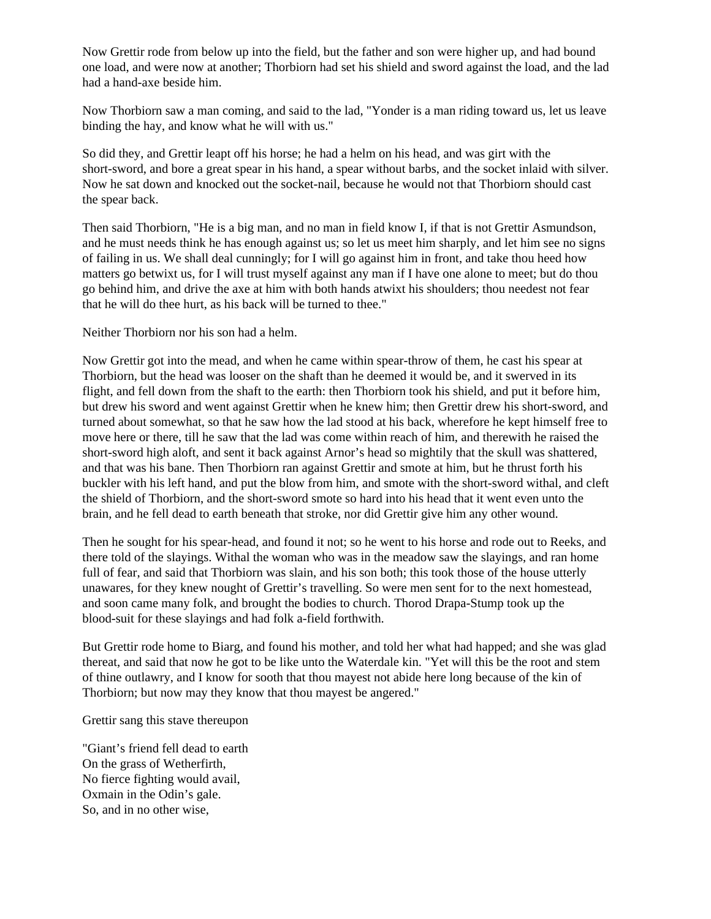Now Grettir rode from below up into the field, but the father and son were higher up, and had bound one load, and were now at another; Thorbiorn had set his shield and sword against the load, and the lad had a hand-axe beside him.

Now Thorbiorn saw a man coming, and said to the lad, "Yonder is a man riding toward us, let us leave binding the hay, and know what he will with us."

So did they, and Grettir leapt off his horse; he had a helm on his head, and was girt with the short-sword, and bore a great spear in his hand, a spear without barbs, and the socket inlaid with silver. Now he sat down and knocked out the socket-nail, because he would not that Thorbiorn should cast the spear back.

Then said Thorbiorn, "He is a big man, and no man in field know I, if that is not Grettir Asmundson, and he must needs think he has enough against us; so let us meet him sharply, and let him see no signs of failing in us. We shall deal cunningly; for I will go against him in front, and take thou heed how matters go betwixt us, for I will trust myself against any man if I have one alone to meet; but do thou go behind him, and drive the axe at him with both hands atwixt his shoulders; thou needest not fear that he will do thee hurt, as his back will be turned to thee."

Neither Thorbiorn nor his son had a helm.

Now Grettir got into the mead, and when he came within spear-throw of them, he cast his spear at Thorbiorn, but the head was looser on the shaft than he deemed it would be, and it swerved in its flight, and fell down from the shaft to the earth: then Thorbiorn took his shield, and put it before him, but drew his sword and went against Grettir when he knew him; then Grettir drew his short-sword, and turned about somewhat, so that he saw how the lad stood at his back, wherefore he kept himself free to move here or there, till he saw that the lad was come within reach of him, and therewith he raised the short-sword high aloft, and sent it back against Arnor's head so mightily that the skull was shattered, and that was his bane. Then Thorbiorn ran against Grettir and smote at him, but he thrust forth his buckler with his left hand, and put the blow from him, and smote with the short-sword withal, and cleft the shield of Thorbiorn, and the short-sword smote so hard into his head that it went even unto the brain, and he fell dead to earth beneath that stroke, nor did Grettir give him any other wound.

Then he sought for his spear-head, and found it not; so he went to his horse and rode out to Reeks, and there told of the slayings. Withal the woman who was in the meadow saw the slayings, and ran home full of fear, and said that Thorbiorn was slain, and his son both; this took those of the house utterly unawares, for they knew nought of Grettir's travelling. So were men sent for to the next homestead, and soon came many folk, and brought the bodies to church. Thorod Drapa-Stump took up the blood-suit for these slayings and had folk a-field forthwith.

But Grettir rode home to Biarg, and found his mother, and told her what had happed; and she was glad thereat, and said that now he got to be like unto the Waterdale kin. "Yet will this be the root and stem of thine outlawry, and I know for sooth that thou mayest not abide here long because of the kin of Thorbiorn; but now may they know that thou mayest be angered."

Grettir sang this stave thereupon

"Giant's friend fell dead to earth  
On the grass of Wetherfirth,  
No fierce fighting would avail,  
Oxmain in the Odin's gale.  
So, and in no other wise,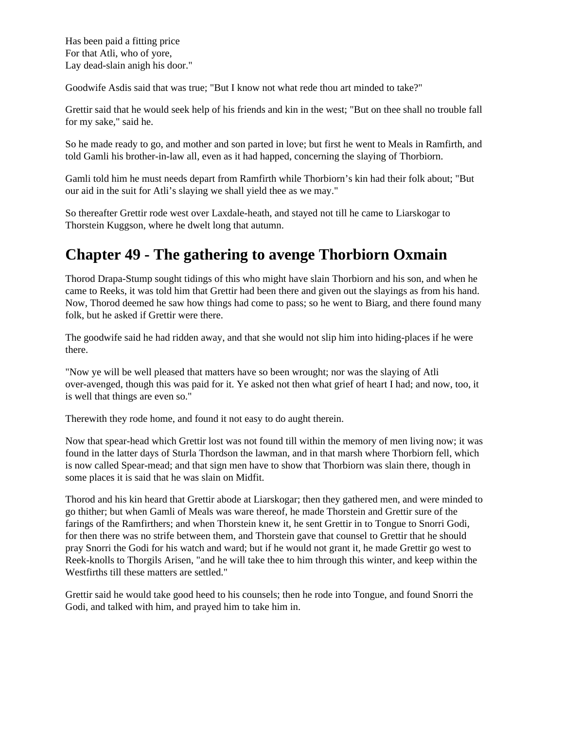Has been paid a fitting price
For that Atli, who of yore,
Lay dead-slain anigh his door."

Goodwife Asdis said that was true; "But I know not what rede thou art minded to take?"

Grettir said that he would seek help of his friends and kin in the west; "But on thee shall no trouble fall for my sake," said he.

So he made ready to go, and mother and son parted in love; but first he went to Meals in Ramfirth, and told Gamli his brother-in-law all, even as it had happed, concerning the slaying of Thorbiorn.

Gamli told him he must needs depart from Ramfirth while Thorbiorn's kin had their folk about; "But our aid in the suit for Atli's slaying we shall yield thee as we may."

So thereafter Grettir rode west over Laxdale-heath, and stayed not till he came to Liarskogar to Thorstein Kuggson, where he dwelt long that autumn.

## Chapter 49 - The gathering to avenge Thorbiorn Oxmain

Thorod Drapa-Stump sought tidings of this who might have slain Thorbiorn and his son, and when he came to Reeks, it was told him that Grettir had been there and given out the slayings as from his hand. Now, Thorod deemed he saw how things had come to pass; so he went to Biarg, and there found many folk, but he asked if Grettir were there.

The goodwife said he had ridden away, and that she would not slip him into hiding-places if he were there.

"Now ye will be well pleased that matters have so been wrought; nor was the slaying of Atli over-avenged, though this was paid for it. Ye asked not then what grief of heart I had; and now, too, it is well that things are even so."

Therewith they rode home, and found it not easy to do aught therein.

Now that spear-head which Grettir lost was not found till within the memory of men living now; it was found in the latter days of Sturla Thordson the lawman, and in that marsh where Thorbiorn fell, which is now called Spear-mead; and that sign men have to show that Thorbiorn was slain there, though in some places it is said that he was slain on Midfit.

Thorod and his kin heard that Grettir abode at Liarskogar; then they gathered men, and were minded to go thither; but when Gamli of Meals was ware thereof, he made Thorstein and Grettir sure of the farings of the Ramfirthers; and when Thorstein knew it, he sent Grettir in to Tongue to Snorri Godi, for then there was no strife between them, and Thorstein gave that counsel to Grettir that he should pray Snorri the Godi for his watch and ward; but if he would not grant it, he made Grettir go west to Reek-knolls to Thorgils Arisen, "and he will take thee to him through this winter, and keep within the Westfirths till these matters are settled."

Grettir said he would take good heed to his counsels; then he rode into Tongue, and found Snorri the Godi, and talked with him, and prayed him to take him in.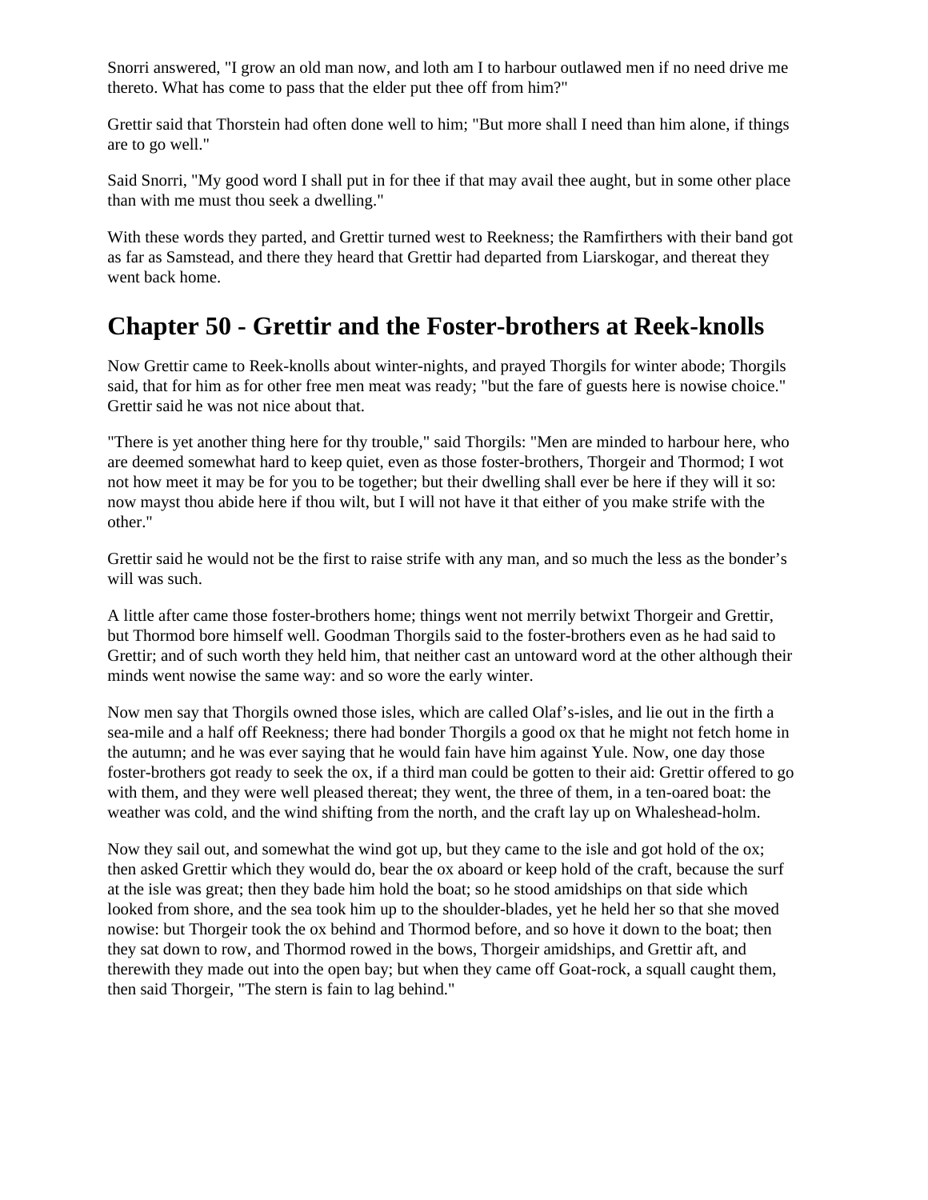Snorri answered, "I grow an old man now, and loth am I to harbour outlawed men if no need drive me thereto. What has come to pass that the elder put thee off from him?"

Grettir said that Thorstein had often done well to him; "But more shall I need than him alone, if things are to go well."

Said Snorri, "My good word I shall put in for thee if that may avail thee aught, but in some other place than with me must thou seek a dwelling."

With these words they parted, and Grettir turned west to Reekness; the Ramfirthers with their band got as far as Samstead, and there they heard that Grettir had departed from Liarskogar, and thereat they went back home.

## Chapter 50 - Grettir and the Foster-brothers at Reek-knolls

Now Grettir came to Reek-knolls about winter-nights, and prayed Thorgils for winter abode; Thorgils said, that for him as for other free men meat was ready; "but the fare of guests here is nowise choice." Grettir said he was not nice about that.

"There is yet another thing here for thy trouble," said Thorgils: "Men are minded to harbour here, who are deemed somewhat hard to keep quiet, even as those foster-brothers, Thorgeir and Thormod; I wot not how meet it may be for you to be together; but their dwelling shall ever be here if they will it so: now mayst thou abide here if thou wilt, but I will not have it that either of you make strife with the other."

Grettir said he would not be the first to raise strife with any man, and so much the less as the bonder's will was such.

A little after came those foster-brothers home; things went not merrily betwixt Thorgeir and Grettir, but Thormod bore himself well. Goodman Thorgils said to the foster-brothers even as he had said to Grettir; and of such worth they held him, that neither cast an untoward word at the other although their minds went nowise the same way: and so wore the early winter.

Now men say that Thorgils owned those isles, which are called Olaf's-isles, and lie out in the firth a sea-mile and a half off Reekness; there had bonder Thorgils a good ox that he might not fetch home in the autumn; and he was ever saying that he would fain have him against Yule. Now, one day those foster-brothers got ready to seek the ox, if a third man could be gotten to their aid: Grettir offered to go with them, and they were well pleased thereat; they went, the three of them, in a ten-oared boat: the weather was cold, and the wind shifting from the north, and the craft lay up on Whaleshead-holm.

Now they sail out, and somewhat the wind got up, but they came to the isle and got hold of the ox; then asked Grettir which they would do, bear the ox aboard or keep hold of the craft, because the surf at the isle was great; then they bade him hold the boat; so he stood amidships on that side which looked from shore, and the sea took him up to the shoulder-blades, yet he held her so that she moved nowise: but Thorgeir took the ox behind and Thormod before, and so hove it down to the boat; then they sat down to row, and Thormod rowed in the bows, Thorgeir amidships, and Grettir aft, and therewith they made out into the open bay; but when they came off Goat-rock, a squall caught them, then said Thorgeir, "The stern is fain to lag behind."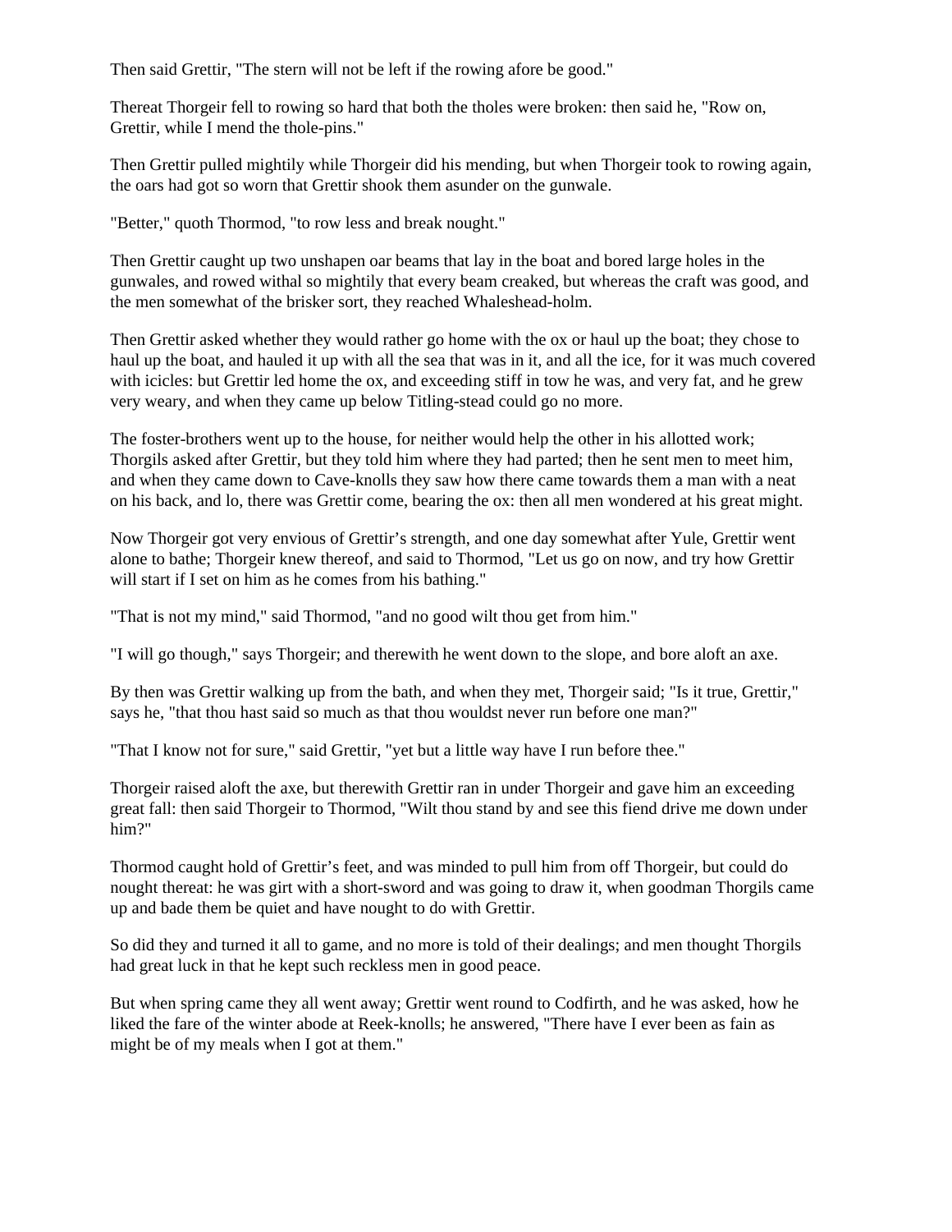Then said Grettir, "The stern will not be left if the rowing afore be good."

Thereat Thorgeir fell to rowing so hard that both the tholes were broken: then said he, "Row on, Grettir, while I mend the thole-pins."

Then Grettir pulled mightily while Thorgeir did his mending, but when Thorgeir took to rowing again, the oars had got so worn that Grettir shook them asunder on the gunwale.

"Better," quoth Thormod, "to row less and break nought."

Then Grettir caught up two unshapen oar beams that lay in the boat and bored large holes in the gunwales, and rowed withal so mightily that every beam creaked, but whereas the craft was good, and the men somewhat of the brisker sort, they reached Whaleshead-holm.

Then Grettir asked whether they would rather go home with the ox or haul up the boat; they chose to haul up the boat, and hauled it up with all the sea that was in it, and all the ice, for it was much covered with icicles: but Grettir led home the ox, and exceeding stiff in tow he was, and very fat, and he grew very weary, and when they came up below Titling-stead could go no more.

The foster-brothers went up to the house, for neither would help the other in his allotted work; Thorgils asked after Grettir, but they told him where they had parted; then he sent men to meet him, and when they came down to Cave-knolls they saw how there came towards them a man with a neat on his back, and lo, there was Grettir come, bearing the ox: then all men wondered at his great might.

Now Thorgeir got very envious of Grettir's strength, and one day somewhat after Yule, Grettir went alone to bathe; Thorgeir knew thereof, and said to Thormod, "Let us go on now, and try how Grettir will start if I set on him as he comes from his bathing."

"That is not my mind," said Thormod, "and no good wilt thou get from him."

"I will go though," says Thorgeir; and therewith he went down to the slope, and bore aloft an axe.

By then was Grettir walking up from the bath, and when they met, Thorgeir said; "Is it true, Grettir," says he, "that thou hast said so much as that thou wouldst never run before one man?"

"That I know not for sure," said Grettir, "yet but a little way have I run before thee."

Thorgeir raised aloft the axe, but therewith Grettir ran in under Thorgeir and gave him an exceeding great fall: then said Thorgeir to Thormod, "Wilt thou stand by and see this fiend drive me down under him?"

Thormod caught hold of Grettir's feet, and was minded to pull him from off Thorgeir, but could do nought thereat: he was girt with a short-sword and was going to draw it, when goodman Thorgils came up and bade them be quiet and have nought to do with Grettir.

So did they and turned it all to game, and no more is told of their dealings; and men thought Thorgils had great luck in that he kept such reckless men in good peace.

But when spring came they all went away; Grettir went round to Codfirth, and he was asked, how he liked the fare of the winter abode at Reek-knolls; he answered, "There have I ever been as fain as might be of my meals when I got at them."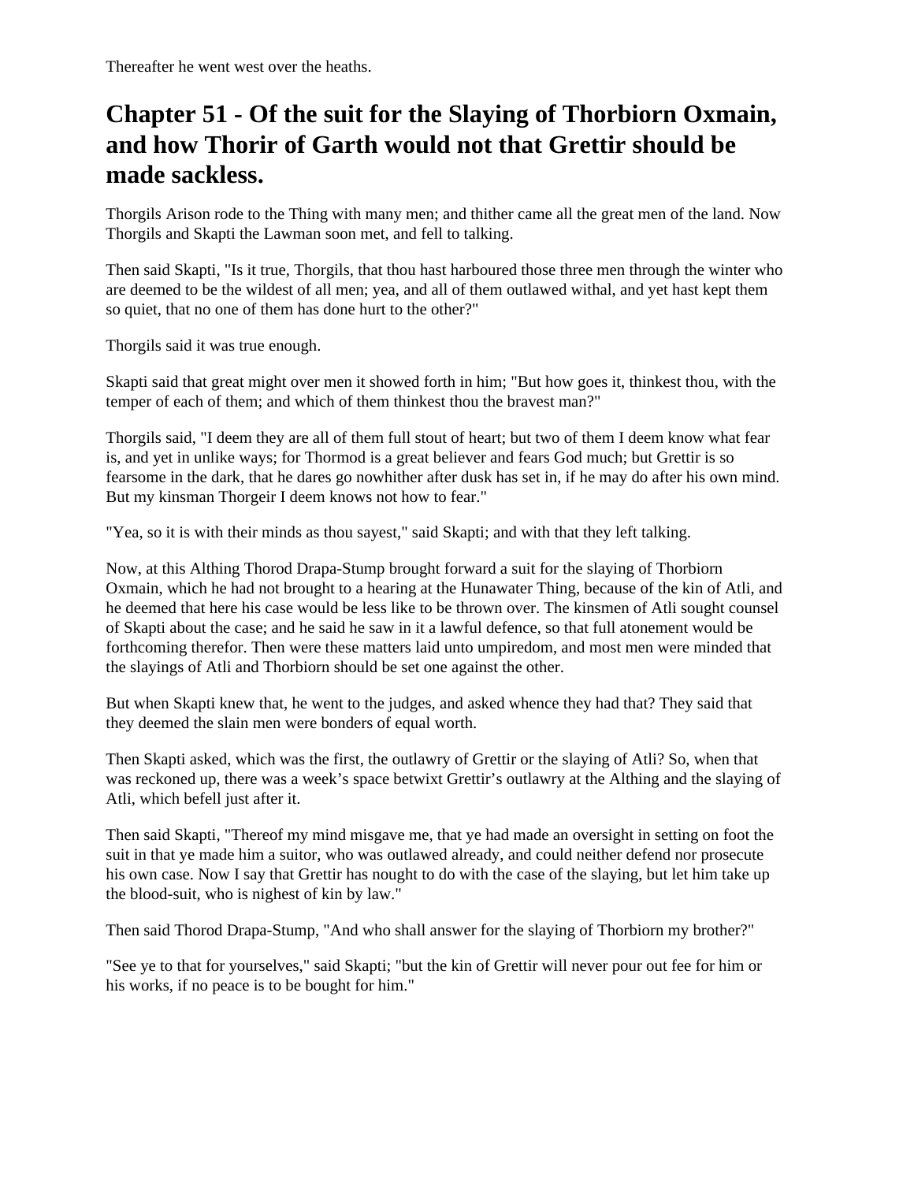Thereafter he went west over the heaths.

## Chapter 51 - Of the suit for the Slaying of Thorbiorn Oxmain, and how Thorir of Garth would not that Grettir should be made sackless.

Thorgils Arison rode to the Thing with many men; and thither came all the great men of the land. Now Thorgils and Skapti the Lawman soon met, and fell to talking.

Then said Skapti, "Is it true, Thorgils, that thou hast harboured those three men through the winter who are deemed to be the wildest of all men; yea, and all of them outlawed withal, and yet hast kept them so quiet, that no one of them has done hurt to the other?"

Thorgils said it was true enough.

Skapti said that great might over men it showed forth in him; "But how goes it, thinkest thou, with the temper of each of them; and which of them thinkest thou the bravest man?"

Thorgils said, "I deem they are all of them full stout of heart; but two of them I deem know what fear is, and yet in unlike ways; for Thormod is a great believer and fears God much; but Grettir is so fearsome in the dark, that he dares go nowhither after dusk has set in, if he may do after his own mind. But my kinsman Thorgeir I deem knows not how to fear."

"Yea, so it is with their minds as thou sayest," said Skapti; and with that they left talking.

Now, at this Althing Thorod Drapa-Stump brought forward a suit for the slaying of Thorbiorn Oxmain, which he had not brought to a hearing at the Hunawater Thing, because of the kin of Atli, and he deemed that here his case would be less like to be thrown over. The kinsmen of Atli sought counsel of Skapti about the case; and he said he saw in it a lawful defence, so that full atonement would be forthcoming therefor. Then were these matters laid unto umpiredom, and most men were minded that the slayings of Atli and Thorbiorn should be set one against the other.

But when Skapti knew that, he went to the judges, and asked whence they had that? They said that they deemed the slain men were bonders of equal worth.

Then Skapti asked, which was the first, the outlawry of Grettir or the slaying of Atli? So, when that was reckoned up, there was a week's space betwixt Grettir's outlawry at the Althing and the slaying of Atli, which befell just after it.

Then said Skapti, "Thereof my mind misgave me, that ye had made an oversight in setting on foot the suit in that ye made him a suitor, who was outlawed already, and could neither defend nor prosecute his own case. Now I say that Grettir has nought to do with the case of the slaying, but let him take up the blood-suit, who is nighest of kin by law."

Then said Thorod Drapa-Stump, "And who shall answer for the slaying of Thorbiorn my brother?"

"See ye to that for yourselves," said Skapti; "but the kin of Grettir will never pour out fee for him or his works, if no peace is to be bought for him."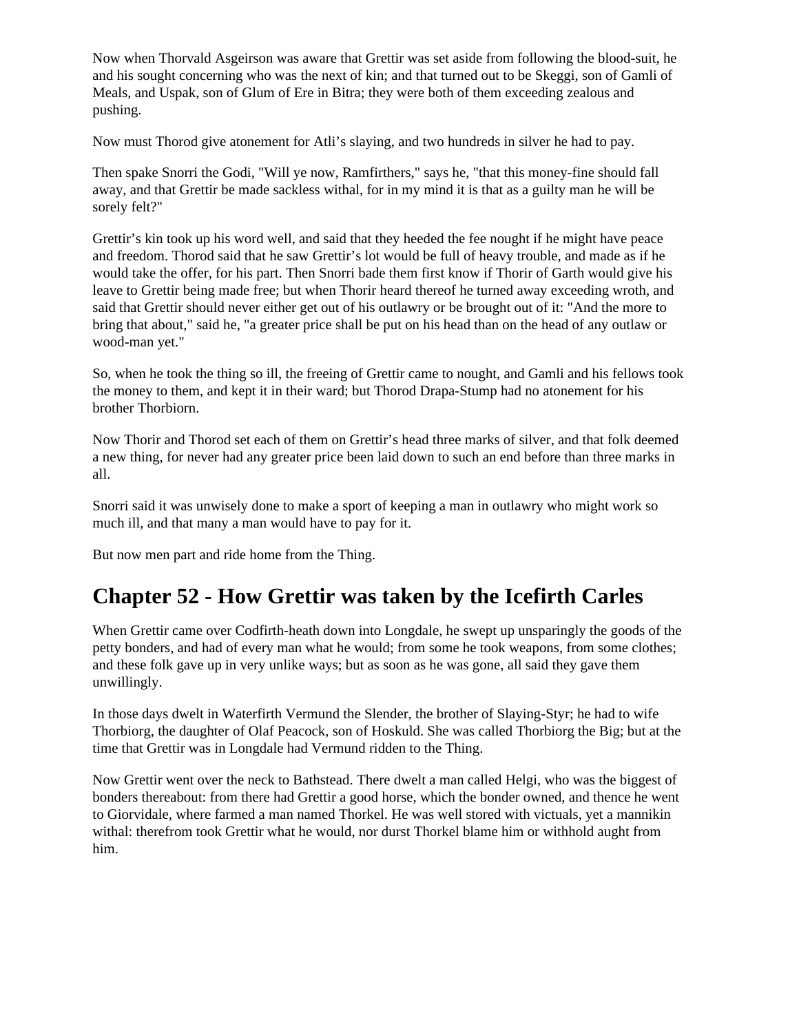Now when Thorvald Asgeirson was aware that Grettir was set aside from following the blood-suit, he and his sought concerning who was the next of kin; and that turned out to be Skeggi, son of Gamli of Meals, and Uspak, son of Glum of Ere in Bitra; they were both of them exceeding zealous and pushing.

Now must Thorod give atonement for Atli’s slaying, and two hundreds in silver he had to pay.

Then spake Snorri the Godi, "Will ye now, Ramfirthers," says he, "that this money-fine should fall away, and that Grettir be made sackless withal, for in my mind it is that as a guilty man he will be sorely felt?"

Grettir’s kin took up his word well, and said that they heeded the fee nought if he might have peace and freedom. Thorod said that he saw Grettir’s lot would be full of heavy trouble, and made as if he would take the offer, for his part. Then Snorri bade them first know if Thorir of Garth would give his leave to Grettir being made free; but when Thorir heard thereof he turned away exceeding wroth, and said that Grettir should never either get out of his outlawry or be brought out of it: "And the more to bring that about," said he, "a greater price shall be put on his head than on the head of any outlaw or wood-man yet."

So, when he took the thing so ill, the freeing of Grettir came to nought, and Gamli and his fellows took the money to them, and kept it in their ward; but Thorod Drapa-Stump had no atonement for his brother Thorbiorn.

Now Thorir and Thorod set each of them on Grettir’s head three marks of silver, and that folk deemed a new thing, for never had any greater price been laid down to such an end before than three marks in all.

Snorri said it was unwisely done to make a sport of keeping a man in outlawry who might work so much ill, and that many a man would have to pay for it.

But now men part and ride home from the Thing.

## Chapter 52 - How Grettir was taken by the Icefirth Carles

When Grettir came over Codfirth-heath down into Longdale, he swept up unsparingly the goods of the petty bonders, and had of every man what he would; from some he took weapons, from some clothes; and these folk gave up in very unlike ways; but as soon as he was gone, all said they gave them unwillingly.

In those days dwelt in Waterfirth Vermund the Slender, the brother of Slaying-Styr; he had to wife Thorbiorg, the daughter of Olaf Peacock, son of Hoskuld. She was called Thorbiorg the Big; but at the time that Grettir was in Longdale had Vermund ridden to the Thing.

Now Grettir went over the neck to Bathstead. There dwelt a man called Helgi, who was the biggest of bonders thereabout: from there had Grettir a good horse, which the bonder owned, and thence he went to Giorvidale, where farmed a man named Thorkel. He was well stored with victuals, yet a mannikin withal: therefrom took Grettir what he would, nor durst Thorkel blame him or withhold aught from him.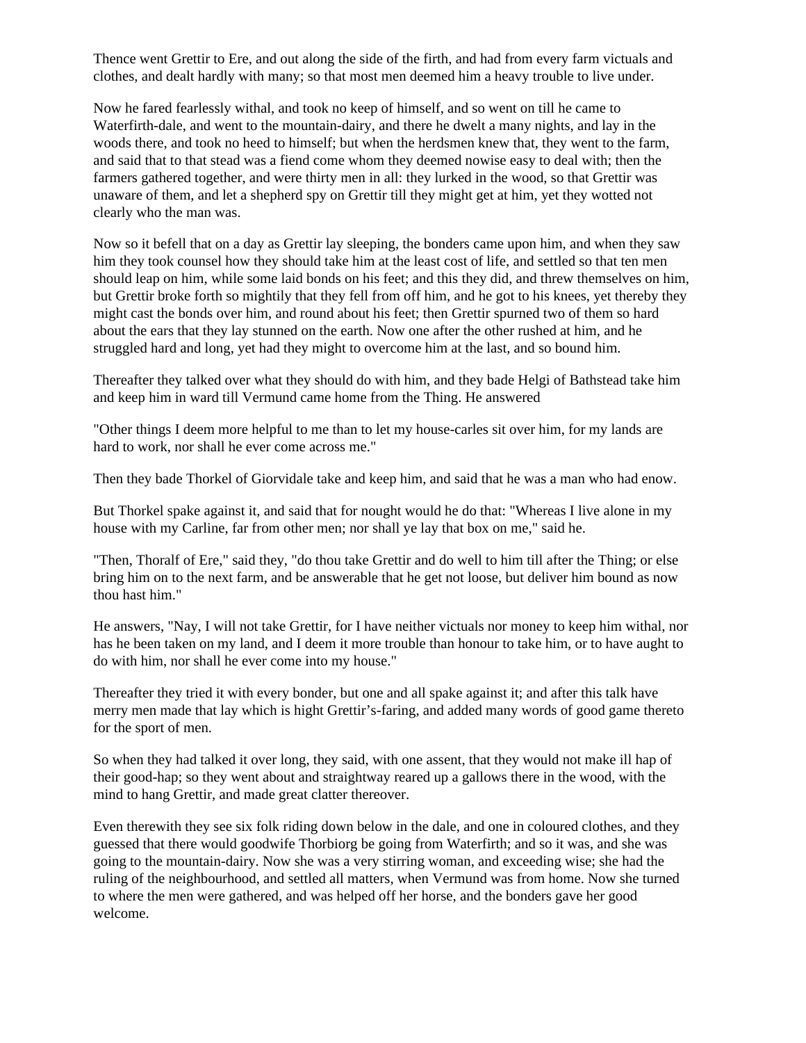Thence went Grettir to Ere, and out along the side of the firth, and had from every farm victuals and clothes, and dealt hardly with many; so that most men deemed him a heavy trouble to live under.

Now he fared fearlessly withal, and took no keep of himself, and so went on till he came to Waterfirth-dale, and went to the mountain-dairy, and there he dwelt a many nights, and lay in the woods there, and took no heed to himself; but when the herdsmen knew that, they went to the farm, and said that to that stead was a fiend come whom they deemed nowise easy to deal with; then the farmers gathered together, and were thirty men in all: they lurked in the wood, so that Grettir was unaware of them, and let a shepherd spy on Grettir till they might get at him, yet they wotted not clearly who the man was.

Now so it befell that on a day as Grettir lay sleeping, the bonders came upon him, and when they saw him they took counsel how they should take him at the least cost of life, and settled so that ten men should leap on him, while some laid bonds on his feet; and this they did, and threw themselves on him, but Grettir broke forth so mightily that they fell from off him, and he got to his knees, yet thereby they might cast the bonds over him, and round about his feet; then Grettir spurned two of them so hard about the ears that they lay stunned on the earth. Now one after the other rushed at him, and he struggled hard and long, yet had they might to overcome him at the last, and so bound him.

Thereafter they talked over what they should do with him, and they bade Helgi of Bathstead take him and keep him in ward till Vermund came home from the Thing. He answered

"Other things I deem more helpful to me than to let my house-carles sit over him, for my lands are hard to work, nor shall he ever come across me."

Then they bade Thorkel of Giorvidale take and keep him, and said that he was a man who had enow.

But Thorkel spake against it, and said that for nought would he do that: "Whereas I live alone in my house with my Carline, far from other men; nor shall ye lay that box on me," said he.

"Then, Thoralf of Ere," said they, "do thou take Grettir and do well to him till after the Thing; or else bring him on to the next farm, and be answerable that he get not loose, but deliver him bound as now thou hast him."

He answers, "Nay, I will not take Grettir, for I have neither victuals nor money to keep him withal, nor has he been taken on my land, and I deem it more trouble than honour to take him, or to have aught to do with him, nor shall he ever come into my house."

Thereafter they tried it with every bonder, but one and all spake against it; and after this talk have merry men made that lay which is hight Grettir's-faring, and added many words of good game thereto for the sport of men.

So when they had talked it over long, they said, with one assent, that they would not make ill hap of their good-hap; so they went about and straightway reared up a gallows there in the wood, with the mind to hang Grettir, and made great clatter thereover.

Even therewith they see six folk riding down below in the dale, and one in coloured clothes, and they guessed that there would goodwife Thorbiorg be going from Waterfirth; and so it was, and she was going to the mountain-dairy. Now she was a very stirring woman, and exceeding wise; she had the ruling of the neighbourhood, and settled all matters, when Vermund was from home. Now she turned to where the men were gathered, and was helped off her horse, and the bonders gave her good welcome.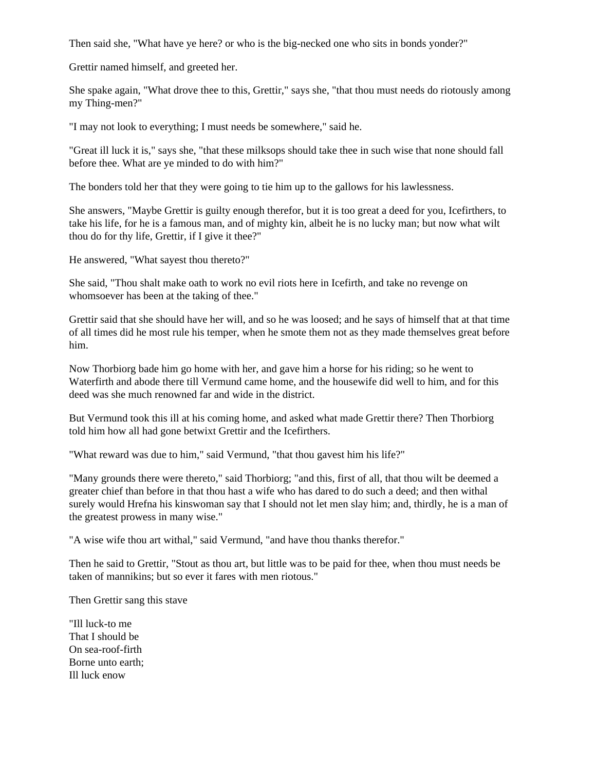Then said she, "What have ye here? or who is the big-necked one who sits in bonds yonder?"

Grettir named himself, and greeted her.

She spake again, "What drove thee to this, Grettir," says she, "that thou must needs do riotously among my Thing-men?"

"I may not look to everything; I must needs be somewhere," said he.

"Great ill luck it is," says she, "that these milksops should take thee in such wise that none should fall before thee. What are ye minded to do with him?"

The bonders told her that they were going to tie him up to the gallows for his lawlessness.

She answers, "Maybe Grettir is guilty enough therefor, but it is too great a deed for you, Icefirthers, to take his life, for he is a famous man, and of mighty kin, albeit he is no lucky man; but now what wilt thou do for thy life, Grettir, if I give it thee?"

He answered, "What sayest thou thereto?"

She said, "Thou shalt make oath to work no evil riots here in Icefirth, and take no revenge on whomsoever has been at the taking of thee."

Grettir said that she should have her will, and so he was loosed; and he says of himself that at that time of all times did he most rule his temper, when he smote them not as they made themselves great before him.

Now Thorbiorg bade him go home with her, and gave him a horse for his riding; so he went to Waterfirth and abode there till Vermund came home, and the housewife did well to him, and for this deed was she much renowned far and wide in the district.

But Vermund took this ill at his coming home, and asked what made Grettir there? Then Thorbiorg told him how all had gone betwixt Grettir and the Icefirthers.

"What reward was due to him," said Vermund, "that thou gavest him his life?"

"Many grounds there were thereto," said Thorbiorg; "and this, first of all, that thou wilt be deemed a greater chief than before in that thou hast a wife who has dared to do such a deed; and then withal surely would Hrefna his kinswoman say that I should not let men slay him; and, thirdly, he is a man of the greatest prowess in many wise."

"A wise wife thou art withal," said Vermund, "and have thou thanks therefor."

Then he said to Grettir, "Stout as thou art, but little was to be paid for thee, when thou must needs be taken of mannikins; but so ever it fares with men riotous."

Then Grettir sang this stave

"Ill luck-to me  
That I should be  
On sea-roof-firth  
Borne unto earth;  
Ill luck enow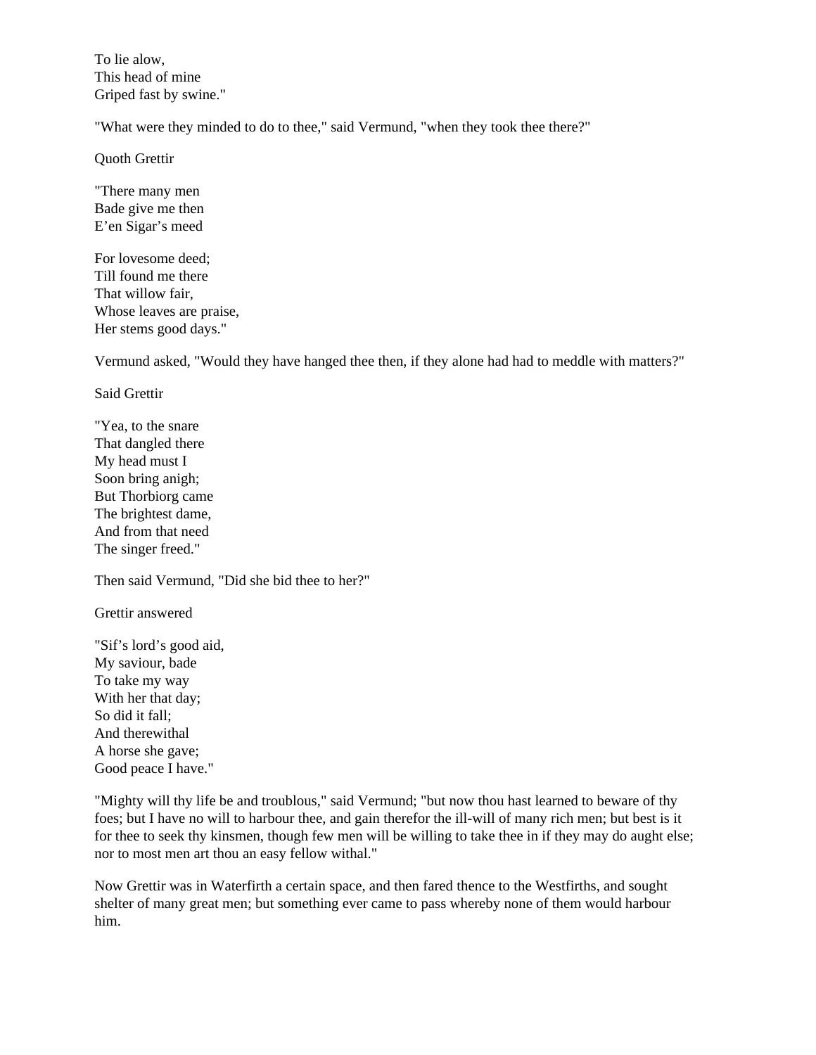To lie alow,  
This head of mine  
Griped fast by swine."

"What were they minded to do to thee," said Vermund, "when they took thee there?"

Quoth Grettir

"There many men  
Bade give me then  
E'en Sigar's meed

For lovesome deed;  
Till found me there  
That willow fair,  
Whose leaves are praise,  
Her stems good days."

Vermund asked, "Would they have hanged thee then, if they alone had had to meddle with matters?"

Said Grettir

"Yea, to the snare  
That dangled there  
My head must I  
Soon bring anigh;  
But Thorbiorg came  
The brightest dame,  
And from that need  
The singer freed."

Then said Vermund, "Did she bid thee to her?"

Grettir answered

"Sif's lord's good aid,  
My saviour, bade  
To take my way  
With her that day;  
So did it fall;  
And therewithal  
A horse she gave;  
Good peace I have."

"Mighty will thy life be and troublous," said Vermund; "but now thou hast learned to beware of thy foes; but I have no will to harbour thee, and gain therefor the ill-will of many rich men; but best is it for thee to seek thy kinsmen, though few men will be willing to take thee in if they may do aught else; nor to most men art thou an easy fellow withal."

Now Grettir was in Waterfirth a certain space, and then fared thence to the Westfirths, and sought shelter of many great men; but something ever came to pass whereby none of them would harbour him.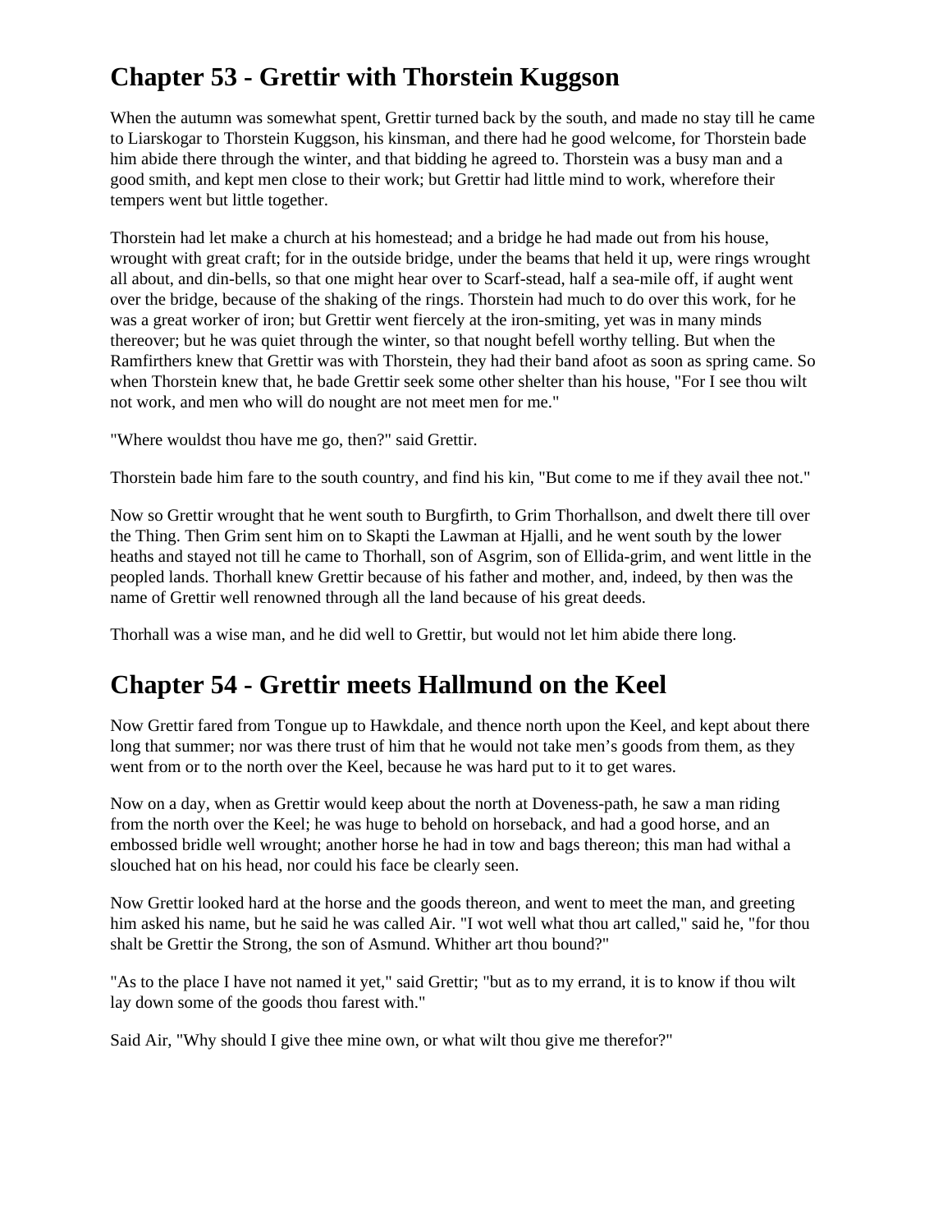## Chapter 53 - Grettir with Thorstein Kuggson

When the autumn was somewhat spent, Grettir turned back by the south, and made no stay till he came to Liarskogar to Thorstein Kuggson, his kinsman, and there had he good welcome, for Thorstein bade him abide there through the winter, and that bidding he agreed to. Thorstein was a busy man and a good smith, and kept men close to their work; but Grettir had little mind to work, wherefore their tempers went but little together.

Thorstein had let make a church at his homestead; and a bridge he had made out from his house, wrought with great craft; for in the outside bridge, under the beams that held it up, were rings wrought all about, and din-bells, so that one might hear over to Scarf-stead, half a sea-mile off, if aught went over the bridge, because of the shaking of the rings. Thorstein had much to do over this work, for he was a great worker of iron; but Grettir went fiercely at the iron-smiting, yet was in many minds thereover; but he was quiet through the winter, so that nought befell worthy telling. But when the Ramfirthers knew that Grettir was with Thorstein, they had their band afoot as soon as spring came. So when Thorstein knew that, he bade Grettir seek some other shelter than his house, "For I see thou wilt not work, and men who will do nought are not meet men for me."

"Where wouldst thou have me go, then?" said Grettir.

Thorstein bade him fare to the south country, and find his kin, "But come to me if they avail thee not."

Now so Grettir wrought that he went south to Burgfirth, to Grim Thorhallson, and dwelt there till over the Thing. Then Grim sent him on to Skapti the Lawman at Hjalli, and he went south by the lower heaths and stayed not till he came to Thorhall, son of Asgrim, son of Ellida-grim, and went little in the peopled lands. Thorhall knew Grettir because of his father and mother, and, indeed, by then was the name of Grettir well renowned through all the land because of his great deeds.

Thorhall was a wise man, and he did well to Grettir, but would not let him abide there long.

## Chapter 54 - Grettir meets Hallmund on the Keel

Now Grettir fared from Tongue up to Hawkdale, and thence north upon the Keel, and kept about there long that summer; nor was there trust of him that he would not take men's goods from them, as they went from or to the north over the Keel, because he was hard put to it to get wares.

Now on a day, when as Grettir would keep about the north at Doveness-path, he saw a man riding from the north over the Keel; he was huge to behold on horseback, and had a good horse, and an embossed bridle well wrought; another horse he had in tow and bags thereon; this man had withal a slouched hat on his head, nor could his face be clearly seen.

Now Grettir looked hard at the horse and the goods thereon, and went to meet the man, and greeting him asked his name, but he said he was called Air. "I wot well what thou art called," said he, "for thou shalt be Grettir the Strong, the son of Asmund. Whither art thou bound?"

"As to the place I have not named it yet," said Grettir; "but as to my errand, it is to know if thou wilt lay down some of the goods thou farest with."

Said Air, "Why should I give thee mine own, or what wilt thou give me therefor?"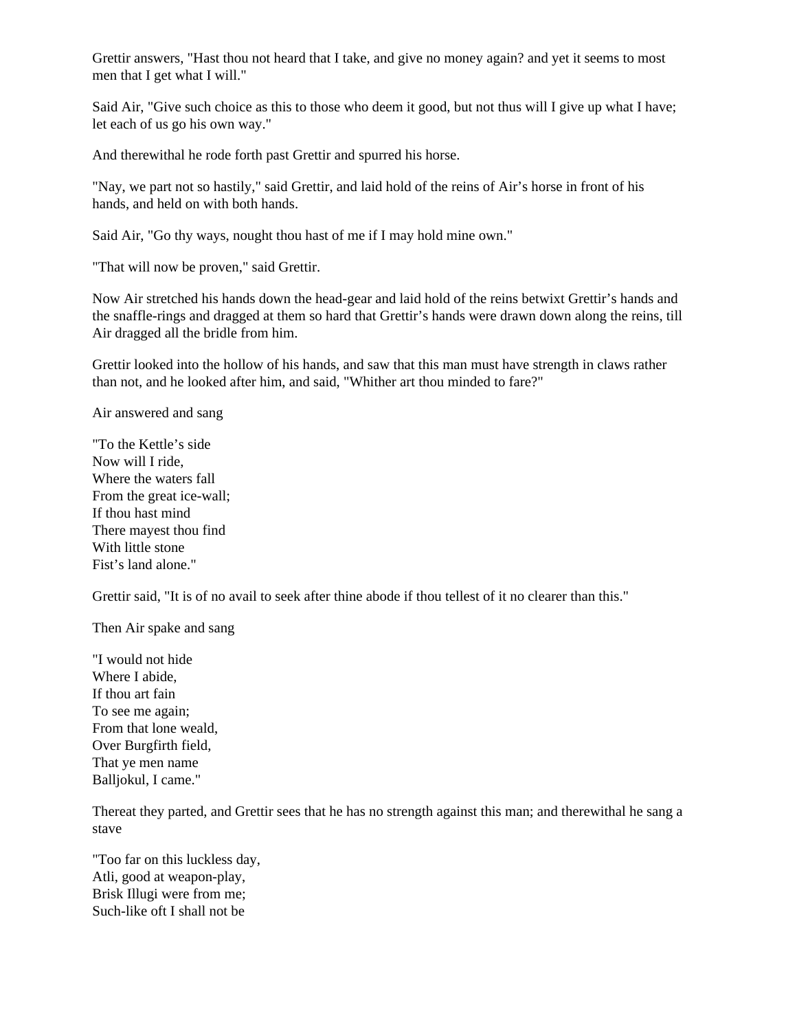Grettir answers, "Hast thou not heard that I take, and give no money again? and yet it seems to most men that I get what I will."

Said Air, "Give such choice as this to those who deem it good, but not thus will I give up what I have; let each of us go his own way."

And therewithal he rode forth past Grettir and spurred his horse.

"Nay, we part not so hastily," said Grettir, and laid hold of the reins of Air's horse in front of his hands, and held on with both hands.

Said Air, "Go thy ways, nought thou hast of me if I may hold mine own."

"That will now be proven," said Grettir.

Now Air stretched his hands down the head-gear and laid hold of the reins betwixt Grettir's hands and the snaffle-rings and dragged at them so hard that Grettir's hands were drawn down along the reins, till Air dragged all the bridle from him.

Grettir looked into the hollow of his hands, and saw that this man must have strength in claws rather than not, and he looked after him, and said, "Whither art thou minded to fare?"

Air answered and sang

"To the Kettle's side  
Now will I ride,  
Where the waters fall  
From the great ice-wall;  
If thou hast mind  
There mayest thou find  
With little stone  
Fist's land alone."

Grettir said, "It is of no avail to seek after thine abode if thou tellest of it no clearer than this."

Then Air spake and sang

"I would not hide  
Where I abide,  
If thou art fain  
To see me again;  
From that lone weald,  
Over Burgfirth field,  
That ye men name  
Balljokul, I came."

Thereat they parted, and Grettir sees that he has no strength against this man; and therewithal he sang a stave

"Too far on this luckless day,  
Atli, good at weapon-play,  
Brisk Illugi were from me;  
Such-like oft I shall not be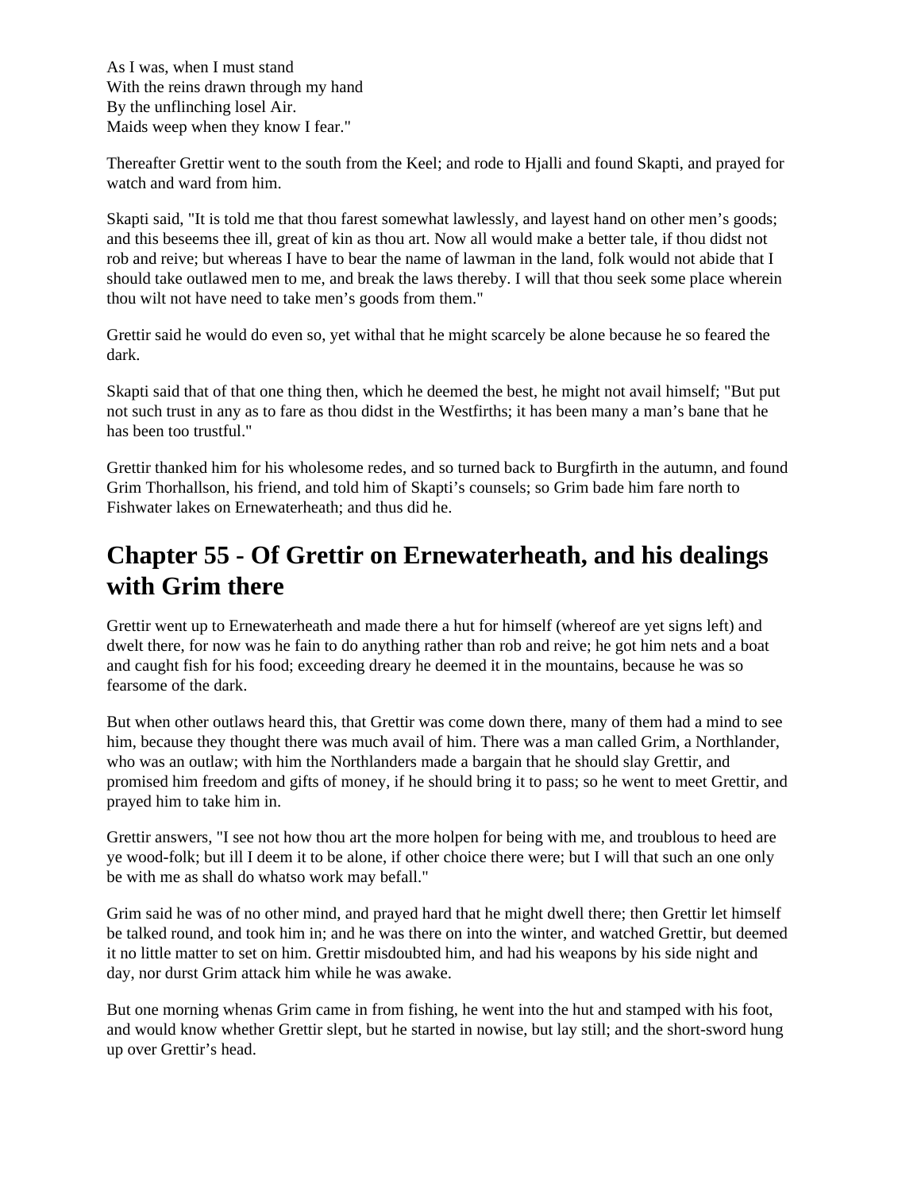As I was, when I must stand  
With the reins drawn through my hand  
By the unflinching losel Air.  
Maids weep when they know I fear."

Thereafter Grettir went to the south from the Keel; and rode to Hjalli and found Skapti, and prayed for watch and ward from him.

Skapti said, "It is told me that thou farest somewhat lawlessly, and layest hand on other men’s goods; and this beseems thee ill, great of kin as thou art. Now all would make a better tale, if thou didst not rob and reive; but whereas I have to bear the name of lawman in the land, folk would not abide that I should take outlawed men to me, and break the laws thereby. I will that thou seek some place wherein thou wilt not have need to take men’s goods from them."

Grettir said he would do even so, yet withal that he might scarcely be alone because he so feared the dark.

Skapti said that of that one thing then, which he deemed the best, he might not avail himself; "But put not such trust in any as to fare as thou didst in the Westfirths; it has been many a man’s bane that he has been too trustful."

Grettir thanked him for his wholesome redes, and so turned back to Burgfirth in the autumn, and found Grim Thorhallson, his friend, and told him of Skapti’s counsels; so Grim bade him fare north to Fishwater lakes on Ernewaterheath; and thus did he.

## Chapter 55 - Of Grettir on Ernewaterheath, and his dealings with Grim there

Grettir went up to Ernewaterheath and made there a hut for himself (whereof are yet signs left) and dwelt there, for now was he fain to do anything rather than rob and reive; he got him nets and a boat and caught fish for his food; exceeding dreary he deemed it in the mountains, because he was so fearsome of the dark.

But when other outlaws heard this, that Grettir was come down there, many of them had a mind to see him, because they thought there was much avail of him. There was a man called Grim, a Northlander, who was an outlaw; with him the Northlanders made a bargain that he should slay Grettir, and promised him freedom and gifts of money, if he should bring it to pass; so he went to meet Grettir, and prayed him to take him in.

Grettir answers, "I see not how thou art the more holpen for being with me, and troublous to heed are ye wood-folk; but ill I deem it to be alone, if other choice there were; but I will that such an one only be with me as shall do whatso work may befall."

Grim said he was of no other mind, and prayed hard that he might dwell there; then Grettir let himself be talked round, and took him in; and he was there on into the winter, and watched Grettir, but deemed it no little matter to set on him. Grettir misdoubted him, and had his weapons by his side night and day, nor durst Grim attack him while he was awake.

But one morning whenas Grim came in from fishing, he went into the hut and stamped with his foot, and would know whether Grettir slept, but he started in nowise, but lay still; and the short-sword hung up over Grettir’s head.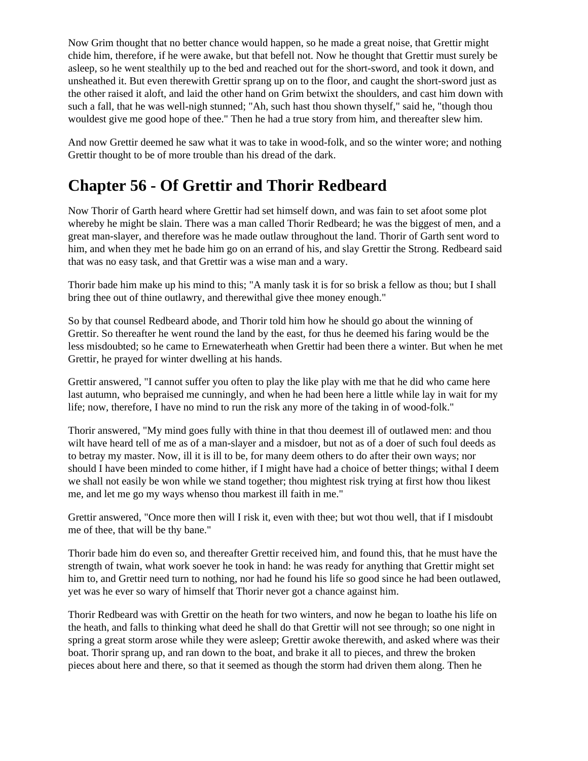Now Grim thought that no better chance would happen, so he made a great noise, that Grettir might chide him, therefore, if he were awake, but that befell not. Now he thought that Grettir must surely be asleep, so he went stealthily up to the bed and reached out for the short-sword, and took it down, and unsheathed it. But even therewith Grettir sprang up on to the floor, and caught the short-sword just as the other raised it aloft, and laid the other hand on Grim betwixt the shoulders, and cast him down with such a fall, that he was well-nigh stunned; "Ah, such hast thou shown thyself," said he, "though thou wouldest give me good hope of thee." Then he had a true story from him, and thereafter slew him.

And now Grettir deemed he saw what it was to take in wood-folk, and so the winter wore; and nothing Grettir thought to be of more trouble than his dread of the dark.

## Chapter 56 - Of Grettir and Thorir Redbeard

Now Thorir of Garth heard where Grettir had set himself down, and was fain to set afoot some plot whereby he might be slain. There was a man called Thorir Redbeard; he was the biggest of men, and a great man-slayer, and therefore was he made outlaw throughout the land. Thorir of Garth sent word to him, and when they met he bade him go on an errand of his, and slay Grettir the Strong. Redbeard said that was no easy task, and that Grettir was a wise man and a wary.

Thorir bade him make up his mind to this; "A manly task it is for so brisk a fellow as thou; but I shall bring thee out of thine outlawry, and therewithal give thee money enough."

So by that counsel Redbeard abode, and Thorir told him how he should go about the winning of Grettir. So thereafter he went round the land by the east, for thus he deemed his faring would be the less misdoubted; so he came to Ernewaterheath when Grettir had been there a winter. But when he met Grettir, he prayed for winter dwelling at his hands.

Grettir answered, "I cannot suffer you often to play the like play with me that he did who came here last autumn, who bepraised me cunningly, and when he had been here a little while lay in wait for my life; now, therefore, I have no mind to run the risk any more of the taking in of wood-folk."

Thorir answered, "My mind goes fully with thine in that thou deemest ill of outlawed men: and thou wilt have heard tell of me as of a man-slayer and a misdoer, but not as of a doer of such foul deeds as to betray my master. Now, ill it is ill to be, for many deem others to do after their own ways; nor should I have been minded to come hither, if I might have had a choice of better things; withal I deem we shall not easily be won while we stand together; thou mightest risk trying at first how thou likest me, and let me go my ways whenso thou markest ill faith in me."

Grettir answered, "Once more then will I risk it, even with thee; but wot thou well, that if I misdoubt me of thee, that will be thy bane."

Thorir bade him do even so, and thereafter Grettir received him, and found this, that he must have the strength of twain, what work soever he took in hand: he was ready for anything that Grettir might set him to, and Grettir need turn to nothing, nor had he found his life so good since he had been outlawed, yet was he ever so wary of himself that Thorir never got a chance against him.

Thorir Redbeard was with Grettir on the heath for two winters, and now he began to loathe his life on the heath, and falls to thinking what deed he shall do that Grettir will not see through; so one night in spring a great storm arose while they were asleep; Grettir awoke therewith, and asked where was their boat. Thorir sprang up, and ran down to the boat, and brake it all to pieces, and threw the broken pieces about here and there, so that it seemed as though the storm had driven them along. Then he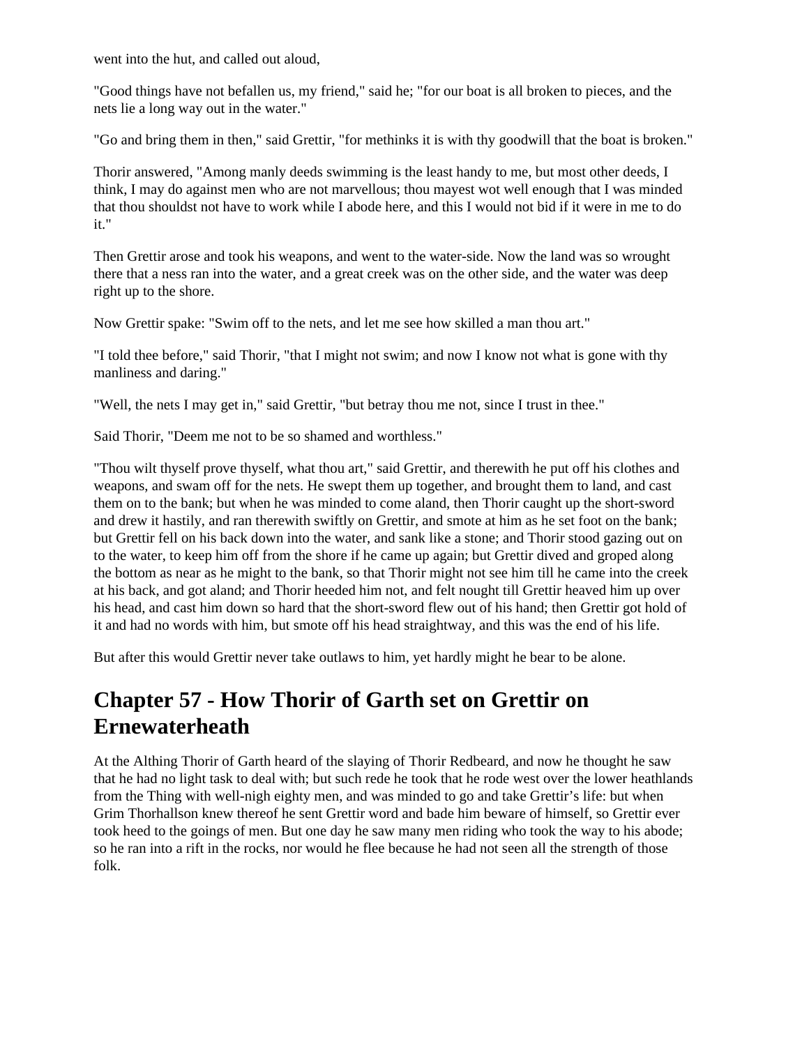went into the hut, and called out aloud,

"Good things have not befallen us, my friend," said he; "for our boat is all broken to pieces, and the nets lie a long way out in the water."

"Go and bring them in then," said Grettir, "for methinks it is with thy goodwill that the boat is broken."

Thorir answered, "Among manly deeds swimming is the least handy to me, but most other deeds, I think, I may do against men who are not marvellous; thou mayest wot well enough that I was minded that thou shouldst not have to work while I abode here, and this I would not bid if it were in me to do it."

Then Grettir arose and took his weapons, and went to the water-side. Now the land was so wrought there that a ness ran into the water, and a great creek was on the other side, and the water was deep right up to the shore.

Now Grettir spake: "Swim off to the nets, and let me see how skilled a man thou art."

"I told thee before," said Thorir, "that I might not swim; and now I know not what is gone with thy manliness and daring."

"Well, the nets I may get in," said Grettir, "but betray thou me not, since I trust in thee."

Said Thorir, "Deem me not to be so shamed and worthless."

"Thou wilt thyself prove thyself, what thou art," said Grettir, and therewith he put off his clothes and weapons, and swam off for the nets. He swept them up together, and brought them to land, and cast them on to the bank; but when he was minded to come aland, then Thorir caught up the short-sword and drew it hastily, and ran therewith swiftly on Grettir, and smote at him as he set foot on the bank; but Grettir fell on his back down into the water, and sank like a stone; and Thorir stood gazing out on to the water, to keep him off from the shore if he came up again; but Grettir dived and groped along the bottom as near as he might to the bank, so that Thorir might not see him till he came into the creek at his back, and got aland; and Thorir heeded him not, and felt nought till Grettir heaved him up over his head, and cast him down so hard that the short-sword flew out of his hand; then Grettir got hold of it and had no words with him, but smote off his head straightway, and this was the end of his life.

But after this would Grettir never take outlaws to him, yet hardly might he bear to be alone.

## Chapter 57 - How Thorir of Garth set on Grettir on Ernewaterheath

At the Althing Thorir of Garth heard of the slaying of Thorir Redbeard, and now he thought he saw that he had no light task to deal with; but such rede he took that he rode west over the lower heathlands from the Thing with well-nigh eighty men, and was minded to go and take Grettir's life: but when Grim Thorhallson knew thereof he sent Grettir word and bade him beware of himself, so Grettir ever took heed to the goings of men. But one day he saw many men riding who took the way to his abode; so he ran into a rift in the rocks, nor would he flee because he had not seen all the strength of those folk.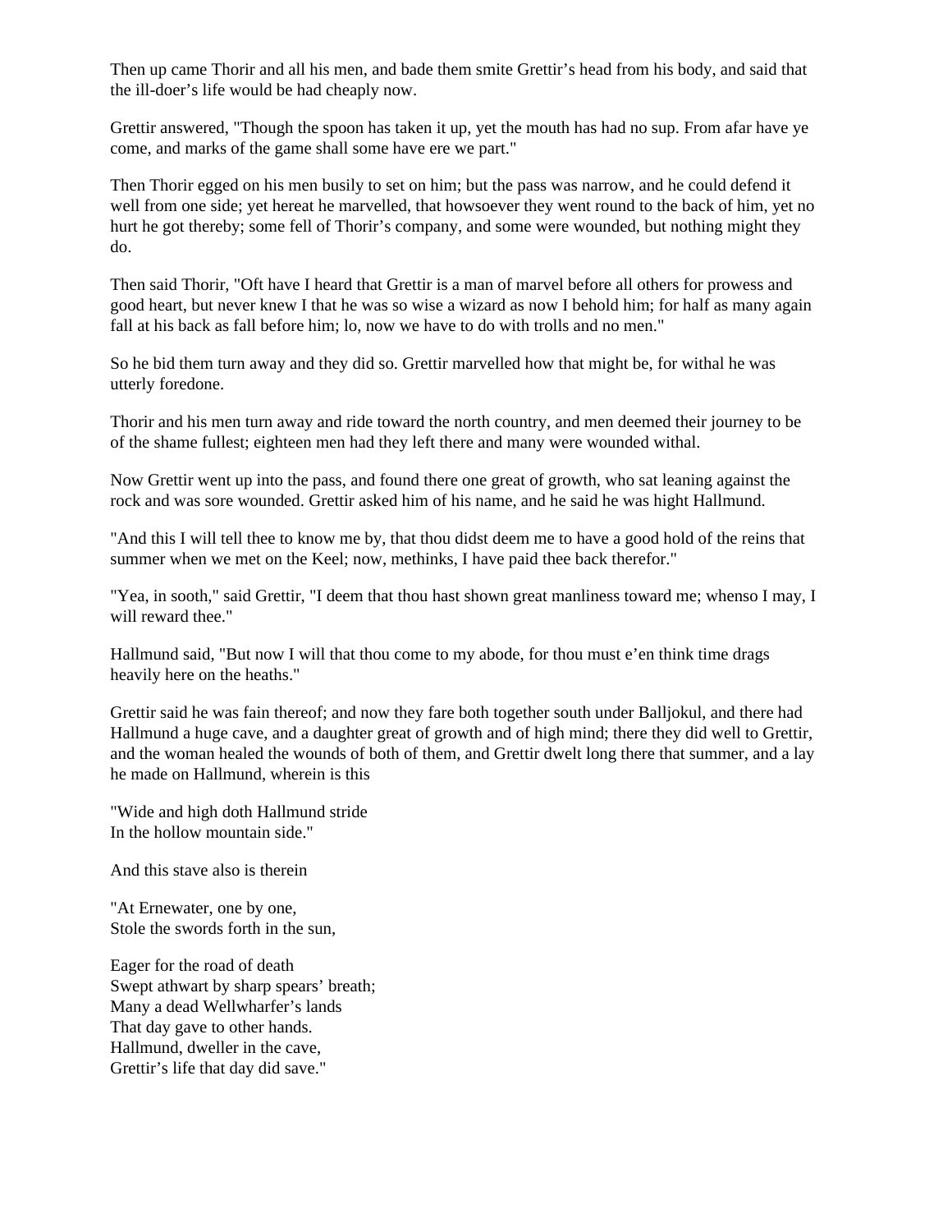Then up came Thorir and all his men, and bade them smite Grettir's head from his body, and said that the ill-doer's life would be had cheaply now.

Grettir answered, "Though the spoon has taken it up, yet the mouth has had no sup. From afar have ye come, and marks of the game shall some have ere we part."

Then Thorir egged on his men busily to set on him; but the pass was narrow, and he could defend it well from one side; yet hereat he marvelled, that howsoever they went round to the back of him, yet no hurt he got thereby; some fell of Thorir's company, and some were wounded, but nothing might they do.

Then said Thorir, "Oft have I heard that Grettir is a man of marvel before all others for prowess and good heart, but never knew I that he was so wise a wizard as now I behold him; for half as many again fall at his back as fall before him; lo, now we have to do with trolls and no men."

So he bid them turn away and they did so. Grettir marvelled how that might be, for withal he was utterly foredone.

Thorir and his men turn away and ride toward the north country, and men deemed their journey to be of the shame fullest; eighteen men had they left there and many were wounded withal.

Now Grettir went up into the pass, and found there one great of growth, who sat leaning against the rock and was sore wounded. Grettir asked him of his name, and he said he was hight Hallmund.

"And this I will tell thee to know me by, that thou didst deem me to have a good hold of the reins that summer when we met on the Keel; now, methinks, I have paid thee back therefor."

"Yea, in sooth," said Grettir, "I deem that thou hast shown great manliness toward me; whenso I may, I will reward thee."

Hallmund said, "But now I will that thou come to my abode, for thou must e'en think time drags heavily here on the heaths."

Grettir said he was fain thereof; and now they fare both together south under Balljokul, and there had Hallmund a huge cave, and a daughter great of growth and of high mind; there they did well to Grettir, and the woman healed the wounds of both of them, and Grettir dwelt long there that summer, and a lay he made on Hallmund, wherein is this

"Wide and high doth Hallmund stride  
In the hollow mountain side."

And this stave also is therein

"At Ernewater, one by one,  
Stole the swords forth in the sun,

Eager for the road of death  
Swept athwart by sharp spears' breath;  
Many a dead Wellwharfer's lands  
That day gave to other hands.  
Hallmund, dweller in the cave,  
Grettir's life that day did save."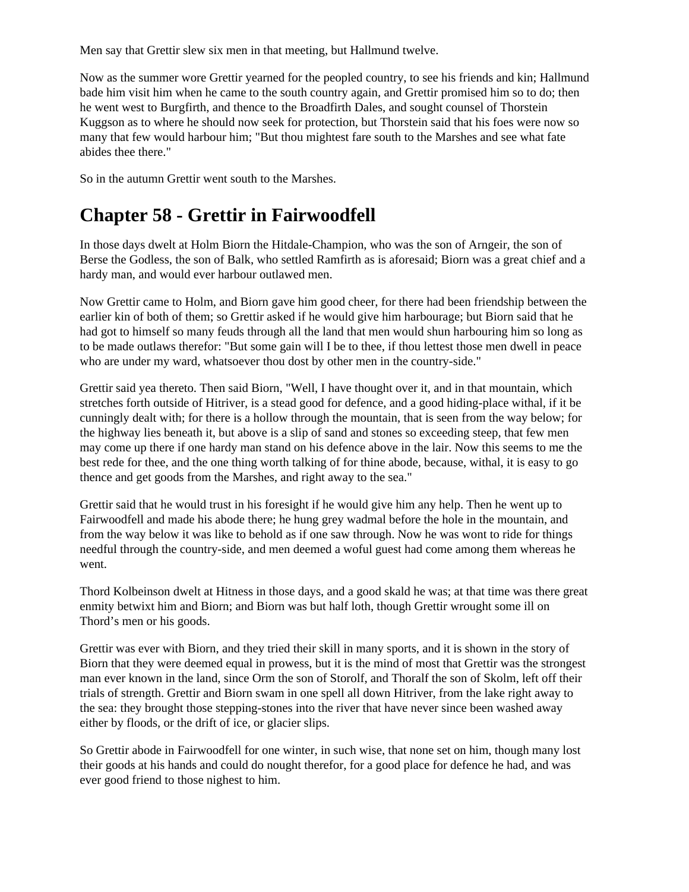Men say that Grettir slew six men in that meeting, but Hallmund twelve.

Now as the summer wore Grettir yearned for the peopled country, to see his friends and kin; Hallmund bade him visit him when he came to the south country again, and Grettir promised him so to do; then he went west to Burgfirth, and thence to the Broadfirth Dales, and sought counsel of Thorstein Kuggson as to where he should now seek for protection, but Thorstein said that his foes were now so many that few would harbour him; "But thou mightest fare south to the Marshes and see what fate abides thee there."

So in the autumn Grettir went south to the Marshes.

## Chapter 58 - Grettir in Fairwoodfell

In those days dwelt at Holm Biorn the Hitdale-Champion, who was the son of Arngeir, the son of Berse the Godless, the son of Balk, who settled Ramfirth as is aforesaid; Biorn was a great chief and a hardy man, and would ever harbour outlawed men.

Now Grettir came to Holm, and Biorn gave him good cheer, for there had been friendship between the earlier kin of both of them; so Grettir asked if he would give him harbourage; but Biorn said that he had got to himself so many feuds through all the land that men would shun harbouring him so long as to be made outlaws therefor: "But some gain will I be to thee, if thou lettest those men dwell in peace who are under my ward, whatsoever thou dost by other men in the country-side."

Grettir said yea thereto. Then said Biorn, "Well, I have thought over it, and in that mountain, which stretches forth outside of Hitriver, is a stead good for defence, and a good hiding-place withal, if it be cunningly dealt with; for there is a hollow through the mountain, that is seen from the way below; for the highway lies beneath it, but above is a slip of sand and stones so exceeding steep, that few men may come up there if one hardy man stand on his defence above in the lair. Now this seems to me the best rede for thee, and the one thing worth talking of for thine abode, because, withal, it is easy to go thence and get goods from the Marshes, and right away to the sea."

Grettir said that he would trust in his foresight if he would give him any help. Then he went up to Fairwoodfell and made his abode there; he hung grey wadmal before the hole in the mountain, and from the way below it was like to behold as if one saw through. Now he was wont to ride for things needful through the country-side, and men deemed a woful guest had come among them whereas he went.

Thord Kolbeinson dwelt at Hitness in those days, and a good skald he was; at that time was there great enmity betwixt him and Biorn; and Biorn was but half loth, though Grettir wrought some ill on Thord's men or his goods.

Grettir was ever with Biorn, and they tried their skill in many sports, and it is shown in the story of Biorn that they were deemed equal in prowess, but it is the mind of most that Grettir was the strongest man ever known in the land, since Orm the son of Storolf, and Thoralf the son of Skolm, left off their trials of strength. Grettir and Biorn swam in one spell all down Hitriver, from the lake right away to the sea: they brought those stepping-stones into the river that have never since been washed away either by floods, or the drift of ice, or glacier slips.

So Grettir abode in Fairwoodfell for one winter, in such wise, that none set on him, though many lost their goods at his hands and could do nought therefor, for a good place for defence he had, and was ever good friend to those nighest to him.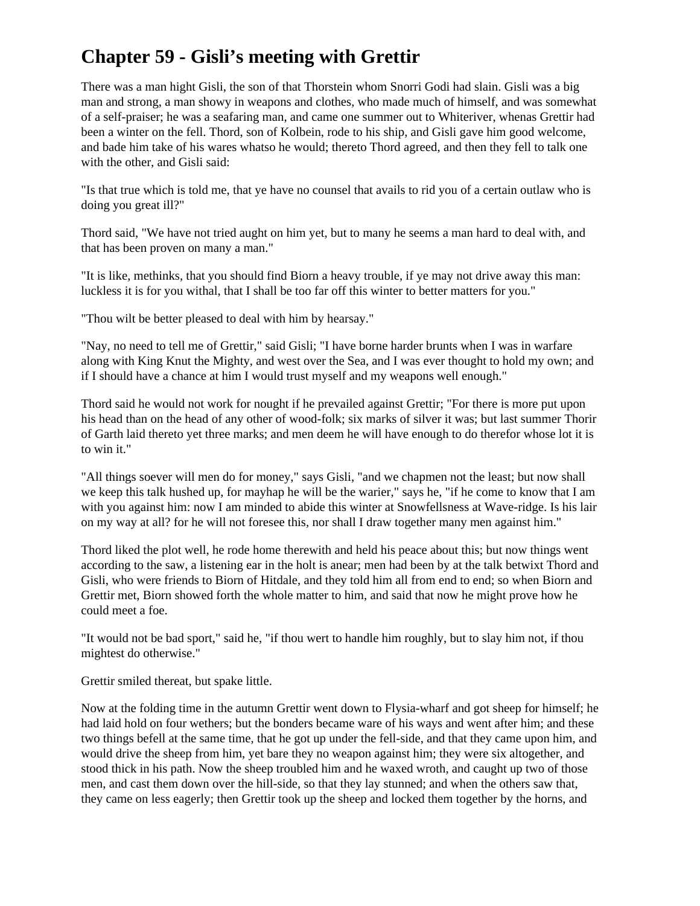# Chapter 59 - Gisli's meeting with Grettir

There was a man hight Gisli, the son of that Thorstein whom Snorri Godi had slain. Gisli was a big man and strong, a man showy in weapons and clothes, who made much of himself, and was somewhat of a self-praiser; he was a seafaring man, and came one summer out to Whiteriver, whenas Grettir had been a winter on the fell. Thord, son of Kolbein, rode to his ship, and Gisli gave him good welcome, and bade him take of his wares whatso he would; thereto Thord agreed, and then they fell to talk one with the other, and Gisli said:

"Is that true which is told me, that ye have no counsel that avails to rid you of a certain outlaw who is doing you great ill?"

Thord said, "We have not tried aught on him yet, but to many he seems a man hard to deal with, and that has been proven on many a man."

"It is like, methinks, that you should find Biorn a heavy trouble, if ye may not drive away this man: luckless it is for you withal, that I shall be too far off this winter to better matters for you."

"Thou wilt be better pleased to deal with him by hearsay."

"Nay, no need to tell me of Grettir," said Gisli; "I have borne harder brunts when I was in warfare along with King Knut the Mighty, and west over the Sea, and I was ever thought to hold my own; and if I should have a chance at him I would trust myself and my weapons well enough."

Thord said he would not work for nought if he prevailed against Grettir; "For there is more put upon his head than on the head of any other of wood-folk; six marks of silver it was; but last summer Thorir of Garth laid thereto yet three marks; and men deem he will have enough to do therefor whose lot it is to win it."

"All things soever will men do for money," says Gisli, "and we chapmen not the least; but now shall we keep this talk hushed up, for mayhap he will be the warier," says he, "if he come to know that I am with you against him: now I am minded to abide this winter at Snowfellsness at Wave-ridge. Is his lair on my way at all? for he will not foresee this, nor shall I draw together many men against him."

Thord liked the plot well, he rode home therewith and held his peace about this; but now things went according to the saw, a listening ear in the holt is anear; men had been by at the talk betwixt Thord and Gisli, who were friends to Biorn of Hitdale, and they told him all from end to end; so when Biorn and Grettir met, Biorn showed forth the whole matter to him, and said that now he might prove how he could meet a foe.

"It would not be bad sport," said he, "if thou wert to handle him roughly, but to slay him not, if thou mightest do otherwise."

Grettir smiled thereat, but spake little.

Now at the folding time in the autumn Grettir went down to Flysia-wharf and got sheep for himself; he had laid hold on four wethers; but the bonders became ware of his ways and went after him; and these two things befell at the same time, that he got up under the fell-side, and that they came upon him, and would drive the sheep from him, yet bare they no weapon against him; they were six altogether, and stood thick in his path. Now the sheep troubled him and he waxed wroth, and caught up two of those men, and cast them down over the hill-side, so that they lay stunned; and when the others saw that, they came on less eagerly; then Grettir took up the sheep and locked them together by the horns, and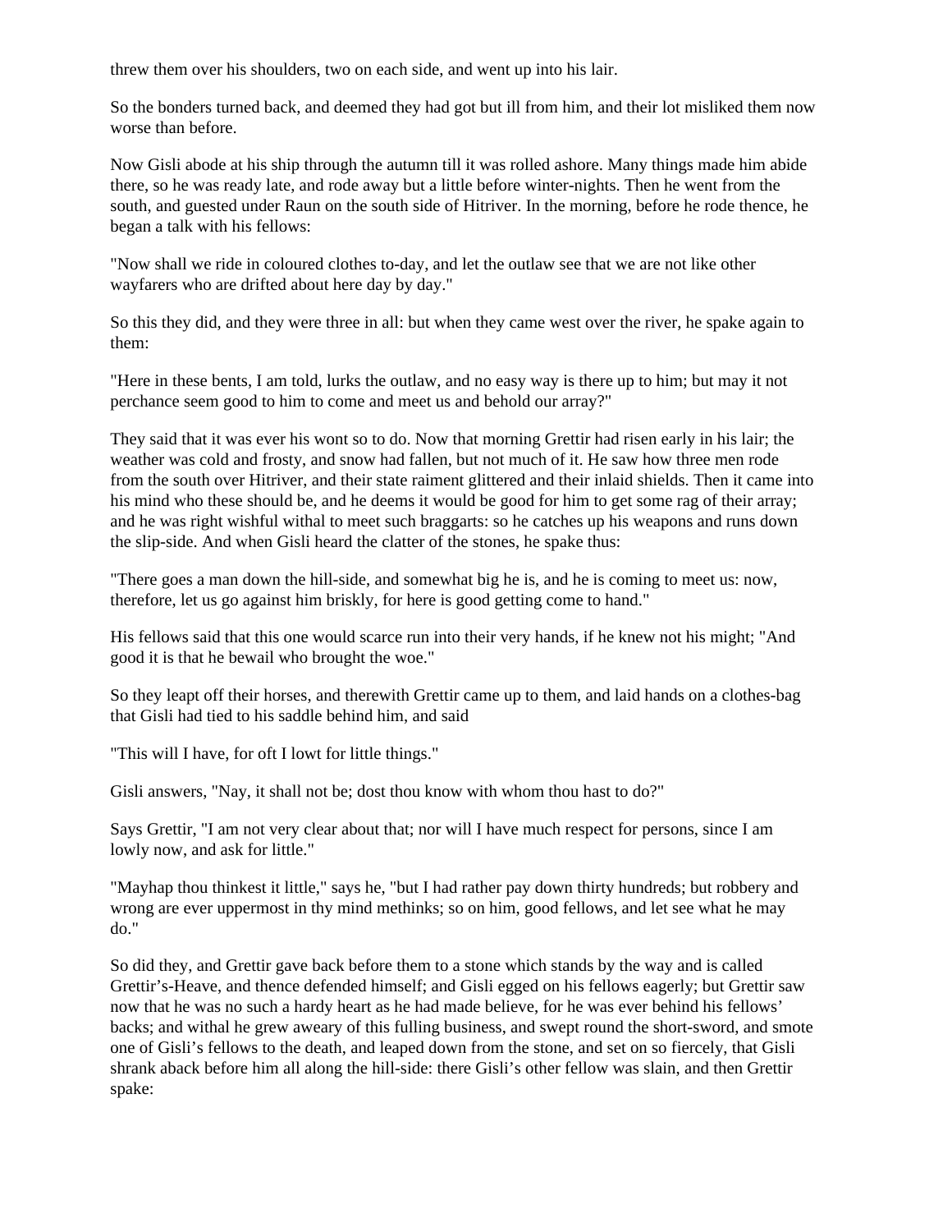threw them over his shoulders, two on each side, and went up into his lair.

So the bonders turned back, and deemed they had got but ill from him, and their lot misliked them now worse than before.

Now Gisli abode at his ship through the autumn till it was rolled ashore. Many things made him abide there, so he was ready late, and rode away but a little before winter-nights. Then he went from the south, and guested under Raun on the south side of Hitriver. In the morning, before he rode thence, he began a talk with his fellows:

"Now shall we ride in coloured clothes to-day, and let the outlaw see that we are not like other wayfarers who are drifted about here day by day."

So this they did, and they were three in all: but when they came west over the river, he spake again to them:

"Here in these bents, I am told, lurks the outlaw, and no easy way is there up to him; but may it not perchance seem good to him to come and meet us and behold our array?"

They said that it was ever his wont so to do. Now that morning Grettir had risen early in his lair; the weather was cold and frosty, and snow had fallen, but not much of it. He saw how three men rode from the south over Hitriver, and their state raiment glittered and their inlaid shields. Then it came into his mind who these should be, and he deems it would be good for him to get some rag of their array; and he was right wishful withal to meet such braggarts: so he catches up his weapons and runs down the slip-side. And when Gisli heard the clatter of the stones, he spake thus:

"There goes a man down the hill-side, and somewhat big he is, and he is coming to meet us: now, therefore, let us go against him briskly, for here is good getting come to hand."

His fellows said that this one would scarce run into their very hands, if he knew not his might; "And good it is that he bewail who brought the woe."

So they leapt off their horses, and therewith Grettir came up to them, and laid hands on a clothes-bag that Gisli had tied to his saddle behind him, and said

"This will I have, for oft I lowt for little things."

Gisli answers, "Nay, it shall not be; dost thou know with whom thou hast to do?"

Says Grettir, "I am not very clear about that; nor will I have much respect for persons, since I am lowly now, and ask for little."

"Mayhap thou thinkest it little," says he, "but I had rather pay down thirty hundreds; but robbery and wrong are ever uppermost in thy mind methinks; so on him, good fellows, and let see what he may do."

So did they, and Grettir gave back before them to a stone which stands by the way and is called Grettir's-Heave, and thence defended himself; and Gisli egged on his fellows eagerly; but Grettir saw now that he was no such a hardy heart as he had made believe, for he was ever behind his fellows' backs; and withal he grew aweary of this fulling business, and swept round the short-sword, and smote one of Gisli's fellows to the death, and leaped down from the stone, and set on so fiercely, that Gisli shrank aback before him all along the hill-side: there Gisli's other fellow was slain, and then Grettir spake: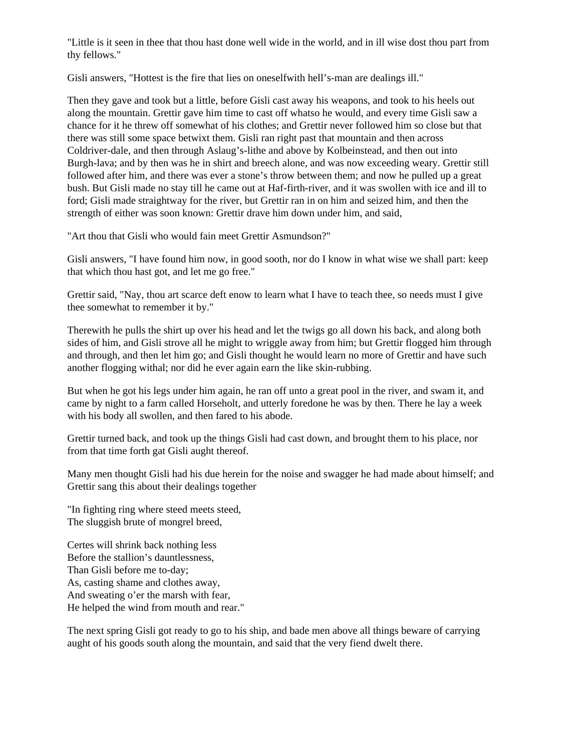"Little is it seen in thee that thou hast done well wide in the world, and in ill wise dost thou part from thy fellows."

Gisli answers, "Hottest is the fire that lies on oneselfwith hell's-man are dealings ill."

Then they gave and took but a little, before Gisli cast away his weapons, and took to his heels out along the mountain. Grettir gave him time to cast off whatso he would, and every time Gisli saw a chance for it he threw off somewhat of his clothes; and Grettir never followed him so close but that there was still some space betwixt them. Gisli ran right past that mountain and then across Coldriver-dale, and then through Aslaug's-lithe and above by Kolbeinstead, and then out into Burgh-lava; and by then was he in shirt and breech alone, and was now exceeding weary. Grettir still followed after him, and there was ever a stone's throw between them; and now he pulled up a great bush. But Gisli made no stay till he came out at Haf-firth-river, and it was swollen with ice and ill to ford; Gisli made straightway for the river, but Grettir ran in on him and seized him, and then the strength of either was soon known: Grettir drave him down under him, and said,

"Art thou that Gisli who would fain meet Grettir Asmundson?"

Gisli answers, "I have found him now, in good sooth, nor do I know in what wise we shall part: keep that which thou hast got, and let me go free."

Grettir said, "Nay, thou art scarce deft enow to learn what I have to teach thee, so needs must I give thee somewhat to remember it by."

Therewith he pulls the shirt up over his head and let the twigs go all down his back, and along both sides of him, and Gisli strove all he might to wriggle away from him; but Grettir flogged him through and through, and then let him go; and Gisli thought he would learn no more of Grettir and have such another flogging withal; nor did he ever again earn the like skin-rubbing.

But when he got his legs under him again, he ran off unto a great pool in the river, and swam it, and came by night to a farm called Horseholt, and utterly foredone he was by then. There he lay a week with his body all swollen, and then fared to his abode.

Grettir turned back, and took up the things Gisli had cast down, and brought them to his place, nor from that time forth gat Gisli aught thereof.

Many men thought Gisli had his due herein for the noise and swagger he had made about himself; and Grettir sang this about their dealings together

"In fighting ring where steed meets steed,  
The sluggish brute of mongrel breed,

Certes will shrink back nothing less  
Before the stallion's dauntlessness,  
Than Gisli before me to-day;  
As, casting shame and clothes away,  
And sweating o'er the marsh with fear,  
He helped the wind from mouth and rear."

The next spring Gisli got ready to go to his ship, and bade men above all things beware of carrying aught of his goods south along the mountain, and said that the very fiend dwelt there.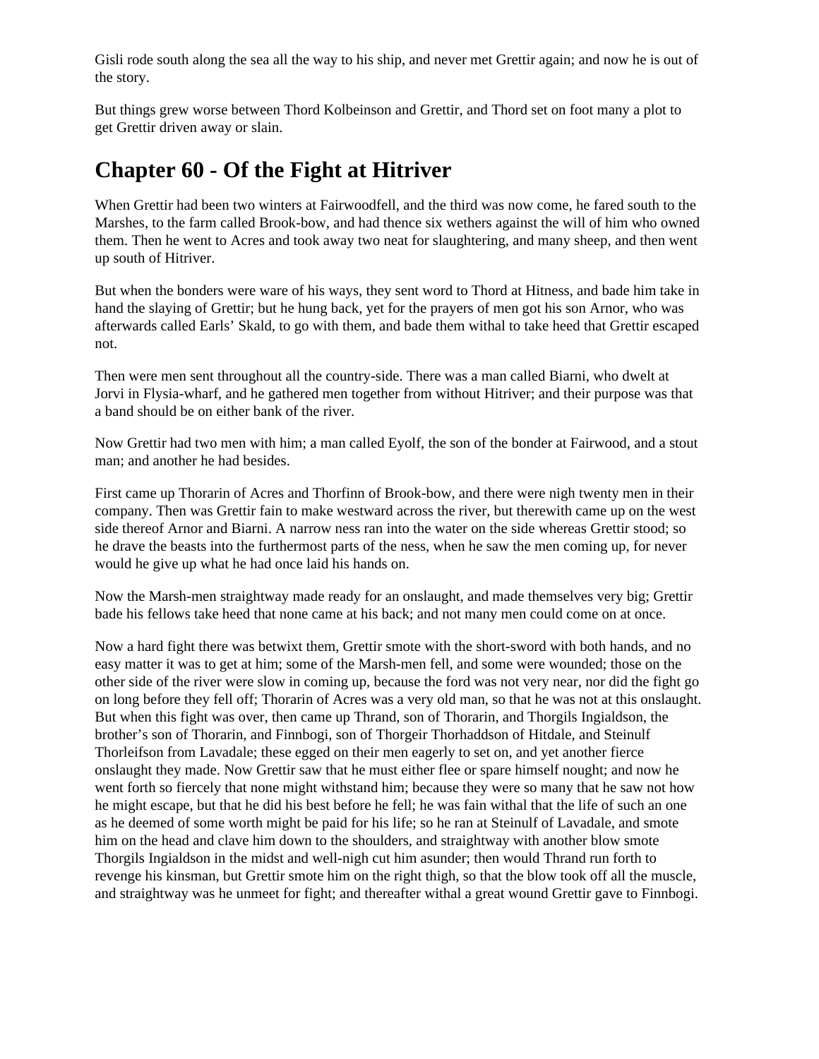Gisli rode south along the sea all the way to his ship, and never met Grettir again; and now he is out of the story.

But things grew worse between Thord Kolbeinson and Grettir, and Thord set on foot many a plot to get Grettir driven away or slain.

## Chapter 60 - Of the Fight at Hitriver

When Grettir had been two winters at Fairwoodfell, and the third was now come, he fared south to the Marshes, to the farm called Brook-bow, and had thence six wethers against the will of him who owned them. Then he went to Acres and took away two neat for slaughtering, and many sheep, and then went up south of Hitriver.

But when the bonders were ware of his ways, they sent word to Thord at Hitness, and bade him take in hand the slaying of Grettir; but he hung back, yet for the prayers of men got his son Arnor, who was afterwards called Earls' Skald, to go with them, and bade them withal to take heed that Grettir escaped not.

Then were men sent throughout all the country-side. There was a man called Biarni, who dwelt at Jorvi in Flysia-wharf, and he gathered men together from without Hitriver; and their purpose was that a band should be on either bank of the river.

Now Grettir had two men with him; a man called Eyolf, the son of the bonder at Fairwood, and a stout man; and another he had besides.

First came up Thorarin of Acres and Thorfinn of Brook-bow, and there were nigh twenty men in their company. Then was Grettir fain to make westward across the river, but therewith came up on the west side thereof Arnor and Biarni. A narrow ness ran into the water on the side whereas Grettir stood; so he drave the beasts into the furthermost parts of the ness, when he saw the men coming up, for never would he give up what he had once laid his hands on.

Now the Marsh-men straightway made ready for an onslaught, and made themselves very big; Grettir bade his fellows take heed that none came at his back; and not many men could come on at once.

Now a hard fight there was betwixt them, Grettir smote with the short-sword with both hands, and no easy matter it was to get at him; some of the Marsh-men fell, and some were wounded; those on the other side of the river were slow in coming up, because the ford was not very near, nor did the fight go on long before they fell off; Thorarin of Acres was a very old man, so that he was not at this onslaught. But when this fight was over, then came up Thrand, son of Thorarin, and Thorgils Ingialdson, the brother's son of Thorarin, and Finnbogi, son of Thorgeir Thorhaddson of Hitdale, and Steinulf Thorleifson from Lavadale; these egged on their men eagerly to set on, and yet another fierce onslaught they made. Now Grettir saw that he must either flee or spare himself nought; and now he went forth so fiercely that none might withstand him; because they were so many that he saw not how he might escape, but that he did his best before he fell; he was fain withal that the life of such an one as he deemed of some worth might be paid for his life; so he ran at Steinulf of Lavadale, and smote him on the head and clave him down to the shoulders, and straightway with another blow smote Thorgils Ingialdson in the midst and well-nigh cut him asunder; then would Thrand run forth to revenge his kinsman, but Grettir smote him on the right thigh, so that the blow took off all the muscle, and straightway was he unmeet for fight; and thereafter withal a great wound Grettir gave to Finnbogi.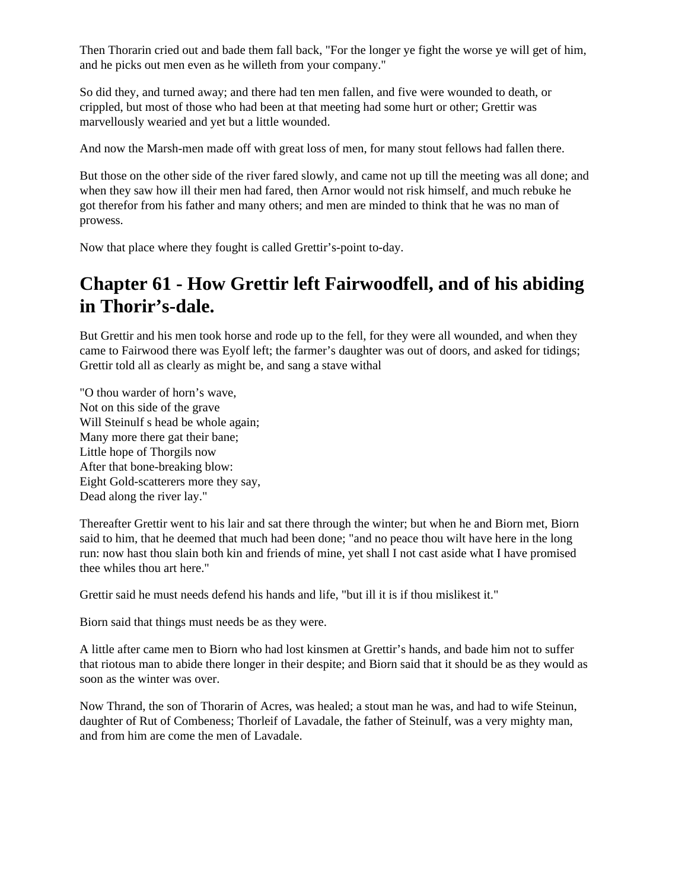Then Thorarin cried out and bade them fall back, "For the longer ye fight the worse ye will get of him, and he picks out men even as he willeth from your company."

So did they, and turned away; and there had ten men fallen, and five were wounded to death, or crippled, but most of those who had been at that meeting had some hurt or other; Grettir was marvellously wearied and yet but a little wounded.

And now the Marsh-men made off with great loss of men, for many stout fellows had fallen there.

But those on the other side of the river fared slowly, and came not up till the meeting was all done; and when they saw how ill their men had fared, then Arnor would not risk himself, and much rebuke he got therefor from his father and many others; and men are minded to think that he was no man of prowess.

Now that place where they fought is called Grettir’s-point to-day.

## Chapter 61 - How Grettir left Fairwoodfell, and of his abiding in Thorir’s-dale.

But Grettir and his men took horse and rode up to the fell, for they were all wounded, and when they came to Fairwood there was Eyolf left; the farmer’s daughter was out of doors, and asked for tidings; Grettir told all as clearly as might be, and sang a stave withal

"O thou warder of horn’s wave,  
Not on this side of the grave  
Will Steinulf s head be whole again;  
Many more there gat their bane;  
Little hope of Thorgils now  
After that bone-breaking blow:  
Eight Gold-scatterers more they say,  
Dead along the river lay."

Thereafter Grettir went to his lair and sat there through the winter; but when he and Biorn met, Biorn said to him, that he deemed that much had been done; "and no peace thou wilt have here in the long run: now hast thou slain both kin and friends of mine, yet shall I not cast aside what I have promised thee whiles thou art here."

Grettir said he must needs defend his hands and life, "but ill it is if thou mislikest it."

Biorn said that things must needs be as they were.

A little after came men to Biorn who had lost kinsmen at Grettir’s hands, and bade him not to suffer that riotous man to abide there longer in their despite; and Biorn said that it should be as they would as soon as the winter was over.

Now Thrand, the son of Thorarin of Acres, was healed; a stout man he was, and had to wife Steinun, daughter of Rut of Combeness; Thorleif of Lavadale, the father of Steinulf, was a very mighty man, and from him are come the men of Lavadale.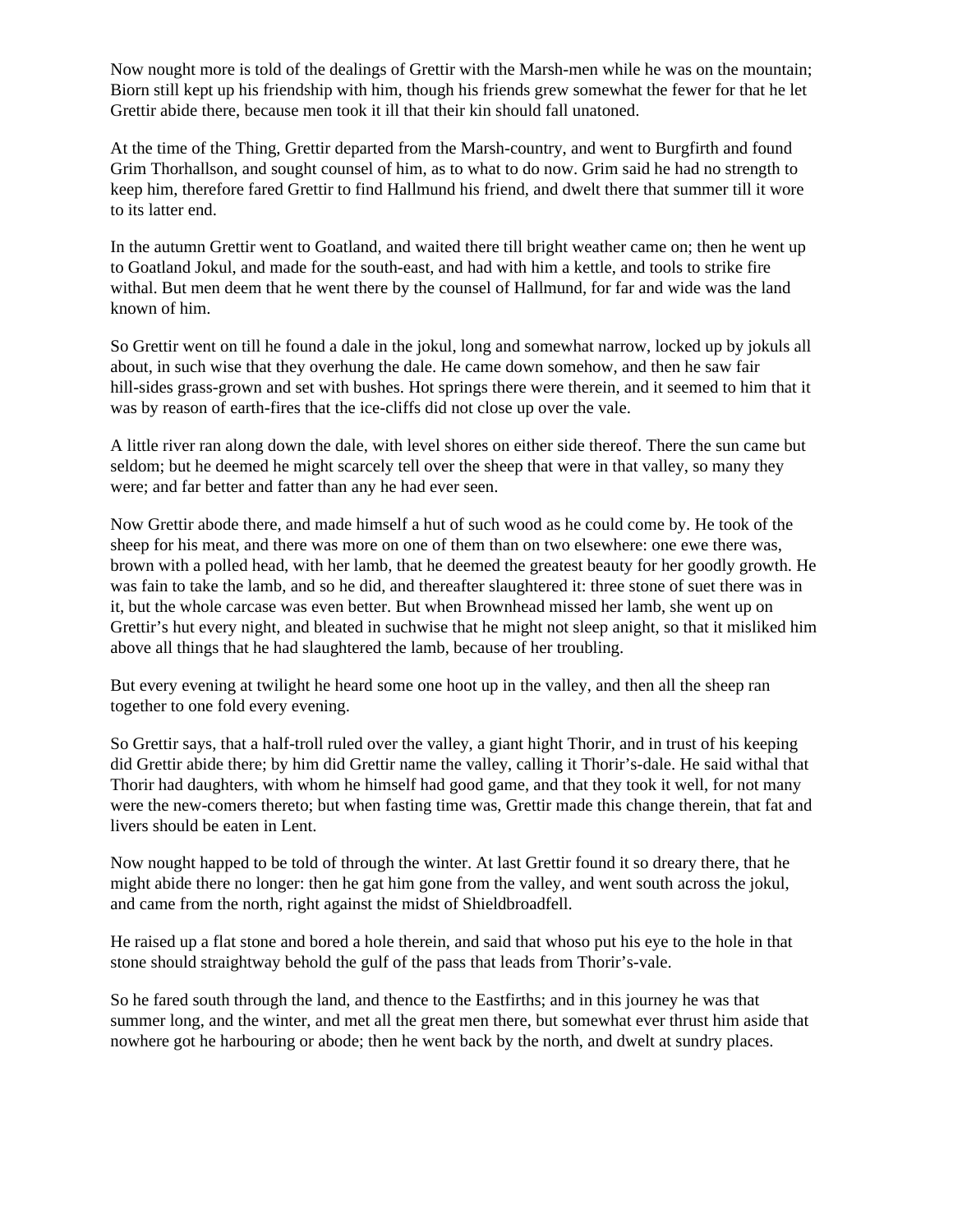Now nought more is told of the dealings of Grettir with the Marsh-men while he was on the mountain; Biorn still kept up his friendship with him, though his friends grew somewhat the fewer for that he let Grettir abide there, because men took it ill that their kin should fall unatoned.

At the time of the Thing, Grettir departed from the Marsh-country, and went to Burgfirth and found Grim Thorhallson, and sought counsel of him, as to what to do now. Grim said he had no strength to keep him, therefore fared Grettir to find Hallmund his friend, and dwelt there that summer till it wore to its latter end.

In the autumn Grettir went to Goatland, and waited there till bright weather came on; then he went up to Goatland Jokul, and made for the south-east, and had with him a kettle, and tools to strike fire withal. But men deem that he went there by the counsel of Hallmund, for far and wide was the land known of him.

So Grettir went on till he found a dale in the jokul, long and somewhat narrow, locked up by jokuls all about, in such wise that they overhung the dale. He came down somehow, and then he saw fair hill-sides grass-grown and set with bushes. Hot springs there were therein, and it seemed to him that it was by reason of earth-fires that the ice-cliffs did not close up over the vale.

A little river ran along down the dale, with level shores on either side thereof. There the sun came but seldom; but he deemed he might scarcely tell over the sheep that were in that valley, so many they were; and far better and fatter than any he had ever seen.

Now Grettir abode there, and made himself a hut of such wood as he could come by. He took of the sheep for his meat, and there was more on one of them than on two elsewhere: one ewe there was, brown with a polled head, with her lamb, that he deemed the greatest beauty for her goodly growth. He was fain to take the lamb, and so he did, and thereafter slaughtered it: three stone of suet there was in it, but the whole carcase was even better. But when Brownhead missed her lamb, she went up on Grettir's hut every night, and bleated in suchwise that he might not sleep anight, so that it misliked him above all things that he had slaughtered the lamb, because of her troubling.

But every evening at twilight he heard some one hoot up in the valley, and then all the sheep ran together to one fold every evening.

So Grettir says, that a half-troll ruled over the valley, a giant hight Thorir, and in trust of his keeping did Grettir abide there; by him did Grettir name the valley, calling it Thorir's-dale. He said withal that Thorir had daughters, with whom he himself had good game, and that they took it well, for not many were the new-comers thereto; but when fasting time was, Grettir made this change therein, that fat and livers should be eaten in Lent.

Now nought happed to be told of through the winter. At last Grettir found it so dreary there, that he might abide there no longer: then he gat him gone from the valley, and went south across the jokul, and came from the north, right against the midst of Shieldbroadfell.

He raised up a flat stone and bored a hole therein, and said that whoso put his eye to the hole in that stone should straightway behold the gulf of the pass that leads from Thorir's-vale.

So he fared south through the land, and thence to the Eastfirths; and in this journey he was that summer long, and the winter, and met all the great men there, but somewhat ever thrust him aside that nowhere got he harbouring or abode; then he went back by the north, and dwelt at sundry places.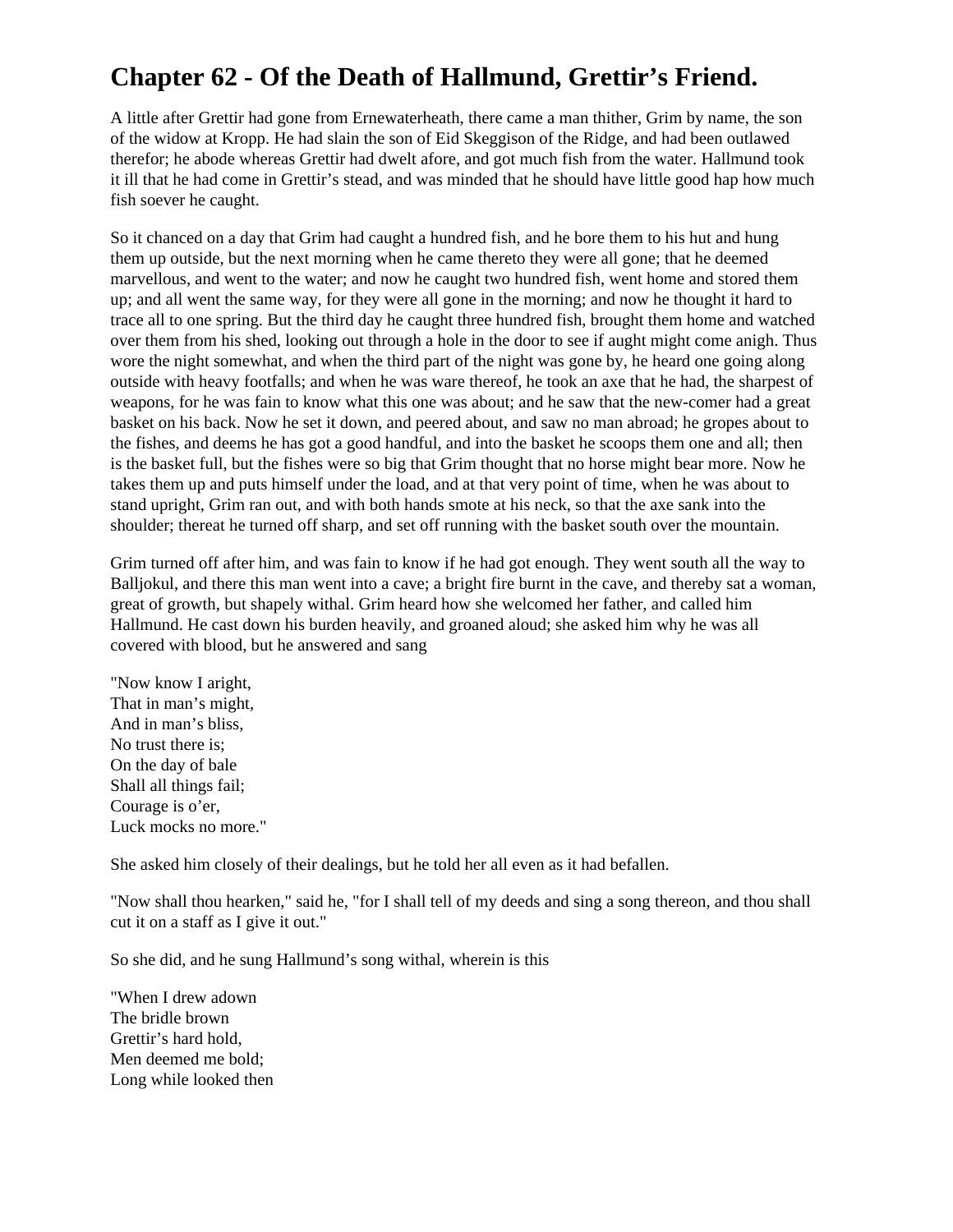# Chapter 62 - Of the Death of Hallmund, Grettir’s Friend.

A little after Grettir had gone from Ernewaterheath, there came a man thither, Grim by name, the son of the widow at Kropp. He had slain the son of Eid Skeggison of the Ridge, and had been outlawed therefor; he abode whereas Grettir had dwelt afore, and got much fish from the water. Hallmund took it ill that he had come in Grettir’s stead, and was minded that he should have little good hap how much fish soever he caught.

So it chanced on a day that Grim had caught a hundred fish, and he bore them to his hut and hung them up outside, but the next morning when he came thereto they were all gone; that he deemed marvellous, and went to the water; and now he caught two hundred fish, went home and stored them up; and all went the same way, for they were all gone in the morning; and now he thought it hard to trace all to one spring. But the third day he caught three hundred fish, brought them home and watched over them from his shed, looking out through a hole in the door to see if aught might come anigh. Thus wore the night somewhat, and when the third part of the night was gone by, he heard one going along outside with heavy footfalls; and when he was ware thereof, he took an axe that he had, the sharpest of weapons, for he was fain to know what this one was about; and he saw that the new-comer had a great basket on his back. Now he set it down, and peered about, and saw no man abroad; he gropes about to the fishes, and deems he has got a good handful, and into the basket he scoops them one and all; then is the basket full, but the fishes were so big that Grim thought that no horse might bear more. Now he takes them up and puts himself under the load, and at that very point of time, when he was about to stand upright, Grim ran out, and with both hands smote at his neck, so that the axe sank into the shoulder; thereat he turned off sharp, and set off running with the basket south over the mountain.

Grim turned off after him, and was fain to know if he had got enough. They went south all the way to Balljokul, and there this man went into a cave; a bright fire burnt in the cave, and thereby sat a woman, great of growth, but shapely withal. Grim heard how she welcomed her father, and called him Hallmund. He cast down his burden heavily, and groaned aloud; she asked him why he was all covered with blood, but he answered and sang

"Now know I aright,  
That in man’s might,  
And in man’s bliss,  
No trust there is;  
On the day of bale  
Shall all things fail;  
Courage is o’er,  
Luck mocks no more."

She asked him closely of their dealings, but he told her all even as it had befallen.

"Now shall thou hearken," said he, "for I shall tell of my deeds and sing a song thereon, and thou shall cut it on a staff as I give it out."

So she did, and he sung Hallmund’s song withal, wherein is this

"When I drew adown  
The bridle brown  
Grettir’s hard hold,  
Men deemed me bold;  
Long while looked then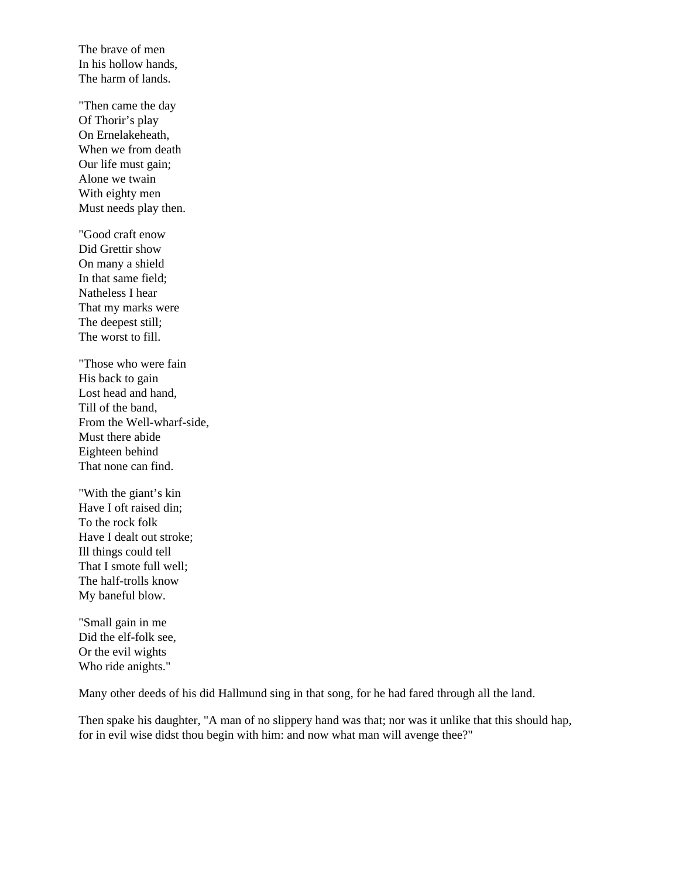The brave of men  
In his hollow hands,  
The harm of lands.

"Then came the day  
Of Thorir's play  
On Ernelakeheath,  
When we from death  
Our life must gain;  
Alone we twain  
With eighty men  
Must needs play then.

"Good craft enow  
Did Grettir show  
On many a shield  
In that same field;  
Natheless I hear  
That my marks were  
The deepest still;  
The worst to fill.

"Those who were fain  
His back to gain  
Lost head and hand,  
Till of the band,  
From the Well-wharf-side,  
Must there abide  
Eighteen behind  
That none can find.

"With the giant's kin  
Have I oft raised din;  
To the rock folk  
Have I dealt out stroke;  
Ill things could tell  
That I smote full well;  
The half-trolls know  
My baneful blow.

"Small gain in me  
Did the elf-folk see,  
Or the evil wights  
Who ride anights."

Many other deeds of his did Hallmund sing in that song, for he had fared through all the land.

Then spake his daughter, "A man of no slippery hand was that; nor was it unlike that this should hap, for in evil wise didst thou begin with him: and now what man will avenge thee?"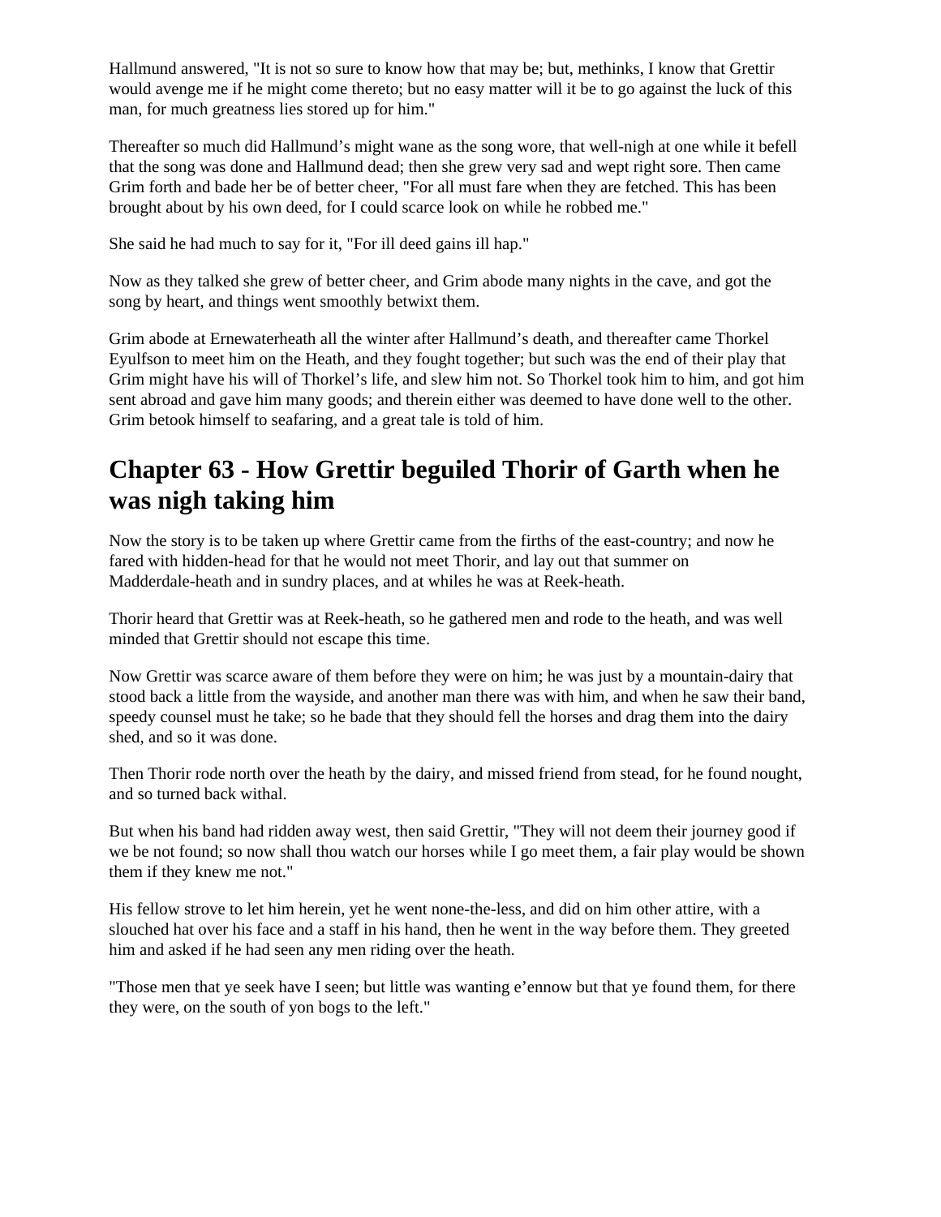Hallmund answered, "It is not so sure to know how that may be; but, methinks, I know that Grettir would avenge me if he might come thereto; but no easy matter will it be to go against the luck of this man, for much greatness lies stored up for him."

Thereafter so much did Hallmund's might wane as the song wore, that well-nigh at one while it befell that the song was done and Hallmund dead; then she grew very sad and wept right sore. Then came Grim forth and bade her be of better cheer, "For all must fare when they are fetched. This has been brought about by his own deed, for I could scarce look on while he robbed me."

She said he had much to say for it, "For ill deed gains ill hap."

Now as they talked she grew of better cheer, and Grim abode many nights in the cave, and got the song by heart, and things went smoothly betwixt them.

Grim abode at Ernewaterheath all the winter after Hallmund's death, and thereafter came Thorkel Eyulfson to meet him on the Heath, and they fought together; but such was the end of their play that Grim might have his will of Thorkel's life, and slew him not. So Thorkel took him to him, and got him sent abroad and gave him many goods; and therein either was deemed to have done well to the other. Grim betook himself to seafaring, and a great tale is told of him.

## Chapter 63 - How Grettir beguiled Thorir of Garth when he was nigh taking him

Now the story is to be taken up where Grettir came from the firths of the east-country; and now he fared with hidden-head for that he would not meet Thorir, and lay out that summer on Madderdale-heath and in sundry places, and at whiles he was at Reek-heath.

Thorir heard that Grettir was at Reek-heath, so he gathered men and rode to the heath, and was well minded that Grettir should not escape this time.

Now Grettir was scarce aware of them before they were on him; he was just by a mountain-dairy that stood back a little from the wayside, and another man there was with him, and when he saw their band, speedy counsel must he take; so he bade that they should fell the horses and drag them into the dairy shed, and so it was done.

Then Thorir rode north over the heath by the dairy, and missed friend from stead, for he found nought, and so turned back withal.

But when his band had ridden away west, then said Grettir, "They will not deem their journey good if we be not found; so now shall thou watch our horses while I go meet them, a fair play would be shown them if they knew me not."

His fellow strove to let him herein, yet he went none-the-less, and did on him other attire, with a slouched hat over his face and a staff in his hand, then he went in the way before them. They greeted him and asked if he had seen any men riding over the heath.

"Those men that ye seek have I seen; but little was wanting e'ennow but that ye found them, for there they were, on the south of yon bogs to the left."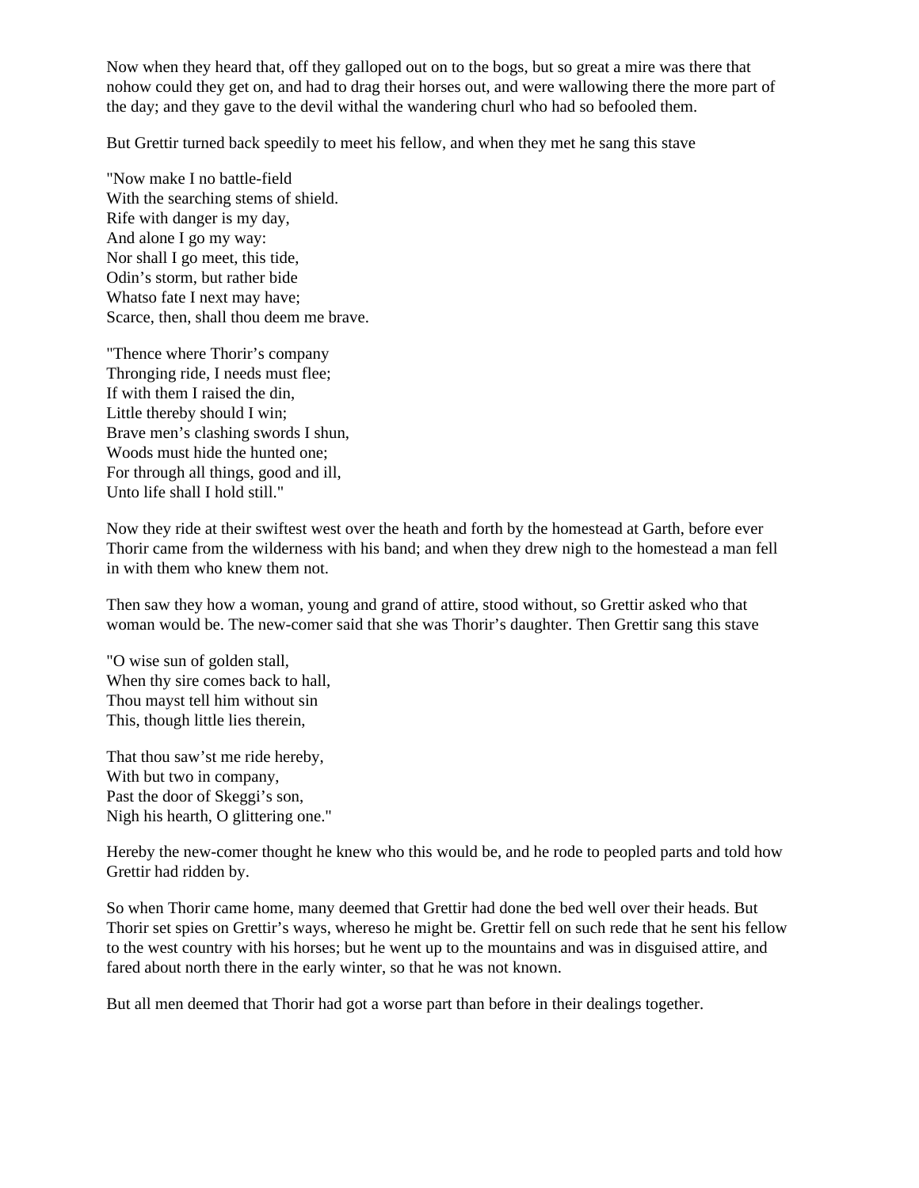Now when they heard that, off they galloped out on to the bogs, but so great a mire was there that nohow could they get on, and had to drag their horses out, and were wallowing there the more part of the day; and they gave to the devil withal the wandering churl who had so befooled them.

But Grettir turned back speedily to meet his fellow, and when they met he sang this stave

"Now make I no battle-field  
With the searching stems of shield.  
Rife with danger is my day,  
And alone I go my way:  
Nor shall I go meet, this tide,  
Odin's storm, but rather bide  
Whatso fate I next may have;  
Scarce, then, shall thou deem me brave.

"Thence where Thorir's company  
Thronging ride, I needs must flee;  
If with them I raised the din,  
Little thereby should I win;  
Brave men's clashing swords I shun,  
Woods must hide the hunted one;  
For through all things, good and ill,  
Unto life shall I hold still."

Now they ride at their swiftest west over the heath and forth by the homestead at Garth, before ever Thorir came from the wilderness with his band; and when they drew nigh to the homestead a man fell in with them who knew them not.

Then saw they how a woman, young and grand of attire, stood without, so Grettir asked who that woman would be. The new-comer said that she was Thorir's daughter. Then Grettir sang this stave

"O wise sun of golden stall,  
When thy sire comes back to hall,  
Thou mayst tell him without sin  
This, though little lies therein,

That thou saw'st me ride hereby,  
With but two in company,  
Past the door of Skeggi's son,  
Nigh his hearth, O glittering one."

Hereby the new-comer thought he knew who this would be, and he rode to peopled parts and told how Grettir had ridden by.

So when Thorir came home, many deemed that Grettir had done the bed well over their heads. But Thorir set spies on Grettir's ways, whereso he might be. Grettir fell on such rede that he sent his fellow to the west country with his horses; but he went up to the mountains and was in disguised attire, and fared about north there in the early winter, so that he was not known.

But all men deemed that Thorir had got a worse part than before in their dealings together.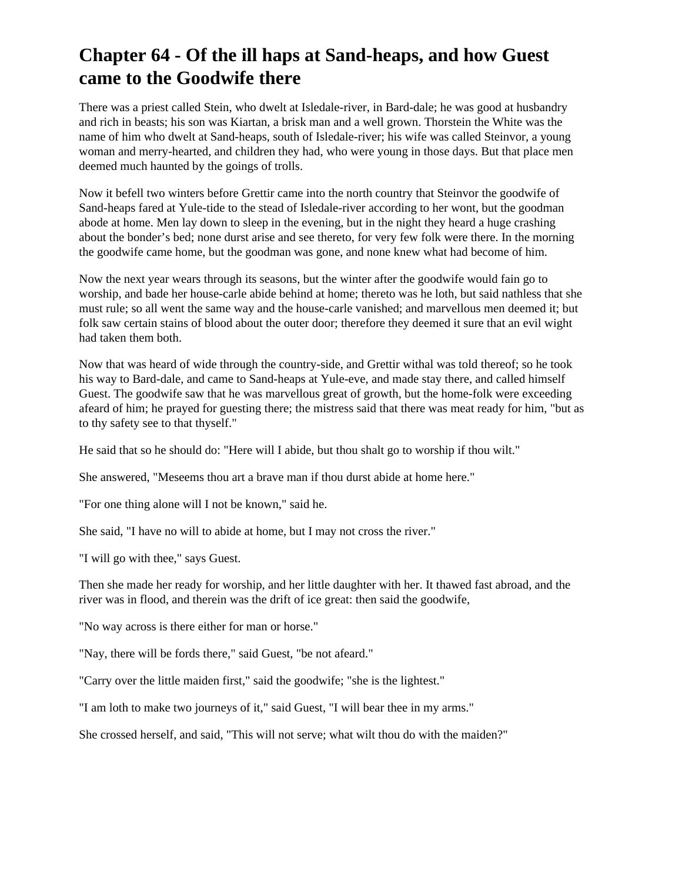# Chapter 64 - Of the ill haps at Sand-heaps, and how Guest came to the Goodwife there

There was a priest called Stein, who dwelt at Isledale-river, in Bard-dale; he was good at husbandry and rich in beasts; his son was Kiartan, a brisk man and a well grown. Thorstein the White was the name of him who dwelt at Sand-heaps, south of Isledale-river; his wife was called Steinvor, a young woman and merry-hearted, and children they had, who were young in those days. But that place men deemed much haunted by the goings of trolls.

Now it befell two winters before Grettir came into the north country that Steinvor the goodwife of Sand-heaps fared at Yule-tide to the stead of Isledale-river according to her wont, but the goodman abode at home. Men lay down to sleep in the evening, but in the night they heard a huge crashing about the bonder's bed; none durst arise and see thereto, for very few folk were there. In the morning the goodwife came home, but the goodman was gone, and none knew what had become of him.

Now the next year wears through its seasons, but the winter after the goodwife would fain go to worship, and bade her house-carle abide behind at home; thereto was he loth, but said nathless that she must rule; so all went the same way and the house-carle vanished; and marvellous men deemed it; but folk saw certain stains of blood about the outer door; therefore they deemed it sure that an evil wight had taken them both.

Now that was heard of wide through the country-side, and Grettir withal was told thereof; so he took his way to Bard-dale, and came to Sand-heaps at Yule-eve, and made stay there, and called himself Guest. The goodwife saw that he was marvellous great of growth, but the home-folk were exceeding afeard of him; he prayed for guesting there; the mistress said that there was meat ready for him, "but as to thy safety see to that thyself."

He said that so he should do: "Here will I abide, but thou shalt go to worship if thou wilt."

She answered, "Meseems thou art a brave man if thou durst abide at home here."

"For one thing alone will I not be known," said he.

She said, "I have no will to abide at home, but I may not cross the river."

"I will go with thee," says Guest.

Then she made her ready for worship, and her little daughter with her. It thawed fast abroad, and the river was in flood, and therein was the drift of ice great: then said the goodwife,

"No way across is there either for man or horse."

"Nay, there will be fords there," said Guest, "be not afeard."

"Carry over the little maiden first," said the goodwife; "she is the lightest."

"I am loth to make two journeys of it," said Guest, "I will bear thee in my arms."

She crossed herself, and said, "This will not serve; what wilt thou do with the maiden?"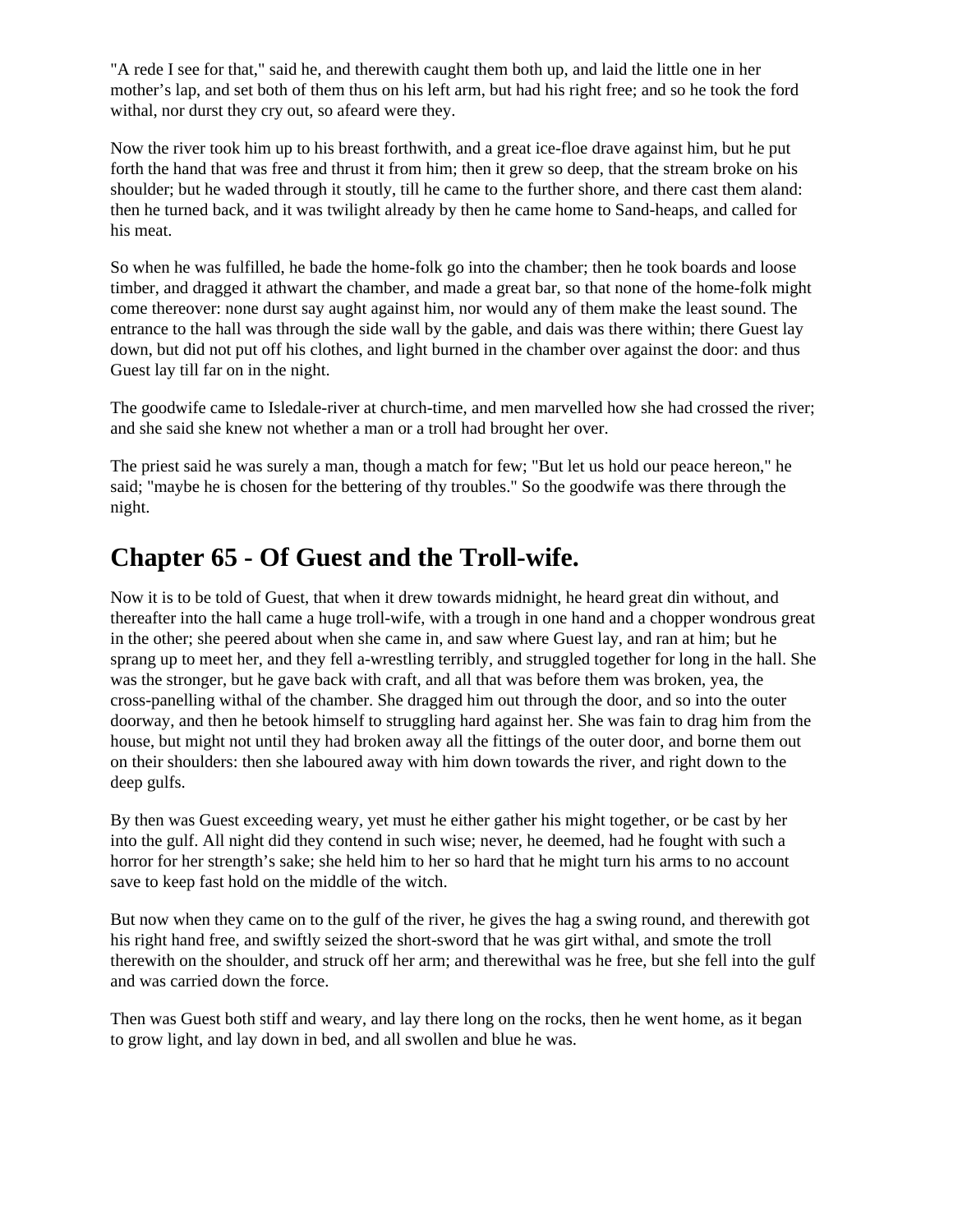"A rede I see for that," said he, and therewith caught them both up, and laid the little one in her mother's lap, and set both of them thus on his left arm, but had his right free; and so he took the ford withal, nor durst they cry out, so afeard were they.

Now the river took him up to his breast forthwith, and a great ice-floe drave against him, but he put forth the hand that was free and thrust it from him; then it grew so deep, that the stream broke on his shoulder; but he waded through it stoutly, till he came to the further shore, and there cast them aland: then he turned back, and it was twilight already by then he came home to Sand-heaps, and called for his meat.

So when he was fulfilled, he bade the home-folk go into the chamber; then he took boards and loose timber, and dragged it athwart the chamber, and made a great bar, so that none of the home-folk might come thereover: none durst say aught against him, nor would any of them make the least sound. The entrance to the hall was through the side wall by the gable, and dais was there within; there Guest lay down, but did not put off his clothes, and light burned in the chamber over against the door: and thus Guest lay till far on in the night.

The goodwife came to Isledale-river at church-time, and men marvelled how she had crossed the river; and she said she knew not whether a man or a troll had brought her over.

The priest said he was surely a man, though a match for few; "But let us hold our peace hereon," he said; "maybe he is chosen for the bettering of thy troubles." So the goodwife was there through the night.

## Chapter 65 - Of Guest and the Troll-wife.

Now it is to be told of Guest, that when it drew towards midnight, he heard great din without, and thereafter into the hall came a huge troll-wife, with a trough in one hand and a chopper wondrous great in the other; she peered about when she came in, and saw where Guest lay, and ran at him; but he sprang up to meet her, and they fell a-wrestling terribly, and struggled together for long in the hall. She was the stronger, but he gave back with craft, and all that was before them was broken, yea, the cross-panelling withal of the chamber. She dragged him out through the door, and so into the outer doorway, and then he betook himself to struggling hard against her. She was fain to drag him from the house, but might not until they had broken away all the fittings of the outer door, and borne them out on their shoulders: then she laboured away with him down towards the river, and right down to the deep gulfs.

By then was Guest exceeding weary, yet must he either gather his might together, or be cast by her into the gulf. All night did they contend in such wise; never, he deemed, had he fought with such a horror for her strength's sake; she held him to her so hard that he might turn his arms to no account save to keep fast hold on the middle of the witch.

But now when they came on to the gulf of the river, he gives the hag a swing round, and therewith got his right hand free, and swiftly seized the short-sword that he was girt withal, and smote the troll therewith on the shoulder, and struck off her arm; and therewithal was he free, but she fell into the gulf and was carried down the force.

Then was Guest both stiff and weary, and lay there long on the rocks, then he went home, as it began to grow light, and lay down in bed, and all swollen and blue he was.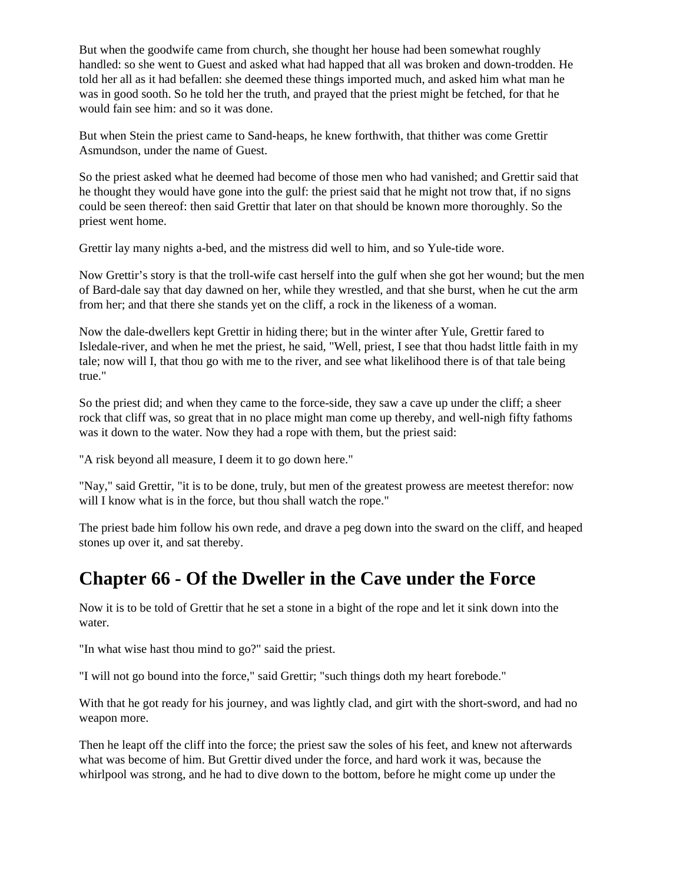But when the goodwife came from church, she thought her house had been somewhat roughly handled: so she went to Guest and asked what had happed that all was broken and down-trodden. He told her all as it had befallen: she deemed these things imported much, and asked him what man he was in good sooth. So he told her the truth, and prayed that the priest might be fetched, for that he would fain see him: and so it was done.

But when Stein the priest came to Sand-heaps, he knew forthwith, that thither was come Grettir Asmundson, under the name of Guest.

So the priest asked what he deemed had become of those men who had vanished; and Grettir said that he thought they would have gone into the gulf: the priest said that he might not trow that, if no signs could be seen thereof: then said Grettir that later on that should be known more thoroughly. So the priest went home.

Grettir lay many nights a-bed, and the mistress did well to him, and so Yule-tide wore.

Now Grettir's story is that the troll-wife cast herself into the gulf when she got her wound; but the men of Bard-dale say that day dawned on her, while they wrestled, and that she burst, when he cut the arm from her; and that there she stands yet on the cliff, a rock in the likeness of a woman.

Now the dale-dwellers kept Grettir in hiding there; but in the winter after Yule, Grettir fared to Isledale-river, and when he met the priest, he said, "Well, priest, I see that thou hadst little faith in my tale; now will I, that thou go with me to the river, and see what likelihood there is of that tale being true."

So the priest did; and when they came to the force-side, they saw a cave up under the cliff; a sheer rock that cliff was, so great that in no place might man come up thereby, and well-nigh fifty fathoms was it down to the water. Now they had a rope with them, but the priest said:

"A risk beyond all measure, I deem it to go down here."

"Nay," said Grettir, "it is to be done, truly, but men of the greatest prowess are meetest therefor: now will I know what is in the force, but thou shall watch the rope."

The priest bade him follow his own rede, and drave a peg down into the sward on the cliff, and heaped stones up over it, and sat thereby.

## Chapter 66 - Of the Dweller in the Cave under the Force

Now it is to be told of Grettir that he set a stone in a bight of the rope and let it sink down into the water.

"In what wise hast thou mind to go?" said the priest.

"I will not go bound into the force," said Grettir; "such things doth my heart forebode."

With that he got ready for his journey, and was lightly clad, and girt with the short-sword, and had no weapon more.

Then he leapt off the cliff into the force; the priest saw the soles of his feet, and knew not afterwards what was become of him. But Grettir dived under the force, and hard work it was, because the whirlpool was strong, and he had to dive down to the bottom, before he might come up under the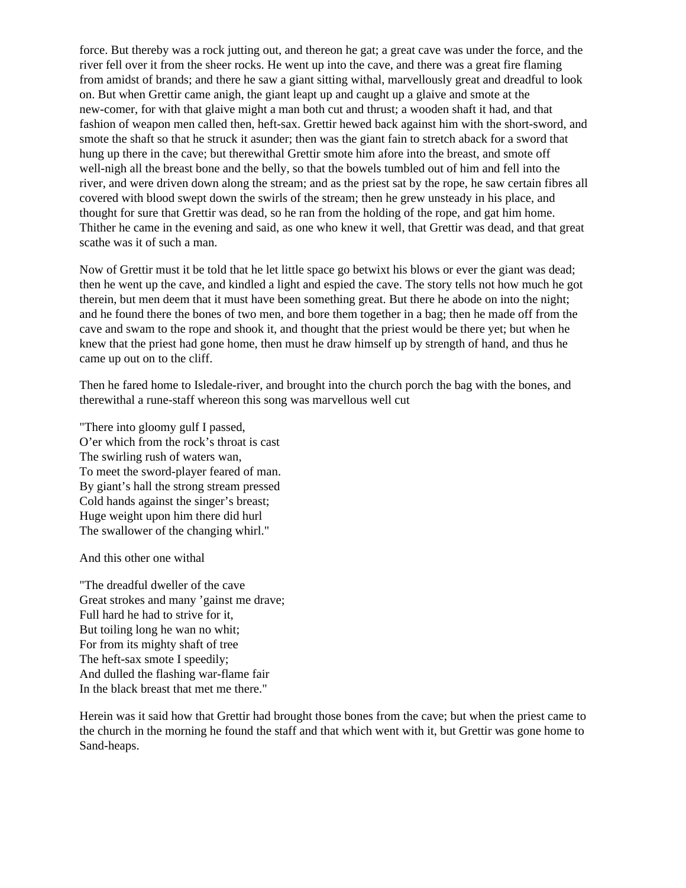force. But thereby was a rock jutting out, and thereon he gat; a great cave was under the force, and the river fell over it from the sheer rocks. He went up into the cave, and there was a great fire flaming from amidst of brands; and there he saw a giant sitting withal, marvellously great and dreadful to look on. But when Grettir came anigh, the giant leapt up and caught up a glaive and smote at the new-comer, for with that glaive might a man both cut and thrust; a wooden shaft it had, and that fashion of weapon men called then, heft-sax. Grettir hewed back against him with the short-sword, and smote the shaft so that he struck it asunder; then was the giant fain to stretch aback for a sword that hung up there in the cave; but therewithal Grettir smote him afore into the breast, and smote off well-nigh all the breast bone and the belly, so that the bowels tumbled out of him and fell into the river, and were driven down along the stream; and as the priest sat by the rope, he saw certain fibres all covered with blood swept down the swirls of the stream; then he grew unsteady in his place, and thought for sure that Grettir was dead, so he ran from the holding of the rope, and gat him home. Thither he came in the evening and said, as one who knew it well, that Grettir was dead, and that great scathe was it of such a man.

Now of Grettir must it be told that he let little space go betwixt his blows or ever the giant was dead; then he went up the cave, and kindled a light and espied the cave. The story tells not how much he got therein, but men deem that it must have been something great. But there he abode on into the night; and he found there the bones of two men, and bore them together in a bag; then he made off from the cave and swam to the rope and shook it, and thought that the priest would be there yet; but when he knew that the priest had gone home, then must he draw himself up by strength of hand, and thus he came up out on to the cliff.

Then he fared home to Isledale-river, and brought into the church porch the bag with the bones, and therewithal a rune-staff whereon this song was marvellous well cut

"There into gloomy gulf I passed,  
O'er which from the rock's throat is cast  
The swirling rush of waters wan,  
To meet the sword-player feared of man.  
By giant's hall the strong stream pressed  
Cold hands against the singer's breast;  
Huge weight upon him there did hurl  
The swallower of the changing whirl."

And this other one withal

"The dreadful dweller of the cave  
Great strokes and many 'gainst me drave;  
Full hard he had to strive for it,  
But toiling long he wan no whit;  
For from its mighty shaft of tree  
The heft-sax smote I speedily;  
And dulled the flashing war-flame fair  
In the black breast that met me there."

Herein was it said how that Grettir had brought those bones from the cave; but when the priest came to the church in the morning he found the staff and that which went with it, but Grettir was gone home to Sand-heaps.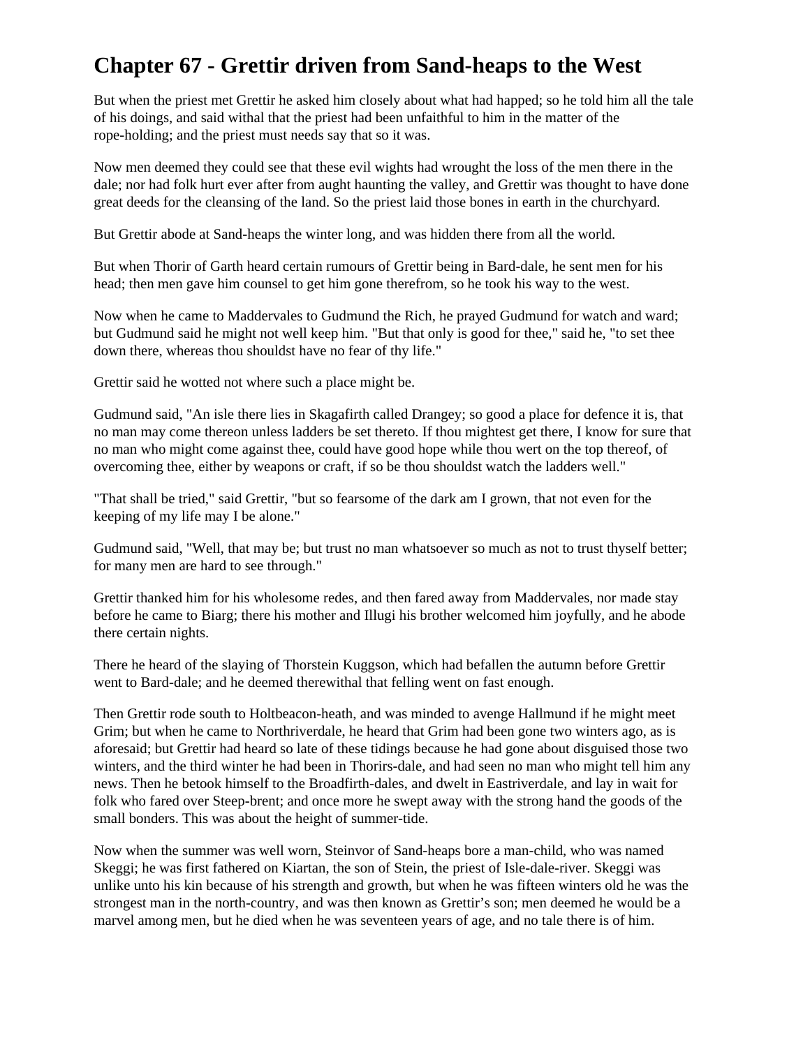# Chapter 67 - Grettir driven from Sand-heaps to the West

But when the priest met Grettir he asked him closely about what had happed; so he told him all the tale of his doings, and said withal that the priest had been unfaithful to him in the matter of the rope-holding; and the priest must needs say that so it was.

Now men deemed they could see that these evil wights had wrought the loss of the men there in the dale; nor had folk hurt ever after from aught haunting the valley, and Grettir was thought to have done great deeds for the cleansing of the land. So the priest laid those bones in earth in the churchyard.

But Grettir abode at Sand-heaps the winter long, and was hidden there from all the world.

But when Thorir of Garth heard certain rumours of Grettir being in Bard-dale, he sent men for his head; then men gave him counsel to get him gone therefrom, so he took his way to the west.

Now when he came to Maddervales to Gudmund the Rich, he prayed Gudmund for watch and ward; but Gudmund said he might not well keep him. "But that only is good for thee," said he, "to set thee down there, whereas thou shouldst have no fear of thy life."

Grettir said he wotted not where such a place might be.

Gudmund said, "An isle there lies in Skagafirth called Drangey; so good a place for defence it is, that no man may come thereon unless ladders be set thereto. If thou mightest get there, I know for sure that no man who might come against thee, could have good hope while thou wert on the top thereof, of overcoming thee, either by weapons or craft, if so be thou shouldst watch the ladders well."

"That shall be tried," said Grettir, "but so fearsome of the dark am I grown, that not even for the keeping of my life may I be alone."

Gudmund said, "Well, that may be; but trust no man whatsoever so much as not to trust thyself better; for many men are hard to see through."

Grettir thanked him for his wholesome redes, and then fared away from Maddervales, nor made stay before he came to Biarg; there his mother and Illugi his brother welcomed him joyfully, and he abode there certain nights.

There he heard of the slaying of Thorstein Kuggson, which had befallen the autumn before Grettir went to Bard-dale; and he deemed therewithal that felling went on fast enough.

Then Grettir rode south to Holtbeacon-heath, and was minded to avenge Hallmund if he might meet Grim; but when he came to Northriverdale, he heard that Grim had been gone two winters ago, as is aforesaid; but Grettir had heard so late of these tidings because he had gone about disguised those two winters, and the third winter he had been in Thorirs-dale, and had seen no man who might tell him any news. Then he betook himself to the Broadfirth-dales, and dwelt in Eastriverdale, and lay in wait for folk who fared over Steep-brent; and once more he swept away with the strong hand the goods of the small bonders. This was about the height of summer-tide.

Now when the summer was well worn, Steinvor of Sand-heaps bore a man-child, who was named Skeggi; he was first fathered on Kiartan, the son of Stein, the priest of Isle-dale-river. Skeggi was unlike unto his kin because of his strength and growth, but when he was fifteen winters old he was the strongest man in the north-country, and was then known as Grettir's son; men deemed he would be a marvel among men, but he died when he was seventeen years of age, and no tale there is of him.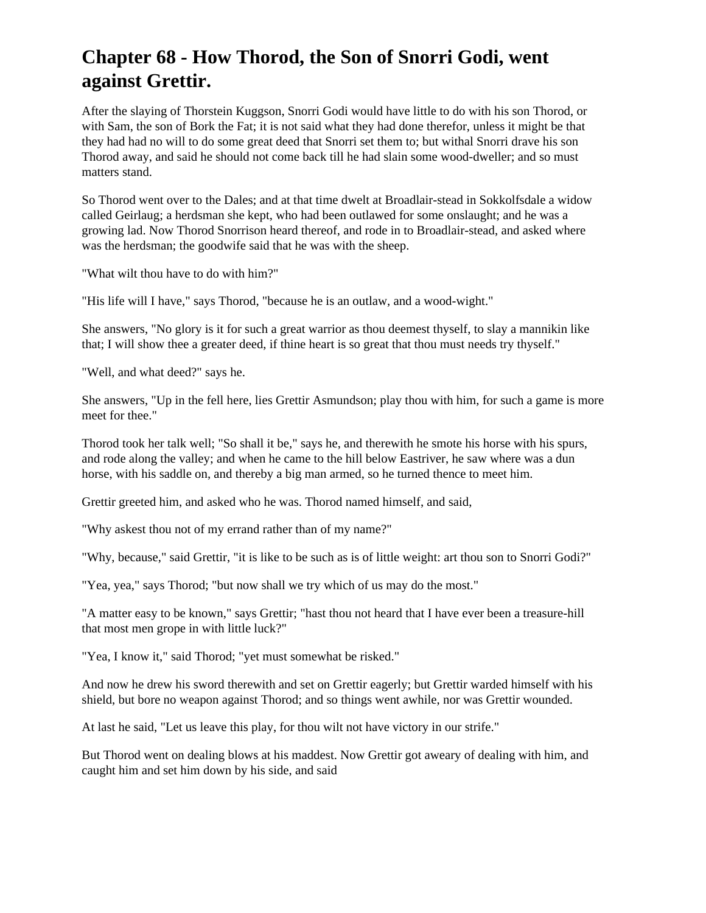# Chapter 68 - How Thorod, the Son of Snorri Godi, went against Grettir.

After the slaying of Thorstein Kuggson, Snorri Godi would have little to do with his son Thorod, or with Sam, the son of Bork the Fat; it is not said what they had done therefor, unless it might be that they had had no will to do some great deed that Snorri set them to; but withal Snorri drave his son Thorod away, and said he should not come back till he had slain some wood-dweller; and so must matters stand.

So Thorod went over to the Dales; and at that time dwelt at Broadlair-stead in Sokkolfsdale a widow called Geirlaug; a herdsman she kept, who had been outlawed for some onslaught; and he was a growing lad. Now Thorod Snorrison heard thereof, and rode in to Broadlair-stead, and asked where was the herdsman; the goodwife said that he was with the sheep.

"What wilt thou have to do with him?"

"His life will I have," says Thorod, "because he is an outlaw, and a wood-wight."

She answers, "No glory is it for such a great warrior as thou deemest thyself, to slay a mannikin like that; I will show thee a greater deed, if thine heart is so great that thou must needs try thyself."

"Well, and what deed?" says he.

She answers, "Up in the fell here, lies Grettir Asmundson; play thou with him, for such a game is more meet for thee."

Thorod took her talk well; "So shall it be," says he, and therewith he smote his horse with his spurs, and rode along the valley; and when he came to the hill below Eastriver, he saw where was a dun horse, with his saddle on, and thereby a big man armed, so he turned thence to meet him.

Grettir greeted him, and asked who he was. Thorod named himself, and said,

"Why askest thou not of my errand rather than of my name?"

"Why, because," said Grettir, "it is like to be such as is of little weight: art thou son to Snorri Godi?"

"Yea, yea," says Thorod; "but now shall we try which of us may do the most."

"A matter easy to be known," says Grettir; "hast thou not heard that I have ever been a treasure-hill that most men grope in with little luck?"

"Yea, I know it," said Thorod; "yet must somewhat be risked."

And now he drew his sword therewith and set on Grettir eagerly; but Grettir warded himself with his shield, but bore no weapon against Thorod; and so things went awhile, nor was Grettir wounded.

At last he said, "Let us leave this play, for thou wilt not have victory in our strife."

But Thorod went on dealing blows at his maddest. Now Grettir got aweary of dealing with him, and caught him and set him down by his side, and said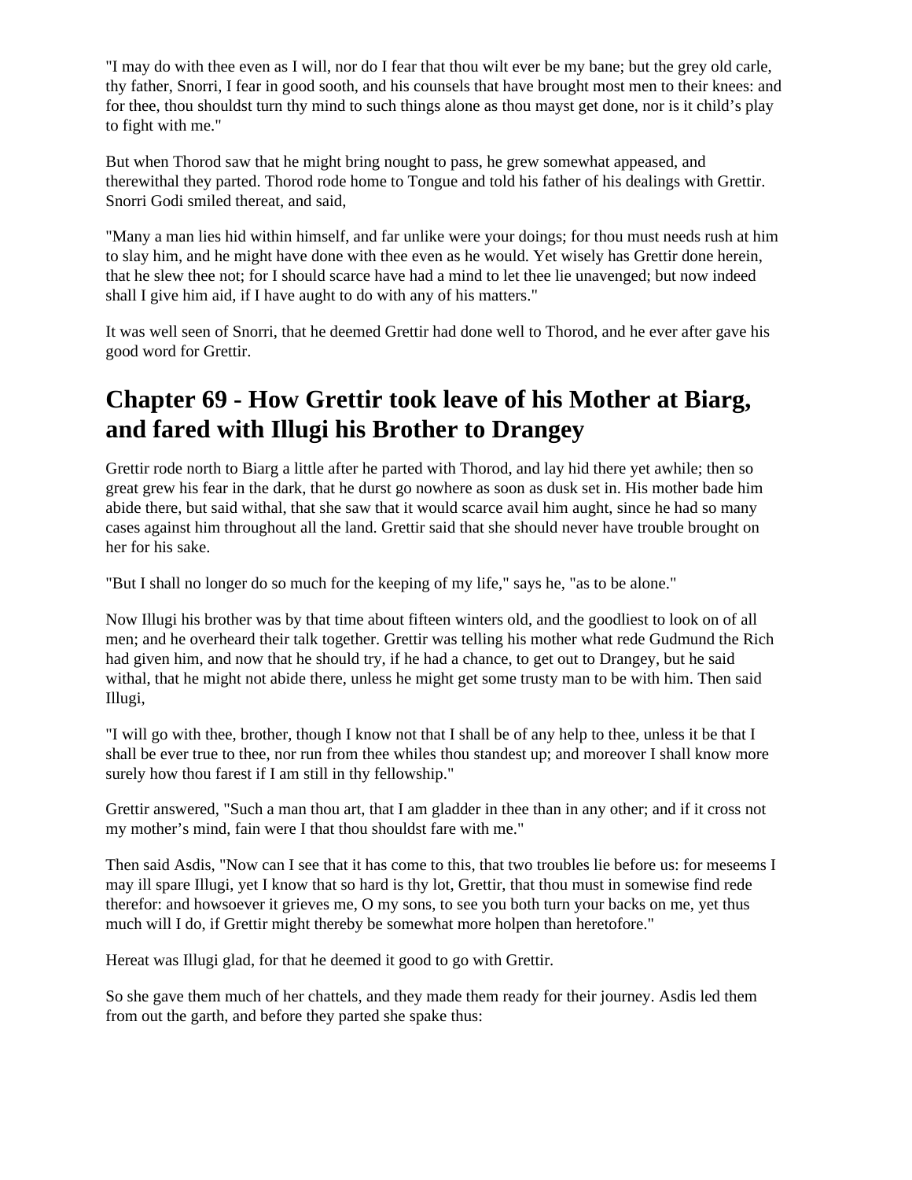"I may do with thee even as I will, nor do I fear that thou wilt ever be my bane; but the grey old carle, thy father, Snorri, I fear in good sooth, and his counsels that have brought most men to their knees: and for thee, thou shouldst turn thy mind to such things alone as thou mayst get done, nor is it child's play to fight with me."

But when Thorod saw that he might bring nought to pass, he grew somewhat appeased, and therewithal they parted. Thorod rode home to Tongue and told his father of his dealings with Grettir. Snorri Godi smiled thereat, and said,

"Many a man lies hid within himself, and far unlike were your doings; for thou must needs rush at him to slay him, and he might have done with thee even as he would. Yet wisely has Grettir done herein, that he slew thee not; for I should scarce have had a mind to let thee lie unavenged; but now indeed shall I give him aid, if I have aught to do with any of his matters."

It was well seen of Snorri, that he deemed Grettir had done well to Thorod, and he ever after gave his good word for Grettir.

## Chapter 69 - How Grettir took leave of his Mother at Biarg, and fared with Illugi his Brother to Drangey

Grettir rode north to Biarg a little after he parted with Thorod, and lay hid there yet awhile; then so great grew his fear in the dark, that he durst go nowhere as soon as dusk set in. His mother bade him abide there, but said withal, that she saw that it would scarce avail him aught, since he had so many cases against him throughout all the land. Grettir said that she should never have trouble brought on her for his sake.

"But I shall no longer do so much for the keeping of my life," says he, "as to be alone."

Now Illugi his brother was by that time about fifteen winters old, and the goodliest to look on of all men; and he overheard their talk together. Grettir was telling his mother what rede Gudmund the Rich had given him, and now that he should try, if he had a chance, to get out to Drangey, but he said withal, that he might not abide there, unless he might get some trusty man to be with him. Then said Illugi,

"I will go with thee, brother, though I know not that I shall be of any help to thee, unless it be that I shall be ever true to thee, nor run from thee whiles thou standest up; and moreover I shall know more surely how thou farest if I am still in thy fellowship."

Grettir answered, "Such a man thou art, that I am gladder in thee than in any other; and if it cross not my mother's mind, fain were I that thou shouldst fare with me."

Then said Asdis, "Now can I see that it has come to this, that two troubles lie before us: for meseems I may ill spare Illugi, yet I know that so hard is thy lot, Grettir, that thou must in somewise find rede therefor: and howsoever it grieves me, O my sons, to see you both turn your backs on me, yet thus much will I do, if Grettir might thereby be somewhat more holpen than heretofore."

Hereat was Illugi glad, for that he deemed it good to go with Grettir.

So she gave them much of her chattels, and they made them ready for their journey. Asdis led them from out the garth, and before they parted she spake thus: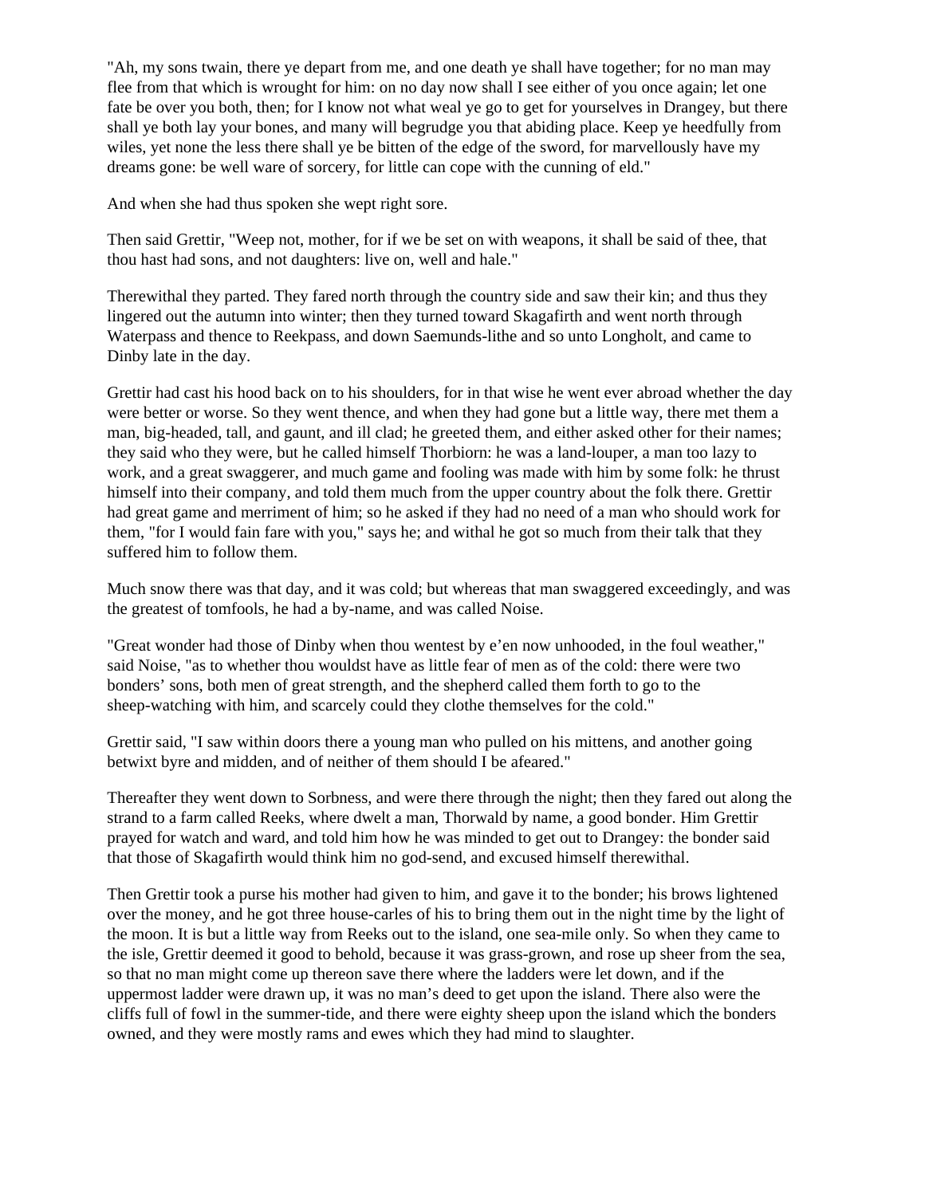"Ah, my sons twain, there ye depart from me, and one death ye shall have together; for no man may flee from that which is wrought for him: on no day now shall I see either of you once again; let one fate be over you both, then; for I know not what weal ye go to get for yourselves in Drangey, but there shall ye both lay your bones, and many will begrudge you that abiding place. Keep ye heedfully from wiles, yet none the less there shall ye be bitten of the edge of the sword, for marvellously have my dreams gone: be well ware of sorcery, for little can cope with the cunning of eld."

And when she had thus spoken she wept right sore.

Then said Grettir, "Weep not, mother, for if we be set on with weapons, it shall be said of thee, that thou hast had sons, and not daughters: live on, well and hale."

Therewithal they parted. They fared north through the country side and saw their kin; and thus they lingered out the autumn into winter; then they turned toward Skagafirth and went north through Waterpass and thence to Reekpass, and down Saemunds-lithe and so unto Longholt, and came to Dinby late in the day.

Grettir had cast his hood back on to his shoulders, for in that wise he went ever abroad whether the day were better or worse. So they went thence, and when they had gone but a little way, there met them a man, big-headed, tall, and gaunt, and ill clad; he greeted them, and either asked other for their names; they said who they were, but he called himself Thorbiorn: he was a land-louper, a man too lazy to work, and a great swaggerer, and much game and fooling was made with him by some folk: he thrust himself into their company, and told them much from the upper country about the folk there. Grettir had great game and merriment of him; so he asked if they had no need of a man who should work for them, "for I would fain fare with you," says he; and withal he got so much from their talk that they suffered him to follow them.

Much snow there was that day, and it was cold; but whereas that man swaggered exceedingly, and was the greatest of tomfools, he had a by-name, and was called Noise.

"Great wonder had those of Dinby when thou wentest by e'en now unhooded, in the foul weather," said Noise, "as to whether thou wouldst have as little fear of men as of the cold: there were two bonders' sons, both men of great strength, and the shepherd called them forth to go to the sheep-watching with him, and scarcely could they clothe themselves for the cold."

Grettir said, "I saw within doors there a young man who pulled on his mittens, and another going betwixt byre and midden, and of neither of them should I be afeared."

Thereafter they went down to Sorbness, and were there through the night; then they fared out along the strand to a farm called Reeks, where dwelt a man, Thorwald by name, a good bonder. Him Grettir prayed for watch and ward, and told him how he was minded to get out to Drangey: the bonder said that those of Skagafirth would think him no god-send, and excused himself therewithal.

Then Grettir took a purse his mother had given to him, and gave it to the bonder; his brows lightened over the money, and he got three house-carles of his to bring them out in the night time by the light of the moon. It is but a little way from Reeks out to the island, one sea-mile only. So when they came to the isle, Grettir deemed it good to behold, because it was grass-grown, and rose up sheer from the sea, so that no man might come up thereon save there where the ladders were let down, and if the uppermost ladder were drawn up, it was no man's deed to get upon the island. There also were the cliffs full of fowl in the summer-tide, and there were eighty sheep upon the island which the bonders owned, and they were mostly rams and ewes which they had mind to slaughter.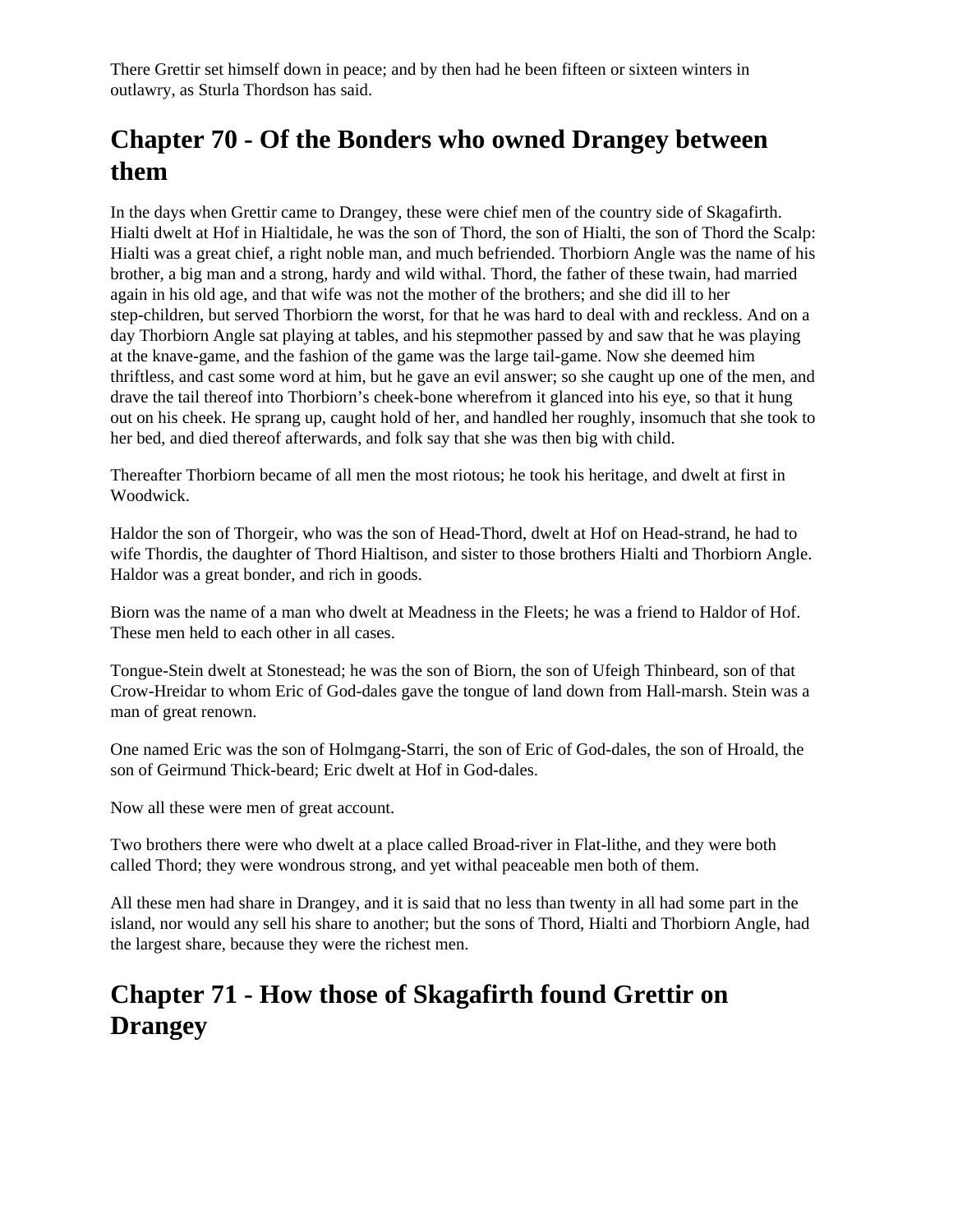There Grettir set himself down in peace; and by then had he been fifteen or sixteen winters in outlawry, as Sturla Thordson has said.

## Chapter 70 - Of the Bonders who owned Drangey between them

In the days when Grettir came to Drangey, these were chief men of the country side of Skagafirth. Hialti dwelt at Hof in Hialtidale, he was the son of Thord, the son of Hialti, the son of Thord the Scalp: Hialti was a great chief, a right noble man, and much befriended. Thorbiorn Angle was the name of his brother, a big man and a strong, hardy and wild withal. Thord, the father of these twain, had married again in his old age, and that wife was not the mother of the brothers; and she did ill to her step-children, but served Thorbiorn the worst, for that he was hard to deal with and reckless. And on a day Thorbiorn Angle sat playing at tables, and his stepmother passed by and saw that he was playing at the knave-game, and the fashion of the game was the large tail-game. Now she deemed him thriftless, and cast some word at him, but he gave an evil answer; so she caught up one of the men, and drave the tail thereof into Thorbiorn's cheek-bone wherefrom it glanced into his eye, so that it hung out on his cheek. He sprang up, caught hold of her, and handled her roughly, insomuch that she took to her bed, and died thereof afterwards, and folk say that she was then big with child.

Thereafter Thorbiorn became of all men the most riotous; he took his heritage, and dwelt at first in Woodwick.

Haldor the son of Thorgeir, who was the son of Head-Thord, dwelt at Hof on Head-strand, he had to wife Thordis, the daughter of Thord Hialtison, and sister to those brothers Hialti and Thorbiorn Angle. Haldor was a great bonder, and rich in goods.

Biorn was the name of a man who dwelt at Meadness in the Fleets; he was a friend to Haldor of Hof. These men held to each other in all cases.

Tongue-Stein dwelt at Stonestead; he was the son of Biorn, the son of Ufeigh Thinbeard, son of that Crow-Hreidar to whom Eric of God-dales gave the tongue of land down from Hall-marsh. Stein was a man of great renown.

One named Eric was the son of Holmgang-Starri, the son of Eric of God-dales, the son of Hroald, the son of Geirmund Thick-beard; Eric dwelt at Hof in God-dales.

Now all these were men of great account.

Two brothers there were who dwelt at a place called Broad-river in Flat-lithe, and they were both called Thord; they were wondrous strong, and yet withal peaceable men both of them.

All these men had share in Drangey, and it is said that no less than twenty in all had some part in the island, nor would any sell his share to another; but the sons of Thord, Hialti and Thorbiorn Angle, had the largest share, because they were the richest men.

## Chapter 71 - How those of Skagafirth found Grettir on Drangey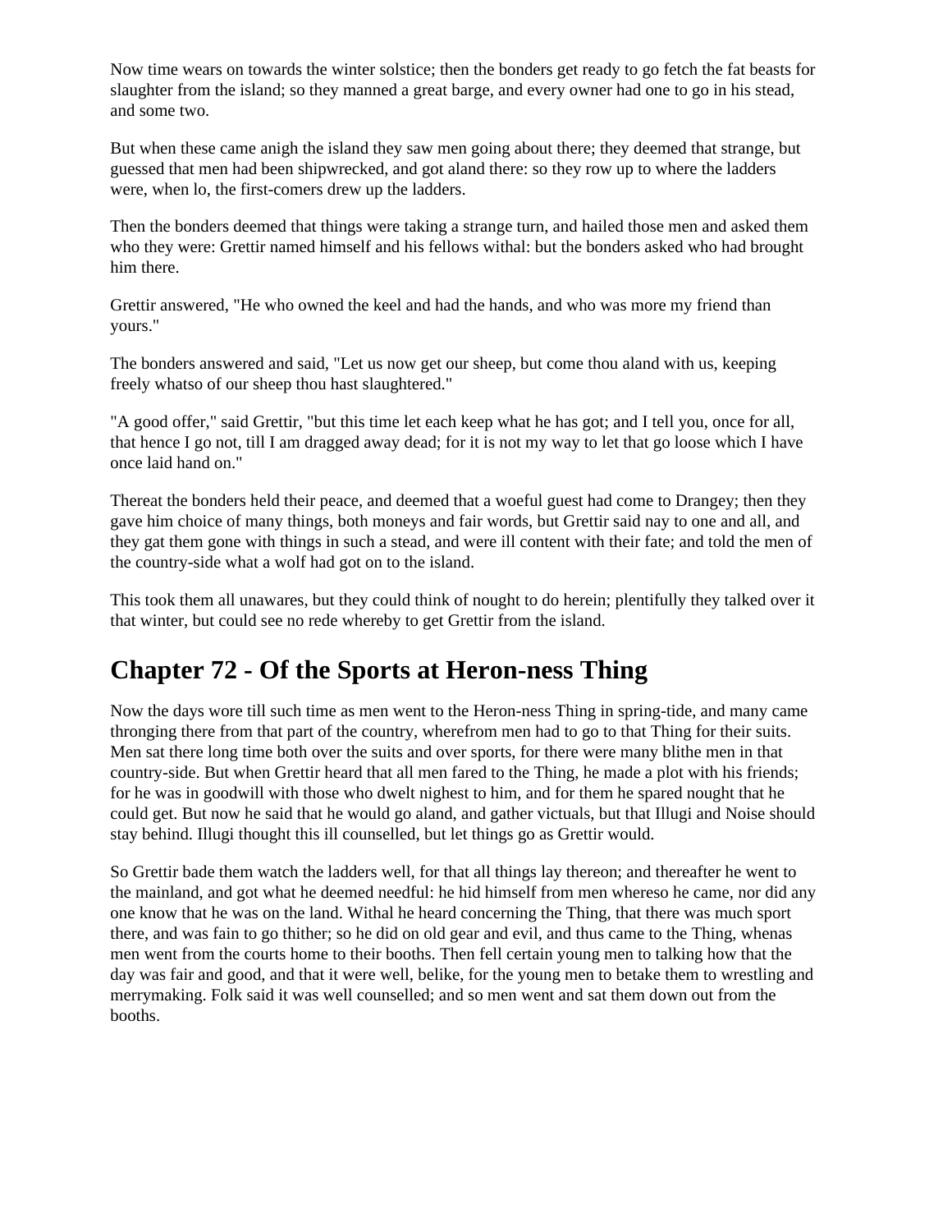Now time wears on towards the winter solstice; then the bonders get ready to go fetch the fat beasts for slaughter from the island; so they manned a great barge, and every owner had one to go in his stead, and some two.

But when these came anigh the island they saw men going about there; they deemed that strange, but guessed that men had been shipwrecked, and got aland there: so they row up to where the ladders were, when lo, the first-comers drew up the ladders.

Then the bonders deemed that things were taking a strange turn, and hailed those men and asked them who they were: Grettir named himself and his fellows withal: but the bonders asked who had brought him there.

Grettir answered, "He who owned the keel and had the hands, and who was more my friend than yours."

The bonders answered and said, "Let us now get our sheep, but come thou aland with us, keeping freely whatso of our sheep thou hast slaughtered."

"A good offer," said Grettir, "but this time let each keep what he has got; and I tell you, once for all, that hence I go not, till I am dragged away dead; for it is not my way to let that go loose which I have once laid hand on."

Thereat the bonders held their peace, and deemed that a woeful guest had come to Drangey; then they gave him choice of many things, both moneys and fair words, but Grettir said nay to one and all, and they gat them gone with things in such a stead, and were ill content with their fate; and told the men of the country-side what a wolf had got on to the island.

This took them all unawares, but they could think of nought to do herein; plentifully they talked over it that winter, but could see no rede whereby to get Grettir from the island.

## Chapter 72 - Of the Sports at Heron-ness Thing

Now the days wore till such time as men went to the Heron-ness Thing in spring-tide, and many came thronging there from that part of the country, wherefrom men had to go to that Thing for their suits. Men sat there long time both over the suits and over sports, for there were many blithe men in that country-side. But when Grettir heard that all men fared to the Thing, he made a plot with his friends; for he was in goodwill with those who dwelt nighest to him, and for them he spared nought that he could get. But now he said that he would go aland, and gather victuals, but that Illugi and Noise should stay behind. Illugi thought this ill counselled, but let things go as Grettir would.

So Grettir bade them watch the ladders well, for that all things lay thereon; and thereafter he went to the mainland, and got what he deemed needful: he hid himself from men whereso he came, nor did any one know that he was on the land. Withal he heard concerning the Thing, that there was much sport there, and was fain to go thither; so he did on old gear and evil, and thus came to the Thing, whenas men went from the courts home to their booths. Then fell certain young men to talking how that the day was fair and good, and that it were well, belike, for the young men to betake them to wrestling and merrymaking. Folk said it was well counselled; and so men went and sat them down out from the booths.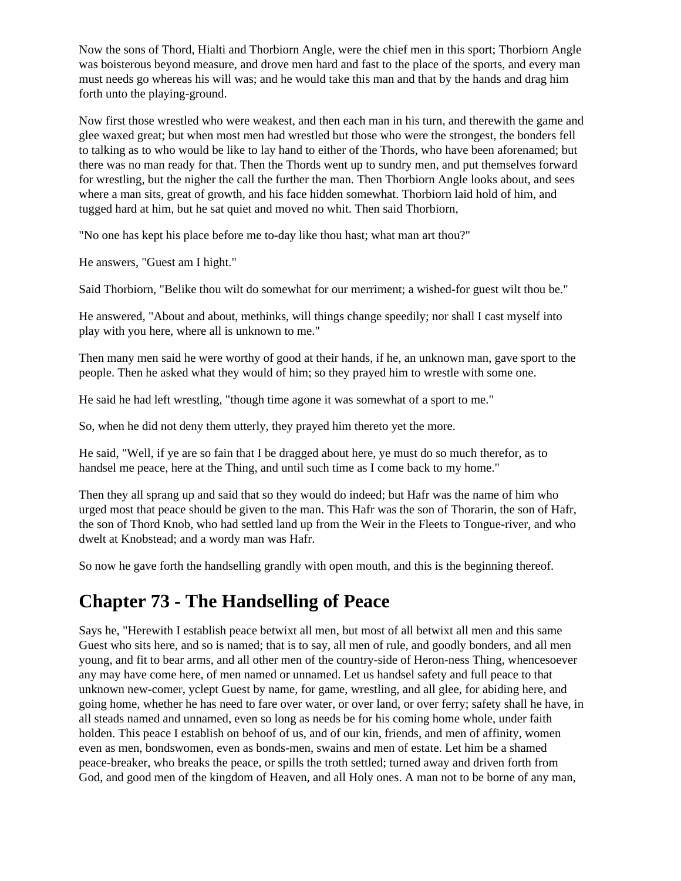Now the sons of Thord, Hialti and Thorbiorn Angle, were the chief men in this sport; Thorbiorn Angle was boisterous beyond measure, and drove men hard and fast to the place of the sports, and every man must needs go whereas his will was; and he would take this man and that by the hands and drag him forth unto the playing-ground.

Now first those wrestled who were weakest, and then each man in his turn, and therewith the game and glee waxed great; but when most men had wrestled but those who were the strongest, the bonders fell to talking as to who would be like to lay hand to either of the Thords, who have been aforenamed; but there was no man ready for that. Then the Thords went up to sundry men, and put themselves forward for wrestling, but the nigher the call the further the man. Then Thorbiorn Angle looks about, and sees where a man sits, great of growth, and his face hidden somewhat. Thorbiorn laid hold of him, and tugged hard at him, but he sat quiet and moved no whit. Then said Thorbiorn,

"No one has kept his place before me to-day like thou hast; what man art thou?"

He answers, "Guest am I hight."

Said Thorbiorn, "Belike thou wilt do somewhat for our merriment; a wished-for guest wilt thou be."

He answered, "About and about, methinks, will things change speedily; nor shall I cast myself into play with you here, where all is unknown to me."

Then many men said he were worthy of good at their hands, if he, an unknown man, gave sport to the people. Then he asked what they would of him; so they prayed him to wrestle with some one.

He said he had left wrestling, "though time agone it was somewhat of a sport to me."

So, when he did not deny them utterly, they prayed him thereto yet the more.

He said, "Well, if ye are so fain that I be dragged about here, ye must do so much therefor, as to handsel me peace, here at the Thing, and until such time as I come back to my home."

Then they all sprang up and said that so they would do indeed; but Hafr was the name of him who urged most that peace should be given to the man. This Hafr was the son of Thorarin, the son of Hafr, the son of Thord Knob, who had settled land up from the Weir in the Fleets to Tongue-river, and who dwelt at Knobstead; and a wordy man was Hafr.

So now he gave forth the handselling grandly with open mouth, and this is the beginning thereof.

## Chapter 73 - The Handselling of Peace

Says he, "Herewith I establish peace betwixt all men, but most of all betwixt all men and this same Guest who sits here, and so is named; that is to say, all men of rule, and goodly bonders, and all men young, and fit to bear arms, and all other men of the country-side of Heron-ness Thing, whencesoever any may have come here, of men named or unnamed. Let us handsel safety and full peace to that unknown new-comer, yclept Guest by name, for game, wrestling, and all glee, for abiding here, and going home, whether he has need to fare over water, or over land, or over ferry; safety shall he have, in all steads named and unnamed, even so long as needs be for his coming home whole, under faith holden. This peace I establish on behoof of us, and of our kin, friends, and men of affinity, women even as men, bondswomen, even as bonds-men, swains and men of estate. Let him be a shamed peace-breaker, who breaks the peace, or spills the troth settled; turned away and driven forth from God, and good men of the kingdom of Heaven, and all Holy ones. A man not to be borne of any man,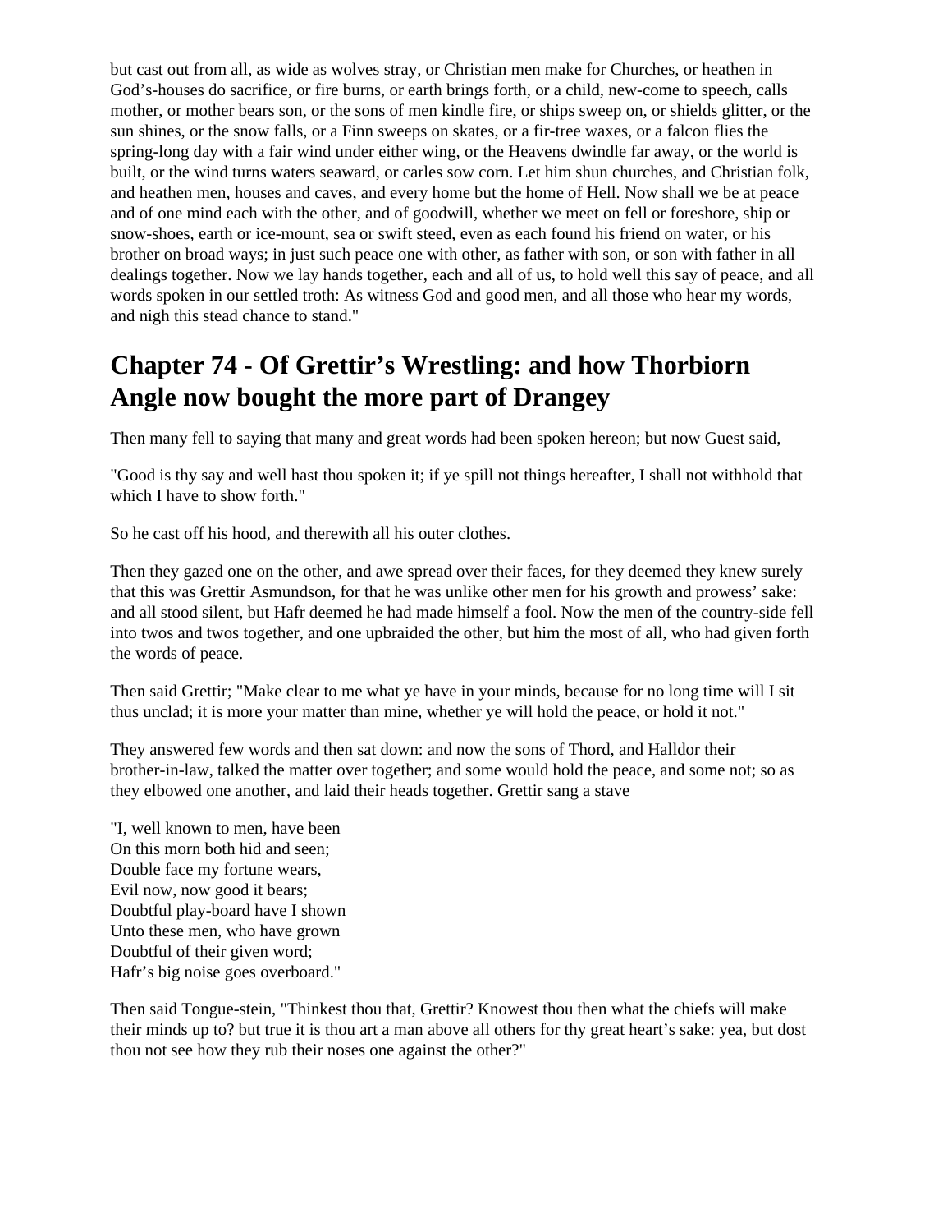but cast out from all, as wide as wolves stray, or Christian men make for Churches, or heathen in God's-houses do sacrifice, or fire burns, or earth brings forth, or a child, new-come to speech, calls mother, or mother bears son, or the sons of men kindle fire, or ships sweep on, or shields glitter, or the sun shines, or the snow falls, or a Finn sweeps on skates, or a fir-tree waxes, or a falcon flies the spring-long day with a fair wind under either wing, or the Heavens dwindle far away, or the world is built, or the wind turns waters seaward, or carles sow corn. Let him shun churches, and Christian folk, and heathen men, houses and caves, and every home but the home of Hell. Now shall we be at peace and of one mind each with the other, and of goodwill, whether we meet on fell or foreshore, ship or snow-shoes, earth or ice-mount, sea or swift steed, even as each found his friend on water, or his brother on broad ways; in just such peace one with other, as father with son, or son with father in all dealings together. Now we lay hands together, each and all of us, to hold well this say of peace, and all words spoken in our settled troth: As witness God and good men, and all those who hear my words, and nigh this stead chance to stand."

## Chapter 74 - Of Grettir's Wrestling: and how Thorbiorn Angle now bought the more part of Drangey

Then many fell to saying that many and great words had been spoken hereon; but now Guest said,

"Good is thy say and well hast thou spoken it; if ye spill not things hereafter, I shall not withhold that which I have to show forth."

So he cast off his hood, and therewith all his outer clothes.

Then they gazed one on the other, and awe spread over their faces, for they deemed they knew surely that this was Grettir Asmundson, for that he was unlike other men for his growth and prowess' sake: and all stood silent, but Hafr deemed he had made himself a fool. Now the men of the country-side fell into twos and twos together, and one upbraided the other, but him the most of all, who had given forth the words of peace.

Then said Grettir; "Make clear to me what ye have in your minds, because for no long time will I sit thus unclad; it is more your matter than mine, whether ye will hold the peace, or hold it not."

They answered few words and then sat down: and now the sons of Thord, and Halldor their brother-in-law, talked the matter over together; and some would hold the peace, and some not; so as they elbowed one another, and laid their heads together. Grettir sang a stave

"I, well known to men, have been  
On this morn both hid and seen;  
Double face my fortune wears,  
Evil now, now good it bears;  
Doubtful play-board have I shown  
Unto these men, who have grown  
Doubtful of their given word;  
Hafr's big noise goes overboard."

Then said Tongue-stein, "Thinkest thou that, Grettir? Knowest thou then what the chiefs will make their minds up to? but true it is thou art a man above all others for thy great heart's sake: yea, but dost thou not see how they rub their noses one against the other?"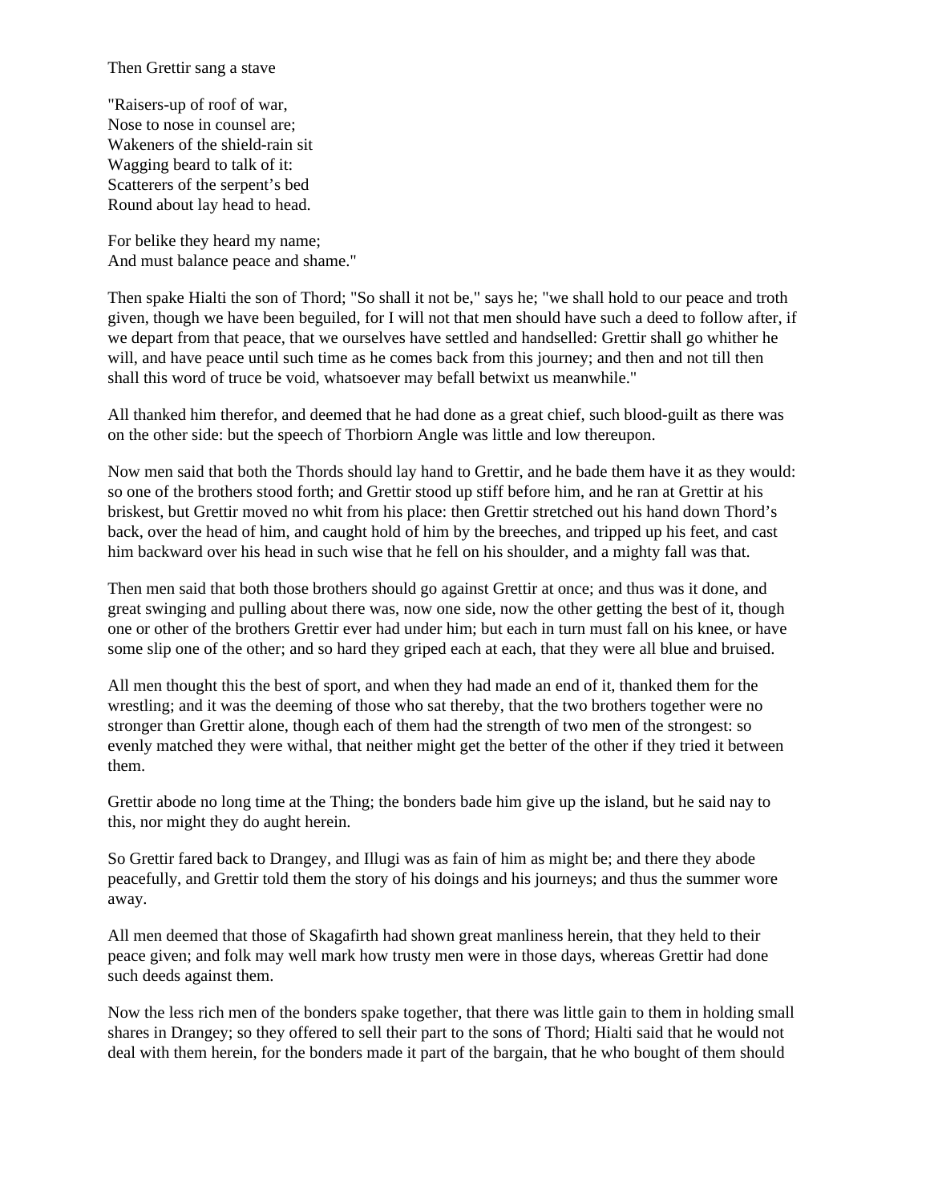Then Grettir sang a stave

"Raisers-up of roof of war,
Nose to nose in counsel are;
Wakeners of the shield-rain sit
Wagging beard to talk of it:
Scatterers of the serpent's bed
Round about lay head to head.

For belike they heard my name;
And must balance peace and shame."

Then spake Hialti the son of Thord; "So shall it not be," says he; "we shall hold to our peace and troth given, though we have been beguiled, for I will not that men should have such a deed to follow after, if we depart from that peace, that we ourselves have settled and handselled: Grettir shall go whither he will, and have peace until such time as he comes back from this journey; and then and not till then shall this word of truce be void, whatsoever may befall betwixt us meanwhile."

All thanked him therefor, and deemed that he had done as a great chief, such blood-guilt as there was on the other side: but the speech of Thorbiorn Angle was little and low thereupon.

Now men said that both the Thords should lay hand to Grettir, and he bade them have it as they would: so one of the brothers stood forth; and Grettir stood up stiff before him, and he ran at Grettir at his briskest, but Grettir moved no whit from his place: then Grettir stretched out his hand down Thord's back, over the head of him, and caught hold of him by the breeches, and tripped up his feet, and cast him backward over his head in such wise that he fell on his shoulder, and a mighty fall was that.

Then men said that both those brothers should go against Grettir at once; and thus was it done, and great swinging and pulling about there was, now one side, now the other getting the best of it, though one or other of the brothers Grettir ever had under him; but each in turn must fall on his knee, or have some slip one of the other; and so hard they griped each at each, that they were all blue and bruised.

All men thought this the best of sport, and when they had made an end of it, thanked them for the wrestling; and it was the deeming of those who sat thereby, that the two brothers together were no stronger than Grettir alone, though each of them had the strength of two men of the strongest: so evenly matched they were withal, that neither might get the better of the other if they tried it between them.

Grettir abode no long time at the Thing; the bonders bade him give up the island, but he said nay to this, nor might they do aught herein.

So Grettir fared back to Drangey, and Illugi was as fain of him as might be; and there they abode peacefully, and Grettir told them the story of his doings and his journeys; and thus the summer wore away.

All men deemed that those of Skagafirth had shown great manliness herein, that they held to their peace given; and folk may well mark how trusty men were in those days, whereas Grettir had done such deeds against them.

Now the less rich men of the bonders spake together, that there was little gain to them in holding small shares in Drangey; so they offered to sell their part to the sons of Thord; Hialti said that he would not deal with them herein, for the bonders made it part of the bargain, that he who bought of them should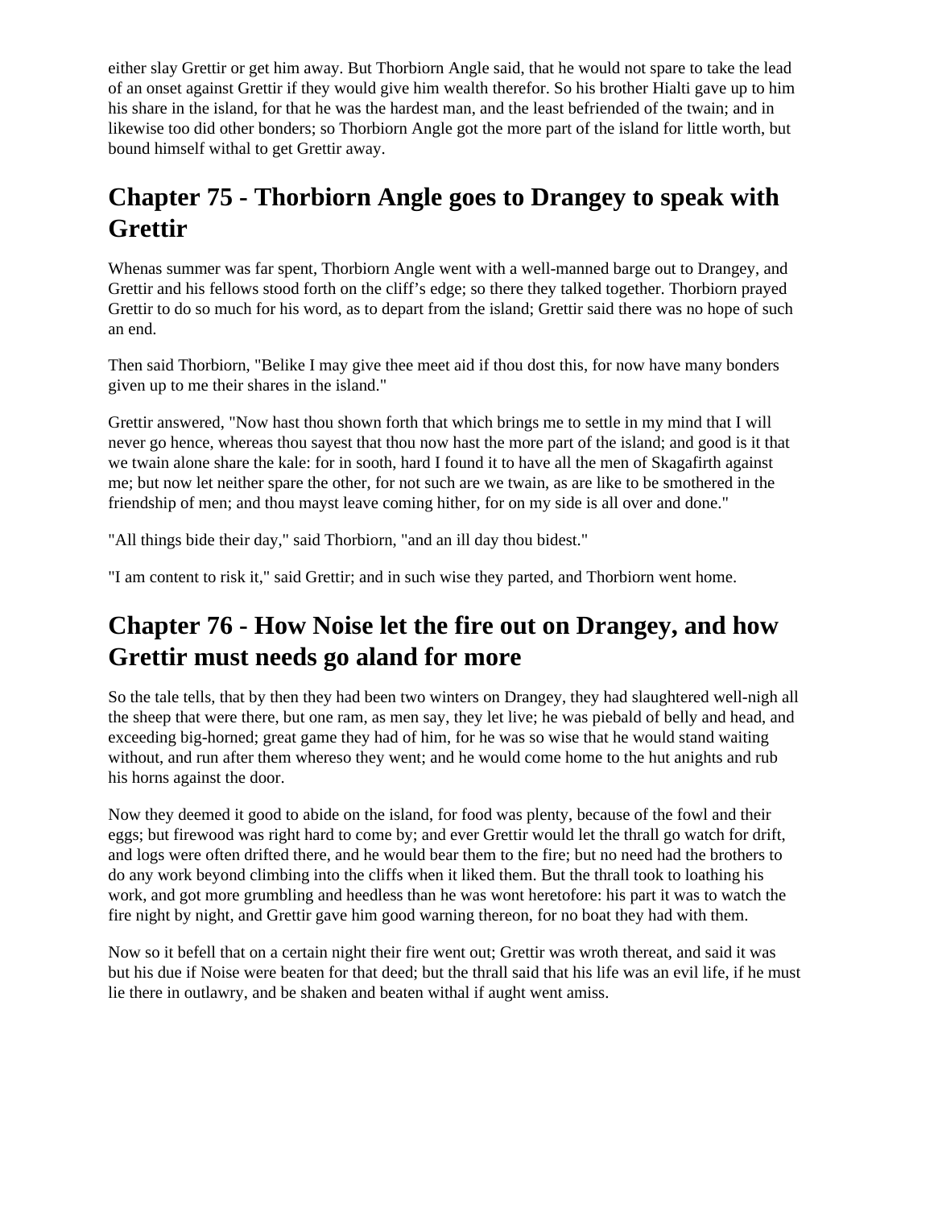either slay Grettir or get him away. But Thorbiorn Angle said, that he would not spare to take the lead of an onset against Grettir if they would give him wealth therefor. So his brother Hialti gave up to him his share in the island, for that he was the hardest man, and the least befriended of the twain; and in likewise too did other bonders; so Thorbiorn Angle got the more part of the island for little worth, but bound himself withal to get Grettir away.

## Chapter 75 - Thorbiorn Angle goes to Drangey to speak with Grettir

Whenas summer was far spent, Thorbiorn Angle went with a well-manned barge out to Drangey, and Grettir and his fellows stood forth on the cliff's edge; so there they talked together. Thorbiorn prayed Grettir to do so much for his word, as to depart from the island; Grettir said there was no hope of such an end.

Then said Thorbiorn, "Belike I may give thee meet aid if thou dost this, for now have many bonders given up to me their shares in the island."

Grettir answered, "Now hast thou shown forth that which brings me to settle in my mind that I will never go hence, whereas thou sayest that thou now hast the more part of the island; and good is it that we twain alone share the kale: for in sooth, hard I found it to have all the men of Skagafirth against me; but now let neither spare the other, for not such are we twain, as are like to be smothered in the friendship of men; and thou mayst leave coming hither, for on my side is all over and done."

"All things bide their day," said Thorbiorn, "and an ill day thou bidest."

"I am content to risk it," said Grettir; and in such wise they parted, and Thorbiorn went home.

## Chapter 76 - How Noise let the fire out on Drangey, and how Grettir must needs go aland for more

So the tale tells, that by then they had been two winters on Drangey, they had slaughtered well-nigh all the sheep that were there, but one ram, as men say, they let live; he was piebald of belly and head, and exceeding big-horned; great game they had of him, for he was so wise that he would stand waiting without, and run after them whereso they went; and he would come home to the hut anights and rub his horns against the door.

Now they deemed it good to abide on the island, for food was plenty, because of the fowl and their eggs; but firewood was right hard to come by; and ever Grettir would let the thrall go watch for drift, and logs were often drifted there, and he would bear them to the fire; but no need had the brothers to do any work beyond climbing into the cliffs when it liked them. But the thrall took to loathing his work, and got more grumbling and heedless than he was wont heretofore: his part it was to watch the fire night by night, and Grettir gave him good warning thereon, for no boat they had with them.

Now so it befell that on a certain night their fire went out; Grettir was wroth thereat, and said it was but his due if Noise were beaten for that deed; but the thrall said that his life was an evil life, if he must lie there in outlawry, and be shaken and beaten withal if aught went amiss.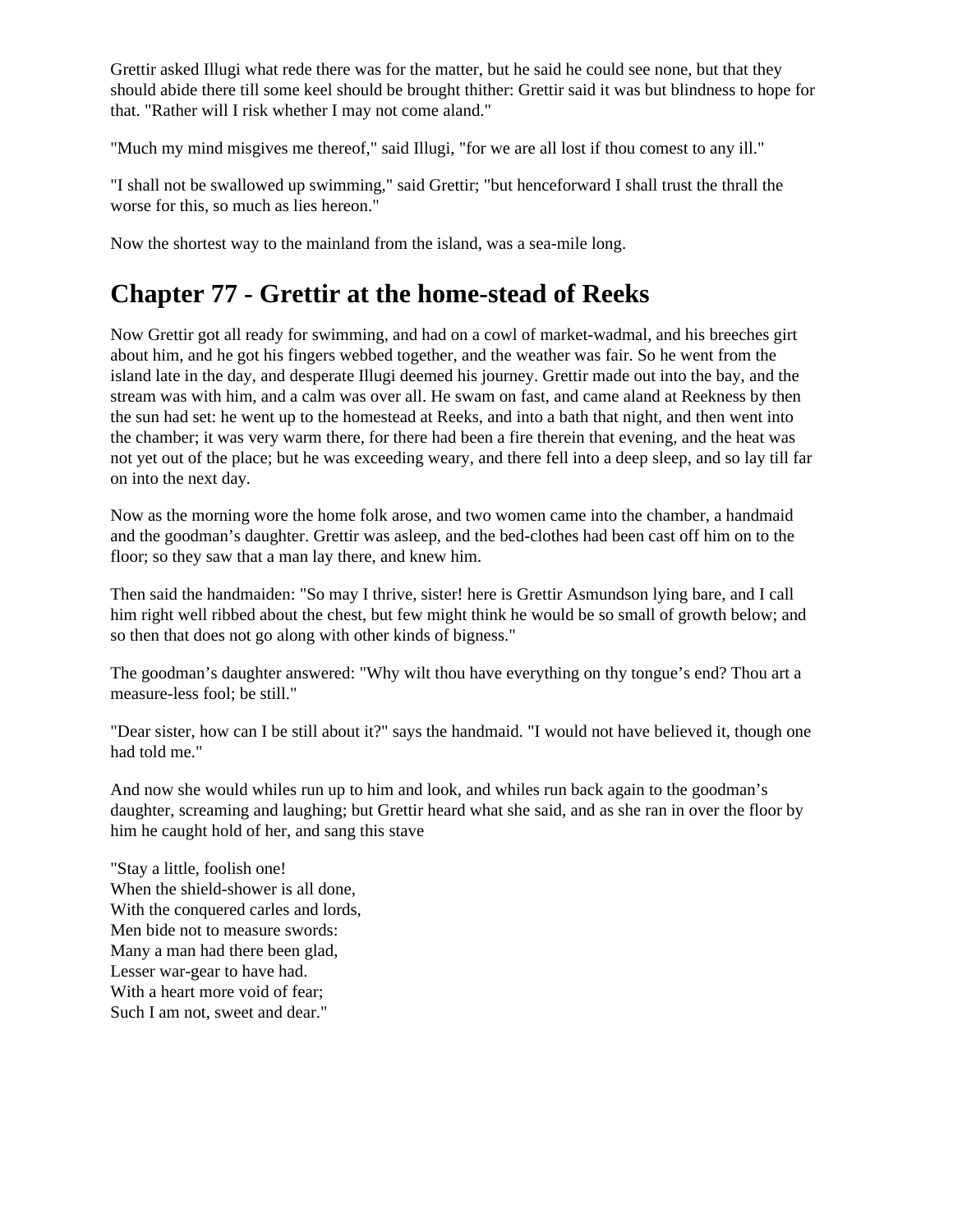Grettir asked Illugi what rede there was for the matter, but he said he could see none, but that they should abide there till some keel should be brought thither: Grettir said it was but blindness to hope for that. "Rather will I risk whether I may not come aland."

"Much my mind misgives me thereof," said Illugi, "for we are all lost if thou comest to any ill."

"I shall not be swallowed up swimming," said Grettir; "but henceforward I shall trust the thrall the worse for this, so much as lies hereon."

Now the shortest way to the mainland from the island, was a sea-mile long.

## Chapter 77 - Grettir at the home-stead of Reeks

Now Grettir got all ready for swimming, and had on a cowl of market-wadmal, and his breeches girt about him, and he got his fingers webbed together, and the weather was fair. So he went from the island late in the day, and desperate Illugi deemed his journey. Grettir made out into the bay, and the stream was with him, and a calm was over all. He swam on fast, and came aland at Reekness by then the sun had set: he went up to the homestead at Reeks, and into a bath that night, and then went into the chamber; it was very warm there, for there had been a fire therein that evening, and the heat was not yet out of the place; but he was exceeding weary, and there fell into a deep sleep, and so lay till far on into the next day.

Now as the morning wore the home folk arose, and two women came into the chamber, a handmaid and the goodman's daughter. Grettir was asleep, and the bed-clothes had been cast off him on to the floor; so they saw that a man lay there, and knew him.

Then said the handmaiden: "So may I thrive, sister! here is Grettir Asmundson lying bare, and I call him right well ribbed about the chest, but few might think he would be so small of growth below; and so then that does not go along with other kinds of bigness."

The goodman's daughter answered: "Why wilt thou have everything on thy tongue's end? Thou art a measure-less fool; be still."

"Dear sister, how can I be still about it?" says the handmaid. "I would not have believed it, though one had told me."

And now she would whiles run up to him and look, and whiles run back again to the goodman's daughter, screaming and laughing; but Grettir heard what she said, and as she ran in over the floor by him he caught hold of her, and sang this stave

"Stay a little, foolish one!  
When the shield-shower is all done,  
With the conquered carles and lords,  
Men bide not to measure swords:  
Many a man had there been glad,  
Lesser war-gear to have had.  
With a heart more void of fear;  
Such I am not, sweet and dear."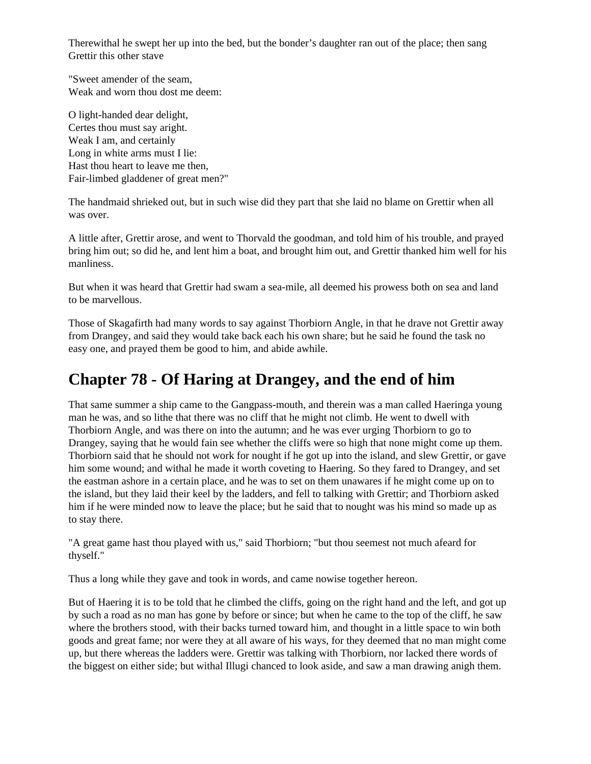Therewithal he swept her up into the bed, but the bonder's daughter ran out of the place; then sang Grettir this other stave

"Sweet amender of the seam,
Weak and worn thou dost me deem:

O light-handed dear delight,
Certes thou must say aright.
Weak I am, and certainly
Long in white arms must I lie:
Hast thou heart to leave me then,
Fair-limbed gladdener of great men?"

The handmaid shrieked out, but in such wise did they part that she laid no blame on Grettir when all was over.

A little after, Grettir arose, and went to Thorvald the goodman, and told him of his trouble, and prayed bring him out; so did he, and lent him a boat, and brought him out, and Grettir thanked him well for his manliness.

But when it was heard that Grettir had swam a sea-mile, all deemed his prowess both on sea and land to be marvellous.

Those of Skagafirth had many words to say against Thorbiorn Angle, in that he drave not Grettir away from Drangey, and said they would take back each his own share; but he said he found the task no easy one, and prayed them be good to him, and abide awhile.

## Chapter 78 - Of Haring at Drangey, and the end of him

That same summer a ship came to the Gangpass-mouth, and therein was a man called Haeringa young man he was, and so lithe that there was no cliff that he might not climb. He went to dwell with Thorbiorn Angle, and was there on into the autumn; and he was ever urging Thorbiorn to go to Drangey, saying that he would fain see whether the cliffs were so high that none might come up them. Thorbiorn said that he should not work for nought if he got up into the island, and slew Grettir, or gave him some wound; and withal he made it worth coveting to Haering. So they fared to Drangey, and set the eastman ashore in a certain place, and he was to set on them unawares if he might come up on to the island, but they laid their keel by the ladders, and fell to talking with Grettir; and Thorbiorn asked him if he were minded now to leave the place; but he said that to nought was his mind so made up as to stay there.

"A great game hast thou played with us," said Thorbiorn; "but thou seemest not much afeard for thyself."

Thus a long while they gave and took in words, and came nowise together hereon.

But of Haering it is to be told that he climbed the cliffs, going on the right hand and the left, and got up by such a road as no man has gone by before or since; but when he came to the top of the cliff, he saw where the brothers stood, with their backs turned toward him, and thought in a little space to win both goods and great fame; nor were they at all aware of his ways, for they deemed that no man might come up, but there whereas the ladders were. Grettir was talking with Thorbiorn, nor lacked there words of the biggest on either side; but withal Illugi chanced to look aside, and saw a man drawing anigh them.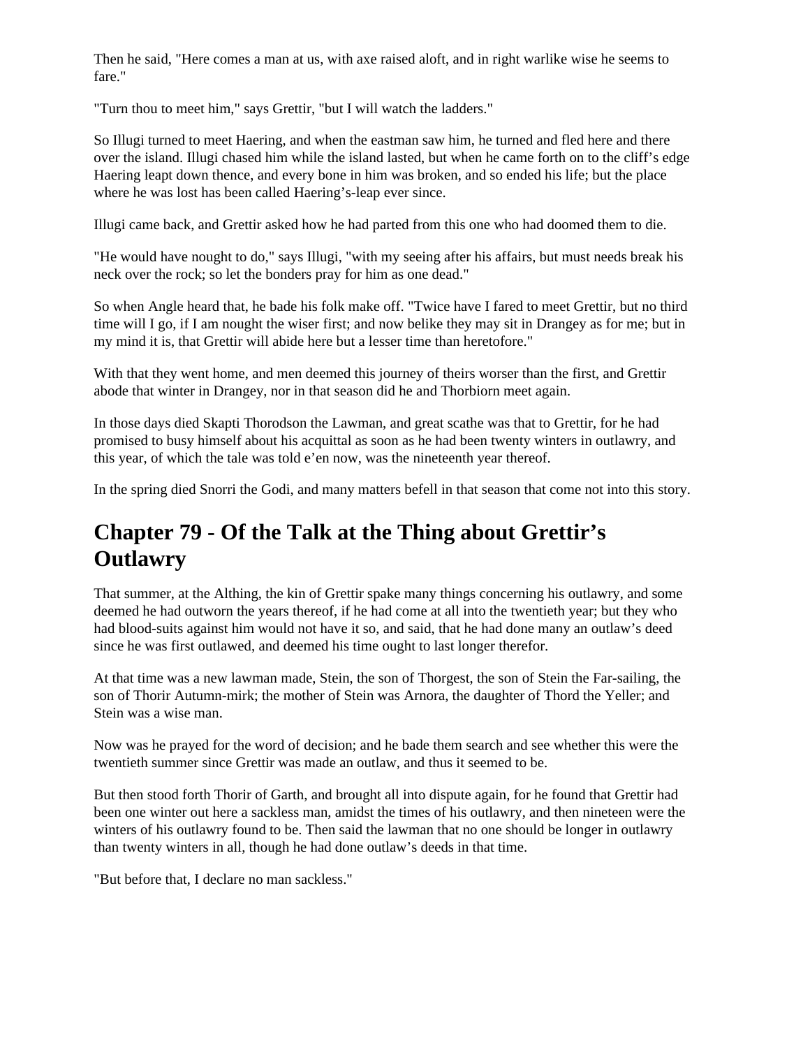Then he said, "Here comes a man at us, with axe raised aloft, and in right warlike wise he seems to fare."

"Turn thou to meet him," says Grettir, "but I will watch the ladders."

So Illugi turned to meet Haering, and when the eastman saw him, he turned and fled here and there over the island. Illugi chased him while the island lasted, but when he came forth on to the cliff's edge Haering leapt down thence, and every bone in him was broken, and so ended his life; but the place where he was lost has been called Haering's-leap ever since.

Illugi came back, and Grettir asked how he had parted from this one who had doomed them to die.

"He would have nought to do," says Illugi, "with my seeing after his affairs, but must needs break his neck over the rock; so let the bonders pray for him as one dead."

So when Angle heard that, he bade his folk make off. "Twice have I fared to meet Grettir, but no third time will I go, if I am nought the wiser first; and now belike they may sit in Drangey as for me; but in my mind it is, that Grettir will abide here but a lesser time than heretofore."

With that they went home, and men deemed this journey of theirs worser than the first, and Grettir abode that winter in Drangey, nor in that season did he and Thorbiorn meet again.

In those days died Skapti Thorodson the Lawman, and great scathe was that to Grettir, for he had promised to busy himself about his acquittal as soon as he had been twenty winters in outlawry, and this year, of which the tale was told e'en now, was the nineteenth year thereof.

In the spring died Snorri the Godi, and many matters befell in that season that come not into this story.

## Chapter 79 - Of the Talk at the Thing about Grettir's Outlawry

That summer, at the Althing, the kin of Grettir spake many things concerning his outlawry, and some deemed he had outworn the years thereof, if he had come at all into the twentieth year; but they who had blood-suits against him would not have it so, and said, that he had done many an outlaw's deed since he was first outlawed, and deemed his time ought to last longer therefor.

At that time was a new lawman made, Stein, the son of Thorgest, the son of Stein the Far-sailing, the son of Thorir Autumn-mirk; the mother of Stein was Arnora, the daughter of Thord the Yeller; and Stein was a wise man.

Now was he prayed for the word of decision; and he bade them search and see whether this were the twentieth summer since Grettir was made an outlaw, and thus it seemed to be.

But then stood forth Thorir of Garth, and brought all into dispute again, for he found that Grettir had been one winter out here a sackless man, amidst the times of his outlawry, and then nineteen were the winters of his outlawry found to be. Then said the lawman that no one should be longer in outlawry than twenty winters in all, though he had done outlaw's deeds in that time.

"But before that, I declare no man sackless."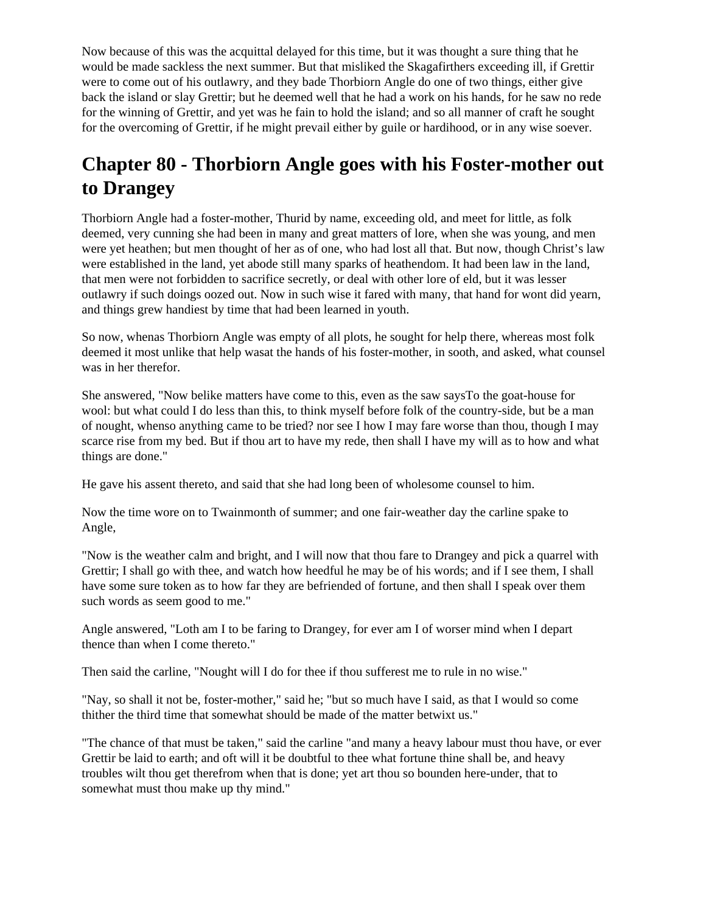Now because of this was the acquittal delayed for this time, but it was thought a sure thing that he would be made sackless the next summer. But that misliked the Skagafirthers exceeding ill, if Grettir were to come out of his outlawry, and they bade Thorbiorn Angle do one of two things, either give back the island or slay Grettir; but he deemed well that he had a work on his hands, for he saw no rede for the winning of Grettir, and yet was he fain to hold the island; and so all manner of craft he sought for the overcoming of Grettir, if he might prevail either by guile or hardihood, or in any wise soever.

## Chapter 80 - Thorbiorn Angle goes with his Foster-mother out to Drangey

Thorbiorn Angle had a foster-mother, Thurid by name, exceeding old, and meet for little, as folk deemed, very cunning she had been in many and great matters of lore, when she was young, and men were yet heathen; but men thought of her as of one, who had lost all that. But now, though Christ's law were established in the land, yet abode still many sparks of heathendom. It had been law in the land, that men were not forbidden to sacrifice secretly, or deal with other lore of eld, but it was lesser outlawry if such doings oozed out. Now in such wise it fared with many, that hand for wont did yearn, and things grew handiest by time that had been learned in youth.

So now, whenas Thorbiorn Angle was empty of all plots, he sought for help there, whereas most folk deemed it most unlike that help wasat the hands of his foster-mother, in sooth, and asked, what counsel was in her therefor.

She answered, "Now belike matters have come to this, even as the saw saysTo the goat-house for wool: but what could I do less than this, to think myself before folk of the country-side, but be a man of nought, whenso anything came to be tried? nor see I how I may fare worse than thou, though I may scarce rise from my bed. But if thou art to have my rede, then shall I have my will as to how and what things are done."

He gave his assent thereto, and said that she had long been of wholesome counsel to him.

Now the time wore on to Twainmonth of summer; and one fair-weather day the carline spake to Angle,

"Now is the weather calm and bright, and I will now that thou fare to Drangey and pick a quarrel with Grettir; I shall go with thee, and watch how heedful he may be of his words; and if I see them, I shall have some sure token as to how far they are befriended of fortune, and then shall I speak over them such words as seem good to me."

Angle answered, "Loth am I to be faring to Drangey, for ever am I of worser mind when I depart thence than when I come thereto."

Then said the carline, "Nought will I do for thee if thou sufferest me to rule in no wise."

"Nay, so shall it not be, foster-mother," said he; "but so much have I said, as that I would so come thither the third time that somewhat should be made of the matter betwixt us."

"The chance of that must be taken," said the carline "and many a heavy labour must thou have, or ever Grettir be laid to earth; and oft will it be doubtful to thee what fortune thine shall be, and heavy troubles wilt thou get therefrom when that is done; yet art thou so bounden here-under, that to somewhat must thou make up thy mind."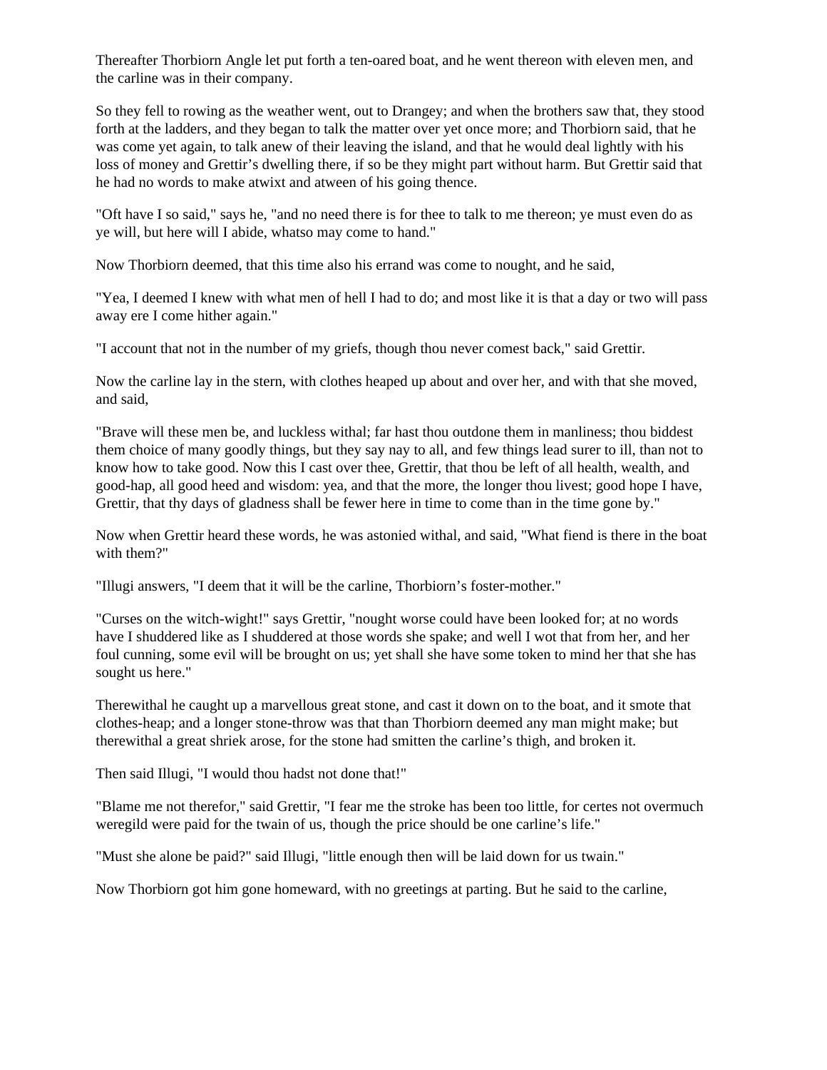Thereafter Thorbiorn Angle let put forth a ten-oared boat, and he went thereon with eleven men, and the carline was in their company.

So they fell to rowing as the weather went, out to Drangey; and when the brothers saw that, they stood forth at the ladders, and they began to talk the matter over yet once more; and Thorbiorn said, that he was come yet again, to talk anew of their leaving the island, and that he would deal lightly with his loss of money and Grettir's dwelling there, if so be they might part without harm. But Grettir said that he had no words to make atwixt and atween of his going thence.

"Oft have I so said," says he, "and no need there is for thee to talk to me thereon; ye must even do as ye will, but here will I abide, whatso may come to hand."

Now Thorbiorn deemed, that this time also his errand was come to nought, and he said,

"Yea, I deemed I knew with what men of hell I had to do; and most like it is that a day or two will pass away ere I come hither again."

"I account that not in the number of my griefs, though thou never comest back," said Grettir.

Now the carline lay in the stern, with clothes heaped up about and over her, and with that she moved, and said,

"Brave will these men be, and luckless withal; far hast thou outdone them in manliness; thou biddest them choice of many goodly things, but they say nay to all, and few things lead surer to ill, than not to know how to take good. Now this I cast over thee, Grettir, that thou be left of all health, wealth, and good-hap, all good heed and wisdom: yea, and that the more, the longer thou livest; good hope I have, Grettir, that thy days of gladness shall be fewer here in time to come than in the time gone by."

Now when Grettir heard these words, he was astonied withal, and said, "What fiend is there in the boat with them?"

"Illugi answers, "I deem that it will be the carline, Thorbiorn's foster-mother."

"Curses on the witch-wight!" says Grettir, "nought worse could have been looked for; at no words have I shuddered like as I shuddered at those words she spake; and well I wot that from her, and her foul cunning, some evil will be brought on us; yet shall she have some token to mind her that she has sought us here."

Therewithal he caught up a marvellous great stone, and cast it down on to the boat, and it smote that clothes-heap; and a longer stone-throw was that than Thorbiorn deemed any man might make; but therewithal a great shriek arose, for the stone had smitten the carline's thigh, and broken it.

Then said Illugi, "I would thou hadst not done that!"

"Blame me not therefor," said Grettir, "I fear me the stroke has been too little, for certes not overmuch weregild were paid for the twain of us, though the price should be one carline's life."

"Must she alone be paid?" said Illugi, "little enough then will be laid down for us twain."

Now Thorbiorn got him gone homeward, with no greetings at parting. But he said to the carline,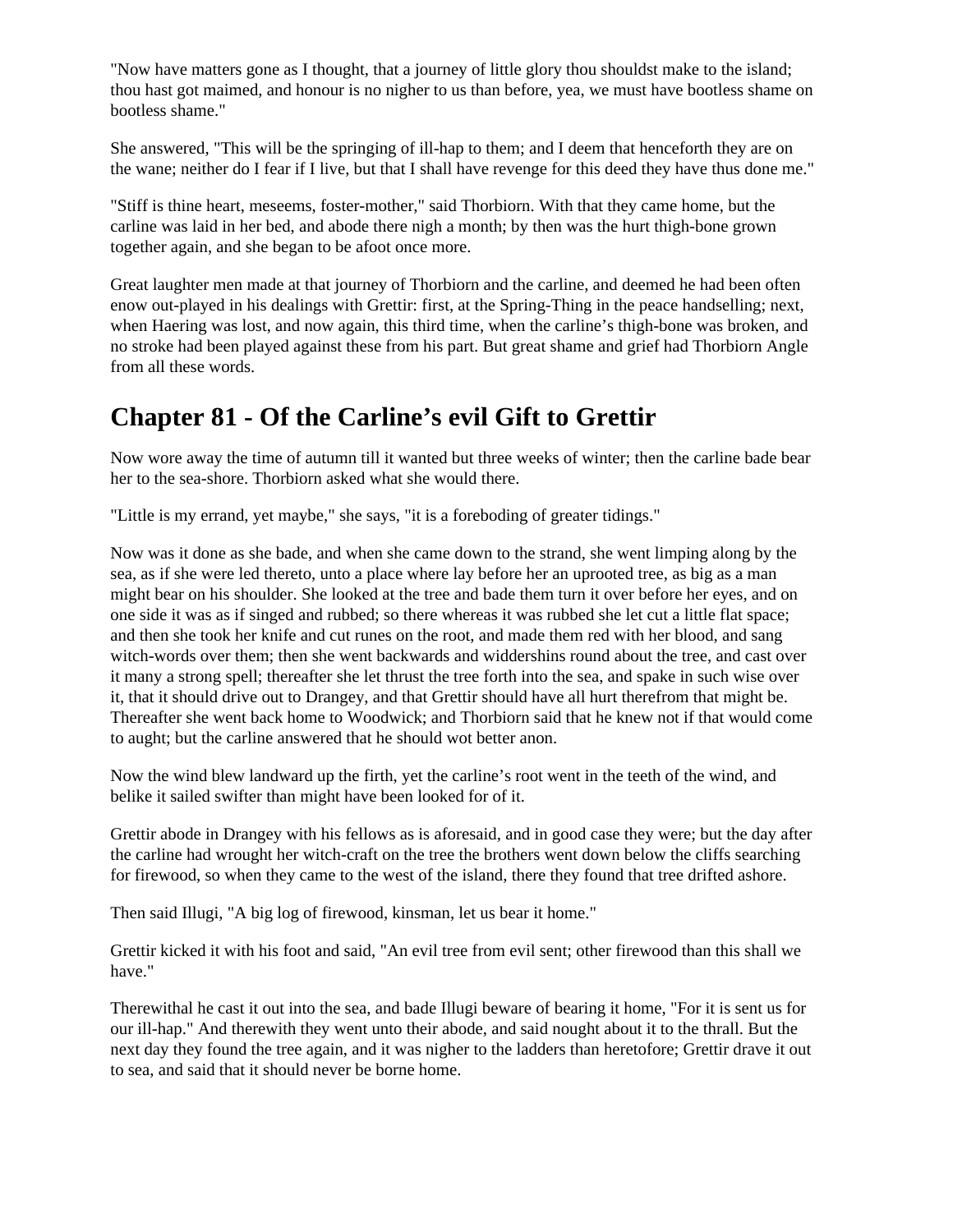"Now have matters gone as I thought, that a journey of little glory thou shouldst make to the island; thou hast got maimed, and honour is no nigher to us than before, yea, we must have bootless shame on bootless shame."

She answered, "This will be the springing of ill-hap to them; and I deem that henceforth they are on the wane; neither do I fear if I live, but that I shall have revenge for this deed they have thus done me."

"Stiff is thine heart, meseems, foster-mother," said Thorbiorn. With that they came home, but the carline was laid in her bed, and abode there nigh a month; by then was the hurt thigh-bone grown together again, and she began to be afoot once more.

Great laughter men made at that journey of Thorbiorn and the carline, and deemed he had been often enow out-played in his dealings with Grettir: first, at the Spring-Thing in the peace handselling; next, when Haering was lost, and now again, this third time, when the carline's thigh-bone was broken, and no stroke had been played against these from his part. But great shame and grief had Thorbiorn Angle from all these words.

## Chapter 81 - Of the Carline's evil Gift to Grettir

Now wore away the time of autumn till it wanted but three weeks of winter; then the carline bade bear her to the sea-shore. Thorbiorn asked what she would there.

"Little is my errand, yet maybe," she says, "it is a foreboding of greater tidings."

Now was it done as she bade, and when she came down to the strand, she went limping along by the sea, as if she were led thereto, unto a place where lay before her an uprooted tree, as big as a man might bear on his shoulder. She looked at the tree and bade them turn it over before her eyes, and on one side it was as if singed and rubbed; so there whereas it was rubbed she let cut a little flat space; and then she took her knife and cut runes on the root, and made them red with her blood, and sang witch-words over them; then she went backwards and widdershins round about the tree, and cast over it many a strong spell; thereafter she let thrust the tree forth into the sea, and spake in such wise over it, that it should drive out to Drangey, and that Grettir should have all hurt therefrom that might be. Thereafter she went back home to Woodwick; and Thorbiorn said that he knew not if that would come to aught; but the carline answered that he should wot better anon.

Now the wind blew landward up the firth, yet the carline's root went in the teeth of the wind, and belike it sailed swifter than might have been looked for of it.

Grettir abode in Drangey with his fellows as is aforesaid, and in good case they were; but the day after the carline had wrought her witch-craft on the tree the brothers went down below the cliffs searching for firewood, so when they came to the west of the island, there they found that tree drifted ashore.

Then said Illugi, "A big log of firewood, kinsman, let us bear it home."

Grettir kicked it with his foot and said, "An evil tree from evil sent; other firewood than this shall we have."

Therewithal he cast it out into the sea, and bade Illugi beware of bearing it home, "For it is sent us for our ill-hap." And therewith they went unto their abode, and said nought about it to the thrall. But the next day they found the tree again, and it was nigher to the ladders than heretofore; Grettir drave it out to sea, and said that it should never be borne home.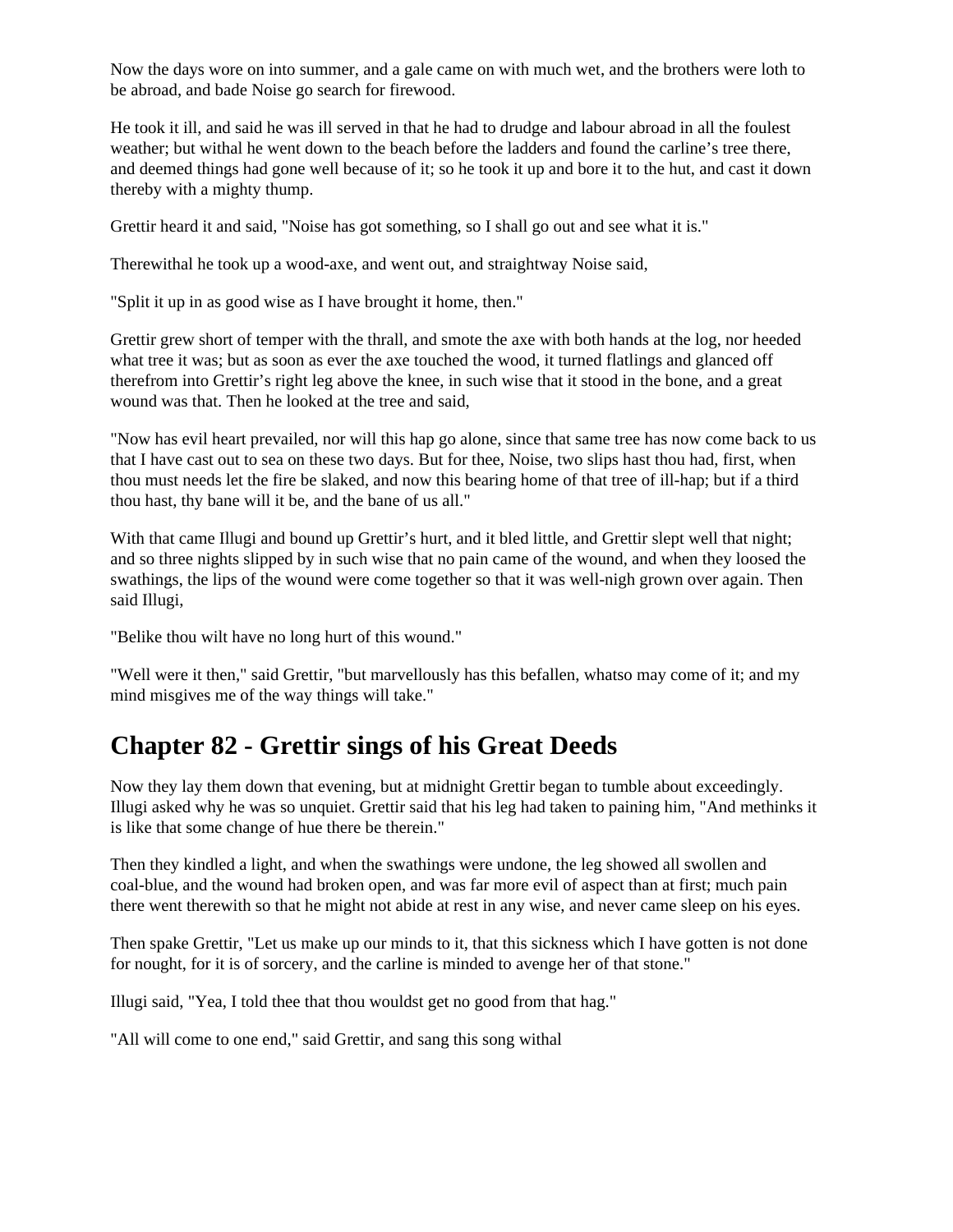Now the days wore on into summer, and a gale came on with much wet, and the brothers were loth to be abroad, and bade Noise go search for firewood.

He took it ill, and said he was ill served in that he had to drudge and labour abroad in all the foulest weather; but withal he went down to the beach before the ladders and found the carline's tree there, and deemed things had gone well because of it; so he took it up and bore it to the hut, and cast it down thereby with a mighty thump.

Grettir heard it and said, "Noise has got something, so I shall go out and see what it is."

Therewithal he took up a wood-axe, and went out, and straightway Noise said,

"Split it up in as good wise as I have brought it home, then."

Grettir grew short of temper with the thrall, and smote the axe with both hands at the log, nor heeded what tree it was; but as soon as ever the axe touched the wood, it turned flatlings and glanced off therefrom into Grettir's right leg above the knee, in such wise that it stood in the bone, and a great wound was that. Then he looked at the tree and said,

"Now has evil heart prevailed, nor will this hap go alone, since that same tree has now come back to us that I have cast out to sea on these two days. But for thee, Noise, two slips hast thou had, first, when thou must needs let the fire be slaked, and now this bearing home of that tree of ill-hap; but if a third thou hast, thy bane will it be, and the bane of us all."

With that came Illugi and bound up Grettir's hurt, and it bled little, and Grettir slept well that night; and so three nights slipped by in such wise that no pain came of the wound, and when they loosed the swathings, the lips of the wound were come together so that it was well-nigh grown over again. Then said Illugi,

"Belike thou wilt have no long hurt of this wound."

"Well were it then," said Grettir, "but marvellously has this befallen, whatso may come of it; and my mind misgives me of the way things will take."

## Chapter 82 - Grettir sings of his Great Deeds

Now they lay them down that evening, but at midnight Grettir began to tumble about exceedingly. Illugi asked why he was so unquiet. Grettir said that his leg had taken to paining him, "And methinks it is like that some change of hue there be therein."

Then they kindled a light, and when the swathings were undone, the leg showed all swollen and coal-blue, and the wound had broken open, and was far more evil of aspect than at first; much pain there went therewith so that he might not abide at rest in any wise, and never came sleep on his eyes.

Then spake Grettir, "Let us make up our minds to it, that this sickness which I have gotten is not done for nought, for it is of sorcery, and the carline is minded to avenge her of that stone."

Illugi said, "Yea, I told thee that thou wouldst get no good from that hag."

"All will come to one end," said Grettir, and sang this song withal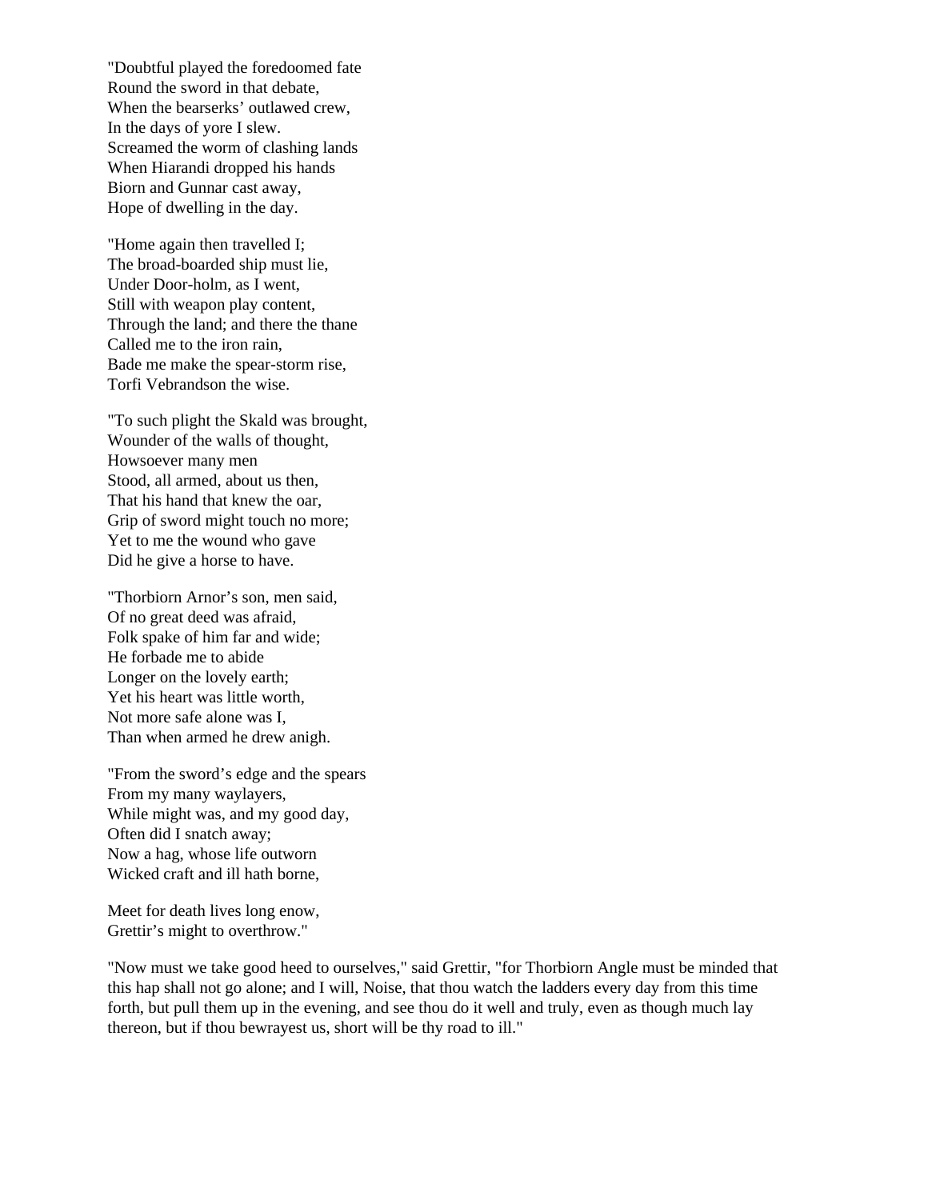"Doubtful played the foredoomed fate
Round the sword in that debate,
When the bearserks' outlawed crew,
In the days of yore I slew.
Screamed the worm of clashing lands
When Hiarandi dropped his hands
Biorn and Gunnar cast away,
Hope of dwelling in the day.

"Home again then travelled I;
The broad-boarded ship must lie,
Under Door-holm, as I went,
Still with weapon play content,
Through the land; and there the thane
Called me to the iron rain,
Bade me make the spear-storm rise,
Torfi Vebrandson the wise.

"To such plight the Skald was brought,
Wounder of the walls of thought,
Howsoever many men
Stood, all armed, about us then,
That his hand that knew the oar,
Grip of sword might touch no more;
Yet to me the wound who gave
Did he give a horse to have.

"Thorbiorn Arnor's son, men said,
Of no great deed was afraid,
Folk spake of him far and wide;
He forbade me to abide
Longer on the lovely earth;
Yet his heart was little worth,
Not more safe alone was I,
Than when armed he drew anigh.

"From the sword's edge and the spears
From my many waylayers,
While might was, and my good day,
Often did I snatch away;
Now a hag, whose life outworn
Wicked craft and ill hath borne,

Meet for death lives long enow,
Grettir's might to overthrow."

"Now must we take good heed to ourselves," said Grettir, "for Thorbiorn Angle must be minded that this hap shall not go alone; and I will, Noise, that thou watch the ladders every day from this time forth, but pull them up in the evening, and see thou do it well and truly, even as though much lay thereon, but if thou bewrayest us, short will be thy road to ill."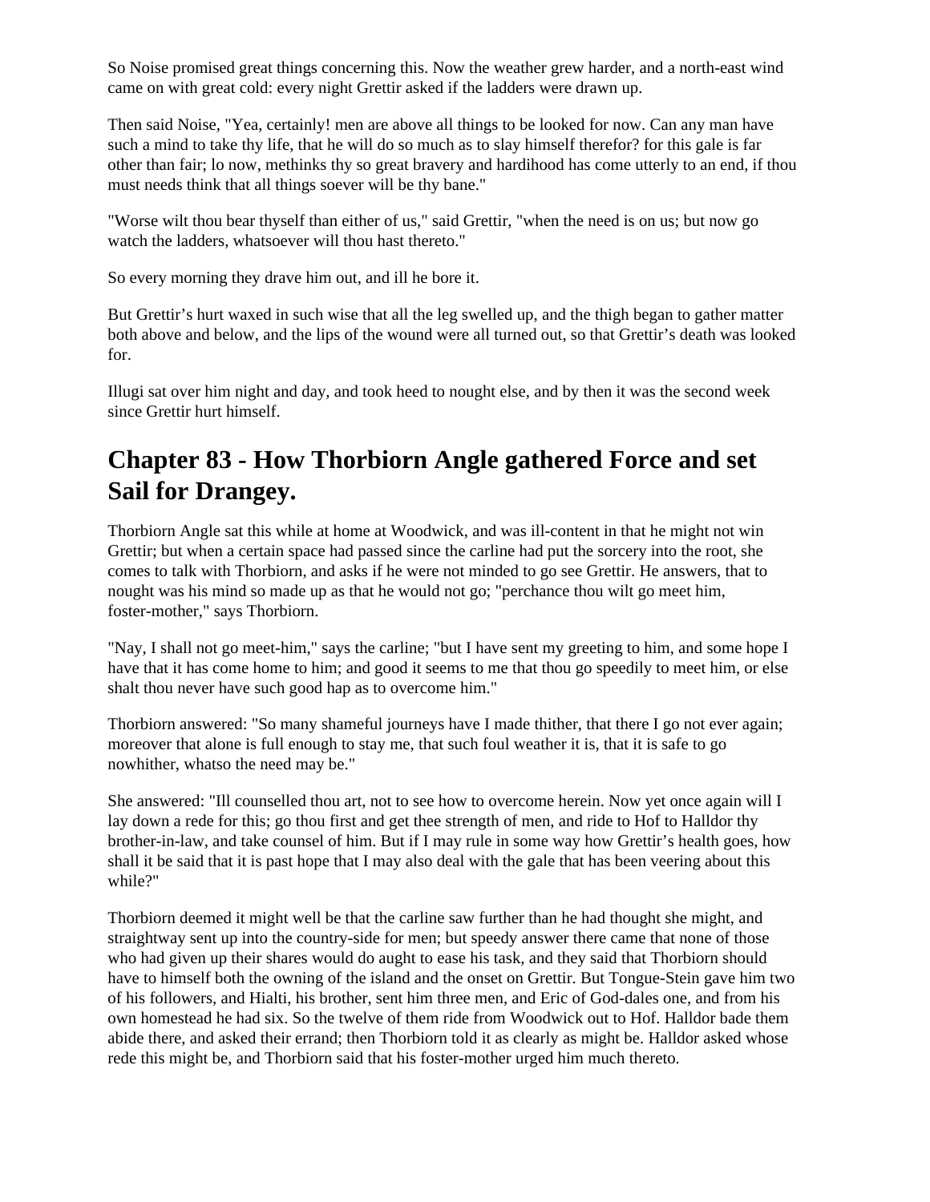So Noise promised great things concerning this. Now the weather grew harder, and a north-east wind came on with great cold: every night Grettir asked if the ladders were drawn up.

Then said Noise, "Yea, certainly! men are above all things to be looked for now. Can any man have such a mind to take thy life, that he will do so much as to slay himself therefor? for this gale is far other than fair; lo now, methinks thy so great bravery and hardihood has come utterly to an end, if thou must needs think that all things soever will be thy bane."

"Worse wilt thou bear thyself than either of us," said Grettir, "when the need is on us; but now go watch the ladders, whatsoever will thou hast thereto."

So every morning they drave him out, and ill he bore it.

But Grettir's hurt waxed in such wise that all the leg swelled up, and the thigh began to gather matter both above and below, and the lips of the wound were all turned out, so that Grettir's death was looked for.

Illugi sat over him night and day, and took heed to nought else, and by then it was the second week since Grettir hurt himself.

## Chapter 83 - How Thorbiorn Angle gathered Force and set Sail for Drangey.

Thorbiorn Angle sat this while at home at Woodwick, and was ill-content in that he might not win Grettir; but when a certain space had passed since the carline had put the sorcery into the root, she comes to talk with Thorbiorn, and asks if he were not minded to go see Grettir. He answers, that to nought was his mind so made up as that he would not go; "perchance thou wilt go meet him, foster-mother," says Thorbiorn.

"Nay, I shall not go meet-him," says the carline; "but I have sent my greeting to him, and some hope I have that it has come home to him; and good it seems to me that thou go speedily to meet him, or else shalt thou never have such good hap as to overcome him."

Thorbiorn answered: "So many shameful journeys have I made thither, that there I go not ever again; moreover that alone is full enough to stay me, that such foul weather it is, that it is safe to go nowhither, whatso the need may be."

She answered: "Ill counselled thou art, not to see how to overcome herein. Now yet once again will I lay down a rede for this; go thou first and get thee strength of men, and ride to Hof to Halldor thy brother-in-law, and take counsel of him. But if I may rule in some way how Grettir's health goes, how shall it be said that it is past hope that I may also deal with the gale that has been veering about this while?"

Thorbiorn deemed it might well be that the carline saw further than he had thought she might, and straightway sent up into the country-side for men; but speedy answer there came that none of those who had given up their shares would do aught to ease his task, and they said that Thorbiorn should have to himself both the owning of the island and the onset on Grettir. But Tongue-Stein gave him two of his followers, and Hialti, his brother, sent him three men, and Eric of God-dales one, and from his own homestead he had six. So the twelve of them ride from Woodwick out to Hof. Halldor bade them abide there, and asked their errand; then Thorbiorn told it as clearly as might be. Halldor asked whose rede this might be, and Thorbiorn said that his foster-mother urged him much thereto.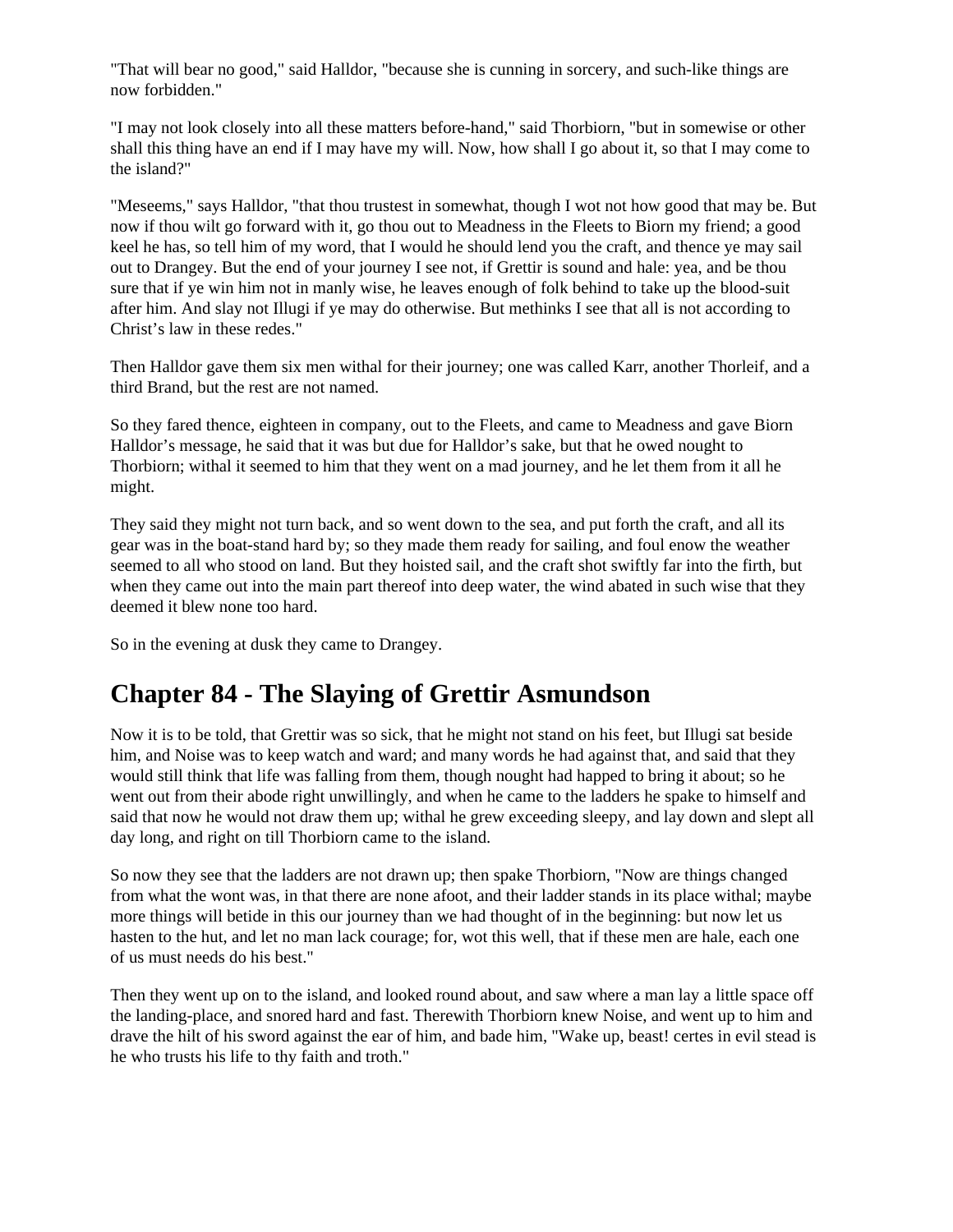"That will bear no good," said Halldor, "because she is cunning in sorcery, and such-like things are now forbidden."

"I may not look closely into all these matters before-hand," said Thorbiorn, "but in somewise or other shall this thing have an end if I may have my will. Now, how shall I go about it, so that I may come to the island?"

"Meseems," says Halldor, "that thou trustest in somewhat, though I wot not how good that may be. But now if thou wilt go forward with it, go thou out to Meadness in the Fleets to Biorn my friend; a good keel he has, so tell him of my word, that I would he should lend you the craft, and thence ye may sail out to Drangey. But the end of your journey I see not, if Grettir is sound and hale: yea, and be thou sure that if ye win him not in manly wise, he leaves enough of folk behind to take up the blood-suit after him. And slay not Illugi if ye may do otherwise. But methinks I see that all is not according to Christ's law in these redes."

Then Halldor gave them six men withal for their journey; one was called Karr, another Thorleif, and a third Brand, but the rest are not named.

So they fared thence, eighteen in company, out to the Fleets, and came to Meadness and gave Biorn Halldor's message, he said that it was but due for Halldor's sake, but that he owed nought to Thorbiorn; withal it seemed to him that they went on a mad journey, and he let them from it all he might.

They said they might not turn back, and so went down to the sea, and put forth the craft, and all its gear was in the boat-stand hard by; so they made them ready for sailing, and foul enow the weather seemed to all who stood on land. But they hoisted sail, and the craft shot swiftly far into the firth, but when they came out into the main part thereof into deep water, the wind abated in such wise that they deemed it blew none too hard.

So in the evening at dusk they came to Drangey.

## Chapter 84 - The Slaying of Grettir Asmundson

Now it is to be told, that Grettir was so sick, that he might not stand on his feet, but Illugi sat beside him, and Noise was to keep watch and ward; and many words he had against that, and said that they would still think that life was falling from them, though nought had happed to bring it about; so he went out from their abode right unwillingly, and when he came to the ladders he spake to himself and said that now he would not draw them up; withal he grew exceeding sleepy, and lay down and slept all day long, and right on till Thorbiorn came to the island.

So now they see that the ladders are not drawn up; then spake Thorbiorn, "Now are things changed from what the wont was, in that there are none afoot, and their ladder stands in its place withal; maybe more things will betide in this our journey than we had thought of in the beginning: but now let us hasten to the hut, and let no man lack courage; for, wot this well, that if these men are hale, each one of us must needs do his best."

Then they went up on to the island, and looked round about, and saw where a man lay a little space off the landing-place, and snored hard and fast. Therewith Thorbiorn knew Noise, and went up to him and drave the hilt of his sword against the ear of him, and bade him, "Wake up, beast! certes in evil stead is he who trusts his life to thy faith and troth."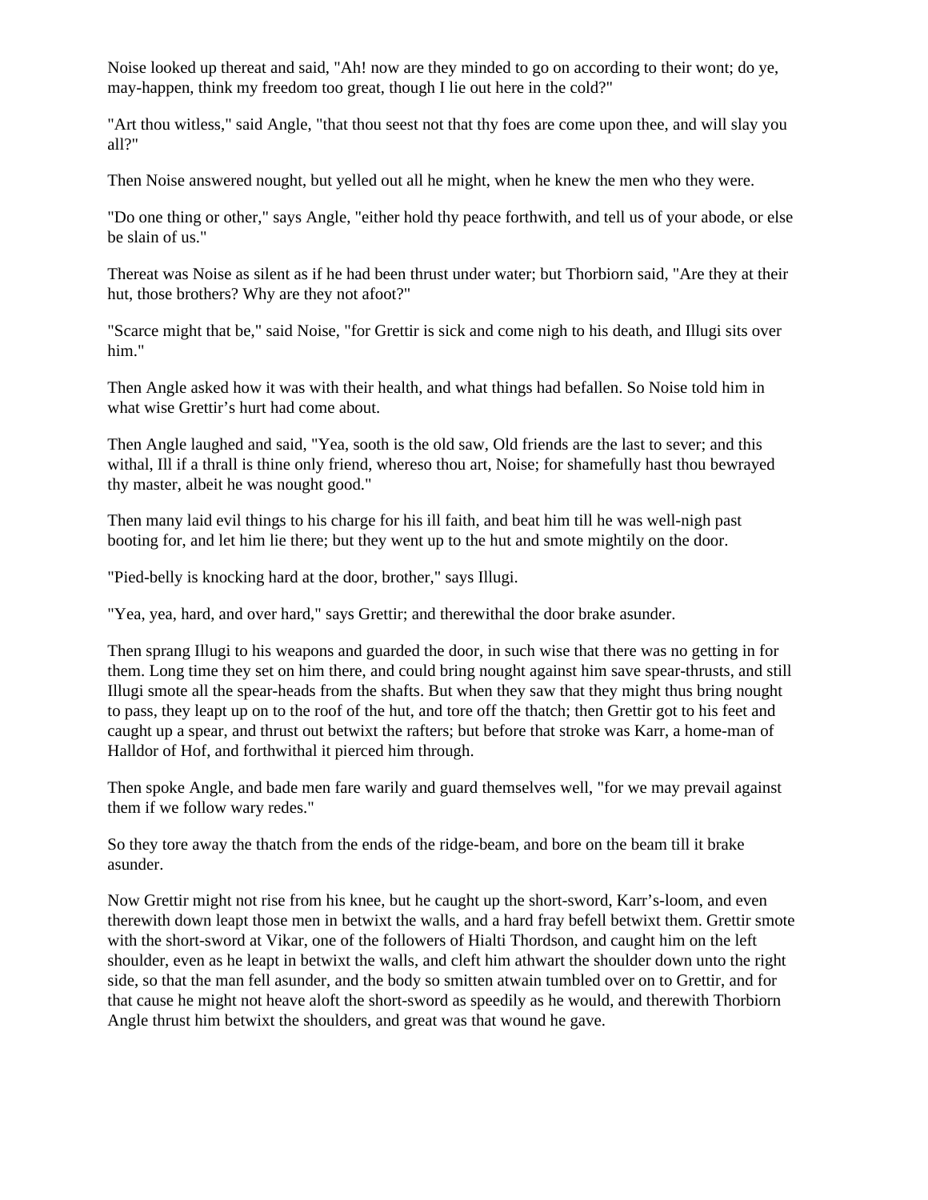Noise looked up thereat and said, "Ah! now are they minded to go on according to their wont; do ye, may-happen, think my freedom too great, though I lie out here in the cold?"

"Art thou witless," said Angle, "that thou seest not that thy foes are come upon thee, and will slay you all?"

Then Noise answered nought, but yelled out all he might, when he knew the men who they were.

"Do one thing or other," says Angle, "either hold thy peace forthwith, and tell us of your abode, or else be slain of us."

Thereat was Noise as silent as if he had been thrust under water; but Thorbiorn said, "Are they at their hut, those brothers? Why are they not afoot?"

"Scarce might that be," said Noise, "for Grettir is sick and come nigh to his death, and Illugi sits over him."

Then Angle asked how it was with their health, and what things had befallen. So Noise told him in what wise Grettir's hurt had come about.

Then Angle laughed and said, "Yea, sooth is the old saw, Old friends are the last to sever; and this withal, Ill if a thrall is thine only friend, whereso thou art, Noise; for shamefully hast thou bewrayed thy master, albeit he was nought good."

Then many laid evil things to his charge for his ill faith, and beat him till he was well-nigh past booting for, and let him lie there; but they went up to the hut and smote mightily on the door.

"Pied-belly is knocking hard at the door, brother," says Illugi.

"Yea, yea, hard, and over hard," says Grettir; and therewithal the door brake asunder.

Then sprang Illugi to his weapons and guarded the door, in such wise that there was no getting in for them. Long time they set on him there, and could bring nought against him save spear-thrusts, and still Illugi smote all the spear-heads from the shafts. But when they saw that they might thus bring nought to pass, they leapt up on to the roof of the hut, and tore off the thatch; then Grettir got to his feet and caught up a spear, and thrust out betwixt the rafters; but before that stroke was Karr, a home-man of Halldor of Hof, and forthwithal it pierced him through.

Then spoke Angle, and bade men fare warily and guard themselves well, "for we may prevail against them if we follow wary redes."

So they tore away the thatch from the ends of the ridge-beam, and bore on the beam till it brake asunder.

Now Grettir might not rise from his knee, but he caught up the short-sword, Karr's-loom, and even therewith down leapt those men in betwixt the walls, and a hard fray befell betwixt them. Grettir smote with the short-sword at Vikar, one of the followers of Hialti Thordson, and caught him on the left shoulder, even as he leapt in betwixt the walls, and cleft him athwart the shoulder down unto the right side, so that the man fell asunder, and the body so smitten atwain tumbled over on to Grettir, and for that cause he might not heave aloft the short-sword as speedily as he would, and therewith Thorbiorn Angle thrust him betwixt the shoulders, and great was that wound he gave.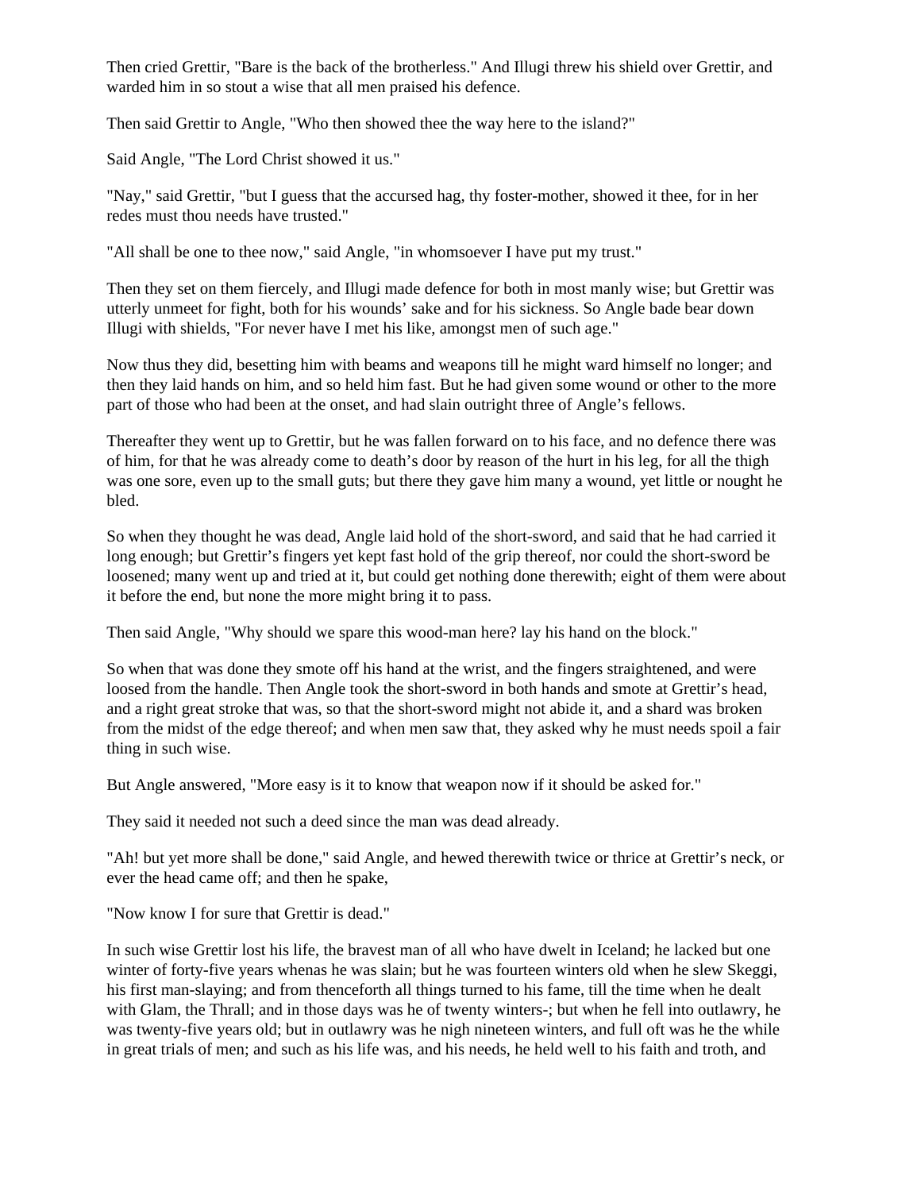Then cried Grettir, "Bare is the back of the brotherless." And Illugi threw his shield over Grettir, and warded him in so stout a wise that all men praised his defence.

Then said Grettir to Angle, "Who then showed thee the way here to the island?"

Said Angle, "The Lord Christ showed it us."

"Nay," said Grettir, "but I guess that the accursed hag, thy foster-mother, showed it thee, for in her redes must thou needs have trusted."

"All shall be one to thee now," said Angle, "in whomsoever I have put my trust."

Then they set on them fiercely, and Illugi made defence for both in most manly wise; but Grettir was utterly unmeet for fight, both for his wounds' sake and for his sickness. So Angle bade bear down Illugi with shields, "For never have I met his like, amongst men of such age."

Now thus they did, besetting him with beams and weapons till he might ward himself no longer; and then they laid hands on him, and so held him fast. But he had given some wound or other to the more part of those who had been at the onset, and had slain outright three of Angle's fellows.

Thereafter they went up to Grettir, but he was fallen forward on to his face, and no defence there was of him, for that he was already come to death's door by reason of the hurt in his leg, for all the thigh was one sore, even up to the small guts; but there they gave him many a wound, yet little or nought he bled.

So when they thought he was dead, Angle laid hold of the short-sword, and said that he had carried it long enough; but Grettir's fingers yet kept fast hold of the grip thereof, nor could the short-sword be loosened; many went up and tried at it, but could get nothing done therewith; eight of them were about it before the end, but none the more might bring it to pass.

Then said Angle, "Why should we spare this wood-man here? lay his hand on the block."

So when that was done they smote off his hand at the wrist, and the fingers straightened, and were loosed from the handle. Then Angle took the short-sword in both hands and smote at Grettir's head, and a right great stroke that was, so that the short-sword might not abide it, and a shard was broken from the midst of the edge thereof; and when men saw that, they asked why he must needs spoil a fair thing in such wise.

But Angle answered, "More easy is it to know that weapon now if it should be asked for."

They said it needed not such a deed since the man was dead already.

"Ah! but yet more shall be done," said Angle, and hewed therewith twice or thrice at Grettir's neck, or ever the head came off; and then he spake,

"Now know I for sure that Grettir is dead."

In such wise Grettir lost his life, the bravest man of all who have dwelt in Iceland; he lacked but one winter of forty-five years whenas he was slain; but he was fourteen winters old when he slew Skeggi, his first man-slaying; and from thenceforth all things turned to his fame, till the time when he dealt with Glam, the Thrall; and in those days was he of twenty winters-; but when he fell into outlawry, he was twenty-five years old; but in outlawry was he nigh nineteen winters, and full oft was he the while in great trials of men; and such as his life was, and his needs, he held well to his faith and troth, and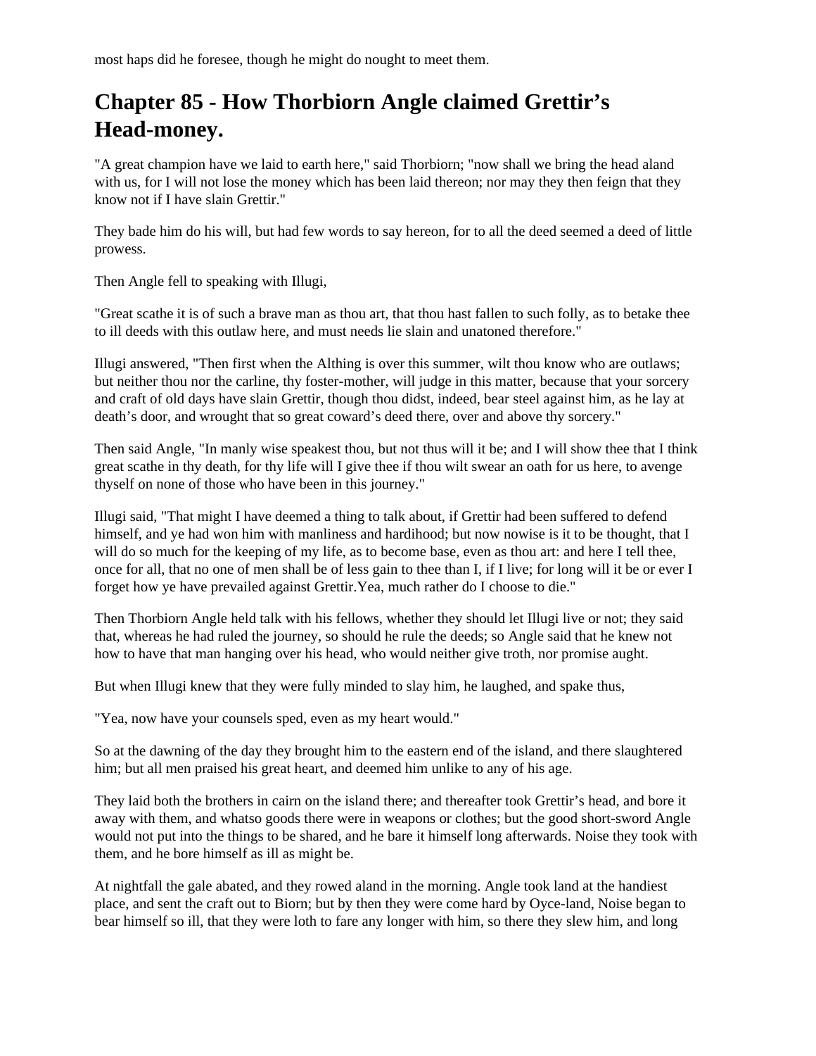most haps did he foresee, though he might do nought to meet them.

## Chapter 85 - How Thorbiorn Angle claimed Grettir's Head-money.

"A great champion have we laid to earth here," said Thorbiorn; "now shall we bring the head aland with us, for I will not lose the money which has been laid thereon; nor may they then feign that they know not if I have slain Grettir."

They bade him do his will, but had few words to say hereon, for to all the deed seemed a deed of little prowess.

Then Angle fell to speaking with Illugi,

"Great scathe it is of such a brave man as thou art, that thou hast fallen to such folly, as to betake thee to ill deeds with this outlaw here, and must needs lie slain and unatoned therefore."

Illugi answered, "Then first when the Althing is over this summer, wilt thou know who are outlaws; but neither thou nor the carline, thy foster-mother, will judge in this matter, because that your sorcery and craft of old days have slain Grettir, though thou didst, indeed, bear steel against him, as he lay at death's door, and wrought that so great coward's deed there, over and above thy sorcery."

Then said Angle, "In manly wise speakest thou, but not thus will it be; and I will show thee that I think great scathe in thy death, for thy life will I give thee if thou wilt swear an oath for us here, to avenge thyself on none of those who have been in this journey."

Illugi said, "That might I have deemed a thing to talk about, if Grettir had been suffered to defend himself, and ye had won him with manliness and hardihood; but now nowise is it to be thought, that I will do so much for the keeping of my life, as to become base, even as thou art: and here I tell thee, once for all, that no one of men shall be of less gain to thee than I, if I live; for long will it be or ever I forget how ye have prevailed against Grettir.Yea, much rather do I choose to die."

Then Thorbiorn Angle held talk with his fellows, whether they should let Illugi live or not; they said that, whereas he had ruled the journey, so should he rule the deeds; so Angle said that he knew not how to have that man hanging over his head, who would neither give troth, nor promise aught.

But when Illugi knew that they were fully minded to slay him, he laughed, and spake thus,

"Yea, now have your counsels sped, even as my heart would."

So at the dawning of the day they brought him to the eastern end of the island, and there slaughtered him; but all men praised his great heart, and deemed him unlike to any of his age.

They laid both the brothers in cairn on the island there; and thereafter took Grettir's head, and bore it away with them, and whatso goods there were in weapons or clothes; but the good short-sword Angle would not put into the things to be shared, and he bare it himself long afterwards. Noise they took with them, and he bore himself as ill as might be.

At nightfall the gale abated, and they rowed aland in the morning. Angle took land at the handiest place, and sent the craft out to Biorn; but by then they were come hard by Oyce-land, Noise began to bear himself so ill, that they were loth to fare any longer with him, so there they slew him, and long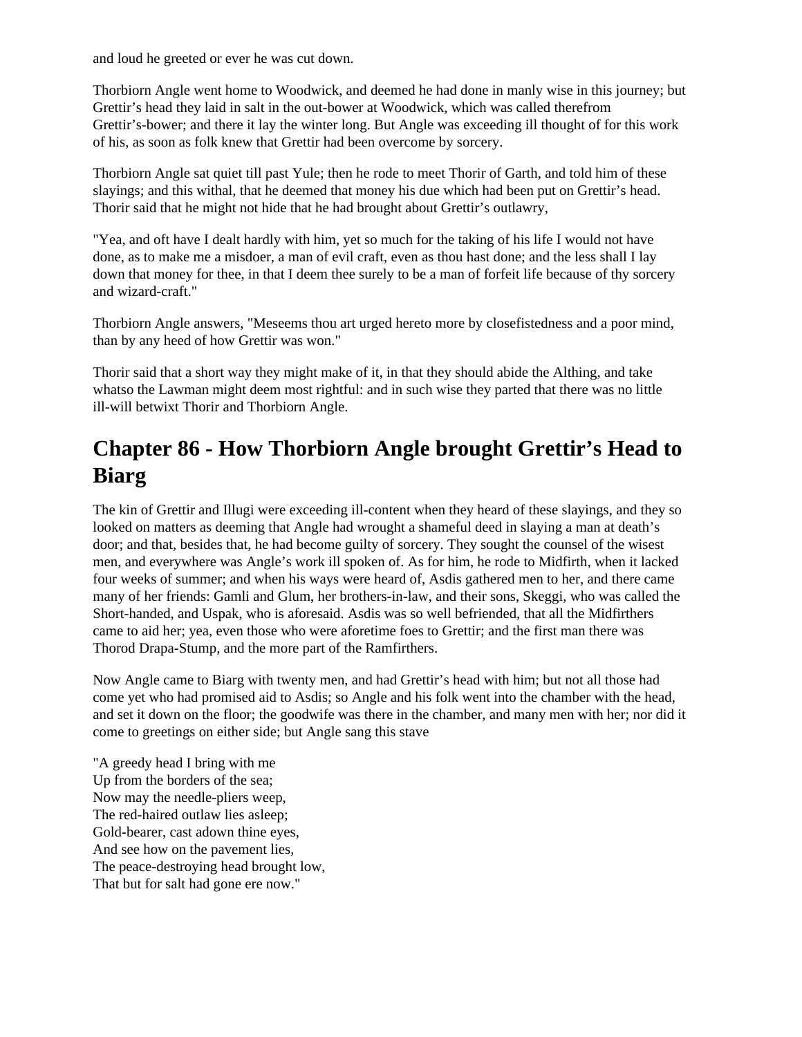and loud he greeted or ever he was cut down.

Thorbiorn Angle went home to Woodwick, and deemed he had done in manly wise in this journey; but Grettir's head they laid in salt in the out-bower at Woodwick, which was called therefrom Grettir's-bower; and there it lay the winter long. But Angle was exceeding ill thought of for this work of his, as soon as folk knew that Grettir had been overcome by sorcery.

Thorbiorn Angle sat quiet till past Yule; then he rode to meet Thorir of Garth, and told him of these slayings; and this withal, that he deemed that money his due which had been put on Grettir's head. Thorir said that he might not hide that he had brought about Grettir's outlawry,

"Yea, and oft have I dealt hardly with him, yet so much for the taking of his life I would not have done, as to make me a misdoer, a man of evil craft, even as thou hast done; and the less shall I lay down that money for thee, in that I deem thee surely to be a man of forfeit life because of thy sorcery and wizard-craft."

Thorbiorn Angle answers, "Meseems thou art urged hereto more by closefistedness and a poor mind, than by any heed of how Grettir was won."

Thorir said that a short way they might make of it, in that they should abide the Althing, and take whatso the Lawman might deem most rightful: and in such wise they parted that there was no little ill-will betwixt Thorir and Thorbiorn Angle.

## Chapter 86 - How Thorbiorn Angle brought Grettir's Head to Biarg

The kin of Grettir and Illugi were exceeding ill-content when they heard of these slayings, and they so looked on matters as deeming that Angle had wrought a shameful deed in slaying a man at death's door; and that, besides that, he had become guilty of sorcery. They sought the counsel of the wisest men, and everywhere was Angle's work ill spoken of. As for him, he rode to Midfirth, when it lacked four weeks of summer; and when his ways were heard of, Asdis gathered men to her, and there came many of her friends: Gamli and Glum, her brothers-in-law, and their sons, Skeggi, who was called the Short-handed, and Uspak, who is aforesaid. Asdis was so well befriended, that all the Midfirthers came to aid her; yea, even those who were aforetime foes to Grettir; and the first man there was Thorod Drapa-Stump, and the more part of the Ramfirthers.

Now Angle came to Biarg with twenty men, and had Grettir's head with him; but not all those had come yet who had promised aid to Asdis; so Angle and his folk went into the chamber with the head, and set it down on the floor; the goodwife was there in the chamber, and many men with her; nor did it come to greetings on either side; but Angle sang this stave

"A greedy head I bring with me  
Up from the borders of the sea;  
Now may the needle-pliers weep,  
The red-haired outlaw lies asleep;  
Gold-bearer, cast adown thine eyes,  
And see how on the pavement lies,  
The peace-destroying head brought low,  
That but for salt had gone ere now."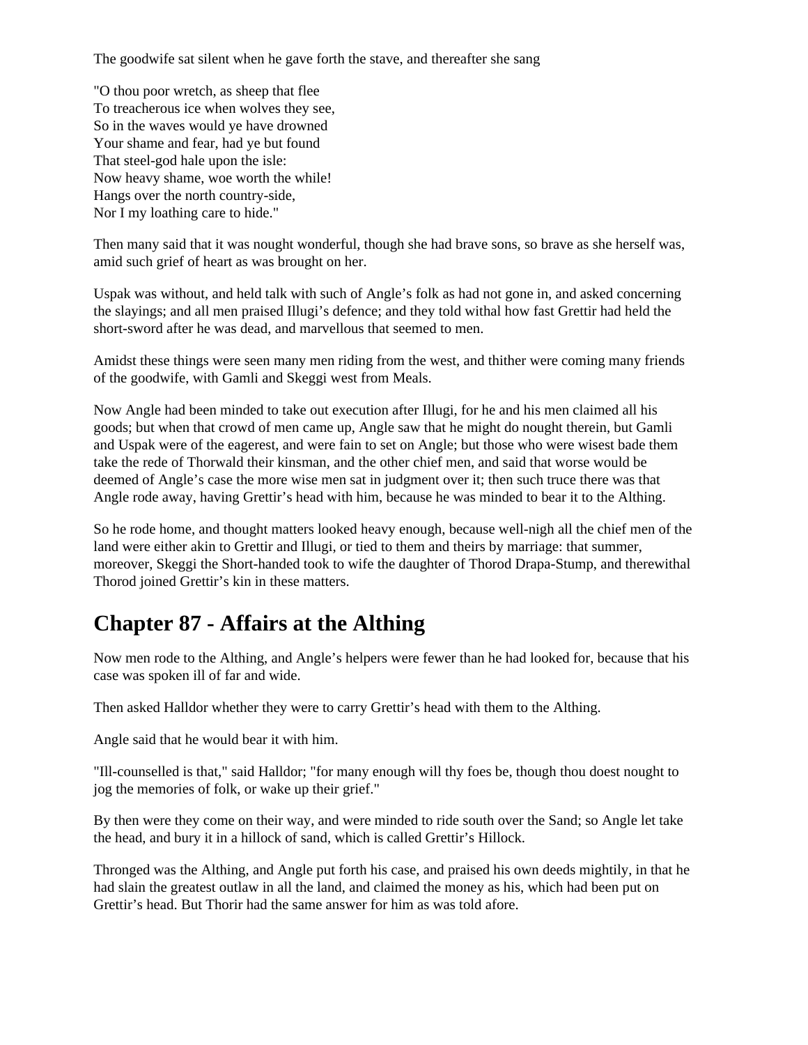The goodwife sat silent when he gave forth the stave, and thereafter she sang

"O thou poor wretch, as sheep that flee  
To treacherous ice when wolves they see,  
So in the waves would ye have drowned  
Your shame and fear, had ye but found  
That steel-god hale upon the isle:  
Now heavy shame, woe worth the while!  
Hangs over the north country-side,  
Nor I my loathing care to hide."

Then many said that it was nought wonderful, though she had brave sons, so brave as she herself was, amid such grief of heart as was brought on her.

Uspak was without, and held talk with such of Angle's folk as had not gone in, and asked concerning the slayings; and all men praised Illugi's defence; and they told withal how fast Grettir had held the short-sword after he was dead, and marvellous that seemed to men.

Amidst these things were seen many men riding from the west, and thither were coming many friends of the goodwife, with Gamli and Skeggi west from Meals.

Now Angle had been minded to take out execution after Illugi, for he and his men claimed all his goods; but when that crowd of men came up, Angle saw that he might do nought therein, but Gamli and Uspak were of the eagerest, and were fain to set on Angle; but those who were wisest bade them take the rede of Thorwald their kinsman, and the other chief men, and said that worse would be deemed of Angle's case the more wise men sat in judgment over it; then such truce there was that Angle rode away, having Grettir's head with him, because he was minded to bear it to the Althing.

So he rode home, and thought matters looked heavy enough, because well-nigh all the chief men of the land were either akin to Grettir and Illugi, or tied to them and theirs by marriage: that summer, moreover, Skeggi the Short-handed took to wife the daughter of Thorod Drapa-Stump, and therewithal Thorod joined Grettir's kin in these matters.

## Chapter 87 - Affairs at the Althing

Now men rode to the Althing, and Angle's helpers were fewer than he had looked for, because that his case was spoken ill of far and wide.

Then asked Halldor whether they were to carry Grettir's head with them to the Althing.

Angle said that he would bear it with him.

"Ill-counselled is that," said Halldor; "for many enough will thy foes be, though thou doest nought to jog the memories of folk, or wake up their grief."

By then were they come on their way, and were minded to ride south over the Sand; so Angle let take the head, and bury it in a hillock of sand, which is called Grettir's Hillock.

Thronged was the Althing, and Angle put forth his case, and praised his own deeds mightily, in that he had slain the greatest outlaw in all the land, and claimed the money as his, which had been put on Grettir's head. But Thorir had the same answer for him as was told afore.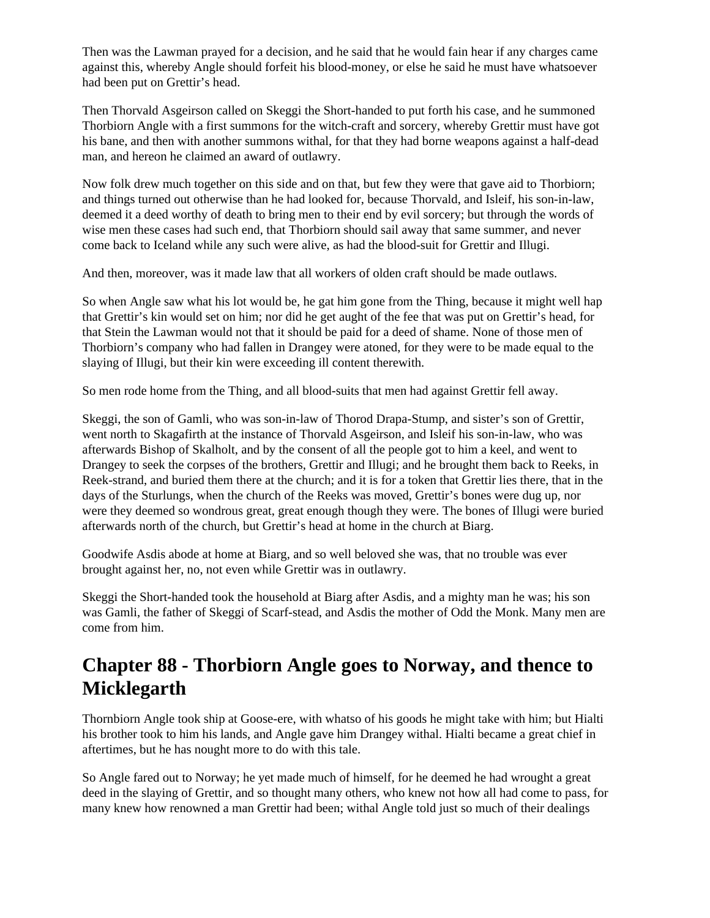Then was the Lawman prayed for a decision, and he said that he would fain hear if any charges came against this, whereby Angle should forfeit his blood-money, or else he said he must have whatsoever had been put on Grettir's head.

Then Thorvald Asgeirson called on Skeggi the Short-handed to put forth his case, and he summoned Thorbiorn Angle with a first summons for the witch-craft and sorcery, whereby Grettir must have got his bane, and then with another summons withal, for that they had borne weapons against a half-dead man, and hereon he claimed an award of outlawry.

Now folk drew much together on this side and on that, but few they were that gave aid to Thorbiorn; and things turned out otherwise than he had looked for, because Thorvald, and Isleif, his son-in-law, deemed it a deed worthy of death to bring men to their end by evil sorcery; but through the words of wise men these cases had such end, that Thorbiorn should sail away that same summer, and never come back to Iceland while any such were alive, as had the blood-suit for Grettir and Illugi.

And then, moreover, was it made law that all workers of olden craft should be made outlaws.

So when Angle saw what his lot would be, he gat him gone from the Thing, because it might well hap that Grettir's kin would set on him; nor did he get aught of the fee that was put on Grettir's head, for that Stein the Lawman would not that it should be paid for a deed of shame. None of those men of Thorbiorn's company who had fallen in Drangey were atoned, for they were to be made equal to the slaying of Illugi, but their kin were exceeding ill content therewith.

So men rode home from the Thing, and all blood-suits that men had against Grettir fell away.

Skeggi, the son of Gamli, who was son-in-law of Thorod Drapa-Stump, and sister's son of Grettir, went north to Skagafirth at the instance of Thorvald Asgeirson, and Isleif his son-in-law, who was afterwards Bishop of Skalholt, and by the consent of all the people got to him a keel, and went to Drangey to seek the corpses of the brothers, Grettir and Illugi; and he brought them back to Reeks, in Reek-strand, and buried them there at the church; and it is for a token that Grettir lies there, that in the days of the Sturlungs, when the church of the Reeks was moved, Grettir's bones were dug up, nor were they deemed so wondrous great, great enough though they were. The bones of Illugi were buried afterwards north of the church, but Grettir's head at home in the church at Biarg.

Goodwife Asdis abode at home at Biarg, and so well beloved she was, that no trouble was ever brought against her, no, not even while Grettir was in outlawry.

Skeggi the Short-handed took the household at Biarg after Asdis, and a mighty man he was; his son was Gamli, the father of Skeggi of Scarf-stead, and Asdis the mother of Odd the Monk. Many men are come from him.

## Chapter 88 - Thorbiorn Angle goes to Norway, and thence to Micklegarth

Thornbiorn Angle took ship at Goose-ere, with whatso of his goods he might take with him; but Hialti his brother took to him his lands, and Angle gave him Drangey withal. Hialti became a great chief in aftertimes, but he has nought more to do with this tale.

So Angle fared out to Norway; he yet made much of himself, for he deemed he had wrought a great deed in the slaying of Grettir, and so thought many others, who knew not how all had come to pass, for many knew how renowned a man Grettir had been; withal Angle told just so much of their dealings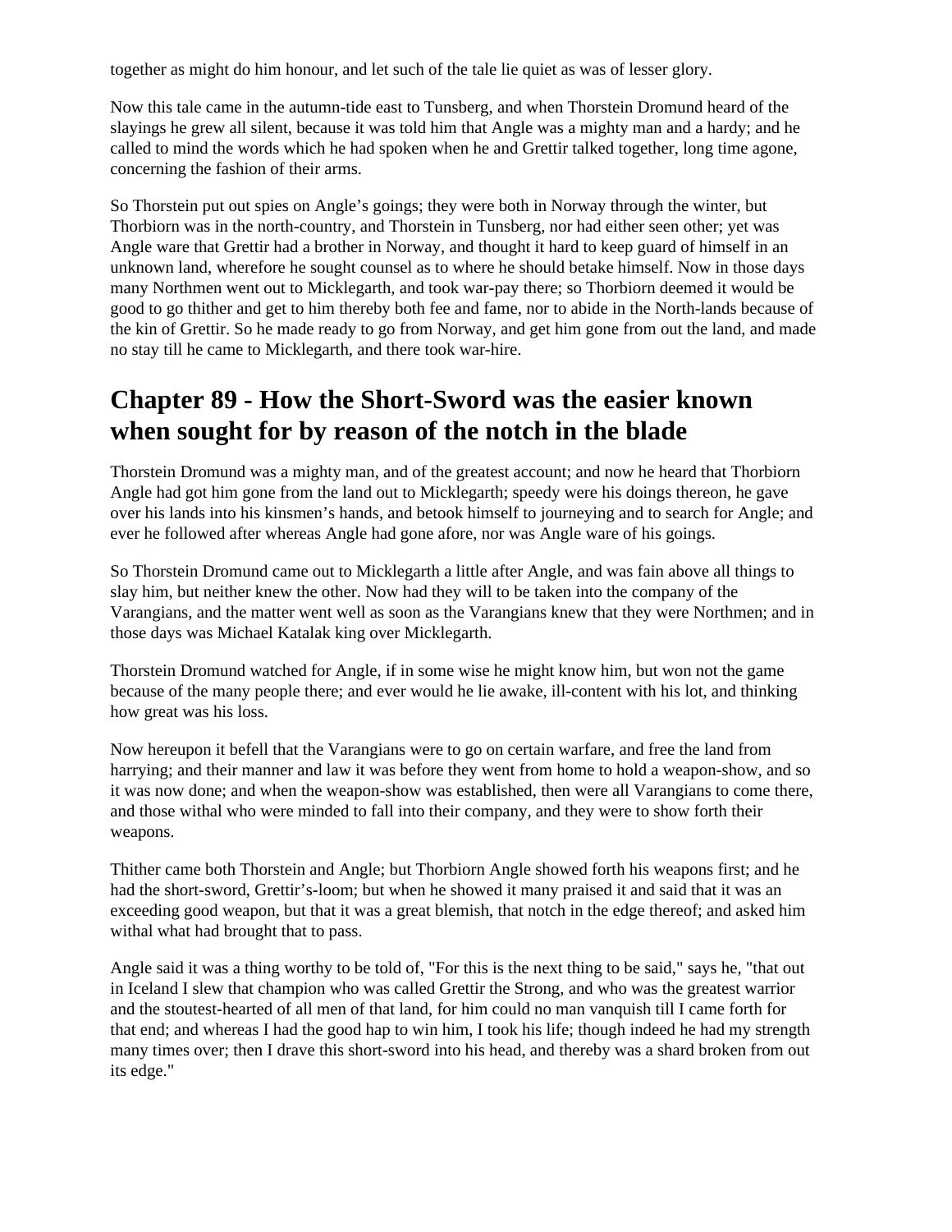together as might do him honour, and let such of the tale lie quiet as was of lesser glory.

Now this tale came in the autumn-tide east to Tunsberg, and when Thorstein Dromund heard of the slayings he grew all silent, because it was told him that Angle was a mighty man and a hardy; and he called to mind the words which he had spoken when he and Grettir talked together, long time agone, concerning the fashion of their arms.

So Thorstein put out spies on Angle’s goings; they were both in Norway through the winter, but Thorbiorn was in the north-country, and Thorstein in Tunsberg, nor had either seen other; yet was Angle ware that Grettir had a brother in Norway, and thought it hard to keep guard of himself in an unknown land, wherefore he sought counsel as to where he should betake himself. Now in those days many Northmen went out to Micklegarth, and took war-pay there; so Thorbiorn deemed it would be good to go thither and get to him thereby both fee and fame, nor to abide in the North-lands because of the kin of Grettir. So he made ready to go from Norway, and get him gone from out the land, and made no stay till he came to Micklegarth, and there took war-hire.

## Chapter 89 - How the Short-Sword was the easier known when sought for by reason of the notch in the blade

Thorstein Dromund was a mighty man, and of the greatest account; and now he heard that Thorbiorn Angle had got him gone from the land out to Micklegarth; speedy were his doings thereon, he gave over his lands into his kinsmen’s hands, and betook himself to journeying and to search for Angle; and ever he followed after whereas Angle had gone afore, nor was Angle ware of his goings.

So Thorstein Dromund came out to Micklegarth a little after Angle, and was fain above all things to slay him, but neither knew the other. Now had they will to be taken into the company of the Varangians, and the matter went well as soon as the Varangians knew that they were Northmen; and in those days was Michael Katalak king over Micklegarth.

Thorstein Dromund watched for Angle, if in some wise he might know him, but won not the game because of the many people there; and ever would he lie awake, ill-content with his lot, and thinking how great was his loss.

Now hereupon it befell that the Varangians were to go on certain warfare, and free the land from harrying; and their manner and law it was before they went from home to hold a weapon-show, and so it was now done; and when the weapon-show was established, then were all Varangians to come there, and those withal who were minded to fall into their company, and they were to show forth their weapons.

Thither came both Thorstein and Angle; but Thorbiorn Angle showed forth his weapons first; and he had the short-sword, Grettir’s-loom; but when he showed it many praised it and said that it was an exceeding good weapon, but that it was a great blemish, that notch in the edge thereof; and asked him withal what had brought that to pass.

Angle said it was a thing worthy to be told of, "For this is the next thing to be said," says he, "that out in Iceland I slew that champion who was called Grettir the Strong, and who was the greatest warrior and the stoutest-hearted of all men of that land, for him could no man vanquish till I came forth for that end; and whereas I had the good hap to win him, I took his life; though indeed he had my strength many times over; then I drave this short-sword into his head, and thereby was a shard broken from out its edge."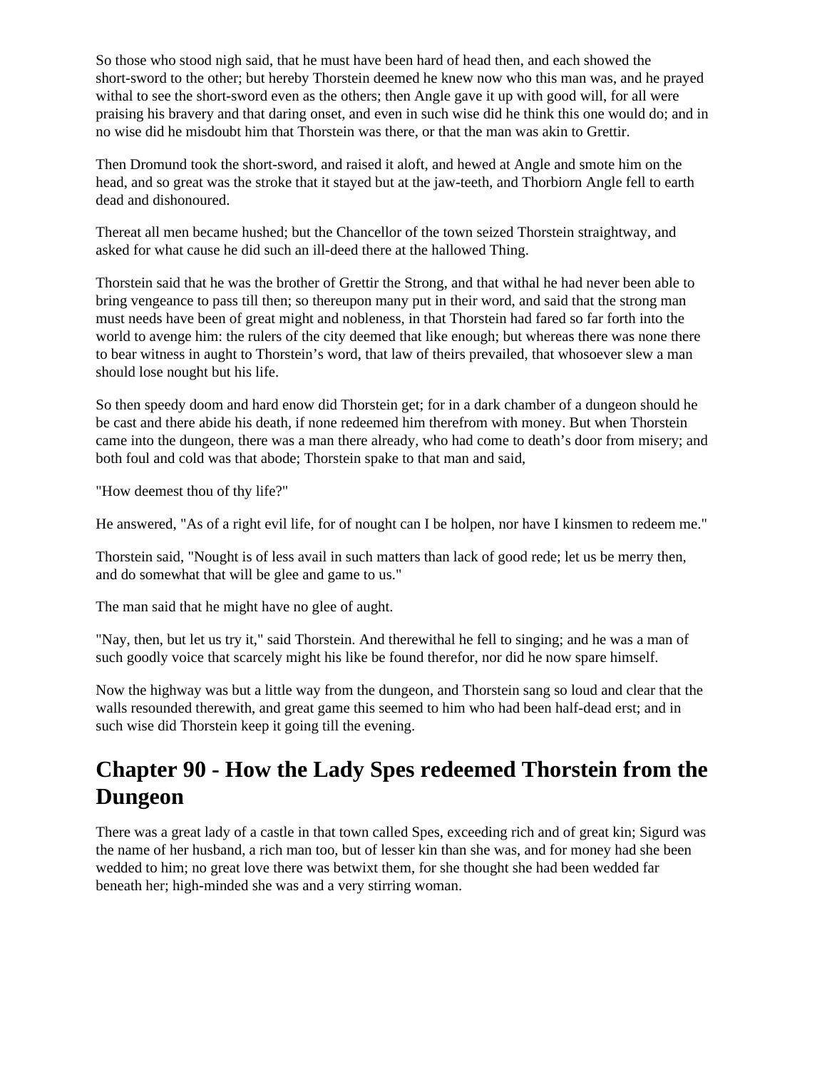So those who stood nigh said, that he must have been hard of head then, and each showed the short-sword to the other; but hereby Thorstein deemed he knew now who this man was, and he prayed withal to see the short-sword even as the others; then Angle gave it up with good will, for all were praising his bravery and that daring onset, and even in such wise did he think this one would do; and in no wise did he misdoubt him that Thorstein was there, or that the man was akin to Grettir.

Then Dromund took the short-sword, and raised it aloft, and hewed at Angle and smote him on the head, and so great was the stroke that it stayed but at the jaw-teeth, and Thorbiorn Angle fell to earth dead and dishonoured.

Thereat all men became hushed; but the Chancellor of the town seized Thorstein straightway, and asked for what cause he did such an ill-deed there at the hallowed Thing.

Thorstein said that he was the brother of Grettir the Strong, and that withal he had never been able to bring vengeance to pass till then; so thereupon many put in their word, and said that the strong man must needs have been of great might and nobleness, in that Thorstein had fared so far forth into the world to avenge him: the rulers of the city deemed that like enough; but whereas there was none there to bear witness in aught to Thorstein's word, that law of theirs prevailed, that whosoever slew a man should lose nought but his life.

So then speedy doom and hard enow did Thorstein get; for in a dark chamber of a dungeon should he be cast and there abide his death, if none redeemed him therefrom with money. But when Thorstein came into the dungeon, there was a man there already, who had come to death's door from misery; and both foul and cold was that abode; Thorstein spake to that man and said,

"How deemest thou of thy life?"

He answered, "As of a right evil life, for of nought can I be holpen, nor have I kinsmen to redeem me."

Thorstein said, "Nought is of less avail in such matters than lack of good rede; let us be merry then, and do somewhat that will be glee and game to us."

The man said that he might have no glee of aught.

"Nay, then, but let us try it," said Thorstein. And therewithal he fell to singing; and he was a man of such goodly voice that scarcely might his like be found therefor, nor did he now spare himself.

Now the highway was but a little way from the dungeon, and Thorstein sang so loud and clear that the walls resounded therewith, and great game this seemed to him who had been half-dead erst; and in such wise did Thorstein keep it going till the evening.

## Chapter 90 - How the Lady Spes redeemed Thorstein from the Dungeon

There was a great lady of a castle in that town called Spes, exceeding rich and of great kin; Sigurd was the name of her husband, a rich man too, but of lesser kin than she was, and for money had she been wedded to him; no great love there was betwixt them, for she thought she had been wedded far beneath her; high-minded she was and a very stirring woman.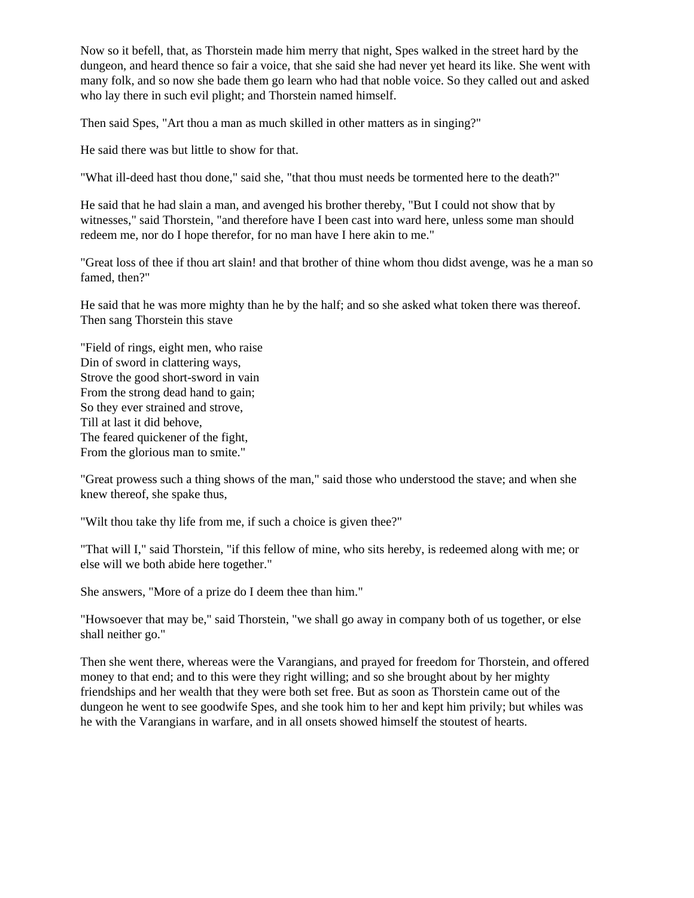Now so it befell, that, as Thorstein made him merry that night, Spes walked in the street hard by the dungeon, and heard thence so fair a voice, that she said she had never yet heard its like. She went with many folk, and so now she bade them go learn who had that noble voice. So they called out and asked who lay there in such evil plight; and Thorstein named himself.

Then said Spes, "Art thou a man as much skilled in other matters as in singing?"

He said there was but little to show for that.

"What ill-deed hast thou done," said she, "that thou must needs be tormented here to the death?"

He said that he had slain a man, and avenged his brother thereby, "But I could not show that by witnesses," said Thorstein, "and therefore have I been cast into ward here, unless some man should redeem me, nor do I hope therefor, for no man have I here akin to me."

"Great loss of thee if thou art slain! and that brother of thine whom thou didst avenge, was he a man so famed, then?"

He said that he was more mighty than he by the half; and so she asked what token there was thereof. Then sang Thorstein this stave

"Field of rings, eight men, who raise  
Din of sword in clattering ways,  
Strove the good short-sword in vain  
From the strong dead hand to gain;  
So they ever strained and strove,  
Till at last it did behove,  
The feared quickener of the fight,  
From the glorious man to smite."

"Great prowess such a thing shows of the man," said those who understood the stave; and when she knew thereof, she spake thus,

"Wilt thou take thy life from me, if such a choice is given thee?"

"That will I," said Thorstein, "if this fellow of mine, who sits hereby, is redeemed along with me; or else will we both abide here together."

She answers, "More of a prize do I deem thee than him."

"Howsoever that may be," said Thorstein, "we shall go away in company both of us together, or else shall neither go."

Then she went there, whereas were the Varangians, and prayed for freedom for Thorstein, and offered money to that end; and to this were they right willing; and so she brought about by her mighty friendships and her wealth that they were both set free. But as soon as Thorstein came out of the dungeon he went to see goodwife Spes, and she took him to her and kept him privily; but whiles was he with the Varangians in warfare, and in all onsets showed himself the stoutest of hearts.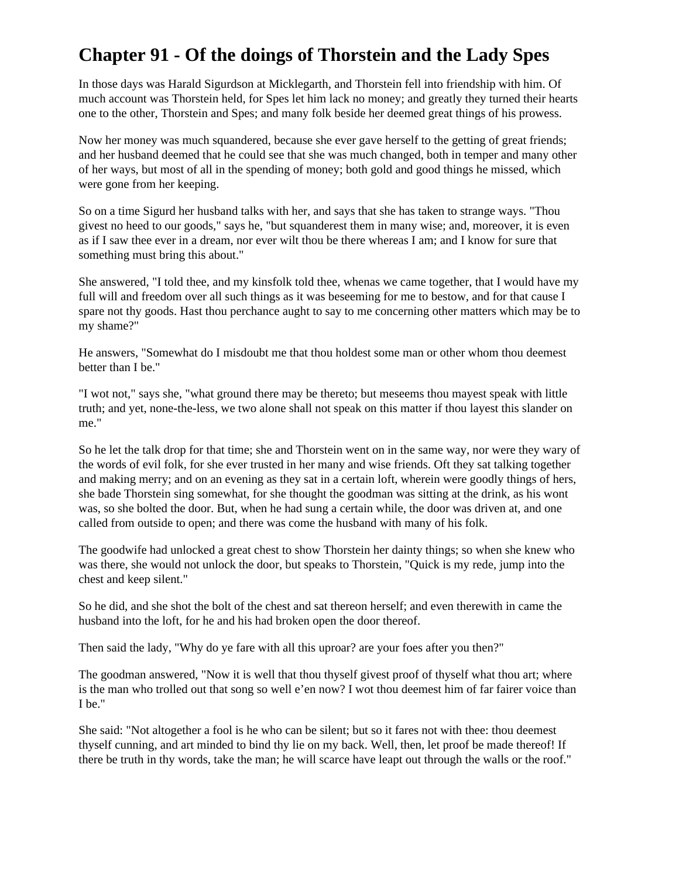# Chapter 91 - Of the doings of Thorstein and the Lady Spes

In those days was Harald Sigurdson at Micklegarth, and Thorstein fell into friendship with him. Of much account was Thorstein held, for Spes let him lack no money; and greatly they turned their hearts one to the other, Thorstein and Spes; and many folk beside her deemed great things of his prowess.

Now her money was much squandered, because she ever gave herself to the getting of great friends; and her husband deemed that he could see that she was much changed, both in temper and many other of her ways, but most of all in the spending of money; both gold and good things he missed, which were gone from her keeping.

So on a time Sigurd her husband talks with her, and says that she has taken to strange ways. "Thou givest no heed to our goods," says he, "but squanderest them in many wise; and, moreover, it is even as if I saw thee ever in a dream, nor ever wilt thou be there whereas I am; and I know for sure that something must bring this about."

She answered, "I told thee, and my kinsfolk told thee, whenas we came together, that I would have my full will and freedom over all such things as it was beseeming for me to bestow, and for that cause I spare not thy goods. Hast thou perchance aught to say to me concerning other matters which may be to my shame?"

He answers, "Somewhat do I misdoubt me that thou holdest some man or other whom thou deemest better than I be."

"I wot not," says she, "what ground there may be thereto; but meseems thou mayest speak with little truth; and yet, none-the-less, we two alone shall not speak on this matter if thou layest this slander on me."

So he let the talk drop for that time; she and Thorstein went on in the same way, nor were they wary of the words of evil folk, for she ever trusted in her many and wise friends. Oft they sat talking together and making merry; and on an evening as they sat in a certain loft, wherein were goodly things of hers, she bade Thorstein sing somewhat, for she thought the goodman was sitting at the drink, as his wont was, so she bolted the door. But, when he had sung a certain while, the door was driven at, and one called from outside to open; and there was come the husband with many of his folk.

The goodwife had unlocked a great chest to show Thorstein her dainty things; so when she knew who was there, she would not unlock the door, but speaks to Thorstein, "Quick is my rede, jump into the chest and keep silent."

So he did, and she shot the bolt of the chest and sat thereon herself; and even therewith in came the husband into the loft, for he and his had broken open the door thereof.

Then said the lady, "Why do ye fare with all this uproar? are your foes after you then?"

The goodman answered, "Now it is well that thou thyself givest proof of thyself what thou art; where is the man who trolled out that song so well e'en now? I wot thou deemest him of far fairer voice than I be."

She said: "Not altogether a fool is he who can be silent; but so it fares not with thee: thou deemest thyself cunning, and art minded to bind thy lie on my back. Well, then, let proof be made thereof! If there be truth in thy words, take the man; he will scarce have leapt out through the walls or the roof."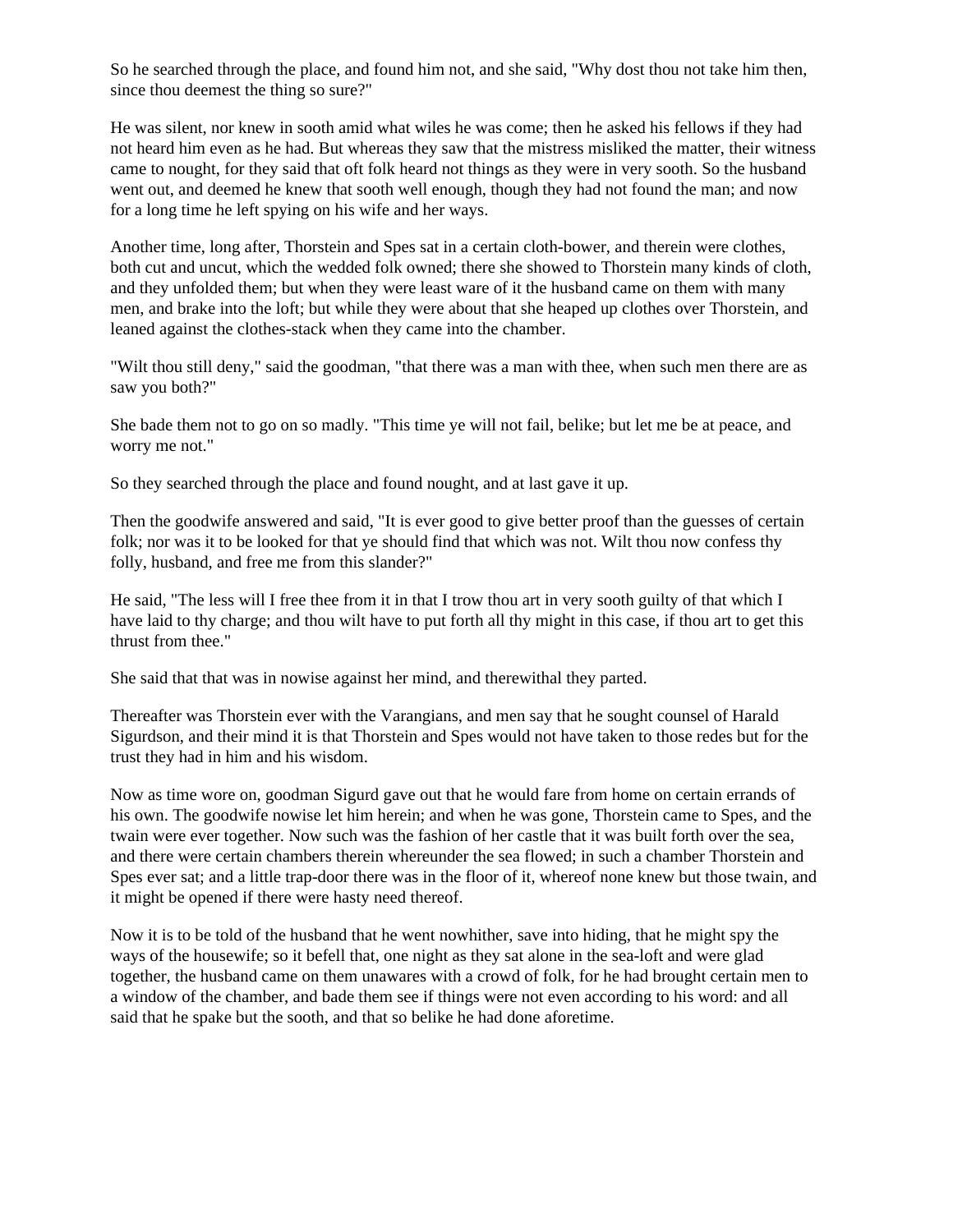So he searched through the place, and found him not, and she said, "Why dost thou not take him then, since thou deemest the thing so sure?"

He was silent, nor knew in sooth amid what wiles he was come; then he asked his fellows if they had not heard him even as he had. But whereas they saw that the mistress misliked the matter, their witness came to nought, for they said that oft folk heard not things as they were in very sooth. So the husband went out, and deemed he knew that sooth well enough, though they had not found the man; and now for a long time he left spying on his wife and her ways.

Another time, long after, Thorstein and Spes sat in a certain cloth-bower, and therein were clothes, both cut and uncut, which the wedded folk owned; there she showed to Thorstein many kinds of cloth, and they unfolded them; but when they were least ware of it the husband came on them with many men, and brake into the loft; but while they were about that she heaped up clothes over Thorstein, and leaned against the clothes-stack when they came into the chamber.

"Wilt thou still deny," said the goodman, "that there was a man with thee, when such men there are as saw you both?"

She bade them not to go on so madly. "This time ye will not fail, belike; but let me be at peace, and worry me not."

So they searched through the place and found nought, and at last gave it up.

Then the goodwife answered and said, "It is ever good to give better proof than the guesses of certain folk; nor was it to be looked for that ye should find that which was not. Wilt thou now confess thy folly, husband, and free me from this slander?"

He said, "The less will I free thee from it in that I trow thou art in very sooth guilty of that which I have laid to thy charge; and thou wilt have to put forth all thy might in this case, if thou art to get this thrust from thee."

She said that that was in nowise against her mind, and therewithal they parted.

Thereafter was Thorstein ever with the Varangians, and men say that he sought counsel of Harald Sigurdson, and their mind it is that Thorstein and Spes would not have taken to those redes but for the trust they had in him and his wisdom.

Now as time wore on, goodman Sigurd gave out that he would fare from home on certain errands of his own. The goodwife nowise let him herein; and when he was gone, Thorstein came to Spes, and the twain were ever together. Now such was the fashion of her castle that it was built forth over the sea, and there were certain chambers therein whereunder the sea flowed; in such a chamber Thorstein and Spes ever sat; and a little trap-door there was in the floor of it, whereof none knew but those twain, and it might be opened if there were hasty need thereof.

Now it is to be told of the husband that he went nowhither, save into hiding, that he might spy the ways of the housewife; so it befell that, one night as they sat alone in the sea-loft and were glad together, the husband came on them unawares with a crowd of folk, for he had brought certain men to a window of the chamber, and bade them see if things were not even according to his word: and all said that he spake but the sooth, and that so belike he had done aforetime.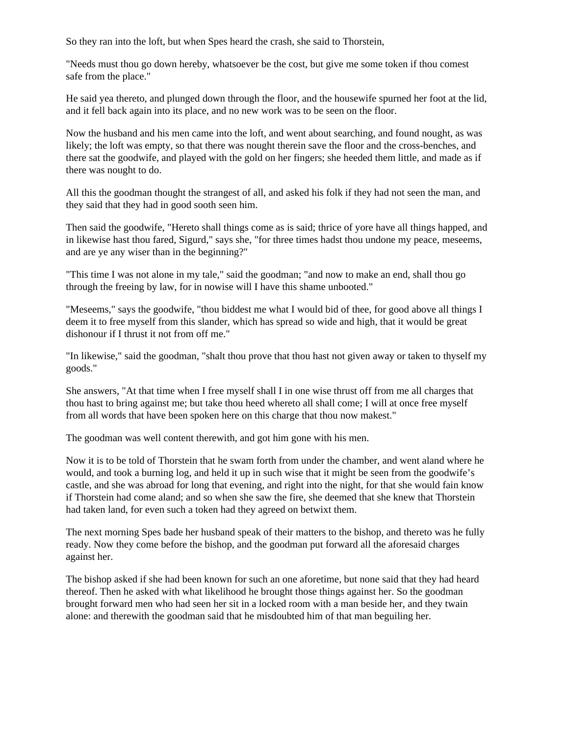So they ran into the loft, but when Spes heard the crash, she said to Thorstein,

"Needs must thou go down hereby, whatsoever be the cost, but give me some token if thou comest safe from the place."

He said yea thereto, and plunged down through the floor, and the housewife spurned her foot at the lid, and it fell back again into its place, and no new work was to be seen on the floor.

Now the husband and his men came into the loft, and went about searching, and found nought, as was likely; the loft was empty, so that there was nought therein save the floor and the cross-benches, and there sat the goodwife, and played with the gold on her fingers; she heeded them little, and made as if there was nought to do.

All this the goodman thought the strangest of all, and asked his folk if they had not seen the man, and they said that they had in good sooth seen him.

Then said the goodwife, "Hereto shall things come as is said; thrice of yore have all things happed, and in likewise hast thou fared, Sigurd," says she, "for three times hadst thou undone my peace, meseems, and are ye any wiser than in the beginning?"

"This time I was not alone in my tale," said the goodman; "and now to make an end, shall thou go through the freeing by law, for in nowise will I have this shame unbooted."

"Meseems," says the goodwife, "thou biddest me what I would bid of thee, for good above all things I deem it to free myself from this slander, which has spread so wide and high, that it would be great dishonour if I thrust it not from off me."

"In likewise," said the goodman, "shalt thou prove that thou hast not given away or taken to thyself my goods."

She answers, "At that time when I free myself shall I in one wise thrust off from me all charges that thou hast to bring against me; but take thou heed whereto all shall come; I will at once free myself from all words that have been spoken here on this charge that thou now makest."

The goodman was well content therewith, and got him gone with his men.

Now it is to be told of Thorstein that he swam forth from under the chamber, and went aland where he would, and took a burning log, and held it up in such wise that it might be seen from the goodwife's castle, and she was abroad for long that evening, and right into the night, for that she would fain know if Thorstein had come aland; and so when she saw the fire, she deemed that she knew that Thorstein had taken land, for even such a token had they agreed on betwixt them.

The next morning Spes bade her husband speak of their matters to the bishop, and thereto was he fully ready. Now they come before the bishop, and the goodman put forward all the aforesaid charges against her.

The bishop asked if she had been known for such an one aforetime, but none said that they had heard thereof. Then he asked with what likelihood he brought those things against her. So the goodman brought forward men who had seen her sit in a locked room with a man beside her, and they twain alone: and therewith the goodman said that he misdoubted him of that man beguiling her.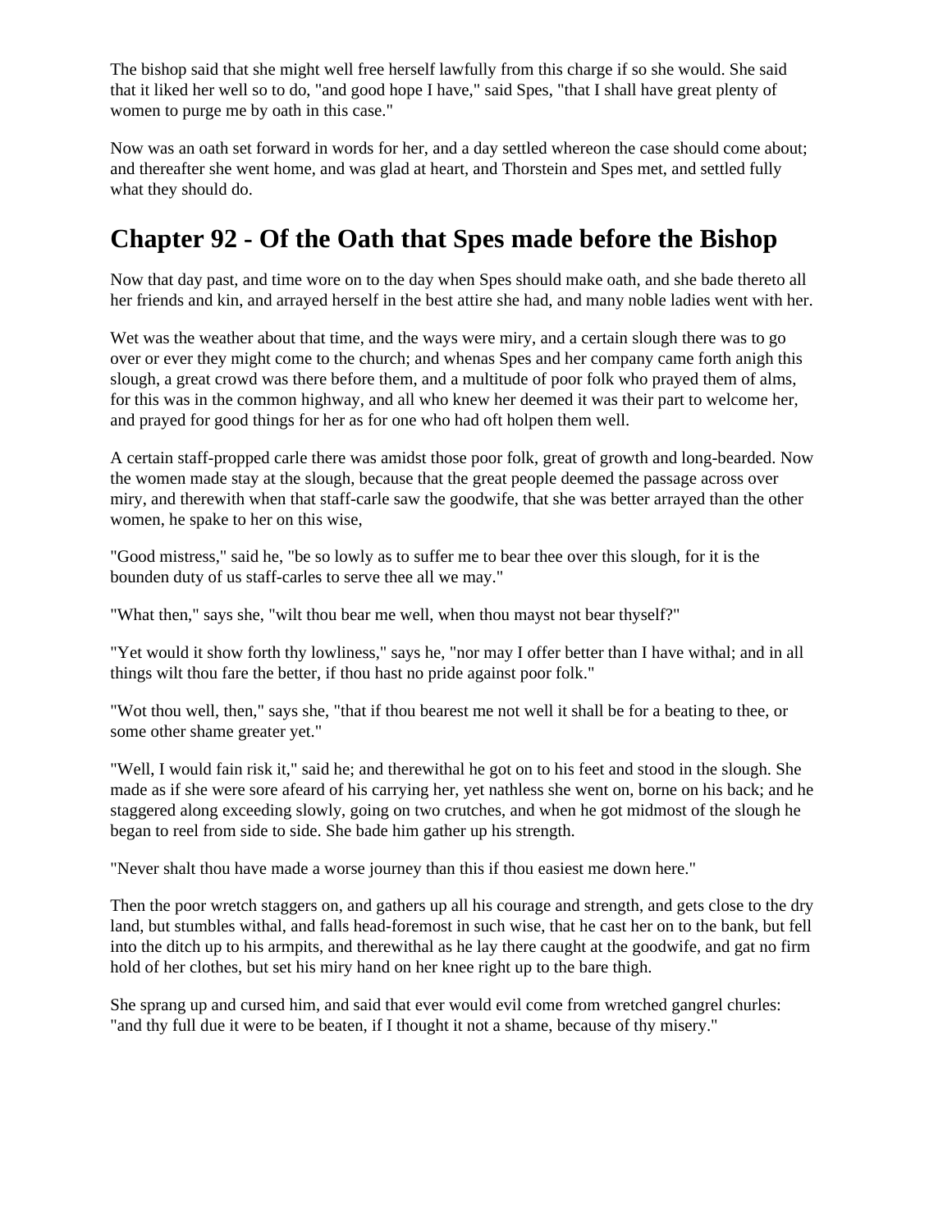The bishop said that she might well free herself lawfully from this charge if so she would. She said that it liked her well so to do, "and good hope I have," said Spes, "that I shall have great plenty of women to purge me by oath in this case."

Now was an oath set forward in words for her, and a day settled whereon the case should come about; and thereafter she went home, and was glad at heart, and Thorstein and Spes met, and settled fully what they should do.

## Chapter 92 - Of the Oath that Spes made before the Bishop

Now that day past, and time wore on to the day when Spes should make oath, and she bade thereto all her friends and kin, and arrayed herself in the best attire she had, and many noble ladies went with her.

Wet was the weather about that time, and the ways were miry, and a certain slough there was to go over or ever they might come to the church; and whenas Spes and her company came forth anigh this slough, a great crowd was there before them, and a multitude of poor folk who prayed them of alms, for this was in the common highway, and all who knew her deemed it was their part to welcome her, and prayed for good things for her as for one who had oft holpen them well.

A certain staff-propped carle there was amidst those poor folk, great of growth and long-bearded. Now the women made stay at the slough, because that the great people deemed the passage across over miry, and therewith when that staff-carle saw the goodwife, that she was better arrayed than the other women, he spake to her on this wise,

"Good mistress," said he, "be so lowly as to suffer me to bear thee over this slough, for it is the bounden duty of us staff-carles to serve thee all we may."

"What then," says she, "wilt thou bear me well, when thou mayst not bear thyself?"

"Yet would it show forth thy lowliness," says he, "nor may I offer better than I have withal; and in all things wilt thou fare the better, if thou hast no pride against poor folk."

"Wot thou well, then," says she, "that if thou bearest me not well it shall be for a beating to thee, or some other shame greater yet."

"Well, I would fain risk it," said he; and therewithal he got on to his feet and stood in the slough. She made as if she were sore afeard of his carrying her, yet nathless she went on, borne on his back; and he staggered along exceeding slowly, going on two crutches, and when he got midmost of the slough he began to reel from side to side. She bade him gather up his strength.

"Never shalt thou have made a worse journey than this if thou easiest me down here."

Then the poor wretch staggers on, and gathers up all his courage and strength, and gets close to the dry land, but stumbles withal, and falls head-foremost in such wise, that he cast her on to the bank, but fell into the ditch up to his armpits, and therewithal as he lay there caught at the goodwife, and gat no firm hold of her clothes, but set his miry hand on her knee right up to the bare thigh.

She sprang up and cursed him, and said that ever would evil come from wretched gangrel churles: "and thy full due it were to be beaten, if I thought it not a shame, because of thy misery."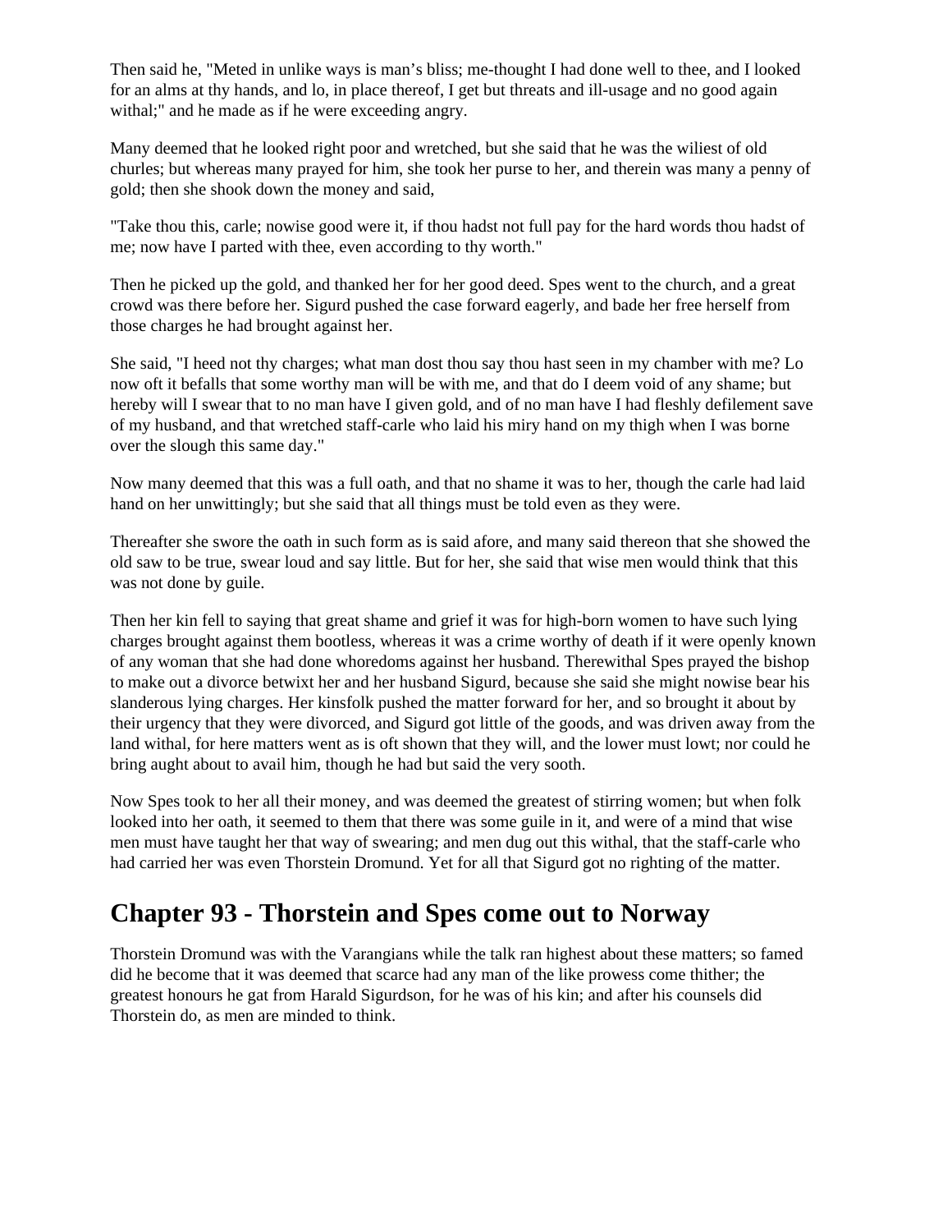Then said he, "Meted in unlike ways is man's bliss; me-thought I had done well to thee, and I looked for an alms at thy hands, and lo, in place thereof, I get but threats and ill-usage and no good again withal;" and he made as if he were exceeding angry.

Many deemed that he looked right poor and wretched, but she said that he was the wiliest of old churles; but whereas many prayed for him, she took her purse to her, and therein was many a penny of gold; then she shook down the money and said,

"Take thou this, carle; nowise good were it, if thou hadst not full pay for the hard words thou hadst of me; now have I parted with thee, even according to thy worth."

Then he picked up the gold, and thanked her for her good deed. Spes went to the church, and a great crowd was there before her. Sigurd pushed the case forward eagerly, and bade her free herself from those charges he had brought against her.

She said, "I heed not thy charges; what man dost thou say thou hast seen in my chamber with me? Lo now oft it befalls that some worthy man will be with me, and that do I deem void of any shame; but hereby will I swear that to no man have I given gold, and of no man have I had fleshly defilement save of my husband, and that wretched staff-carle who laid his miry hand on my thigh when I was borne over the slough this same day."

Now many deemed that this was a full oath, and that no shame it was to her, though the carle had laid hand on her unwittingly; but she said that all things must be told even as they were.

Thereafter she swore the oath in such form as is said afore, and many said thereon that she showed the old saw to be true, swear loud and say little. But for her, she said that wise men would think that this was not done by guile.

Then her kin fell to saying that great shame and grief it was for high-born women to have such lying charges brought against them bootless, whereas it was a crime worthy of death if it were openly known of any woman that she had done whoredoms against her husband. Therewithal Spes prayed the bishop to make out a divorce betwixt her and her husband Sigurd, because she said she might nowise bear his slanderous lying charges. Her kinsfolk pushed the matter forward for her, and so brought it about by their urgency that they were divorced, and Sigurd got little of the goods, and was driven away from the land withal, for here matters went as is oft shown that they will, and the lower must lowt; nor could he bring aught about to avail him, though he had but said the very sooth.

Now Spes took to her all their money, and was deemed the greatest of stirring women; but when folk looked into her oath, it seemed to them that there was some guile in it, and were of a mind that wise men must have taught her that way of swearing; and men dug out this withal, that the staff-carle who had carried her was even Thorstein Dromund. Yet for all that Sigurd got no righting of the matter.

## Chapter 93 - Thorstein and Spes come out to Norway

Thorstein Dromund was with the Varangians while the talk ran highest about these matters; so famed did he become that it was deemed that scarce had any man of the like prowess come thither; the greatest honours he gat from Harald Sigurdson, for he was of his kin; and after his counsels did Thorstein do, as men are minded to think.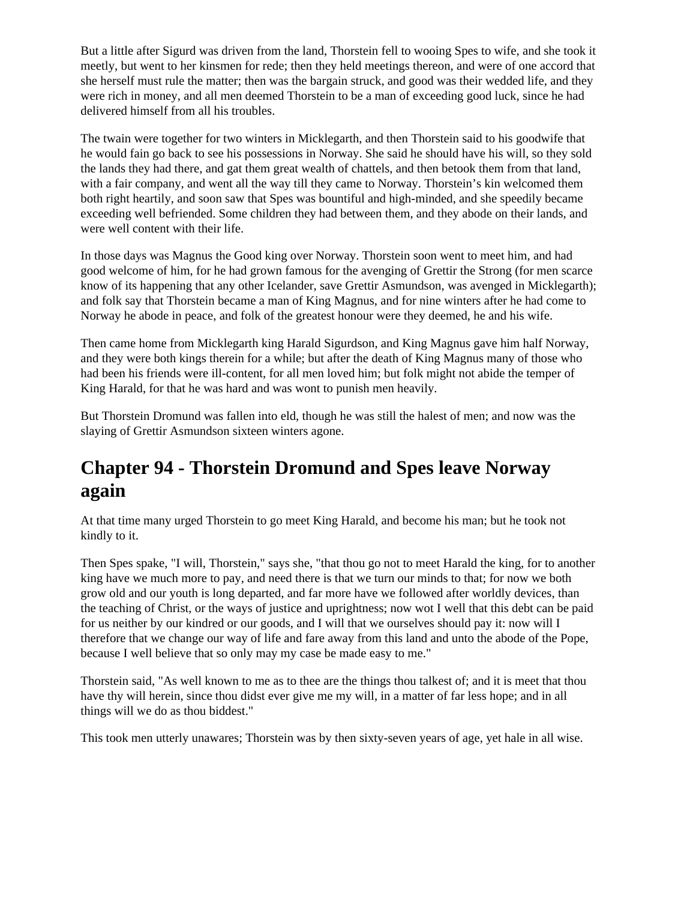But a little after Sigurd was driven from the land, Thorstein fell to wooing Spes to wife, and she took it meetly, but went to her kinsmen for rede; then they held meetings thereon, and were of one accord that she herself must rule the matter; then was the bargain struck, and good was their wedded life, and they were rich in money, and all men deemed Thorstein to be a man of exceeding good luck, since he had delivered himself from all his troubles.

The twain were together for two winters in Micklegarth, and then Thorstein said to his goodwife that he would fain go back to see his possessions in Norway. She said he should have his will, so they sold the lands they had there, and gat them great wealth of chattels, and then betook them from that land, with a fair company, and went all the way till they came to Norway. Thorstein's kin welcomed them both right heartily, and soon saw that Spes was bountiful and high-minded, and she speedily became exceeding well befriended. Some children they had between them, and they abode on their lands, and were well content with their life.

In those days was Magnus the Good king over Norway. Thorstein soon went to meet him, and had good welcome of him, for he had grown famous for the avenging of Grettir the Strong (for men scarce know of its happening that any other Icelander, save Grettir Asmundson, was avenged in Micklegarth); and folk say that Thorstein became a man of King Magnus, and for nine winters after he had come to Norway he abode in peace, and folk of the greatest honour were they deemed, he and his wife.

Then came home from Micklegarth king Harald Sigurdson, and King Magnus gave him half Norway, and they were both kings therein for a while; but after the death of King Magnus many of those who had been his friends were ill-content, for all men loved him; but folk might not abide the temper of King Harald, for that he was hard and was wont to punish men heavily.

But Thorstein Dromund was fallen into eld, though he was still the halest of men; and now was the slaying of Grettir Asmundson sixteen winters agone.

## Chapter 94 - Thorstein Dromund and Spes leave Norway again

At that time many urged Thorstein to go meet King Harald, and become his man; but he took not kindly to it.

Then Spes spake, "I will, Thorstein," says she, "that thou go not to meet Harald the king, for to another king have we much more to pay, and need there is that we turn our minds to that; for now we both grow old and our youth is long departed, and far more have we followed after worldly devices, than the teaching of Christ, or the ways of justice and uprightness; now wot I well that this debt can be paid for us neither by our kindred or our goods, and I will that we ourselves should pay it: now will I therefore that we change our way of life and fare away from this land and unto the abode of the Pope, because I well believe that so only may my case be made easy to me."

Thorstein said, "As well known to me as to thee are the things thou talkest of; and it is meet that thou have thy will herein, since thou didst ever give me my will, in a matter of far less hope; and in all things will we do as thou biddest."

This took men utterly unawares; Thorstein was by then sixty-seven years of age, yet hale in all wise.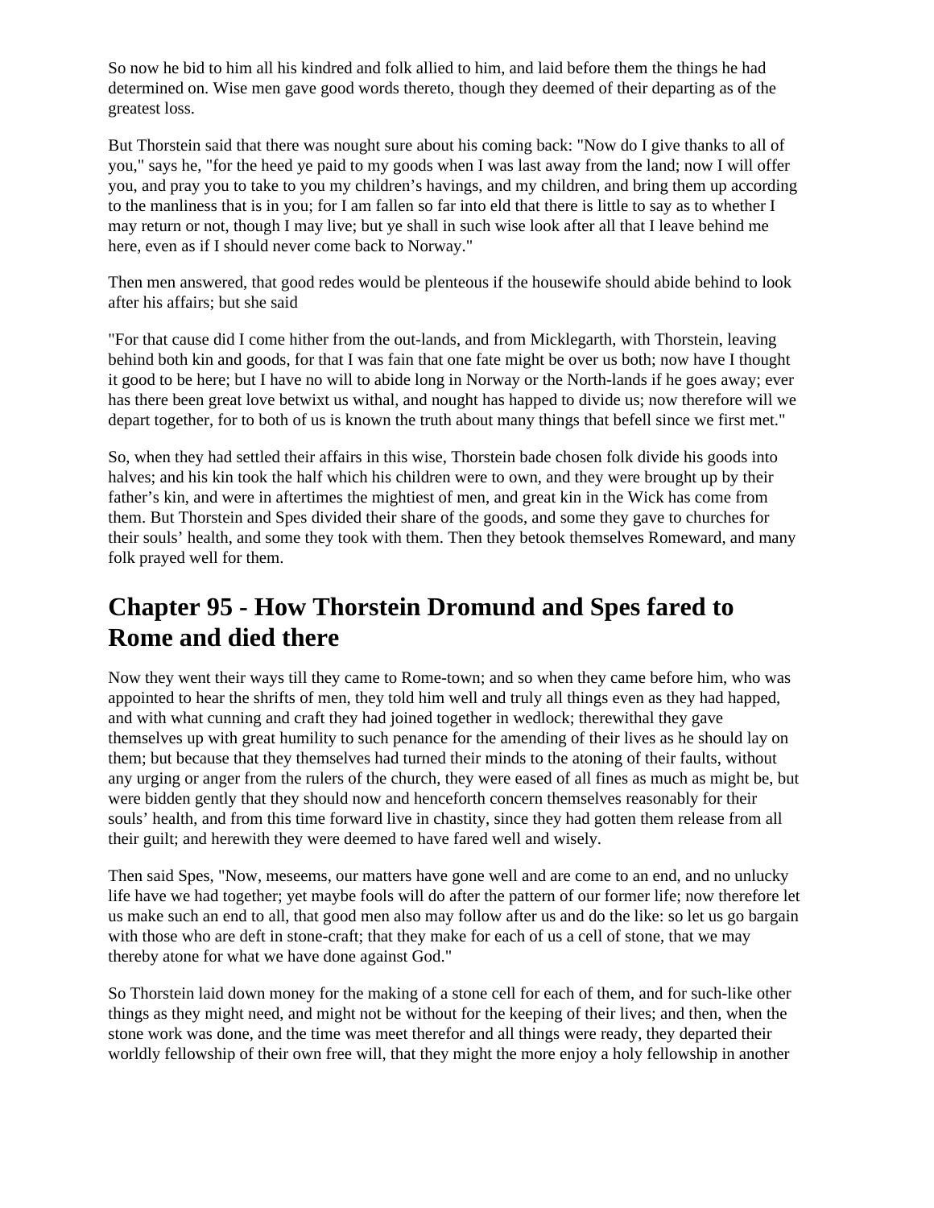So now he bid to him all his kindred and folk allied to him, and laid before them the things he had determined on. Wise men gave good words thereto, though they deemed of their departing as of the greatest loss.

But Thorstein said that there was nought sure about his coming back: "Now do I give thanks to all of you," says he, "for the heed ye paid to my goods when I was last away from the land; now I will offer you, and pray you to take to you my children's havings, and my children, and bring them up according to the manliness that is in you; for I am fallen so far into eld that there is little to say as to whether I may return or not, though I may live; but ye shall in such wise look after all that I leave behind me here, even as if I should never come back to Norway."

Then men answered, that good redes would be plenteous if the housewife should abide behind to look after his affairs; but she said

"For that cause did I come hither from the out-lands, and from Micklegarth, with Thorstein, leaving behind both kin and goods, for that I was fain that one fate might be over us both; now have I thought it good to be here; but I have no will to abide long in Norway or the North-lands if he goes away; ever has there been great love betwixt us withal, and nought has happed to divide us; now therefore will we depart together, for to both of us is known the truth about many things that befell since we first met."

So, when they had settled their affairs in this wise, Thorstein bade chosen folk divide his goods into halves; and his kin took the half which his children were to own, and they were brought up by their father's kin, and were in aftertimes the mightiest of men, and great kin in the Wick has come from them. But Thorstein and Spes divided their share of the goods, and some they gave to churches for their souls' health, and some they took with them. Then they betook themselves Romeward, and many folk prayed well for them.

## Chapter 95 - How Thorstein Dromund and Spes fared to Rome and died there

Now they went their ways till they came to Rome-town; and so when they came before him, who was appointed to hear the shrifts of men, they told him well and truly all things even as they had happed, and with what cunning and craft they had joined together in wedlock; therewithal they gave themselves up with great humility to such penance for the amending of their lives as he should lay on them; but because that they themselves had turned their minds to the atoning of their faults, without any urging or anger from the rulers of the church, they were eased of all fines as much as might be, but were bidden gently that they should now and henceforth concern themselves reasonably for their souls' health, and from this time forward live in chastity, since they had gotten them release from all their guilt; and herewith they were deemed to have fared well and wisely.

Then said Spes, "Now, meseems, our matters have gone well and are come to an end, and no unlucky life have we had together; yet maybe fools will do after the pattern of our former life; now therefore let us make such an end to all, that good men also may follow after us and do the like: so let us go bargain with those who are deft in stone-craft; that they make for each of us a cell of stone, that we may thereby atone for what we have done against God."

So Thorstein laid down money for the making of a stone cell for each of them, and for such-like other things as they might need, and might not be without for the keeping of their lives; and then, when the stone work was done, and the time was meet therefor and all things were ready, they departed their worldly fellowship of their own free will, that they might the more enjoy a holy fellowship in another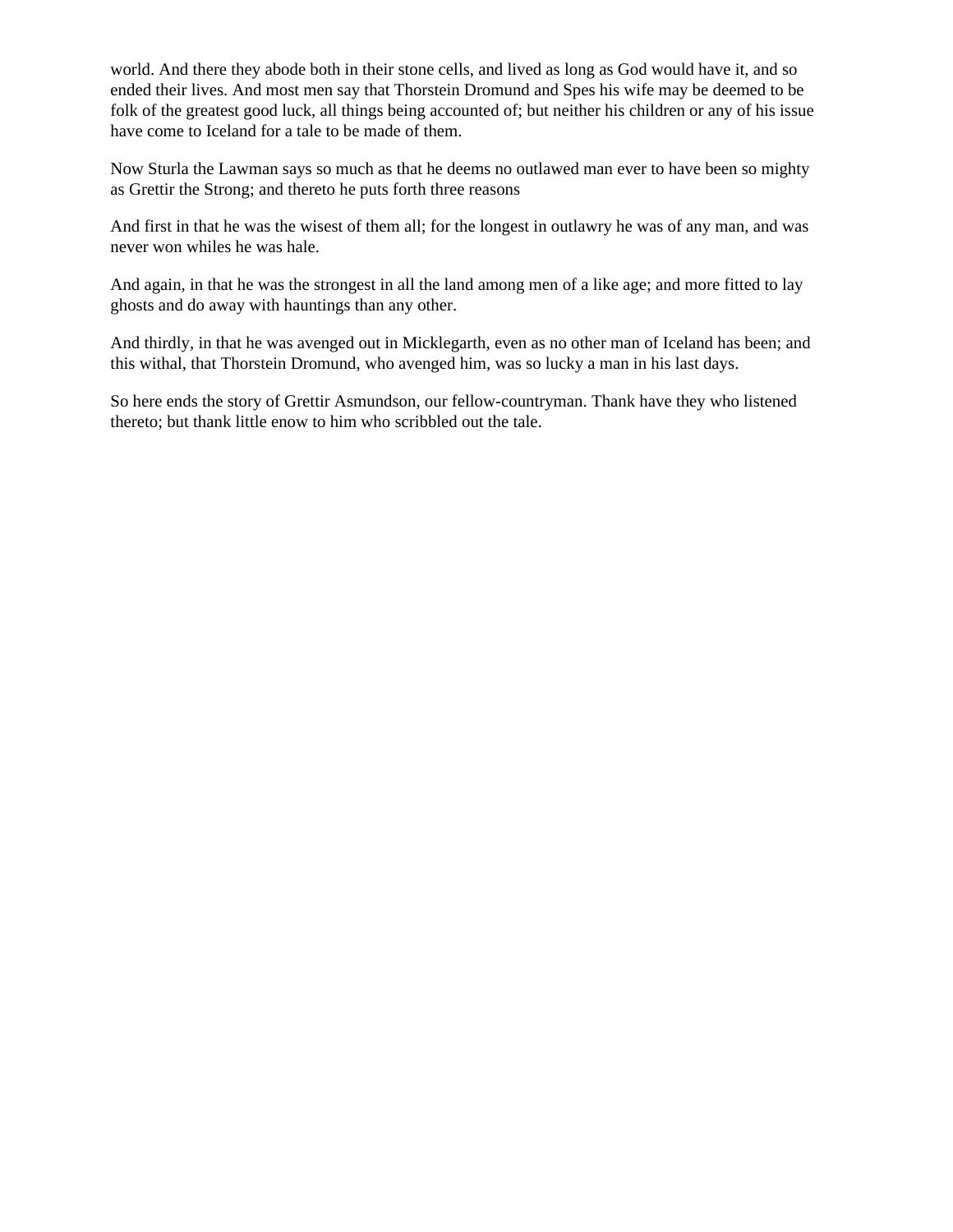world. And there they abode both in their stone cells, and lived as long as God would have it, and so ended their lives. And most men say that Thorstein Dromund and Spes his wife may be deemed to be folk of the greatest good luck, all things being accounted of; but neither his children or any of his issue have come to Iceland for a tale to be made of them.

Now Sturla the Lawman says so much as that he deems no outlawed man ever to have been so mighty as Grettir the Strong; and thereto he puts forth three reasons

And first in that he was the wisest of them all; for the longest in outlawry he was of any man, and was never won whiles he was hale.

And again, in that he was the strongest in all the land among men of a like age; and more fitted to lay ghosts and do away with hauntings than any other.

And thirdly, in that he was avenged out in Micklegarth, even as no other man of Iceland has been; and this withal, that Thorstein Dromund, who avenged him, was so lucky a man in his last days.

So here ends the story of Grettir Asmundson, our fellow-countryman. Thank have they who listened thereto; but thank little enow to him who scribbled out the tale.